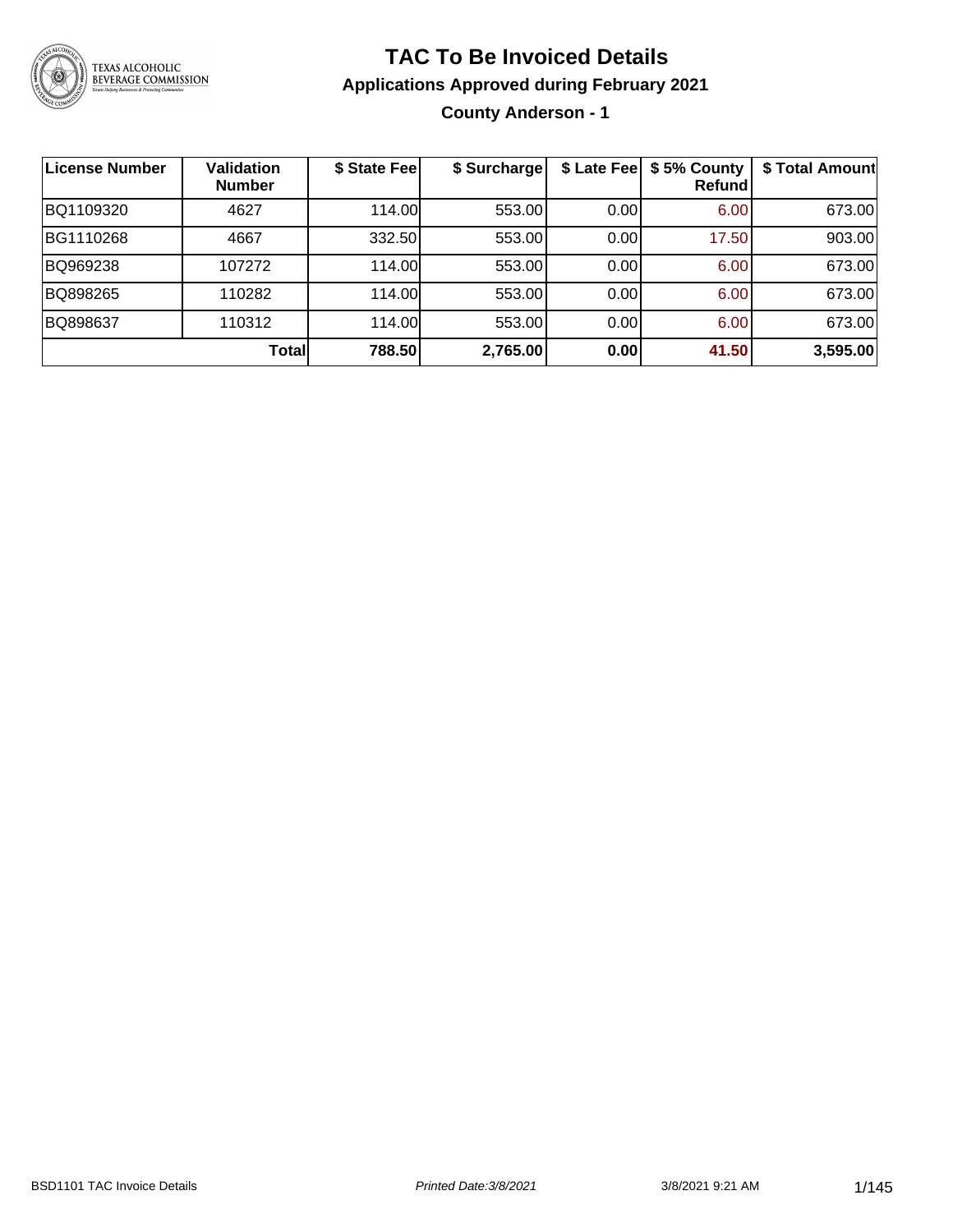# TAC To Be Invoiced Details

## Applications Approved during February 2021

### County Anderson - 1

| License Number | Validation Number | $ State Fee | $ Surcharge | $ Late Fee | $ 5% County Refund | $ Total Amount |
|---|---|---|---|---|---|---|
| BQ1109320 | 4627 | 114.00 | 553.00 | 0.00 | 6.00 | 673.00 |
| BG1110268 | 4667 | 332.50 | 553.00 | 0.00 | 17.50 | 903.00 |
| BQ969238 | 107272 | 114.00 | 553.00 | 0.00 | 6.00 | 673.00 |
| BQ898265 | 110282 | 114.00 | 553.00 | 0.00 | 6.00 | 673.00 |
| BQ898637 | 110312 | 114.00 | 553.00 | 0.00 | 6.00 | 673.00 |
| | **Total** | **788.50** | **2,765.00** | **0.00** | **41.50** | **3,595.00** |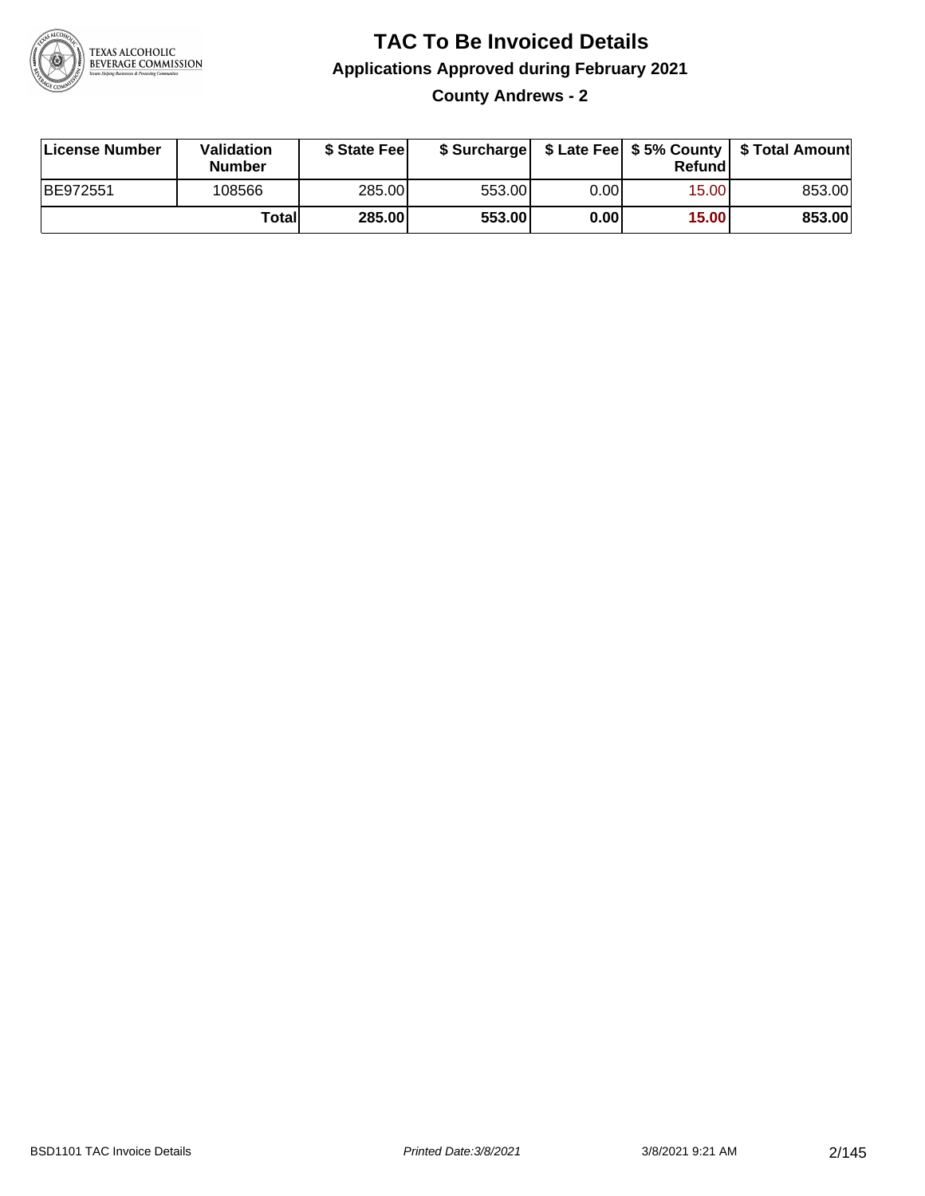# TAC To Be Invoiced Details

## Applications Approved during February 2021

### County Andrews - 2

| License Number | Validation Number | $ State Fee | $ Surcharge | $ Late Fee | $ 5% County Refund | $ Total Amount |
|---|---|---|---|---|---|---|
| BE972551 | 108566 | 285.00 | 553.00 | 0.00 | 15.00 | 853.00 |
| | **Total** | **285.00** | **553.00** | **0.00** | **15.00** | **853.00** |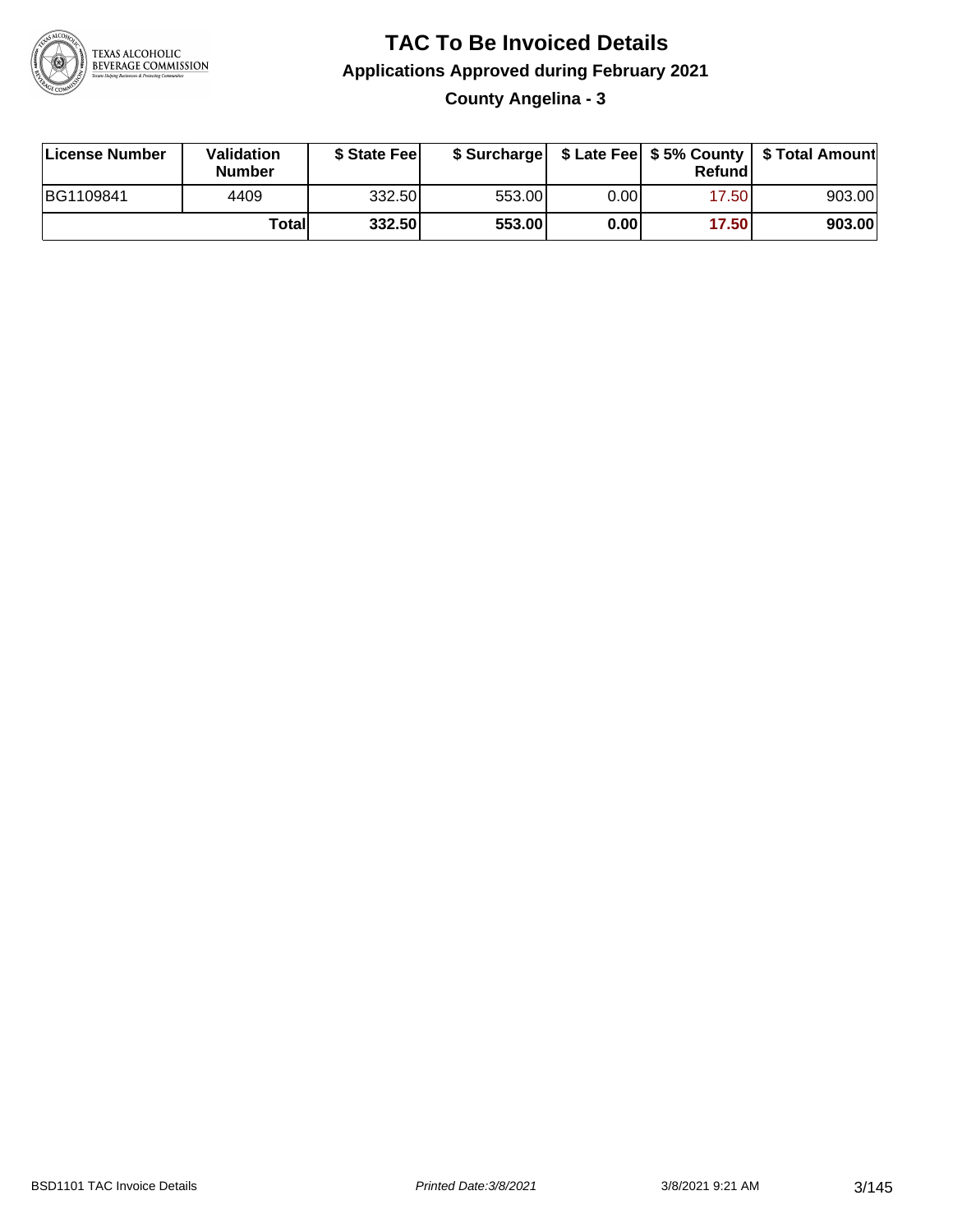# TAC To Be Invoiced Details

## Applications Approved during February 2021

### County Angelina - 3

| License Number | Validation Number | $ State Fee | $ Surcharge | $ Late Fee | $ 5% County Refund | $ Total Amount |
|---|---|---|---|---|---|---|
| BG1109841 | 4409 | 332.50 | 553.00 | 0.00 | 17.50 | 903.00 |
| | **Total** | **332.50** | **553.00** | **0.00** | **17.50** | **903.00** |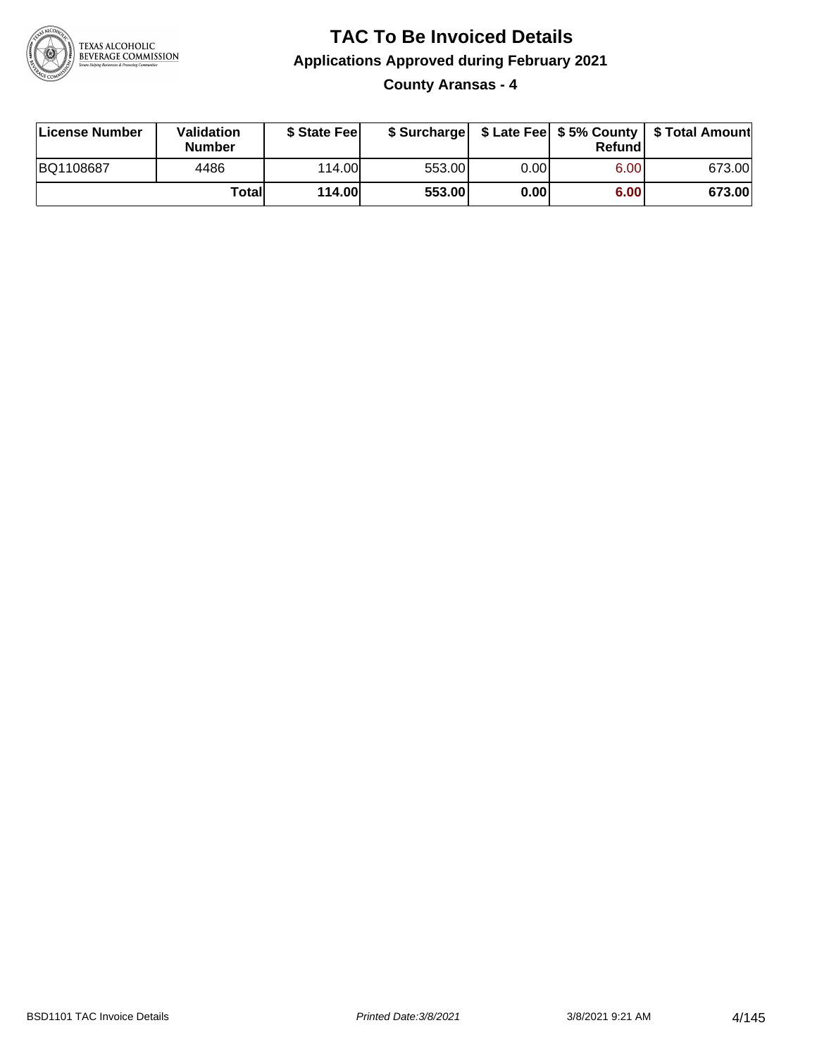# TAC To Be Invoiced Details

## Applications Approved during February 2021

### County Aransas - 4

| License Number | Validation Number | $ State Fee | $ Surcharge | $ Late Fee | $ 5% County Refund | $ Total Amount |
|---|---|---|---|---|---|---|
| BQ1108687 | 4486 | 114.00 | 553.00 | 0.00 | 6.00 | 673.00 |
| | **Total** | **114.00** | **553.00** | **0.00** | **6.00** | **673.00** |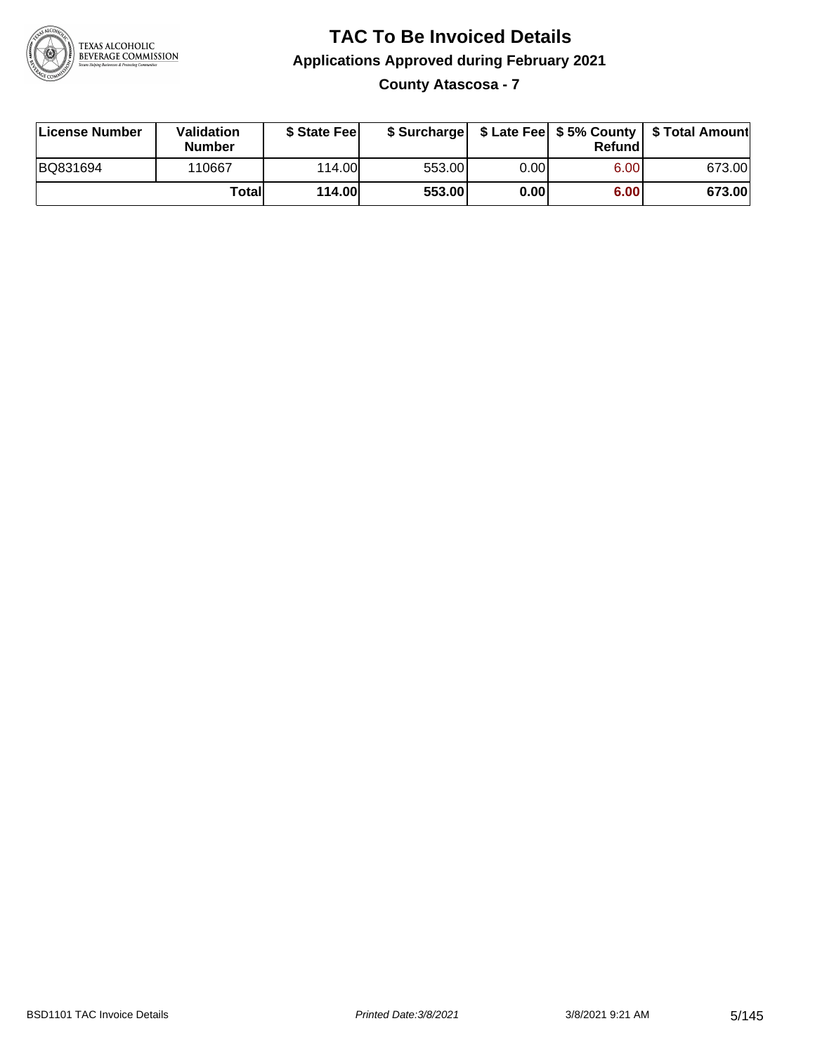# TAC To Be Invoiced Details

## Applications Approved during February 2021

### County Atascosa - 7

| License Number | Validation Number | $ State Fee | $ Surcharge | $ Late Fee | $ 5% County Refund | $ Total Amount |
|---|---|---|---|---|---|---|
| BQ831694 | 110667 | 114.00 | 553.00 | 0.00 | 6.00 | 673.00 |
| | **Total** | **114.00** | **553.00** | **0.00** | **6.00** | **673.00** |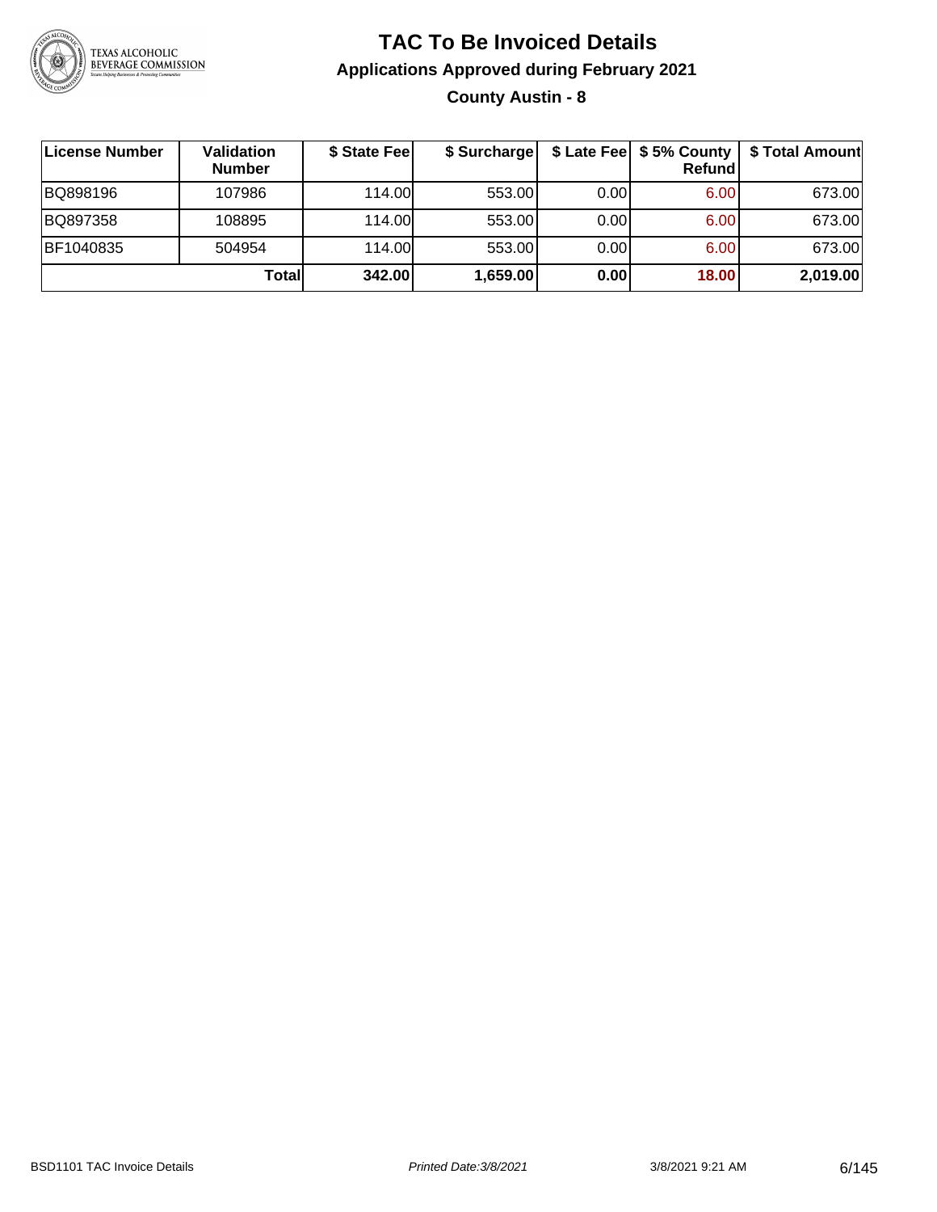# TAC To Be Invoiced Details

## Applications Approved during February 2021

### County Austin - 8

| License Number | Validation Number | $ State Fee | $ Surcharge | $ Late Fee | $ 5% County Refund | $ Total Amount |
|---|---|---|---|---|---|---|
| BQ898196 | 107986 | 114.00 | 553.00 | 0.00 | 6.00 | 673.00 |
| BQ897358 | 108895 | 114.00 | 553.00 | 0.00 | 6.00 | 673.00 |
| BF1040835 | 504954 | 114.00 | 553.00 | 0.00 | 6.00 | 673.00 |
| | **Total** | **342.00** | **1,659.00** | **0.00** | **18.00** | **2,019.00** |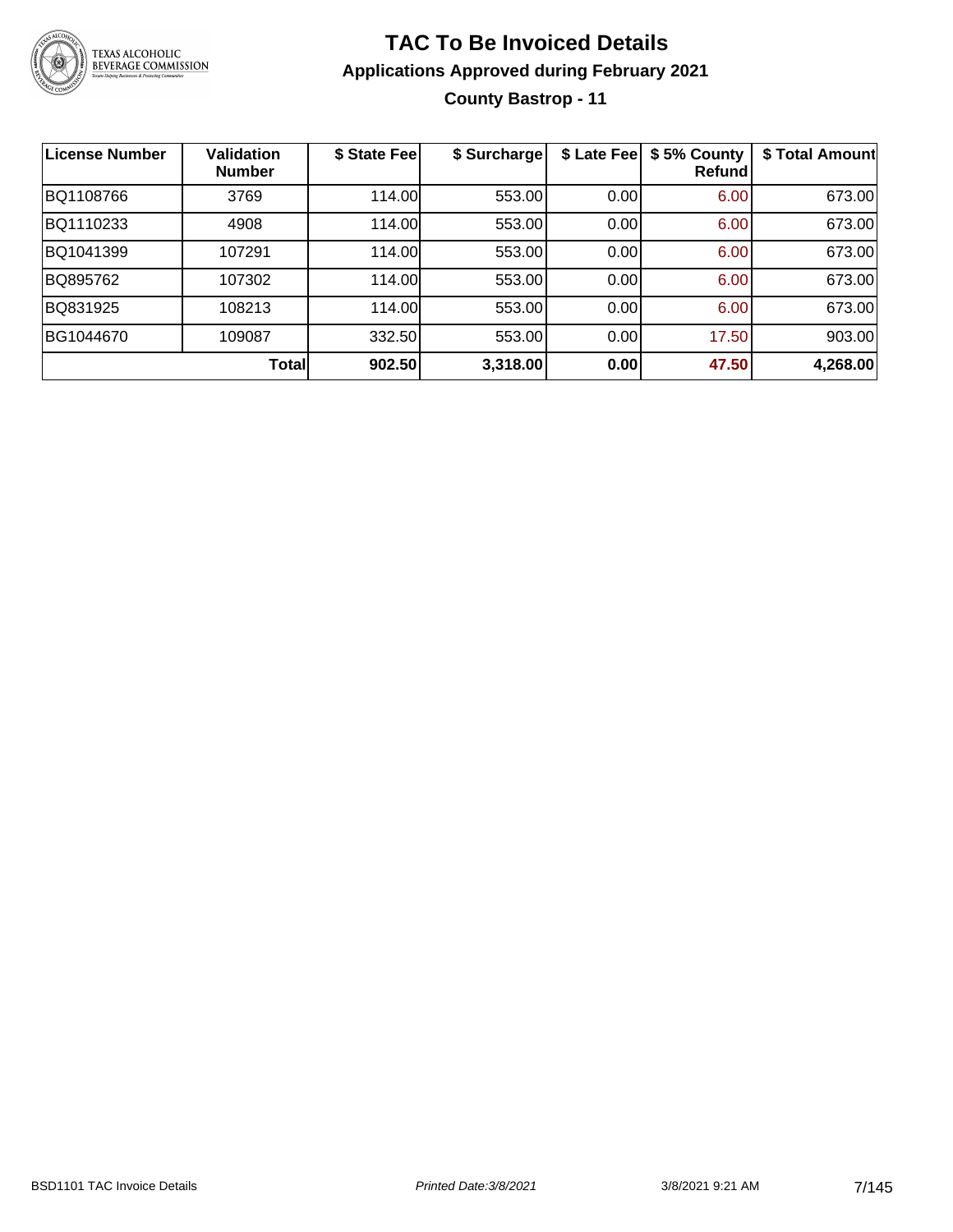# TAC To Be Invoiced Details

## Applications Approved during February 2021

### County Bastrop - 11

| License Number | Validation Number | $ State Fee | $ Surcharge | $ Late Fee | $ 5% County Refund | $ Total Amount |
|---|---|---|---|---|---|---|
| BQ1108766 | 3769 | 114.00 | 553.00 | 0.00 | 6.00 | 673.00 |
| BQ1110233 | 4908 | 114.00 | 553.00 | 0.00 | 6.00 | 673.00 |
| BQ1041399 | 107291 | 114.00 | 553.00 | 0.00 | 6.00 | 673.00 |
| BQ895762 | 107302 | 114.00 | 553.00 | 0.00 | 6.00 | 673.00 |
| BQ831925 | 108213 | 114.00 | 553.00 | 0.00 | 6.00 | 673.00 |
| BG1044670 | 109087 | 332.50 | 553.00 | 0.00 | 17.50 | 903.00 |
| | **Total** | **902.50** | **3,318.00** | **0.00** | **47.50** | **4,268.00** |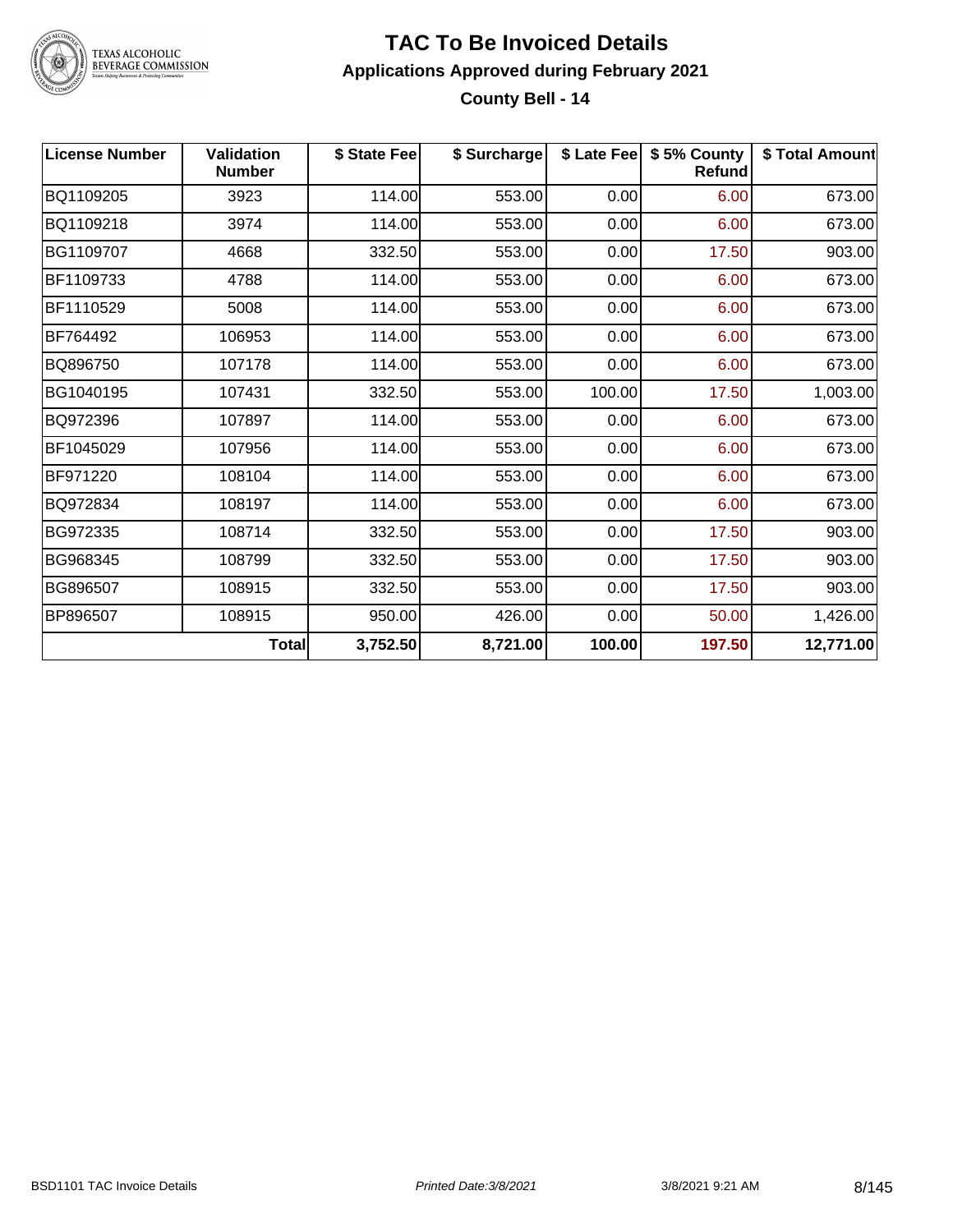# TAC To Be Invoiced Details

## Applications Approved during February 2021

### County Bell - 14

| License Number | Validation Number | $ State Fee | $ Surcharge | $ Late Fee | $ 5% County Refund | $ Total Amount |
|---|---|---|---|---|---|---|
| BQ1109205 | 3923 | 114.00 | 553.00 | 0.00 | 6.00 | 673.00 |
| BQ1109218 | 3974 | 114.00 | 553.00 | 0.00 | 6.00 | 673.00 |
| BG1109707 | 4668 | 332.50 | 553.00 | 0.00 | 17.50 | 903.00 |
| BF1109733 | 4788 | 114.00 | 553.00 | 0.00 | 6.00 | 673.00 |
| BF1110529 | 5008 | 114.00 | 553.00 | 0.00 | 6.00 | 673.00 |
| BF764492 | 106953 | 114.00 | 553.00 | 0.00 | 6.00 | 673.00 |
| BQ896750 | 107178 | 114.00 | 553.00 | 0.00 | 6.00 | 673.00 |
| BG1040195 | 107431 | 332.50 | 553.00 | 100.00 | 17.50 | 1,003.00 |
| BQ972396 | 107897 | 114.00 | 553.00 | 0.00 | 6.00 | 673.00 |
| BF1045029 | 107956 | 114.00 | 553.00 | 0.00 | 6.00 | 673.00 |
| BF971220 | 108104 | 114.00 | 553.00 | 0.00 | 6.00 | 673.00 |
| BQ972834 | 108197 | 114.00 | 553.00 | 0.00 | 6.00 | 673.00 |
| BG972335 | 108714 | 332.50 | 553.00 | 0.00 | 17.50 | 903.00 |
| BG968345 | 108799 | 332.50 | 553.00 | 0.00 | 17.50 | 903.00 |
| BG896507 | 108915 | 332.50 | 553.00 | 0.00 | 17.50 | 903.00 |
| BP896507 | 108915 | 950.00 | 426.00 | 0.00 | 50.00 | 1,426.00 |
| | **Total** | **3,752.50** | **8,721.00** | **100.00** | **197.50** | **12,771.00** |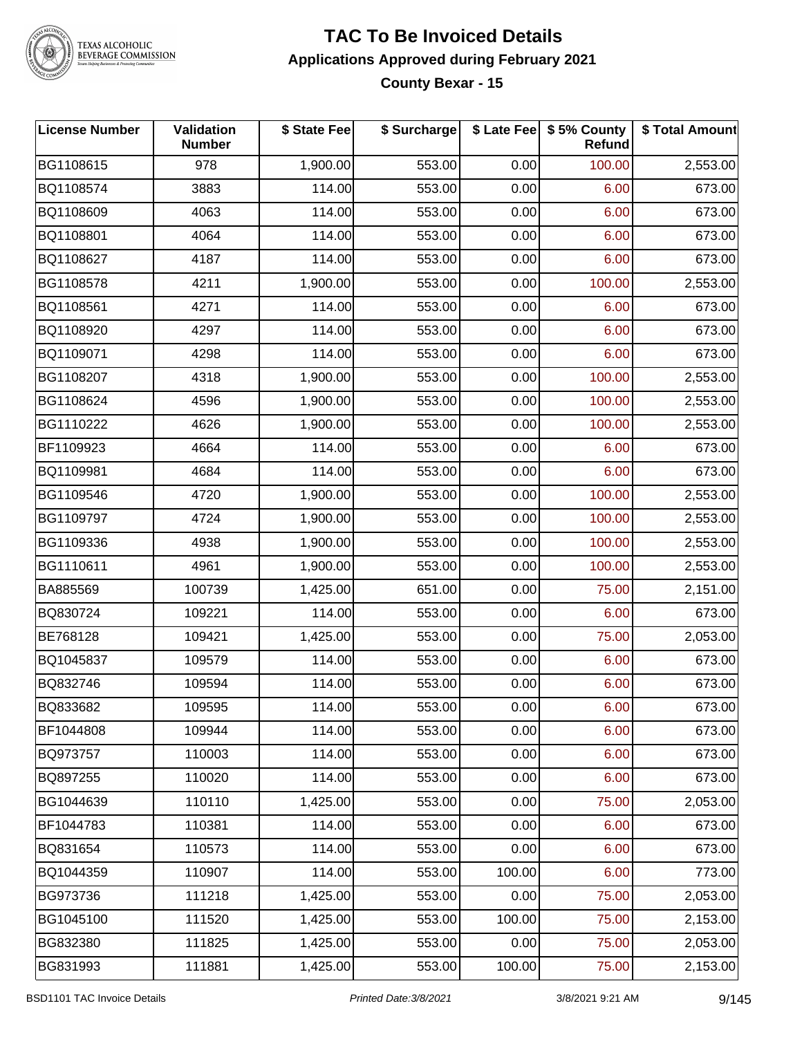# TAC To Be Invoiced Details

## Applications Approved during February 2021

### County Bexar - 15

| License Number | Validation Number | $ State Fee | $ Surcharge | $ Late Fee | $ 5% County Refund | $ Total Amount |
|---|---|---|---|---|---|---|
| BG1108615 | 978 | 1,900.00 | 553.00 | 0.00 | 100.00 | 2,553.00 |
| BQ1108574 | 3883 | 114.00 | 553.00 | 0.00 | 6.00 | 673.00 |
| BQ1108609 | 4063 | 114.00 | 553.00 | 0.00 | 6.00 | 673.00 |
| BQ1108801 | 4064 | 114.00 | 553.00 | 0.00 | 6.00 | 673.00 |
| BQ1108627 | 4187 | 114.00 | 553.00 | 0.00 | 6.00 | 673.00 |
| BG1108578 | 4211 | 1,900.00 | 553.00 | 0.00 | 100.00 | 2,553.00 |
| BQ1108561 | 4271 | 114.00 | 553.00 | 0.00 | 6.00 | 673.00 |
| BQ1108920 | 4297 | 114.00 | 553.00 | 0.00 | 6.00 | 673.00 |
| BQ1109071 | 4298 | 114.00 | 553.00 | 0.00 | 6.00 | 673.00 |
| BG1108207 | 4318 | 1,900.00 | 553.00 | 0.00 | 100.00 | 2,553.00 |
| BG1108624 | 4596 | 1,900.00 | 553.00 | 0.00 | 100.00 | 2,553.00 |
| BG1110222 | 4626 | 1,900.00 | 553.00 | 0.00 | 100.00 | 2,553.00 |
| BF1109923 | 4664 | 114.00 | 553.00 | 0.00 | 6.00 | 673.00 |
| BQ1109981 | 4684 | 114.00 | 553.00 | 0.00 | 6.00 | 673.00 |
| BG1109546 | 4720 | 1,900.00 | 553.00 | 0.00 | 100.00 | 2,553.00 |
| BG1109797 | 4724 | 1,900.00 | 553.00 | 0.00 | 100.00 | 2,553.00 |
| BG1109336 | 4938 | 1,900.00 | 553.00 | 0.00 | 100.00 | 2,553.00 |
| BG1110611 | 4961 | 1,900.00 | 553.00 | 0.00 | 100.00 | 2,553.00 |
| BA885569 | 100739 | 1,425.00 | 651.00 | 0.00 | 75.00 | 2,151.00 |
| BQ830724 | 109221 | 114.00 | 553.00 | 0.00 | 6.00 | 673.00 |
| BE768128 | 109421 | 1,425.00 | 553.00 | 0.00 | 75.00 | 2,053.00 |
| BQ1045837 | 109579 | 114.00 | 553.00 | 0.00 | 6.00 | 673.00 |
| BQ832746 | 109594 | 114.00 | 553.00 | 0.00 | 6.00 | 673.00 |
| BQ833682 | 109595 | 114.00 | 553.00 | 0.00 | 6.00 | 673.00 |
| BF1044808 | 109944 | 114.00 | 553.00 | 0.00 | 6.00 | 673.00 |
| BQ973757 | 110003 | 114.00 | 553.00 | 0.00 | 6.00 | 673.00 |
| BQ897255 | 110020 | 114.00 | 553.00 | 0.00 | 6.00 | 673.00 |
| BG1044639 | 110110 | 1,425.00 | 553.00 | 0.00 | 75.00 | 2,053.00 |
| BF1044783 | 110381 | 114.00 | 553.00 | 0.00 | 6.00 | 673.00 |
| BQ831654 | 110573 | 114.00 | 553.00 | 0.00 | 6.00 | 673.00 |
| BQ1044359 | 110907 | 114.00 | 553.00 | 100.00 | 6.00 | 773.00 |
| BG973736 | 111218 | 1,425.00 | 553.00 | 0.00 | 75.00 | 2,053.00 |
| BG1045100 | 111520 | 1,425.00 | 553.00 | 100.00 | 75.00 | 2,153.00 |
| BG832380 | 111825 | 1,425.00 | 553.00 | 0.00 | 75.00 | 2,053.00 |
| BG831993 | 111881 | 1,425.00 | 553.00 | 100.00 | 75.00 | 2,153.00 |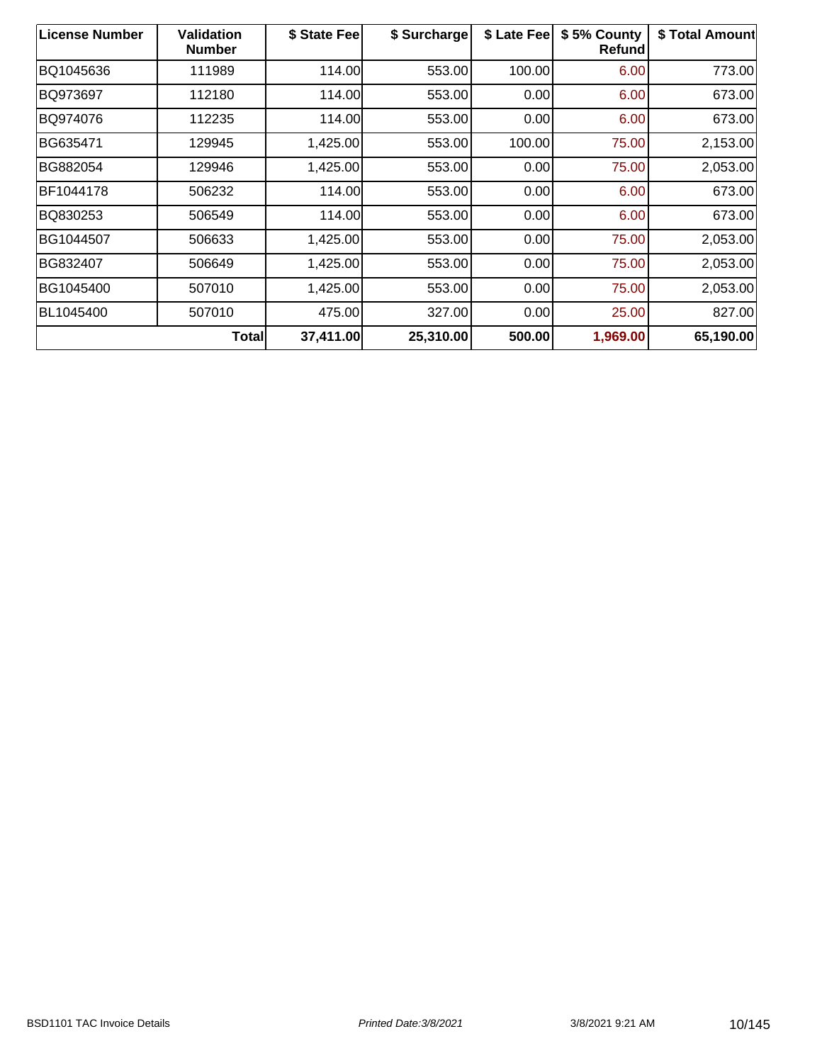| License Number | Validation Number | $ State Fee | $ Surcharge | $ Late Fee | $ 5% County Refund | $ Total Amount |
|---|---|---|---|---|---|---|
| BQ1045636 | 111989 | 114.00 | 553.00 | 100.00 | 6.00 | 773.00 |
| BQ973697 | 112180 | 114.00 | 553.00 | 0.00 | 6.00 | 673.00 |
| BQ974076 | 112235 | 114.00 | 553.00 | 0.00 | 6.00 | 673.00 |
| BG635471 | 129945 | 1,425.00 | 553.00 | 100.00 | 75.00 | 2,153.00 |
| BG882054 | 129946 | 1,425.00 | 553.00 | 0.00 | 75.00 | 2,053.00 |
| BF1044178 | 506232 | 114.00 | 553.00 | 0.00 | 6.00 | 673.00 |
| BQ830253 | 506549 | 114.00 | 553.00 | 0.00 | 6.00 | 673.00 |
| BG1044507 | 506633 | 1,425.00 | 553.00 | 0.00 | 75.00 | 2,053.00 |
| BG832407 | 506649 | 1,425.00 | 553.00 | 0.00 | 75.00 | 2,053.00 |
| BG1045400 | 507010 | 1,425.00 | 553.00 | 0.00 | 75.00 | 2,053.00 |
| BL1045400 | 507010 | 475.00 | 327.00 | 0.00 | 25.00 | 827.00 |
| | **Total** | **37,411.00** | **25,310.00** | **500.00** | **1,969.00** | **65,190.00** |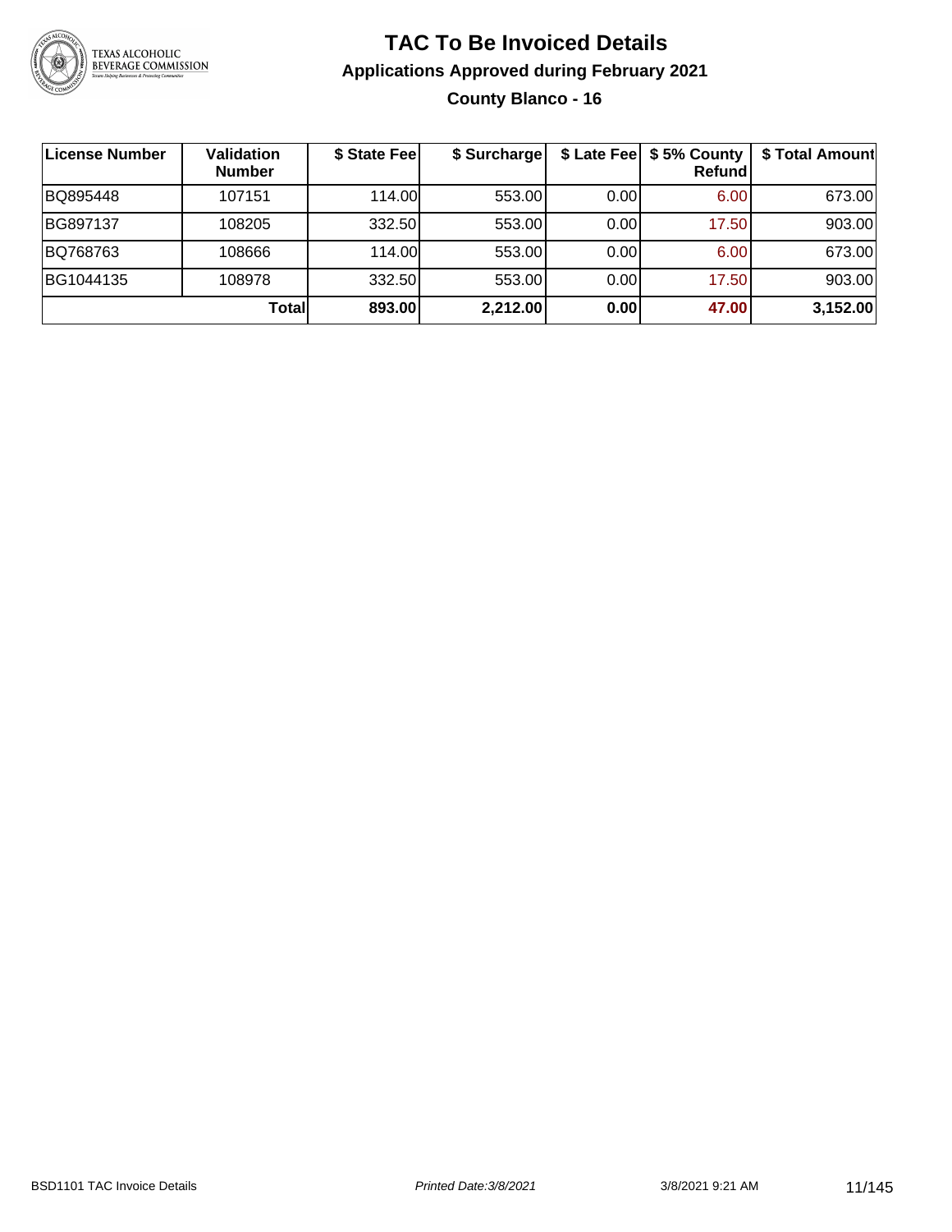# TAC To Be Invoiced Details

## Applications Approved during February 2021

### County Blanco - 16

| License Number | Validation Number | $ State Fee | $ Surcharge | $ Late Fee | $ 5% County Refund | $ Total Amount |
|---|---|---|---|---|---|---|
| BQ895448 | 107151 | 114.00 | 553.00 | 0.00 | 6.00 | 673.00 |
| BG897137 | 108205 | 332.50 | 553.00 | 0.00 | 17.50 | 903.00 |
| BQ768763 | 108666 | 114.00 | 553.00 | 0.00 | 6.00 | 673.00 |
| BG1044135 | 108978 | 332.50 | 553.00 | 0.00 | 17.50 | 903.00 |
| | **Total** | **893.00** | **2,212.00** | **0.00** | **47.00** | **3,152.00** |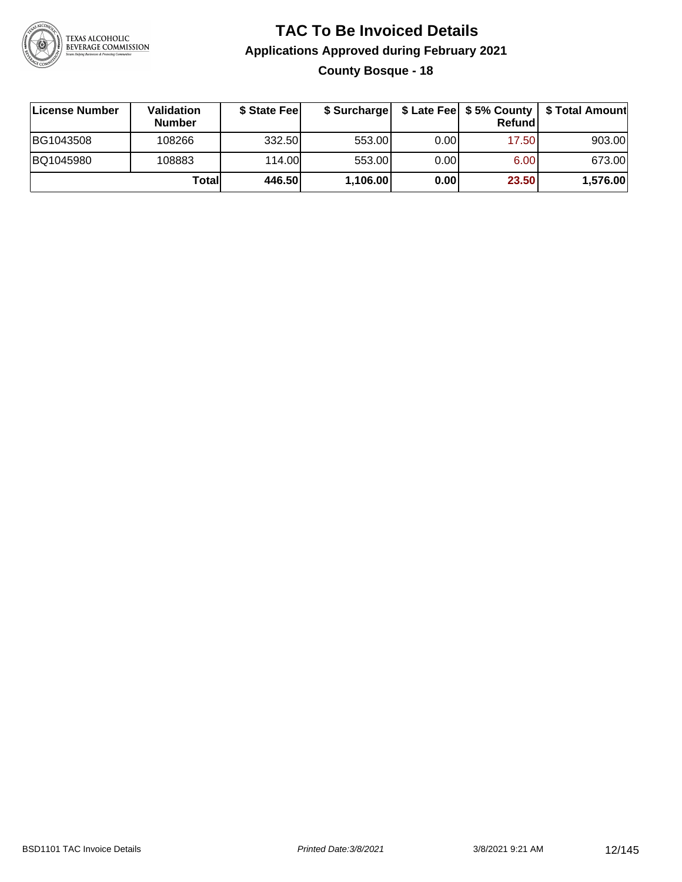# TAC To Be Invoiced Details

## Applications Approved during February 2021

### County Bosque - 18

| License Number | Validation Number | $ State Fee | $ Surcharge | $ Late Fee | $ 5% County Refund | $ Total Amount |
|---|---|---|---|---|---|---|
| BG1043508 | 108266 | 332.50 | 553.00 | 0.00 | 17.50 | 903.00 |
| BQ1045980 | 108883 | 114.00 | 553.00 | 0.00 | 6.00 | 673.00 |
| | **Total** | **446.50** | **1,106.00** | **0.00** | **23.50** | **1,576.00** |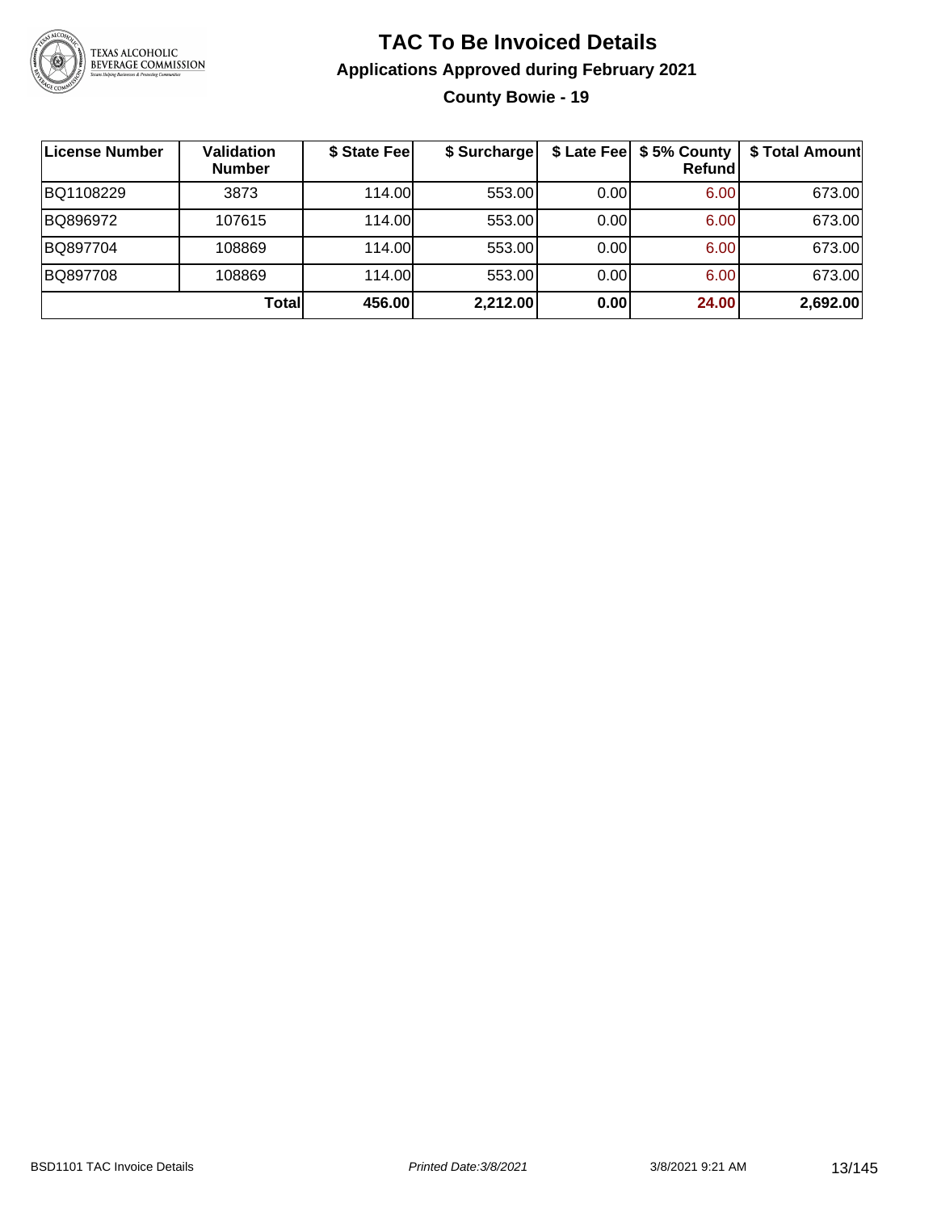# TAC To Be Invoiced Details

## Applications Approved during February 2021

### County Bowie - 19

| License Number | Validation Number | \$ State Fee | \$ Surcharge | \$ Late Fee | \$ 5% County Refund | \$ Total Amount |
|---|---|---|---|---|---|---|
| BQ1108229 | 3873 | 114.00 | 553.00 | 0.00 | 6.00 | 673.00 |
| BQ896972 | 107615 | 114.00 | 553.00 | 0.00 | 6.00 | 673.00 |
| BQ897704 | 108869 | 114.00 | 553.00 | 0.00 | 6.00 | 673.00 |
| BQ897708 | 108869 | 114.00 | 553.00 | 0.00 | 6.00 | 673.00 |
| | **Total** | **456.00** | **2,212.00** | **0.00** | **24.00** | **2,692.00** |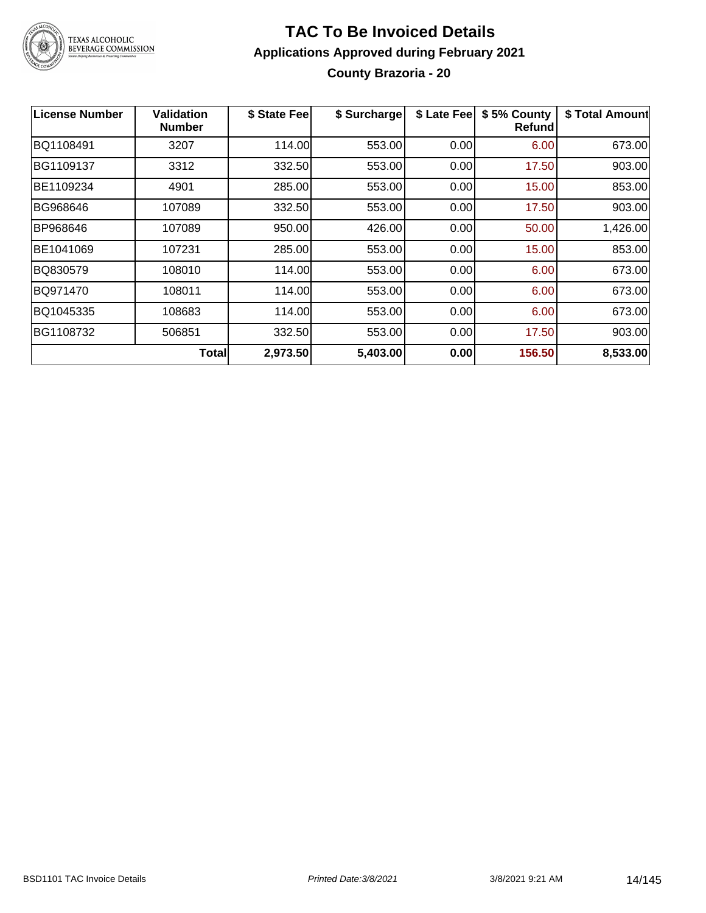# TAC To Be Invoiced Details

## Applications Approved during February 2021

### County Brazoria - 20

| License Number | Validation Number | \$ State Fee | \$ Surcharge | \$ Late Fee | \$ 5% County Refund | \$ Total Amount |
|---|---|---|---|---|---|---|
| BQ1108491 | 3207 | 114.00 | 553.00 | 0.00 | 6.00 | 673.00 |
| BG1109137 | 3312 | 332.50 | 553.00 | 0.00 | 17.50 | 903.00 |
| BE1109234 | 4901 | 285.00 | 553.00 | 0.00 | 15.00 | 853.00 |
| BG968646 | 107089 | 332.50 | 553.00 | 0.00 | 17.50 | 903.00 |
| BP968646 | 107089 | 950.00 | 426.00 | 0.00 | 50.00 | 1,426.00 |
| BE1041069 | 107231 | 285.00 | 553.00 | 0.00 | 15.00 | 853.00 |
| BQ830579 | 108010 | 114.00 | 553.00 | 0.00 | 6.00 | 673.00 |
| BQ971470 | 108011 | 114.00 | 553.00 | 0.00 | 6.00 | 673.00 |
| BQ1045335 | 108683 | 114.00 | 553.00 | 0.00 | 6.00 | 673.00 |
| BG1108732 | 506851 | 332.50 | 553.00 | 0.00 | 17.50 | 903.00 |
| | **Total** | **2,973.50** | **5,403.00** | **0.00** | **156.50** | **8,533.00** |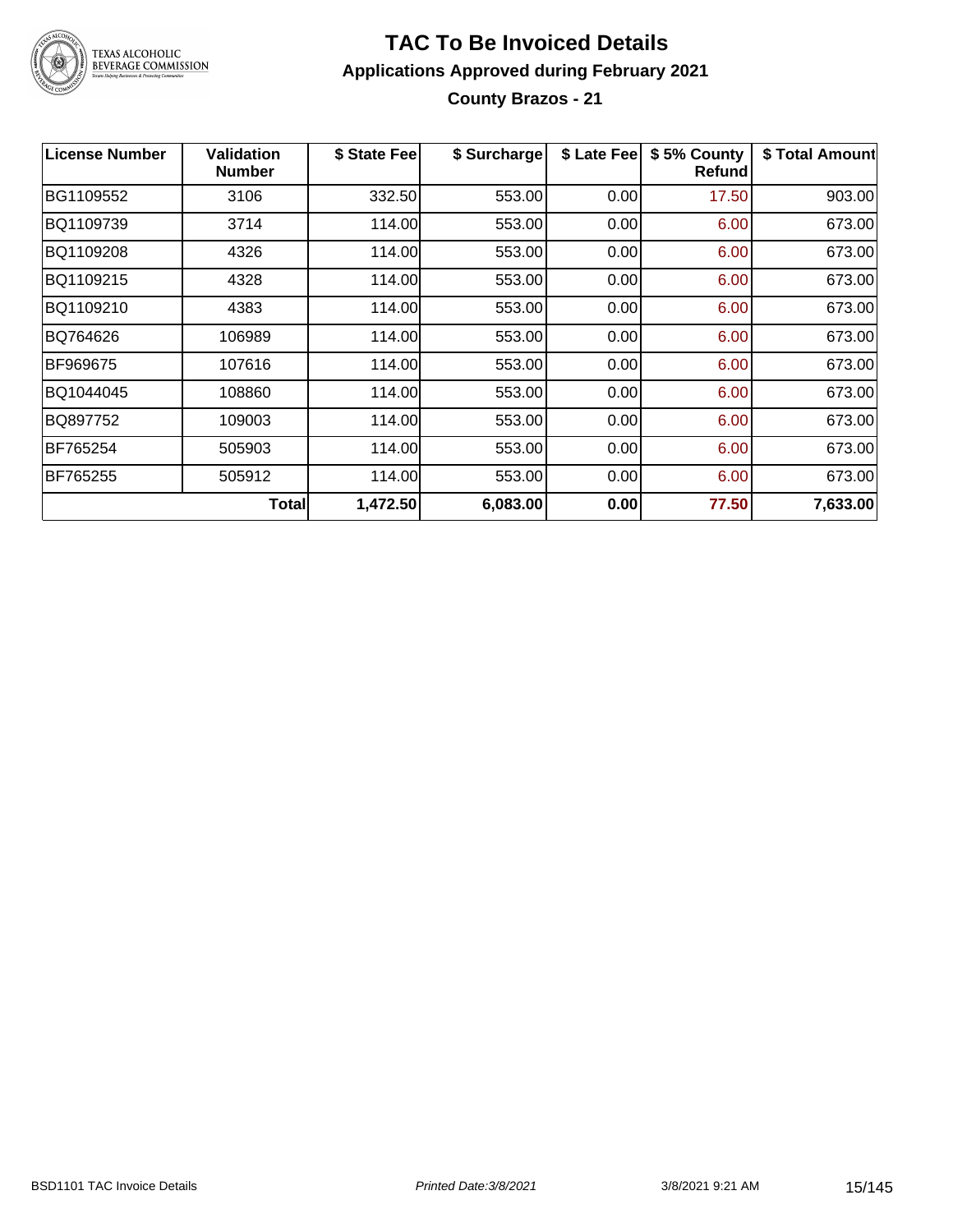# TAC To Be Invoiced Details

## Applications Approved during February 2021

### County Brazos - 21

| License Number | Validation Number | $ State Fee | $ Surcharge | $ Late Fee | $ 5% County Refund | $ Total Amount |
|---|---|---|---|---|---|---|
| BG1109552 | 3106 | 332.50 | 553.00 | 0.00 | 17.50 | 903.00 |
| BQ1109739 | 3714 | 114.00 | 553.00 | 0.00 | 6.00 | 673.00 |
| BQ1109208 | 4326 | 114.00 | 553.00 | 0.00 | 6.00 | 673.00 |
| BQ1109215 | 4328 | 114.00 | 553.00 | 0.00 | 6.00 | 673.00 |
| BQ1109210 | 4383 | 114.00 | 553.00 | 0.00 | 6.00 | 673.00 |
| BQ764626 | 106989 | 114.00 | 553.00 | 0.00 | 6.00 | 673.00 |
| BF969675 | 107616 | 114.00 | 553.00 | 0.00 | 6.00 | 673.00 |
| BQ1044045 | 108860 | 114.00 | 553.00 | 0.00 | 6.00 | 673.00 |
| BQ897752 | 109003 | 114.00 | 553.00 | 0.00 | 6.00 | 673.00 |
| BF765254 | 505903 | 114.00 | 553.00 | 0.00 | 6.00 | 673.00 |
| BF765255 | 505912 | 114.00 | 553.00 | 0.00 | 6.00 | 673.00 |
| | **Total** | **1,472.50** | **6,083.00** | **0.00** | **77.50** | **7,633.00** |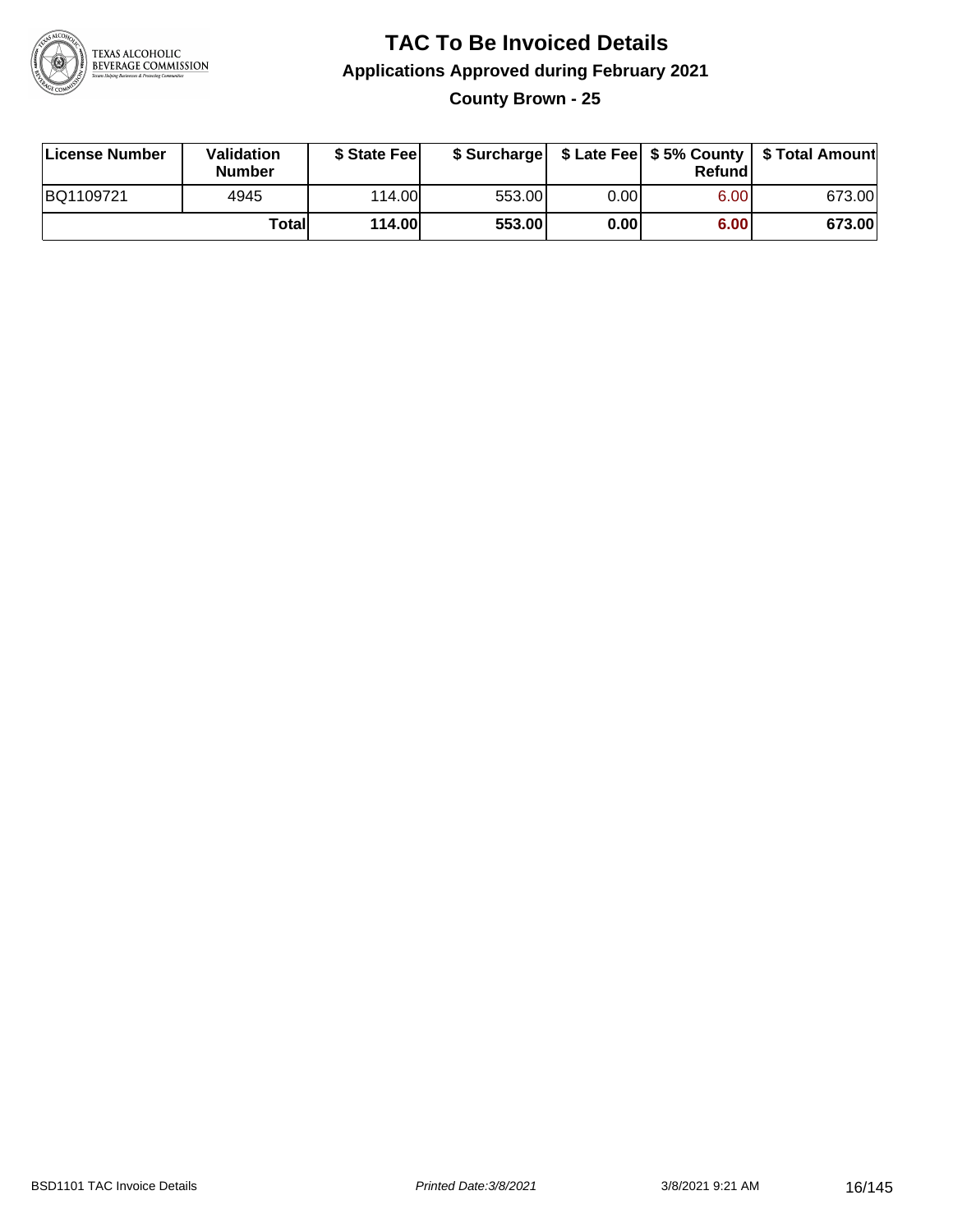# TAC To Be Invoiced Details

## Applications Approved during February 2021

### County Brown - 25

| License Number | Validation Number | $ State Fee | $ Surcharge | $ Late Fee | $ 5% County Refund | $ Total Amount |
|---|---|---|---|---|---|---|
| BQ1109721 | 4945 | 114.00 | 553.00 | 0.00 | 6.00 | 673.00 |
| | **Total** | **114.00** | **553.00** | **0.00** | **6.00** | **673.00** |

BSD1101 TAC Invoice Details *Printed Date:3/8/2021* 3/8/2021 9:21 AM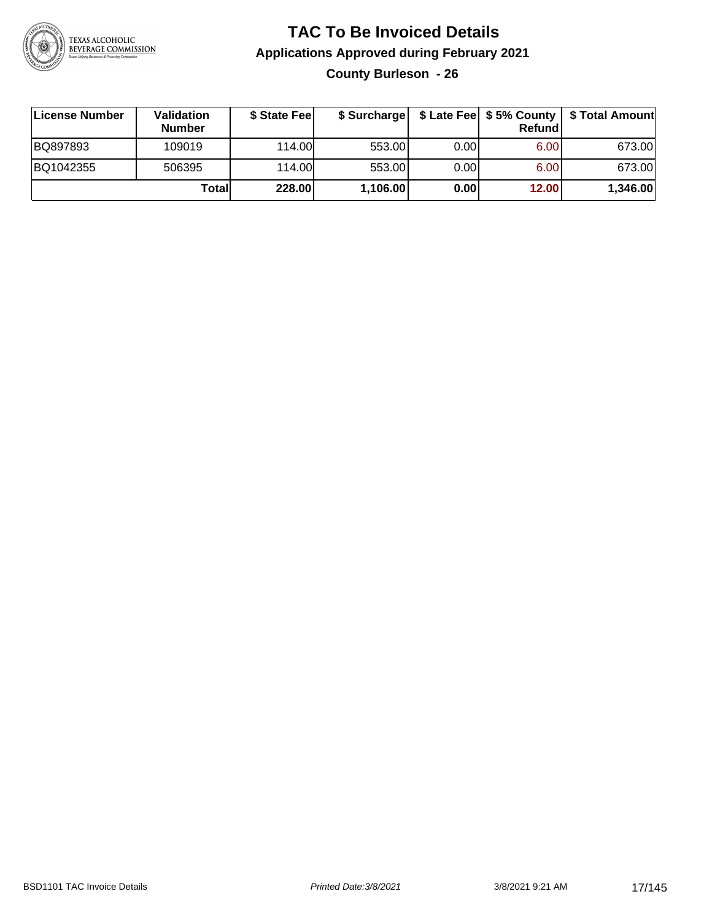# TAC To Be Invoiced Details

## Applications Approved during February 2021

### County Burleson - 26

| License Number | Validation Number | $ State Fee | $ Surcharge | $ Late Fee | $ 5% County Refund | $ Total Amount |
|---|---|---|---|---|---|---|
| BQ897893 | 109019 | 114.00 | 553.00 | 0.00 | 6.00 | 673.00 |
| BQ1042355 | 506395 | 114.00 | 553.00 | 0.00 | 6.00 | 673.00 |
| | **Total** | **228.00** | **1,106.00** | **0.00** | **12.00** | **1,346.00** |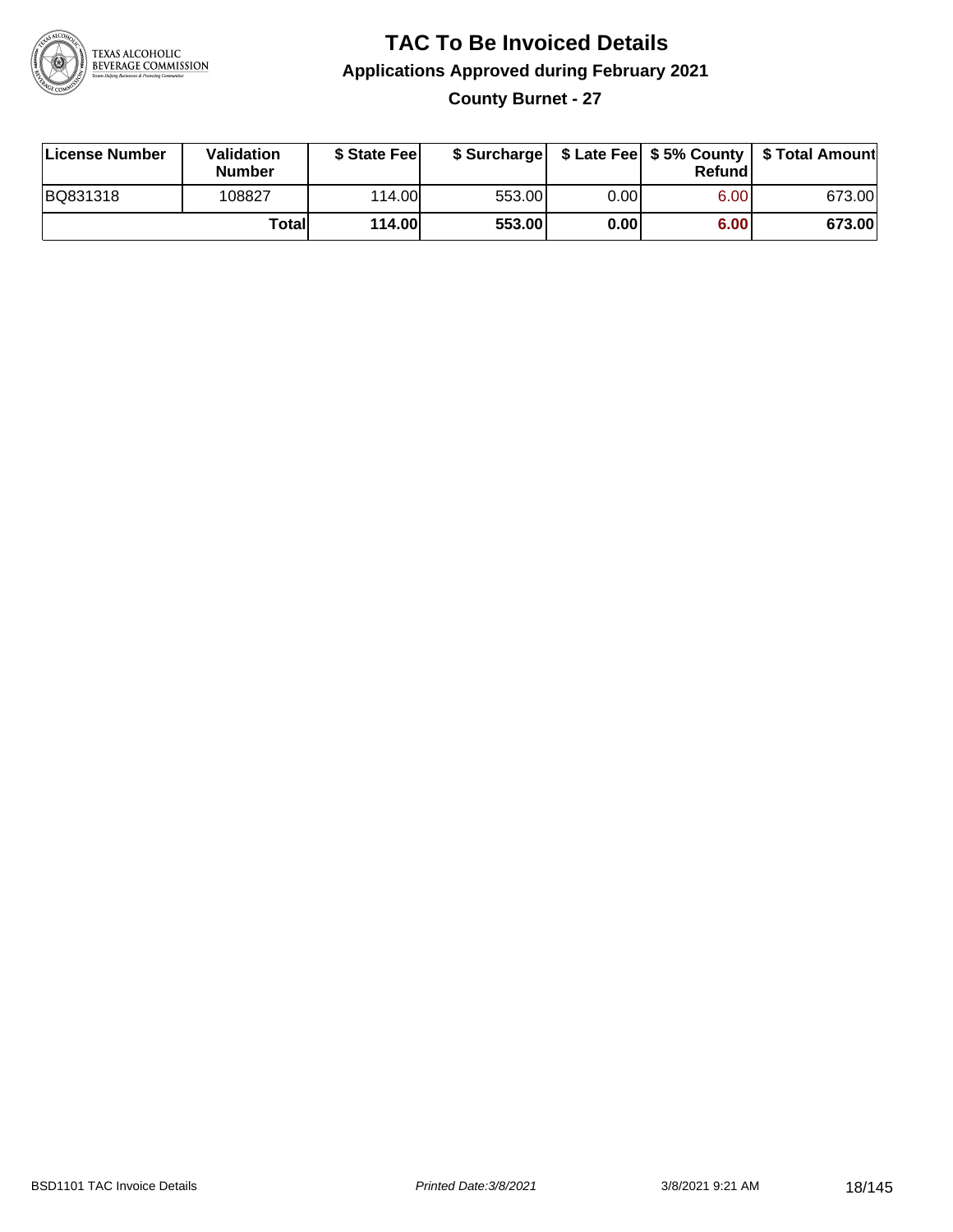# TAC To Be Invoiced Details

## Applications Approved during February 2021

### County Burnet - 27

| License Number | Validation Number | $ State Fee | $ Surcharge | $ Late Fee | $ 5% County Refund | $ Total Amount |
|---|---|---|---|---|---|---|
| BQ831318 | 108827 | 114.00 | 553.00 | 0.00 | 6.00 | 673.00 |
| | **Total** | **114.00** | **553.00** | **0.00** | **6.00** | **673.00** |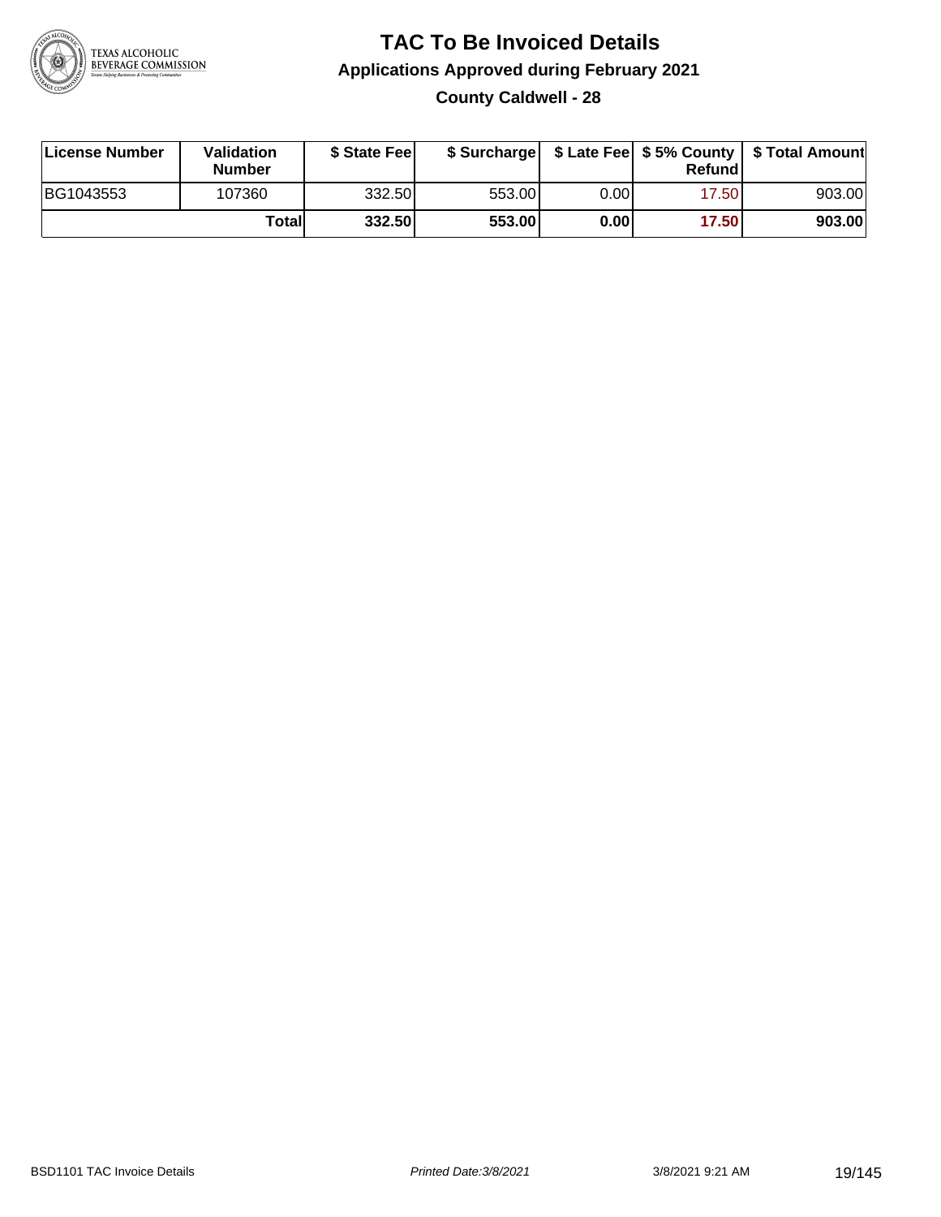# TAC To Be Invoiced Details

## Applications Approved during February 2021

### County Caldwell - 28

| License Number | Validation Number | $ State Fee | $ Surcharge | $ Late Fee | $ 5% County Refund | $ Total Amount |
|---|---|---|---|---|---|---|
| BG1043553 | 107360 | 332.50 | 553.00 | 0.00 | 17.50 | 903.00 |
| | **Total** | **332.50** | **553.00** | **0.00** | **17.50** | **903.00** |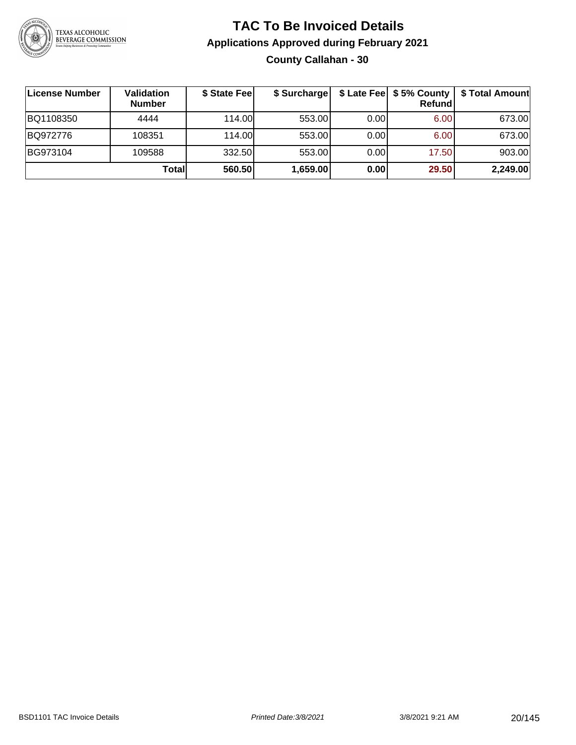# TAC To Be Invoiced Details

## Applications Approved during February 2021

### County Callahan - 30

| License Number | Validation Number | $ State Fee | $ Surcharge | $ Late Fee | $ 5% County Refund | $ Total Amount |
|---|---|---|---|---|---|---|
| BQ1108350 | 4444 | 114.00 | 553.00 | 0.00 | 6.00 | 673.00 |
| BQ972776 | 108351 | 114.00 | 553.00 | 0.00 | 6.00 | 673.00 |
| BG973104 | 109588 | 332.50 | 553.00 | 0.00 | 17.50 | 903.00 |
| | **Total** | **560.50** | **1,659.00** | **0.00** | **29.50** | **2,249.00** |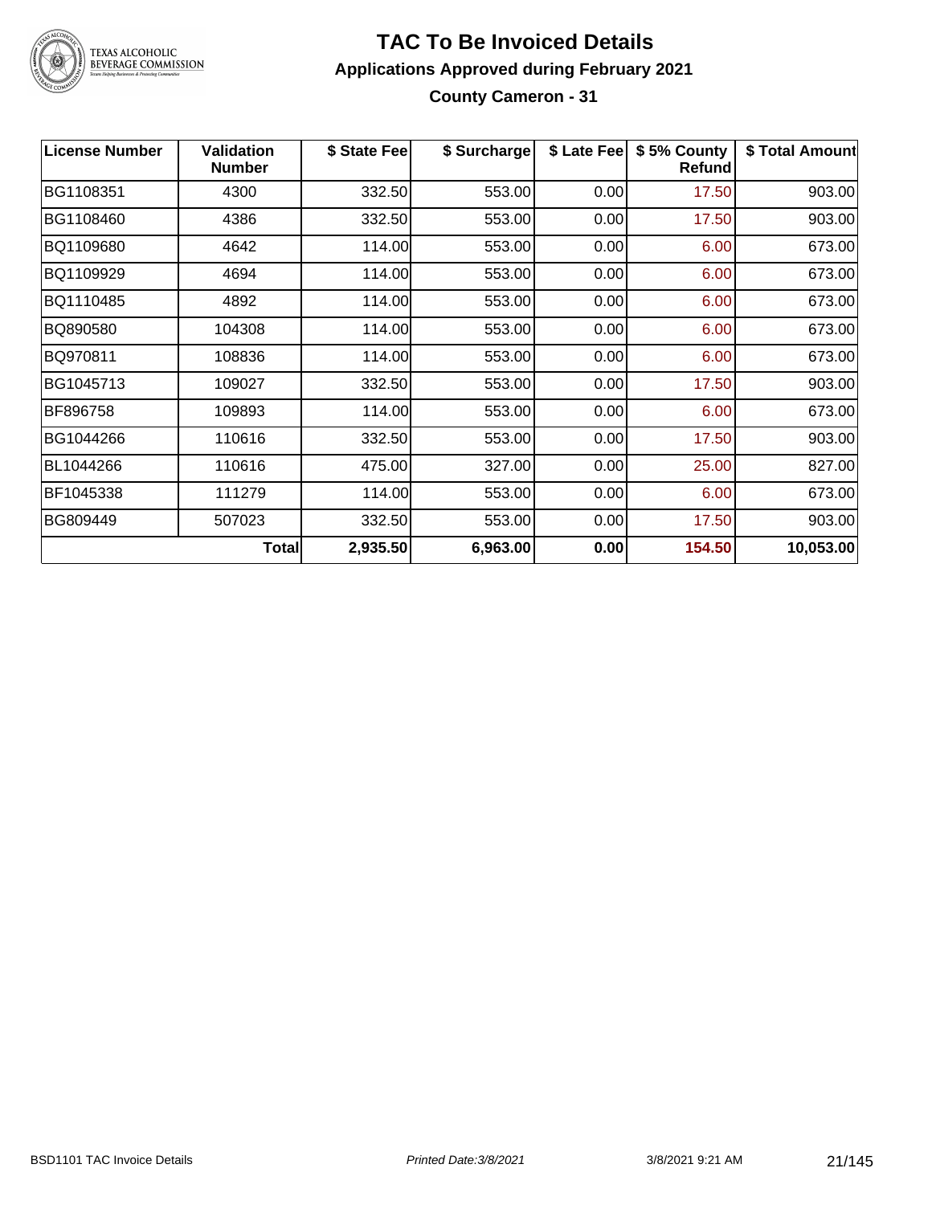# TAC To Be Invoiced Details

## Applications Approved during February 2021

### County Cameron - 31

| License Number | Validation Number | $ State Fee | $ Surcharge | $ Late Fee | $ 5% County Refund | $ Total Amount |
|---|---|---|---|---|---|---|
| BG1108351 | 4300 | 332.50 | 553.00 | 0.00 | 17.50 | 903.00 |
| BG1108460 | 4386 | 332.50 | 553.00 | 0.00 | 17.50 | 903.00 |
| BQ1109680 | 4642 | 114.00 | 553.00 | 0.00 | 6.00 | 673.00 |
| BQ1109929 | 4694 | 114.00 | 553.00 | 0.00 | 6.00 | 673.00 |
| BQ1110485 | 4892 | 114.00 | 553.00 | 0.00 | 6.00 | 673.00 |
| BQ890580 | 104308 | 114.00 | 553.00 | 0.00 | 6.00 | 673.00 |
| BQ970811 | 108836 | 114.00 | 553.00 | 0.00 | 6.00 | 673.00 |
| BG1045713 | 109027 | 332.50 | 553.00 | 0.00 | 17.50 | 903.00 |
| BF896758 | 109893 | 114.00 | 553.00 | 0.00 | 6.00 | 673.00 |
| BG1044266 | 110616 | 332.50 | 553.00 | 0.00 | 17.50 | 903.00 |
| BL1044266 | 110616 | 475.00 | 327.00 | 0.00 | 25.00 | 827.00 |
| BF1045338 | 111279 | 114.00 | 553.00 | 0.00 | 6.00 | 673.00 |
| BG809449 | 507023 | 332.50 | 553.00 | 0.00 | 17.50 | 903.00 |
| | **Total** | **2,935.50** | **6,963.00** | **0.00** | **154.50** | **10,053.00** |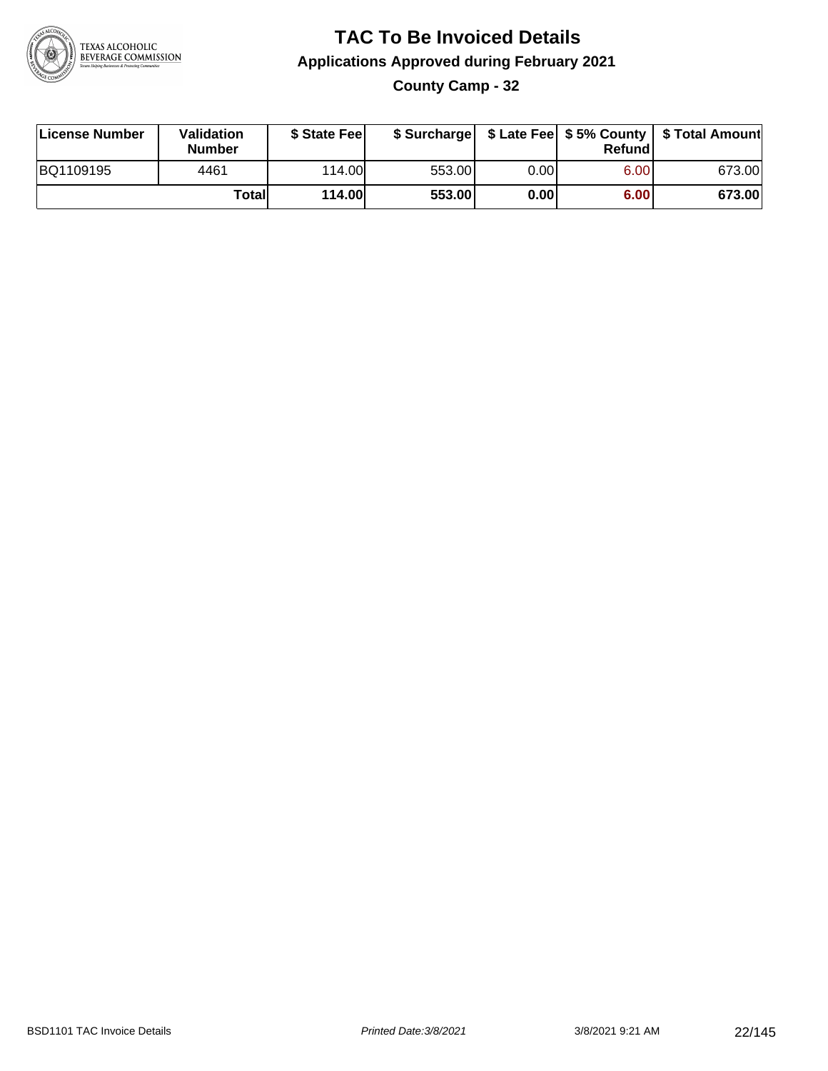# TAC To Be Invoiced Details

## Applications Approved during February 2021

### County Camp - 32

| License Number | Validation Number | $ State Fee | $ Surcharge | $ Late Fee | $ 5% County Refund | $ Total Amount |
|---|---|---|---|---|---|---|
| BQ1109195 | 4461 | 114.00 | 553.00 | 0.00 | 6.00 | 673.00 |
| | **Total** | **114.00** | **553.00** | **0.00** | **6.00** | **673.00** |

BSD1101 TAC Invoice Details | *Printed Date:3/8/2021* | 3/8/2021 9:21 AM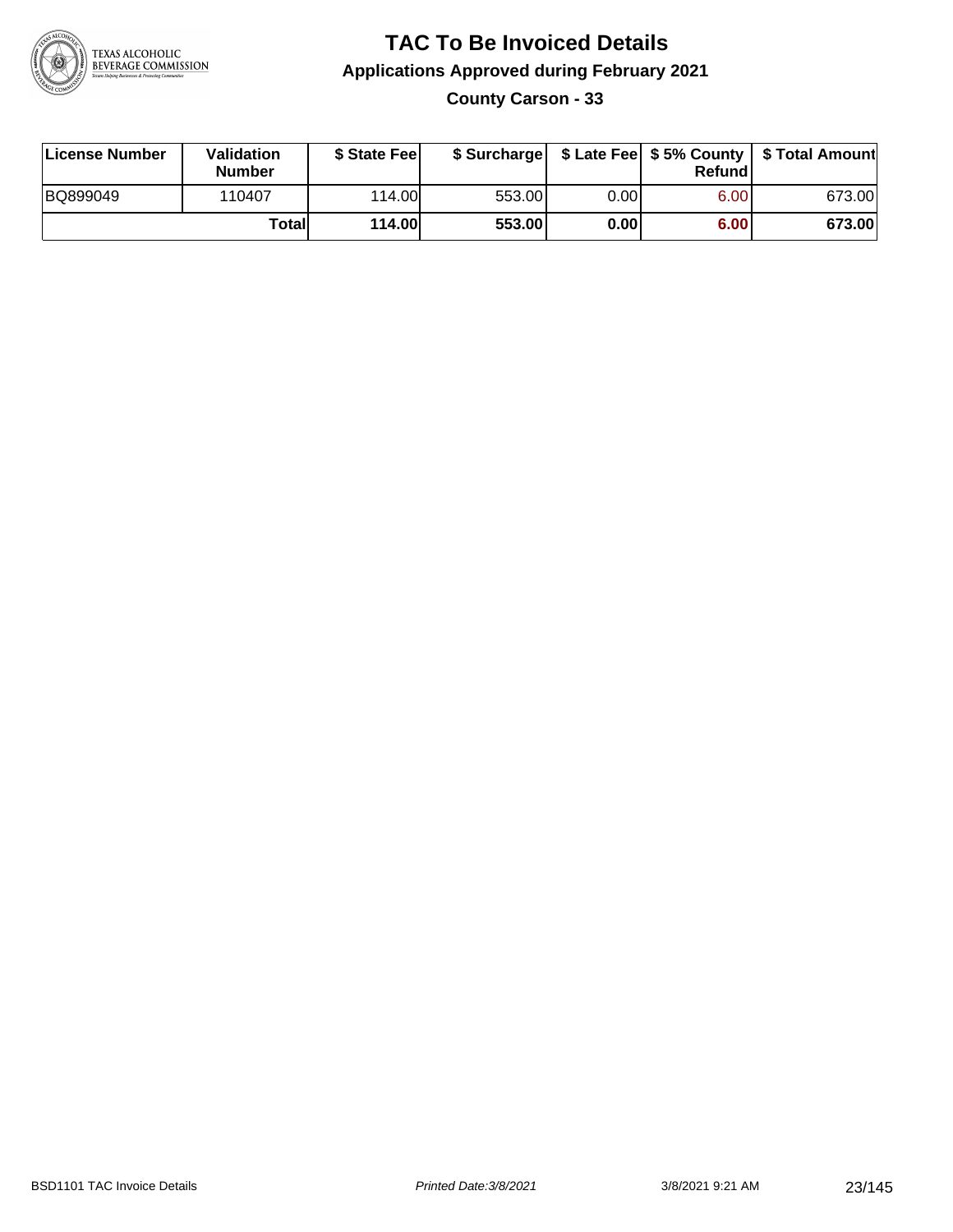# TAC To Be Invoiced Details

## Applications Approved during February 2021

### County Carson - 33

| License Number | Validation Number | $ State Fee | $ Surcharge | $ Late Fee | $ 5% County Refund | $ Total Amount |
|---|---|---|---|---|---|---|
| BQ899049 | 110407 | 114.00 | 553.00 | 0.00 | 6.00 | 673.00 |
| | **Total** | **114.00** | **553.00** | **0.00** | **6.00** | **673.00** |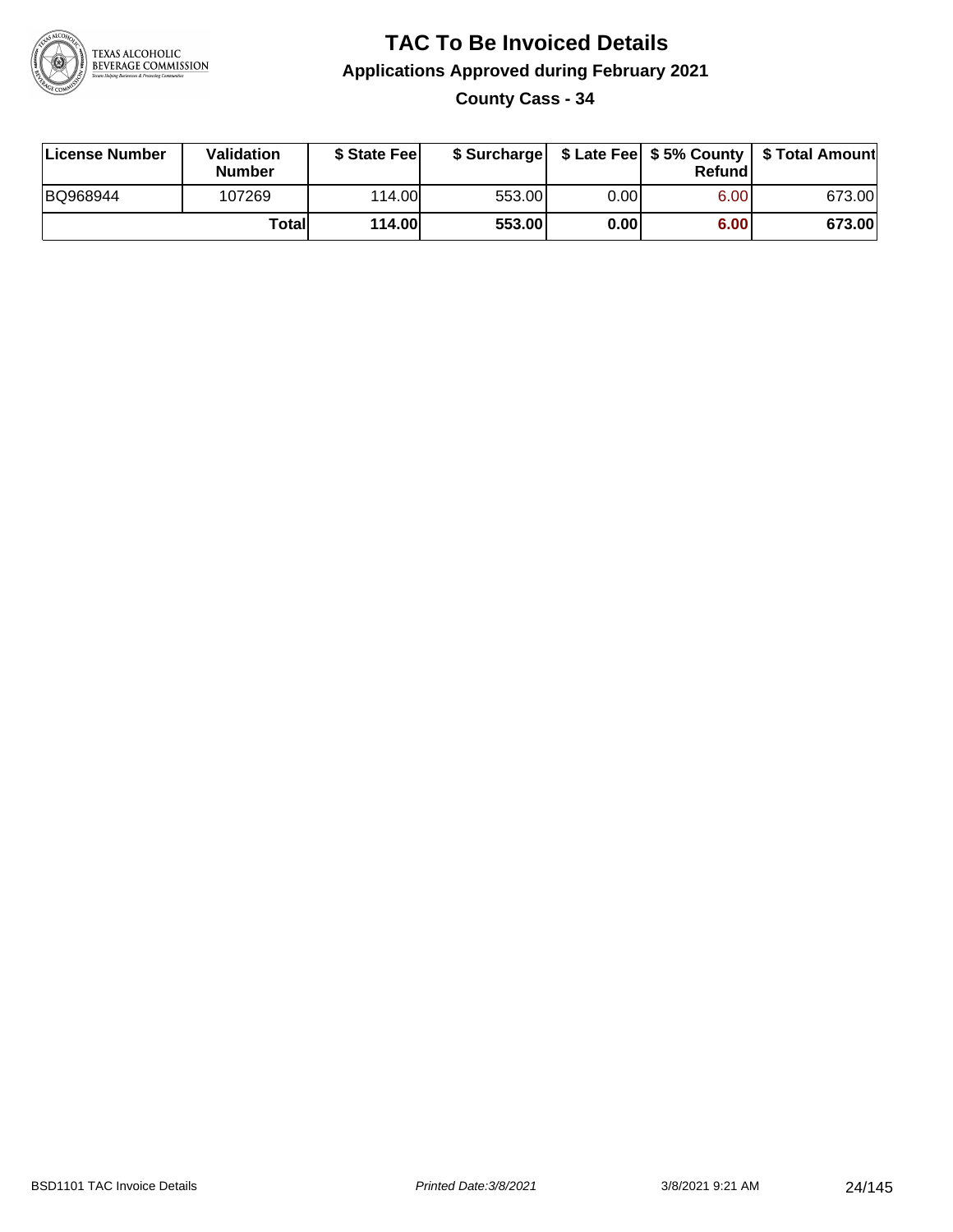# TAC To Be Invoiced Details

## Applications Approved during February 2021

### County Cass - 34

| License Number | Validation Number | $ State Fee | $ Surcharge | $ Late Fee | $ 5% County Refund | $ Total Amount |
|---|---|---|---|---|---|---|
| BQ968944 | 107269 | 114.00 | 553.00 | 0.00 | 6.00 | 673.00 |
| | **Total** | **114.00** | **553.00** | **0.00** | **6.00** | **673.00** |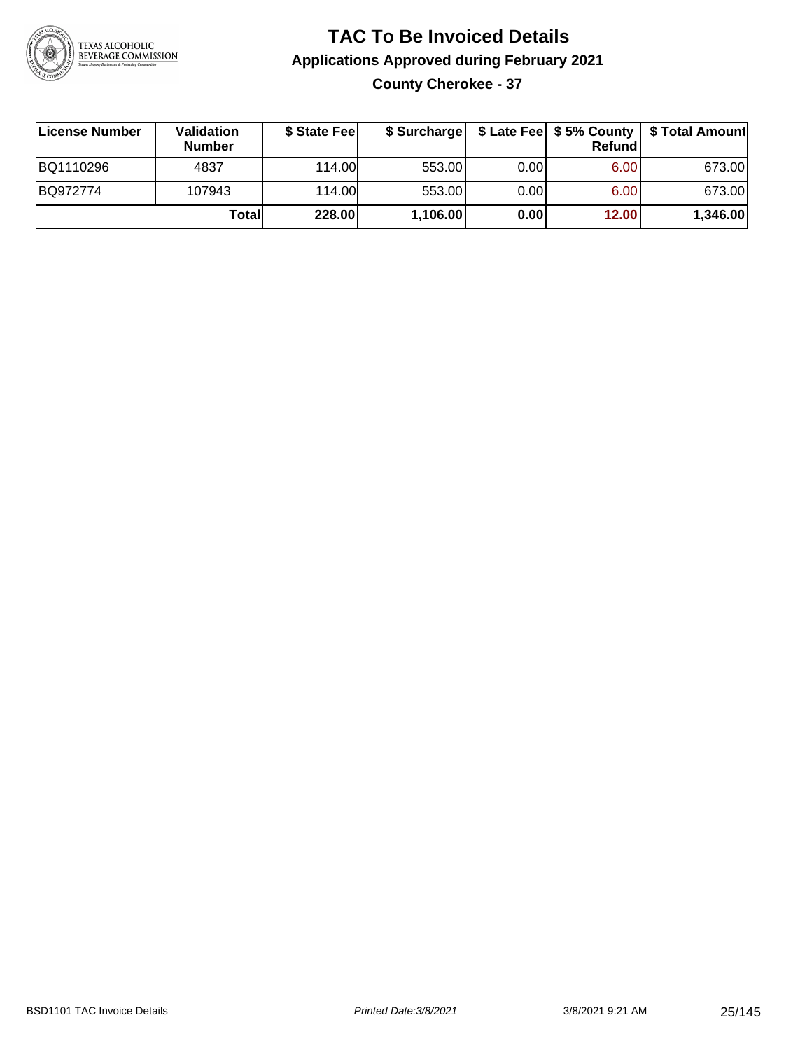# TAC To Be Invoiced Details

## Applications Approved during February 2021

### County Cherokee - 37

| License Number | Validation Number | $ State Fee | $ Surcharge | $ Late Fee | $ 5% County Refund | $ Total Amount |
|---|---|---|---|---|---|---|
| BQ1110296 | 4837 | 114.00 | 553.00 | 0.00 | 6.00 | 673.00 |
| BQ972774 | 107943 | 114.00 | 553.00 | 0.00 | 6.00 | 673.00 |
| | **Total** | **228.00** | **1,106.00** | **0.00** | **12.00** | **1,346.00** |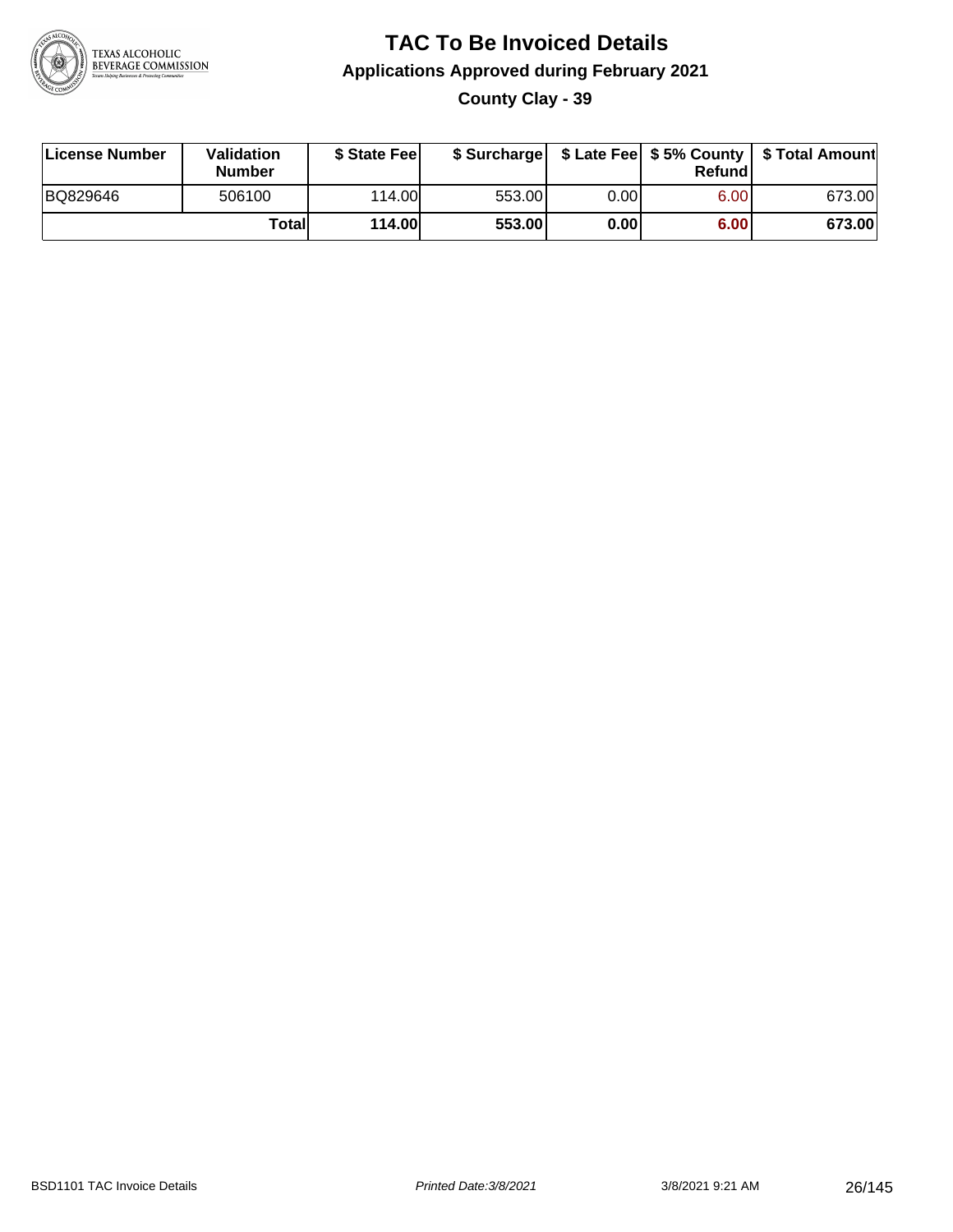# TAC To Be Invoiced Details

## Applications Approved during February 2021

### County Clay - 39

| License Number | Validation Number | $ State Fee | $ Surcharge | $ Late Fee | $ 5% County Refund | $ Total Amount |
|---|---|---|---|---|---|---|
| BQ829646 | 506100 | 114.00 | 553.00 | 0.00 | 6.00 | 673.00 |
| | **Total** | **114.00** | **553.00** | **0.00** | **6.00** | **673.00** |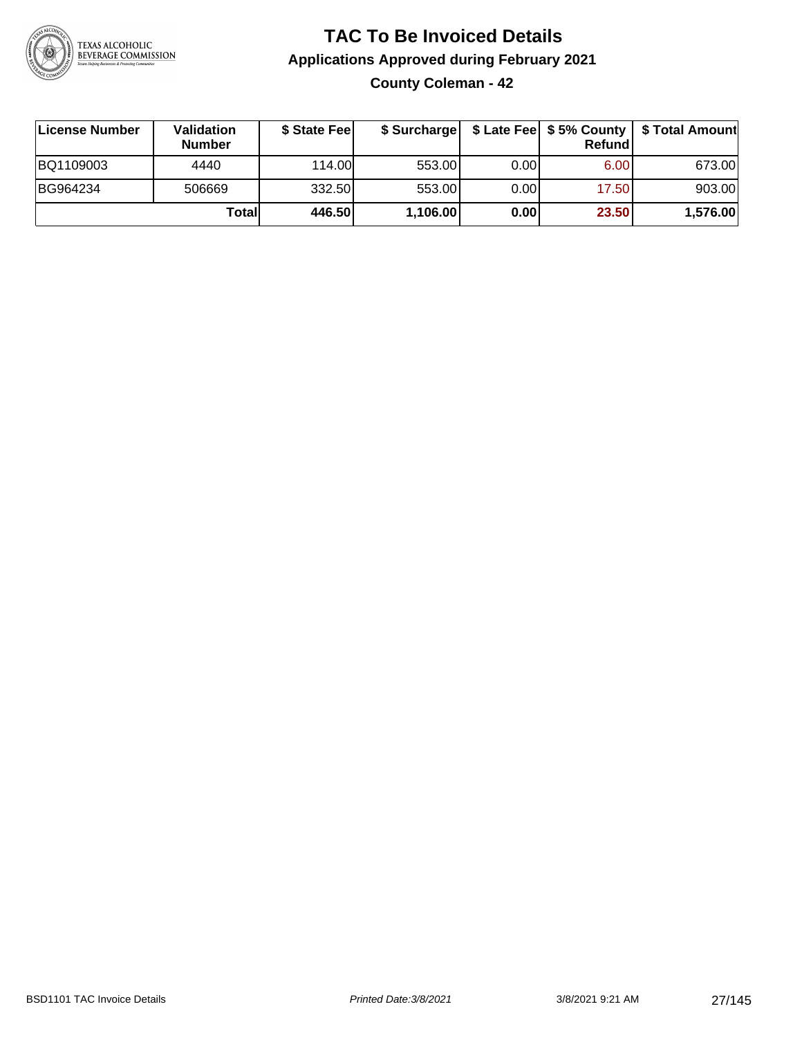# TAC To Be Invoiced Details

## Applications Approved during February 2021

### County Coleman - 42

| License Number | Validation Number | $ State Fee | $ Surcharge | $ Late Fee | $ 5% County Refund | $ Total Amount |
|---|---|---|---|---|---|---|
| BQ1109003 | 4440 | 114.00 | 553.00 | 0.00 | 6.00 | 673.00 |
| BG964234 | 506669 | 332.50 | 553.00 | 0.00 | 17.50 | 903.00 |
| | **Total** | **446.50** | **1,106.00** | **0.00** | **23.50** | **1,576.00** |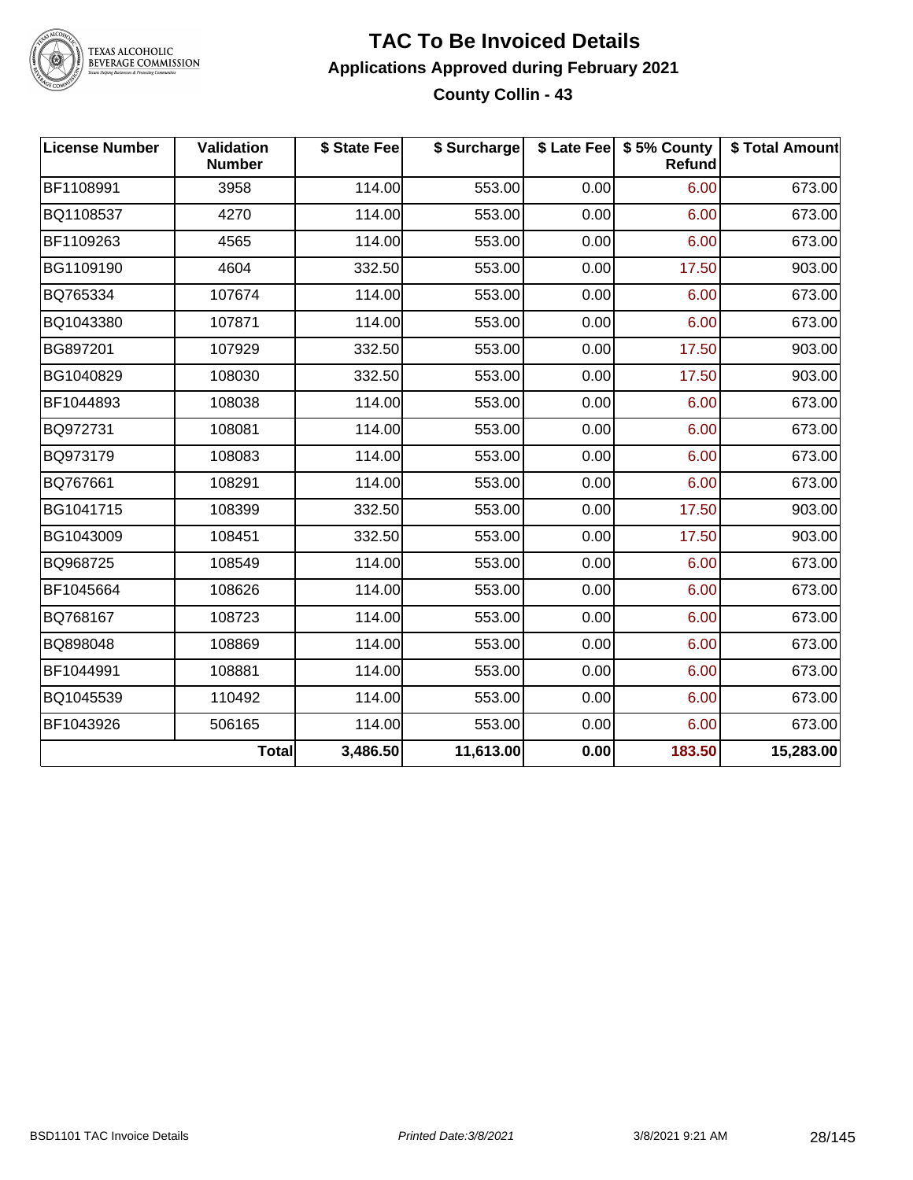# TAC To Be Invoiced Details

## Applications Approved during February 2021

### County Collin - 43

| License Number | Validation Number | $ State Fee | $ Surcharge | $ Late Fee | $ 5% County Refund | $ Total Amount |
|---|---|---|---|---|---|---|
| BF1108991 | 3958 | 114.00 | 553.00 | 0.00 | 6.00 | 673.00 |
| BQ1108537 | 4270 | 114.00 | 553.00 | 0.00 | 6.00 | 673.00 |
| BF1109263 | 4565 | 114.00 | 553.00 | 0.00 | 6.00 | 673.00 |
| BG1109190 | 4604 | 332.50 | 553.00 | 0.00 | 17.50 | 903.00 |
| BQ765334 | 107674 | 114.00 | 553.00 | 0.00 | 6.00 | 673.00 |
| BQ1043380 | 107871 | 114.00 | 553.00 | 0.00 | 6.00 | 673.00 |
| BG897201 | 107929 | 332.50 | 553.00 | 0.00 | 17.50 | 903.00 |
| BG1040829 | 108030 | 332.50 | 553.00 | 0.00 | 17.50 | 903.00 |
| BF1044893 | 108038 | 114.00 | 553.00 | 0.00 | 6.00 | 673.00 |
| BQ972731 | 108081 | 114.00 | 553.00 | 0.00 | 6.00 | 673.00 |
| BQ973179 | 108083 | 114.00 | 553.00 | 0.00 | 6.00 | 673.00 |
| BQ767661 | 108291 | 114.00 | 553.00 | 0.00 | 6.00 | 673.00 |
| BG1041715 | 108399 | 332.50 | 553.00 | 0.00 | 17.50 | 903.00 |
| BG1043009 | 108451 | 332.50 | 553.00 | 0.00 | 17.50 | 903.00 |
| BQ968725 | 108549 | 114.00 | 553.00 | 0.00 | 6.00 | 673.00 |
| BF1045664 | 108626 | 114.00 | 553.00 | 0.00 | 6.00 | 673.00 |
| BQ768167 | 108723 | 114.00 | 553.00 | 0.00 | 6.00 | 673.00 |
| BQ898048 | 108869 | 114.00 | 553.00 | 0.00 | 6.00 | 673.00 |
| BF1044991 | 108881 | 114.00 | 553.00 | 0.00 | 6.00 | 673.00 |
| BQ1045539 | 110492 | 114.00 | 553.00 | 0.00 | 6.00 | 673.00 |
| BF1043926 | 506165 | 114.00 | 553.00 | 0.00 | 6.00 | 673.00 |
| | **Total** | **3,486.50** | **11,613.00** | **0.00** | **183.50** | **15,283.00** |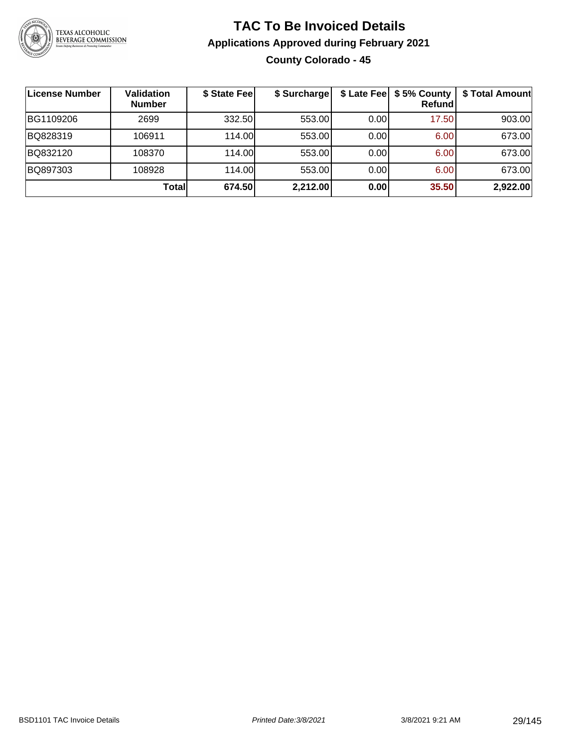# TAC To Be Invoiced Details

## Applications Approved during February 2021

### County Colorado - 45

| License Number | Validation Number | $ State Fee | $ Surcharge | $ Late Fee | $ 5% County Refund | $ Total Amount |
|---|---|---|---|---|---|---|
| BG1109206 | 2699 | 332.50 | 553.00 | 0.00 | 17.50 | 903.00 |
| BQ828319 | 106911 | 114.00 | 553.00 | 0.00 | 6.00 | 673.00 |
| BQ832120 | 108370 | 114.00 | 553.00 | 0.00 | 6.00 | 673.00 |
| BQ897303 | 108928 | 114.00 | 553.00 | 0.00 | 6.00 | 673.00 |
| | **Total** | **674.50** | **2,212.00** | **0.00** | **35.50** | **2,922.00** |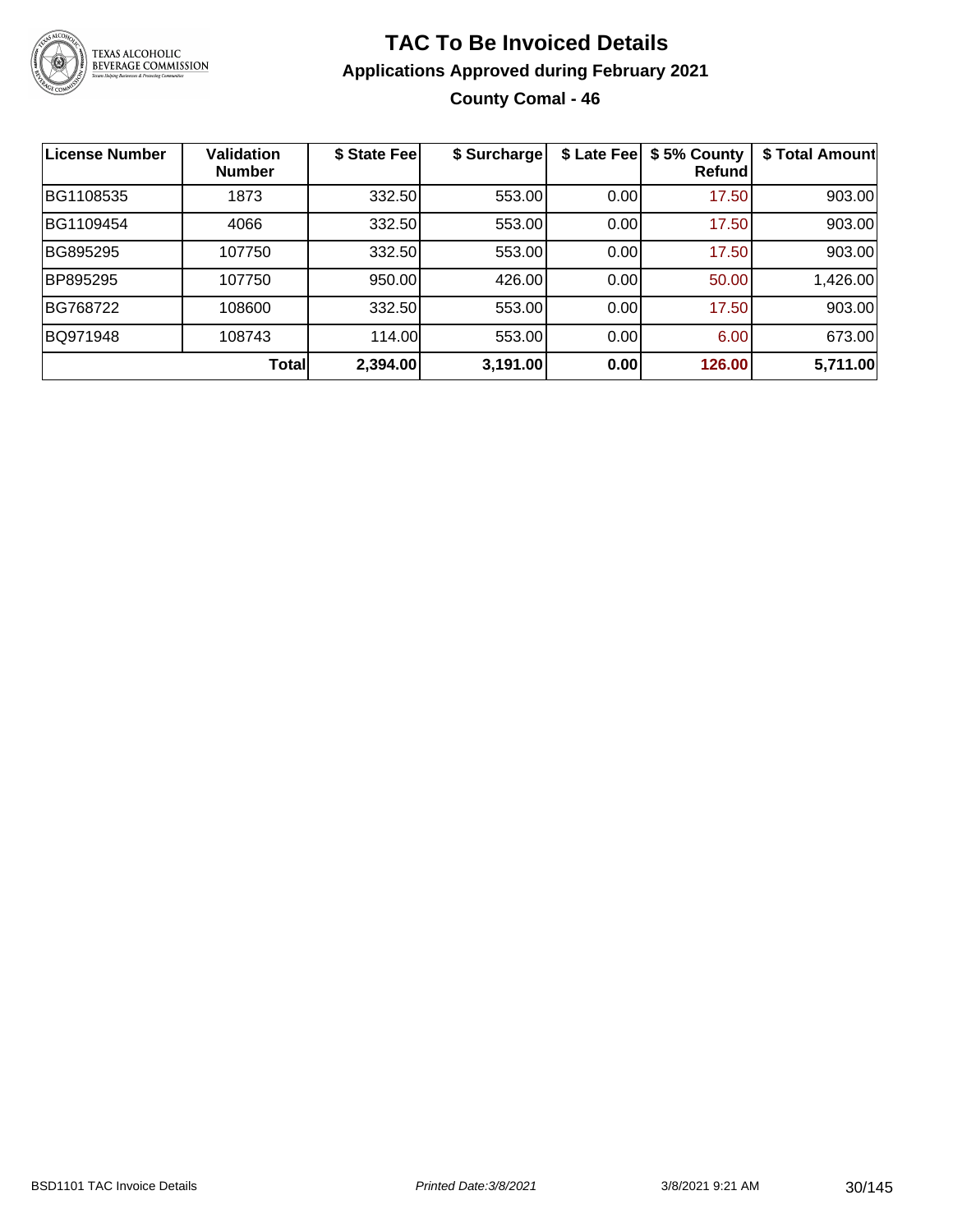# TAC To Be Invoiced Details

## Applications Approved during February 2021

### County Comal - 46

| License Number | Validation Number | $ State Fee | $ Surcharge | $ Late Fee | $ 5% County Refund | $ Total Amount |
|---|---|---|---|---|---|---|
| BG1108535 | 1873 | 332.50 | 553.00 | 0.00 | 17.50 | 903.00 |
| BG1109454 | 4066 | 332.50 | 553.00 | 0.00 | 17.50 | 903.00 |
| BG895295 | 107750 | 332.50 | 553.00 | 0.00 | 17.50 | 903.00 |
| BP895295 | 107750 | 950.00 | 426.00 | 0.00 | 50.00 | 1,426.00 |
| BG768722 | 108600 | 332.50 | 553.00 | 0.00 | 17.50 | 903.00 |
| BQ971948 | 108743 | 114.00 | 553.00 | 0.00 | 6.00 | 673.00 |
| | **Total** | **2,394.00** | **3,191.00** | **0.00** | **126.00** | **5,711.00** |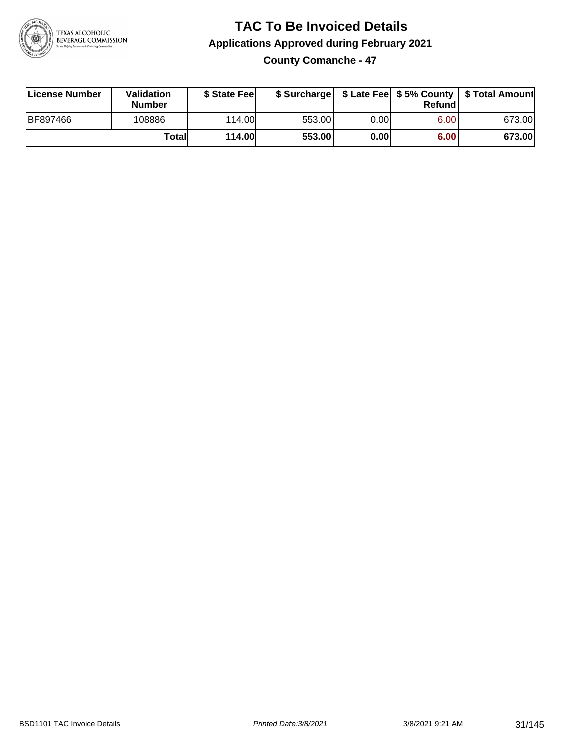# TAC To Be Invoiced Details

## Applications Approved during February 2021

### County Comanche - 47

| License Number | Validation Number | $ State Fee | $ Surcharge | $ Late Fee | $ 5% County Refund | $ Total Amount |
|---|---|---|---|---|---|---|
| BF897466 | 108886 | 114.00 | 553.00 | 0.00 | 6.00 | 673.00 |
| | **Total** | **114.00** | **553.00** | **0.00** | **6.00** | **673.00** |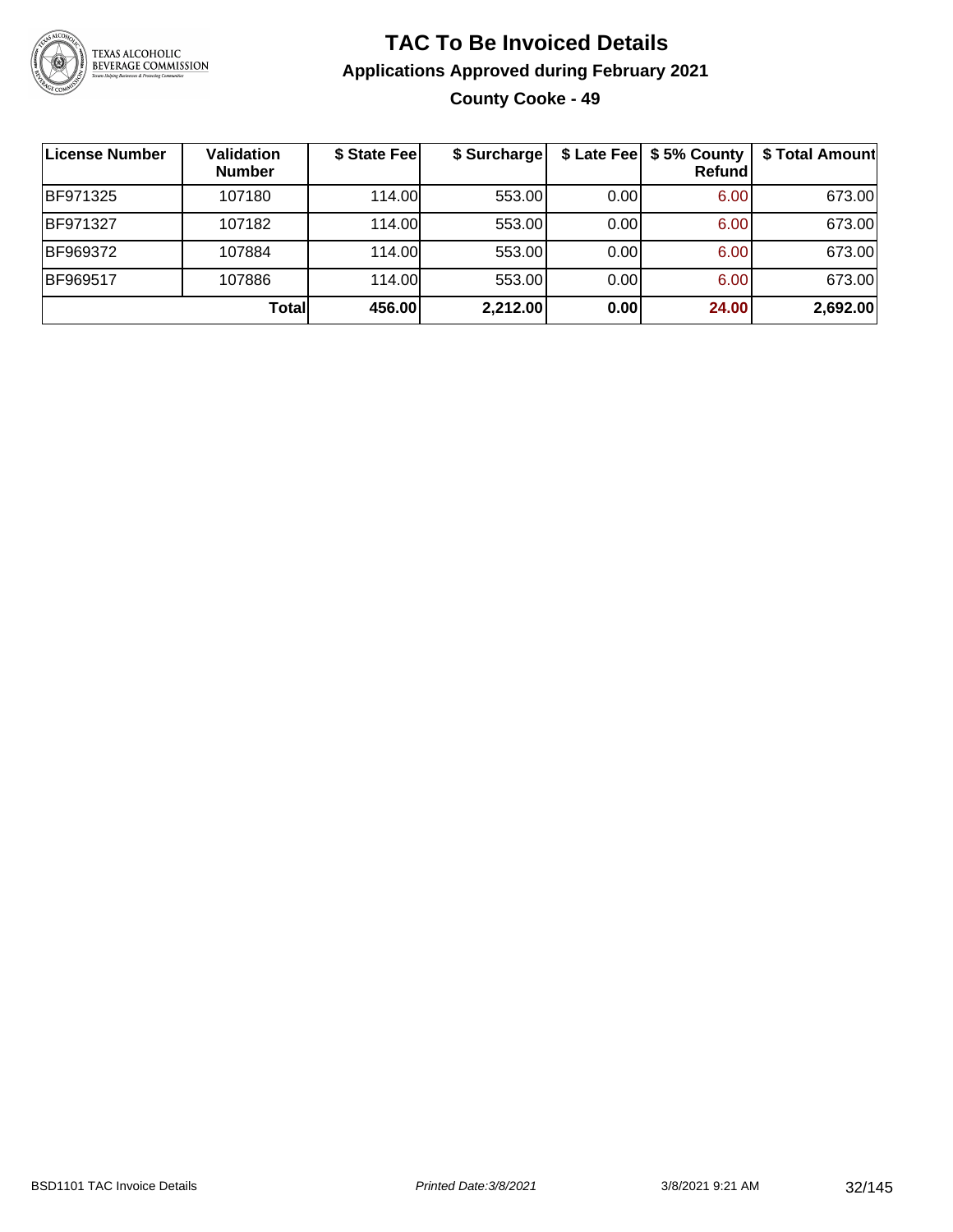# TAC To Be Invoiced Details

## Applications Approved during February 2021

### County Cooke - 49

| License Number | Validation Number | $ State Fee | $ Surcharge | $ Late Fee | $ 5% County Refund | $ Total Amount |
|---|---|---|---|---|---|---|
| BF971325 | 107180 | 114.00 | 553.00 | 0.00 | 6.00 | 673.00 |
| BF971327 | 107182 | 114.00 | 553.00 | 0.00 | 6.00 | 673.00 |
| BF969372 | 107884 | 114.00 | 553.00 | 0.00 | 6.00 | 673.00 |
| BF969517 | 107886 | 114.00 | 553.00 | 0.00 | 6.00 | 673.00 |
| | **Total** | **456.00** | **2,212.00** | **0.00** | **24.00** | **2,692.00** |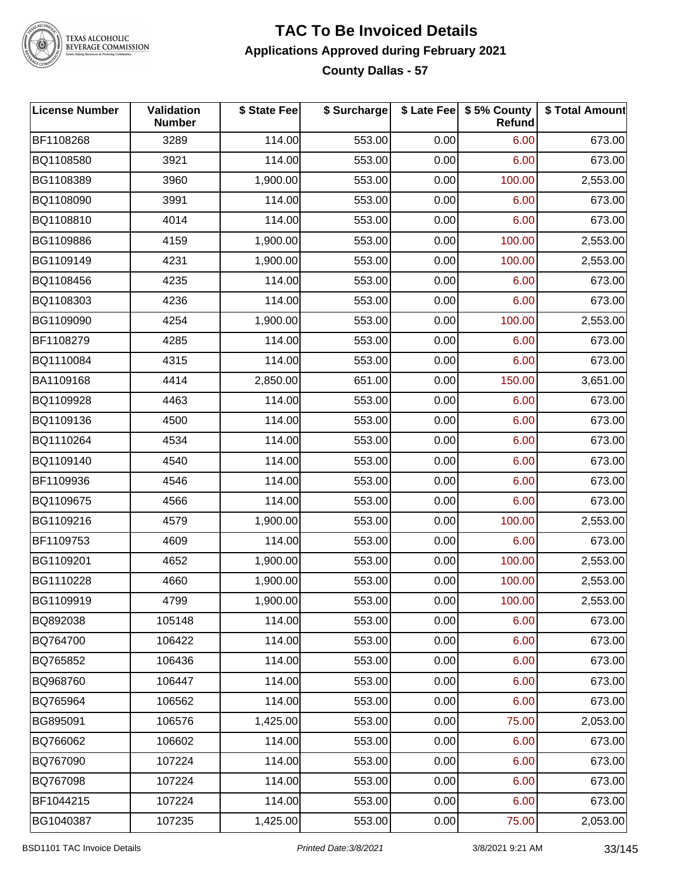# TAC To Be Invoiced Details

## Applications Approved during February 2021

### County Dallas - 57

| License Number | Validation Number | $ State Fee | $ Surcharge | $ Late Fee | $ 5% County Refund | $ Total Amount |
|---|---|---|---|---|---|---|
| BF1108268 | 3289 | 114.00 | 553.00 | 0.00 | 6.00 | 673.00 |
| BQ1108580 | 3921 | 114.00 | 553.00 | 0.00 | 6.00 | 673.00 |
| BG1108389 | 3960 | 1,900.00 | 553.00 | 0.00 | 100.00 | 2,553.00 |
| BQ1108090 | 3991 | 114.00 | 553.00 | 0.00 | 6.00 | 673.00 |
| BQ1108810 | 4014 | 114.00 | 553.00 | 0.00 | 6.00 | 673.00 |
| BG1109886 | 4159 | 1,900.00 | 553.00 | 0.00 | 100.00 | 2,553.00 |
| BG1109149 | 4231 | 1,900.00 | 553.00 | 0.00 | 100.00 | 2,553.00 |
| BQ1108456 | 4235 | 114.00 | 553.00 | 0.00 | 6.00 | 673.00 |
| BQ1108303 | 4236 | 114.00 | 553.00 | 0.00 | 6.00 | 673.00 |
| BG1109090 | 4254 | 1,900.00 | 553.00 | 0.00 | 100.00 | 2,553.00 |
| BF1108279 | 4285 | 114.00 | 553.00 | 0.00 | 6.00 | 673.00 |
| BQ1110084 | 4315 | 114.00 | 553.00 | 0.00 | 6.00 | 673.00 |
| BA1109168 | 4414 | 2,850.00 | 651.00 | 0.00 | 150.00 | 3,651.00 |
| BQ1109928 | 4463 | 114.00 | 553.00 | 0.00 | 6.00 | 673.00 |
| BQ1109136 | 4500 | 114.00 | 553.00 | 0.00 | 6.00 | 673.00 |
| BQ1110264 | 4534 | 114.00 | 553.00 | 0.00 | 6.00 | 673.00 |
| BQ1109140 | 4540 | 114.00 | 553.00 | 0.00 | 6.00 | 673.00 |
| BF1109936 | 4546 | 114.00 | 553.00 | 0.00 | 6.00 | 673.00 |
| BQ1109675 | 4566 | 114.00 | 553.00 | 0.00 | 6.00 | 673.00 |
| BG1109216 | 4579 | 1,900.00 | 553.00 | 0.00 | 100.00 | 2,553.00 |
| BF1109753 | 4609 | 114.00 | 553.00 | 0.00 | 6.00 | 673.00 |
| BG1109201 | 4652 | 1,900.00 | 553.00 | 0.00 | 100.00 | 2,553.00 |
| BG1110228 | 4660 | 1,900.00 | 553.00 | 0.00 | 100.00 | 2,553.00 |
| BG1109919 | 4799 | 1,900.00 | 553.00 | 0.00 | 100.00 | 2,553.00 |
| BQ892038 | 105148 | 114.00 | 553.00 | 0.00 | 6.00 | 673.00 |
| BQ764700 | 106422 | 114.00 | 553.00 | 0.00 | 6.00 | 673.00 |
| BQ765852 | 106436 | 114.00 | 553.00 | 0.00 | 6.00 | 673.00 |
| BQ968760 | 106447 | 114.00 | 553.00 | 0.00 | 6.00 | 673.00 |
| BQ765964 | 106562 | 114.00 | 553.00 | 0.00 | 6.00 | 673.00 |
| BG895091 | 106576 | 1,425.00 | 553.00 | 0.00 | 75.00 | 2,053.00 |
| BQ766062 | 106602 | 114.00 | 553.00 | 0.00 | 6.00 | 673.00 |
| BQ767090 | 107224 | 114.00 | 553.00 | 0.00 | 6.00 | 673.00 |
| BQ767098 | 107224 | 114.00 | 553.00 | 0.00 | 6.00 | 673.00 |
| BF1044215 | 107224 | 114.00 | 553.00 | 0.00 | 6.00 | 673.00 |
| BG1040387 | 107235 | 1,425.00 | 553.00 | 0.00 | 75.00 | 2,053.00 |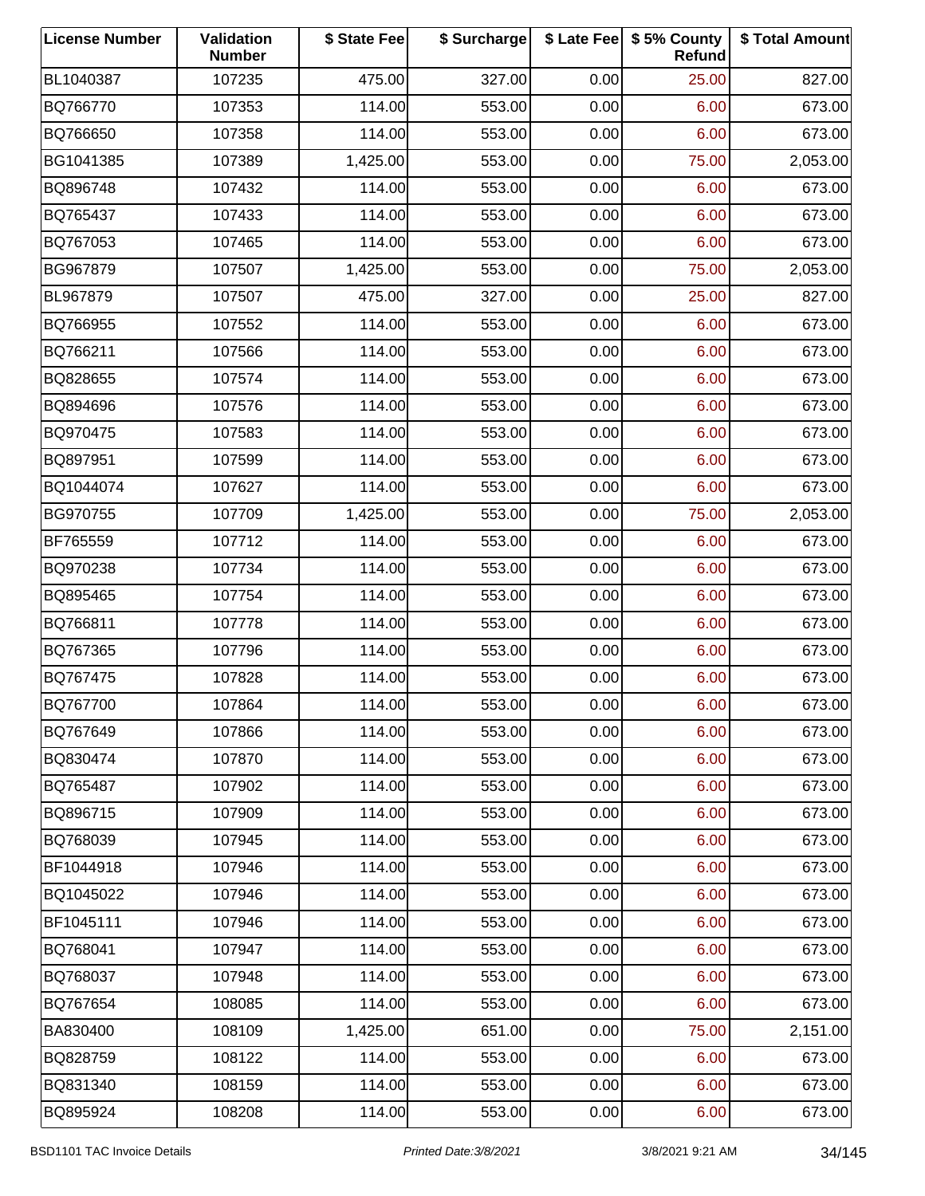| License Number | Validation Number | $ State Fee | $ Surcharge | $ Late Fee | $ 5% County Refund | $ Total Amount |
|---|---|---|---|---|---|---|
| BL1040387 | 107235 | 475.00 | 327.00 | 0.00 | 25.00 | 827.00 |
| BQ766770 | 107353 | 114.00 | 553.00 | 0.00 | 6.00 | 673.00 |
| BQ766650 | 107358 | 114.00 | 553.00 | 0.00 | 6.00 | 673.00 |
| BG1041385 | 107389 | 1,425.00 | 553.00 | 0.00 | 75.00 | 2,053.00 |
| BQ896748 | 107432 | 114.00 | 553.00 | 0.00 | 6.00 | 673.00 |
| BQ765437 | 107433 | 114.00 | 553.00 | 0.00 | 6.00 | 673.00 |
| BQ767053 | 107465 | 114.00 | 553.00 | 0.00 | 6.00 | 673.00 |
| BG967879 | 107507 | 1,425.00 | 553.00 | 0.00 | 75.00 | 2,053.00 |
| BL967879 | 107507 | 475.00 | 327.00 | 0.00 | 25.00 | 827.00 |
| BQ766955 | 107552 | 114.00 | 553.00 | 0.00 | 6.00 | 673.00 |
| BQ766211 | 107566 | 114.00 | 553.00 | 0.00 | 6.00 | 673.00 |
| BQ828655 | 107574 | 114.00 | 553.00 | 0.00 | 6.00 | 673.00 |
| BQ894696 | 107576 | 114.00 | 553.00 | 0.00 | 6.00 | 673.00 |
| BQ970475 | 107583 | 114.00 | 553.00 | 0.00 | 6.00 | 673.00 |
| BQ897951 | 107599 | 114.00 | 553.00 | 0.00 | 6.00 | 673.00 |
| BQ1044074 | 107627 | 114.00 | 553.00 | 0.00 | 6.00 | 673.00 |
| BG970755 | 107709 | 1,425.00 | 553.00 | 0.00 | 75.00 | 2,053.00 |
| BF765559 | 107712 | 114.00 | 553.00 | 0.00 | 6.00 | 673.00 |
| BQ970238 | 107734 | 114.00 | 553.00 | 0.00 | 6.00 | 673.00 |
| BQ895465 | 107754 | 114.00 | 553.00 | 0.00 | 6.00 | 673.00 |
| BQ766811 | 107778 | 114.00 | 553.00 | 0.00 | 6.00 | 673.00 |
| BQ767365 | 107796 | 114.00 | 553.00 | 0.00 | 6.00 | 673.00 |
| BQ767475 | 107828 | 114.00 | 553.00 | 0.00 | 6.00 | 673.00 |
| BQ767700 | 107864 | 114.00 | 553.00 | 0.00 | 6.00 | 673.00 |
| BQ767649 | 107866 | 114.00 | 553.00 | 0.00 | 6.00 | 673.00 |
| BQ830474 | 107870 | 114.00 | 553.00 | 0.00 | 6.00 | 673.00 |
| BQ765487 | 107902 | 114.00 | 553.00 | 0.00 | 6.00 | 673.00 |
| BQ896715 | 107909 | 114.00 | 553.00 | 0.00 | 6.00 | 673.00 |
| BQ768039 | 107945 | 114.00 | 553.00 | 0.00 | 6.00 | 673.00 |
| BF1044918 | 107946 | 114.00 | 553.00 | 0.00 | 6.00 | 673.00 |
| BQ1045022 | 107946 | 114.00 | 553.00 | 0.00 | 6.00 | 673.00 |
| BF1045111 | 107946 | 114.00 | 553.00 | 0.00 | 6.00 | 673.00 |
| BQ768041 | 107947 | 114.00 | 553.00 | 0.00 | 6.00 | 673.00 |
| BQ768037 | 107948 | 114.00 | 553.00 | 0.00 | 6.00 | 673.00 |
| BQ767654 | 108085 | 114.00 | 553.00 | 0.00 | 6.00 | 673.00 |
| BA830400 | 108109 | 1,425.00 | 651.00 | 0.00 | 75.00 | 2,151.00 |
| BQ828759 | 108122 | 114.00 | 553.00 | 0.00 | 6.00 | 673.00 |
| BQ831340 | 108159 | 114.00 | 553.00 | 0.00 | 6.00 | 673.00 |
| BQ895924 | 108208 | 114.00 | 553.00 | 0.00 | 6.00 | 673.00 |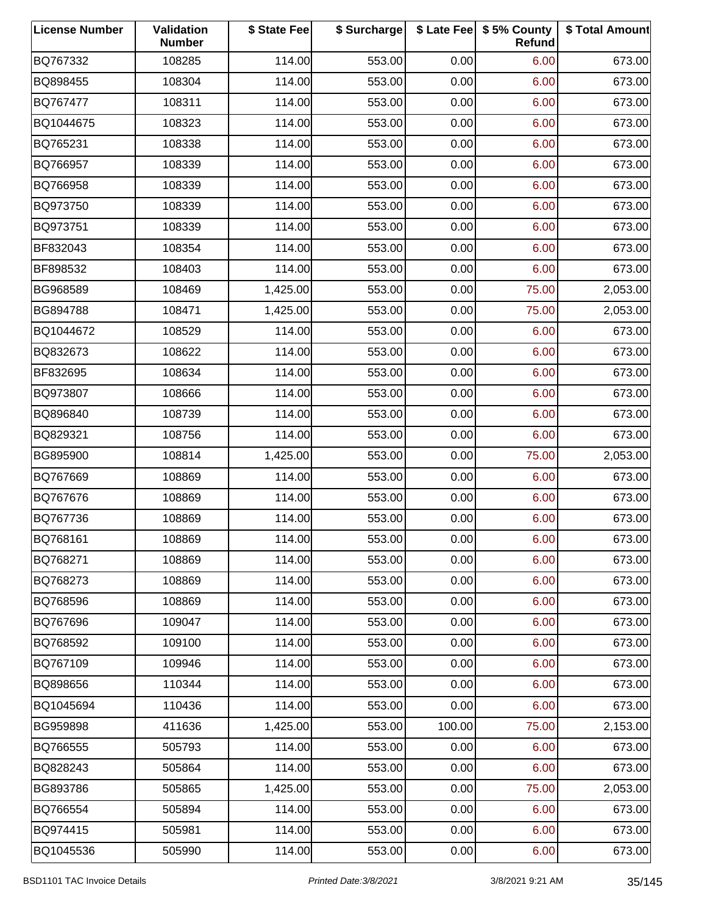| License Number | Validation Number | $ State Fee | $ Surcharge | $ Late Fee | $ 5% County Refund | $ Total Amount |
|---|---|---|---|---|---|---|
| BQ767332 | 108285 | 114.00 | 553.00 | 0.00 | 6.00 | 673.00 |
| BQ898455 | 108304 | 114.00 | 553.00 | 0.00 | 6.00 | 673.00 |
| BQ767477 | 108311 | 114.00 | 553.00 | 0.00 | 6.00 | 673.00 |
| BQ1044675 | 108323 | 114.00 | 553.00 | 0.00 | 6.00 | 673.00 |
| BQ765231 | 108338 | 114.00 | 553.00 | 0.00 | 6.00 | 673.00 |
| BQ766957 | 108339 | 114.00 | 553.00 | 0.00 | 6.00 | 673.00 |
| BQ766958 | 108339 | 114.00 | 553.00 | 0.00 | 6.00 | 673.00 |
| BQ973750 | 108339 | 114.00 | 553.00 | 0.00 | 6.00 | 673.00 |
| BQ973751 | 108339 | 114.00 | 553.00 | 0.00 | 6.00 | 673.00 |
| BF832043 | 108354 | 114.00 | 553.00 | 0.00 | 6.00 | 673.00 |
| BF898532 | 108403 | 114.00 | 553.00 | 0.00 | 6.00 | 673.00 |
| BG968589 | 108469 | 1,425.00 | 553.00 | 0.00 | 75.00 | 2,053.00 |
| BG894788 | 108471 | 1,425.00 | 553.00 | 0.00 | 75.00 | 2,053.00 |
| BQ1044672 | 108529 | 114.00 | 553.00 | 0.00 | 6.00 | 673.00 |
| BQ832673 | 108622 | 114.00 | 553.00 | 0.00 | 6.00 | 673.00 |
| BF832695 | 108634 | 114.00 | 553.00 | 0.00 | 6.00 | 673.00 |
| BQ973807 | 108666 | 114.00 | 553.00 | 0.00 | 6.00 | 673.00 |
| BQ896840 | 108739 | 114.00 | 553.00 | 0.00 | 6.00 | 673.00 |
| BQ829321 | 108756 | 114.00 | 553.00 | 0.00 | 6.00 | 673.00 |
| BG895900 | 108814 | 1,425.00 | 553.00 | 0.00 | 75.00 | 2,053.00 |
| BQ767669 | 108869 | 114.00 | 553.00 | 0.00 | 6.00 | 673.00 |
| BQ767676 | 108869 | 114.00 | 553.00 | 0.00 | 6.00 | 673.00 |
| BQ767736 | 108869 | 114.00 | 553.00 | 0.00 | 6.00 | 673.00 |
| BQ768161 | 108869 | 114.00 | 553.00 | 0.00 | 6.00 | 673.00 |
| BQ768271 | 108869 | 114.00 | 553.00 | 0.00 | 6.00 | 673.00 |
| BQ768273 | 108869 | 114.00 | 553.00 | 0.00 | 6.00 | 673.00 |
| BQ768596 | 108869 | 114.00 | 553.00 | 0.00 | 6.00 | 673.00 |
| BQ767696 | 109047 | 114.00 | 553.00 | 0.00 | 6.00 | 673.00 |
| BQ768592 | 109100 | 114.00 | 553.00 | 0.00 | 6.00 | 673.00 |
| BQ767109 | 109946 | 114.00 | 553.00 | 0.00 | 6.00 | 673.00 |
| BQ898656 | 110344 | 114.00 | 553.00 | 0.00 | 6.00 | 673.00 |
| BQ1045694 | 110436 | 114.00 | 553.00 | 0.00 | 6.00 | 673.00 |
| BG959898 | 411636 | 1,425.00 | 553.00 | 100.00 | 75.00 | 2,153.00 |
| BQ766555 | 505793 | 114.00 | 553.00 | 0.00 | 6.00 | 673.00 |
| BQ828243 | 505864 | 114.00 | 553.00 | 0.00 | 6.00 | 673.00 |
| BG893786 | 505865 | 1,425.00 | 553.00 | 0.00 | 75.00 | 2,053.00 |
| BQ766554 | 505894 | 114.00 | 553.00 | 0.00 | 6.00 | 673.00 |
| BQ974415 | 505981 | 114.00 | 553.00 | 0.00 | 6.00 | 673.00 |
| BQ1045536 | 505990 | 114.00 | 553.00 | 0.00 | 6.00 | 673.00 |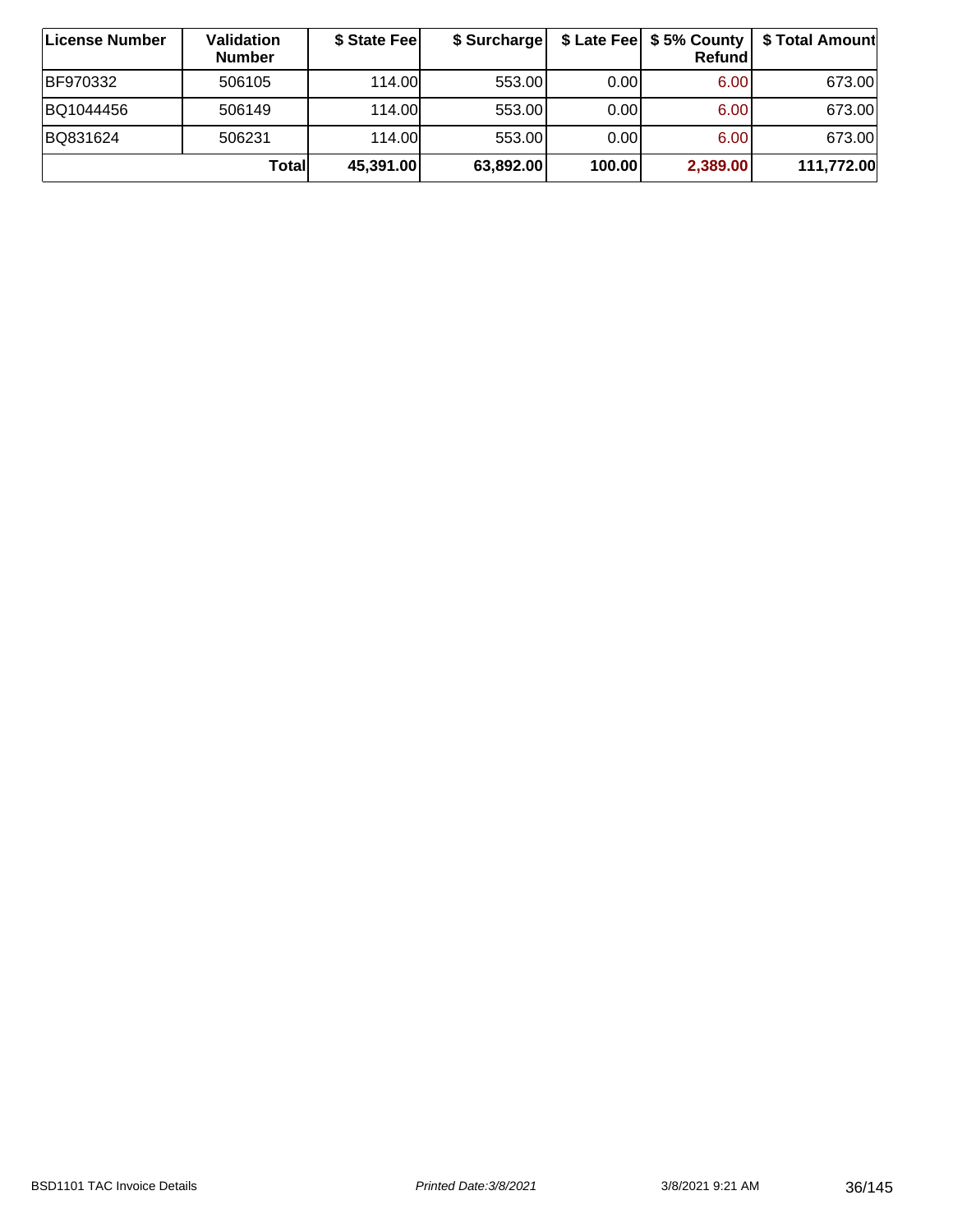| License Number | Validation Number | $ State Fee | $ Surcharge | $ Late Fee | $ 5% County Refund | $ Total Amount |
|---|---|---|---|---|---|---|
| BF970332 | 506105 | 114.00 | 553.00 | 0.00 | 6.00 | 673.00 |
| BQ1044456 | 506149 | 114.00 | 553.00 | 0.00 | 6.00 | 673.00 |
| BQ831624 | 506231 | 114.00 | 553.00 | 0.00 | 6.00 | 673.00 |
| | **Total** | **45,391.00** | **63,892.00** | **100.00** | **2,389.00** | **111,772.00** |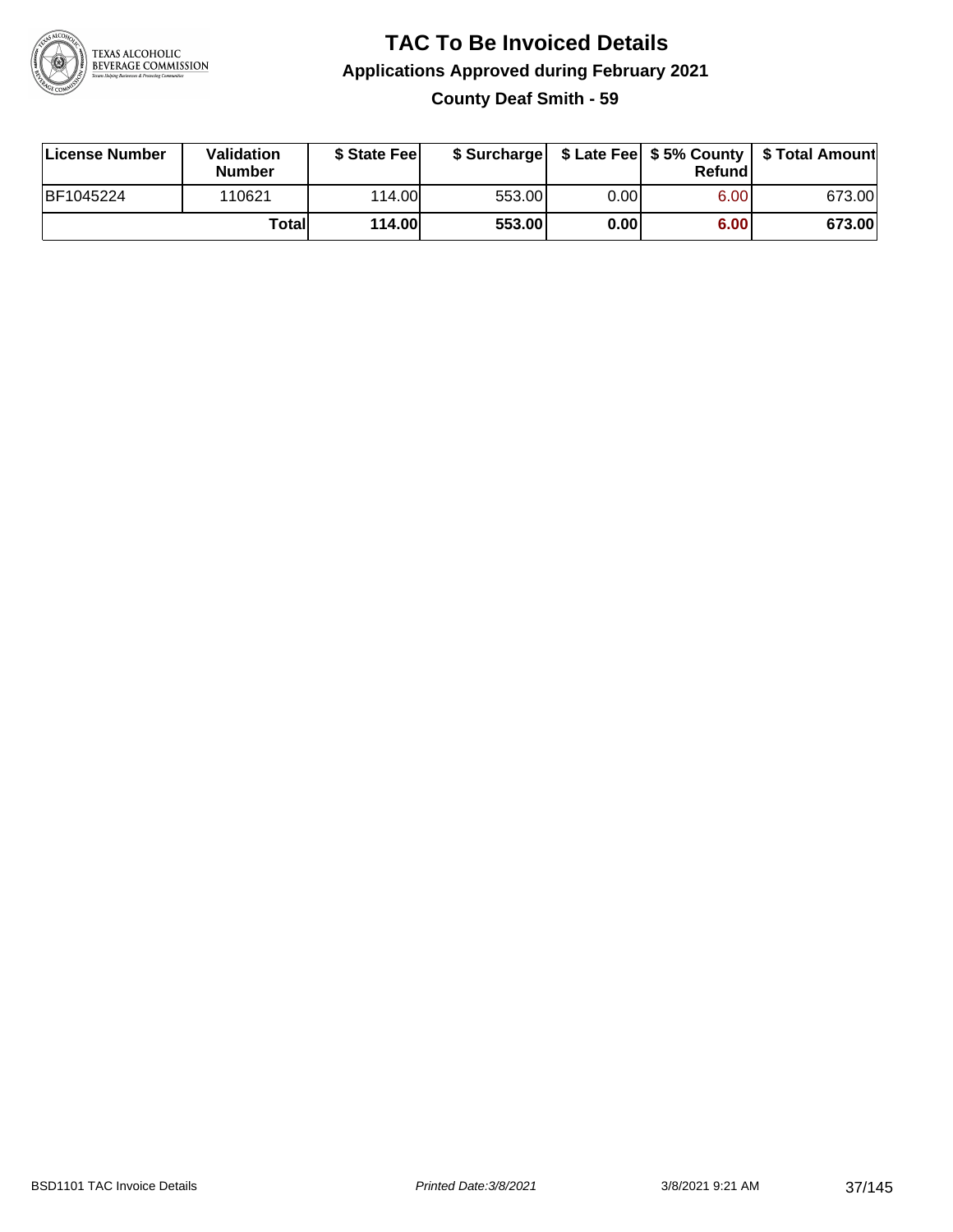# TAC To Be Invoiced Details

## Applications Approved during February 2021

### County Deaf Smith - 59

| License Number | Validation Number | $ State Fee | $ Surcharge | $ Late Fee | $ 5% County Refund | $ Total Amount |
|---|---|---|---|---|---|---|
| BF1045224 | 110621 | 114.00 | 553.00 | 0.00 | 6.00 | 673.00 |
| | **Total** | **114.00** | **553.00** | **0.00** | **6.00** | **673.00** |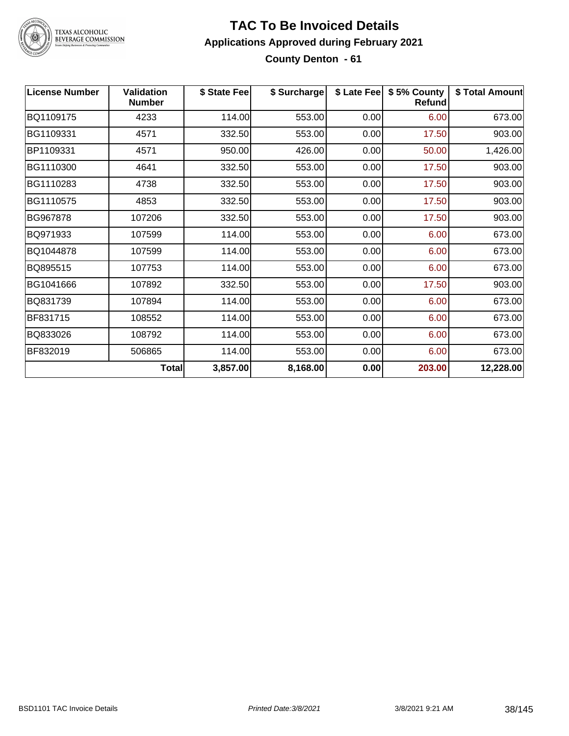# TAC To Be Invoiced Details

## Applications Approved during February 2021

### County Denton - 61

| License Number | Validation Number | $ State Fee | $ Surcharge | $ Late Fee | $ 5% County Refund | $ Total Amount |
|---|---|---|---|---|---|---|
| BQ1109175 | 4233 | 114.00 | 553.00 | 0.00 | 6.00 | 673.00 |
| BG1109331 | 4571 | 332.50 | 553.00 | 0.00 | 17.50 | 903.00 |
| BP1109331 | 4571 | 950.00 | 426.00 | 0.00 | 50.00 | 1,426.00 |
| BG1110300 | 4641 | 332.50 | 553.00 | 0.00 | 17.50 | 903.00 |
| BG1110283 | 4738 | 332.50 | 553.00 | 0.00 | 17.50 | 903.00 |
| BG1110575 | 4853 | 332.50 | 553.00 | 0.00 | 17.50 | 903.00 |
| BG967878 | 107206 | 332.50 | 553.00 | 0.00 | 17.50 | 903.00 |
| BQ971933 | 107599 | 114.00 | 553.00 | 0.00 | 6.00 | 673.00 |
| BQ1044878 | 107599 | 114.00 | 553.00 | 0.00 | 6.00 | 673.00 |
| BQ895515 | 107753 | 114.00 | 553.00 | 0.00 | 6.00 | 673.00 |
| BG1041666 | 107892 | 332.50 | 553.00 | 0.00 | 17.50 | 903.00 |
| BQ831739 | 107894 | 114.00 | 553.00 | 0.00 | 6.00 | 673.00 |
| BF831715 | 108552 | 114.00 | 553.00 | 0.00 | 6.00 | 673.00 |
| BQ833026 | 108792 | 114.00 | 553.00 | 0.00 | 6.00 | 673.00 |
| BF832019 | 506865 | 114.00 | 553.00 | 0.00 | 6.00 | 673.00 |
| | **Total** | **3,857.00** | **8,168.00** | **0.00** | **203.00** | **12,228.00** |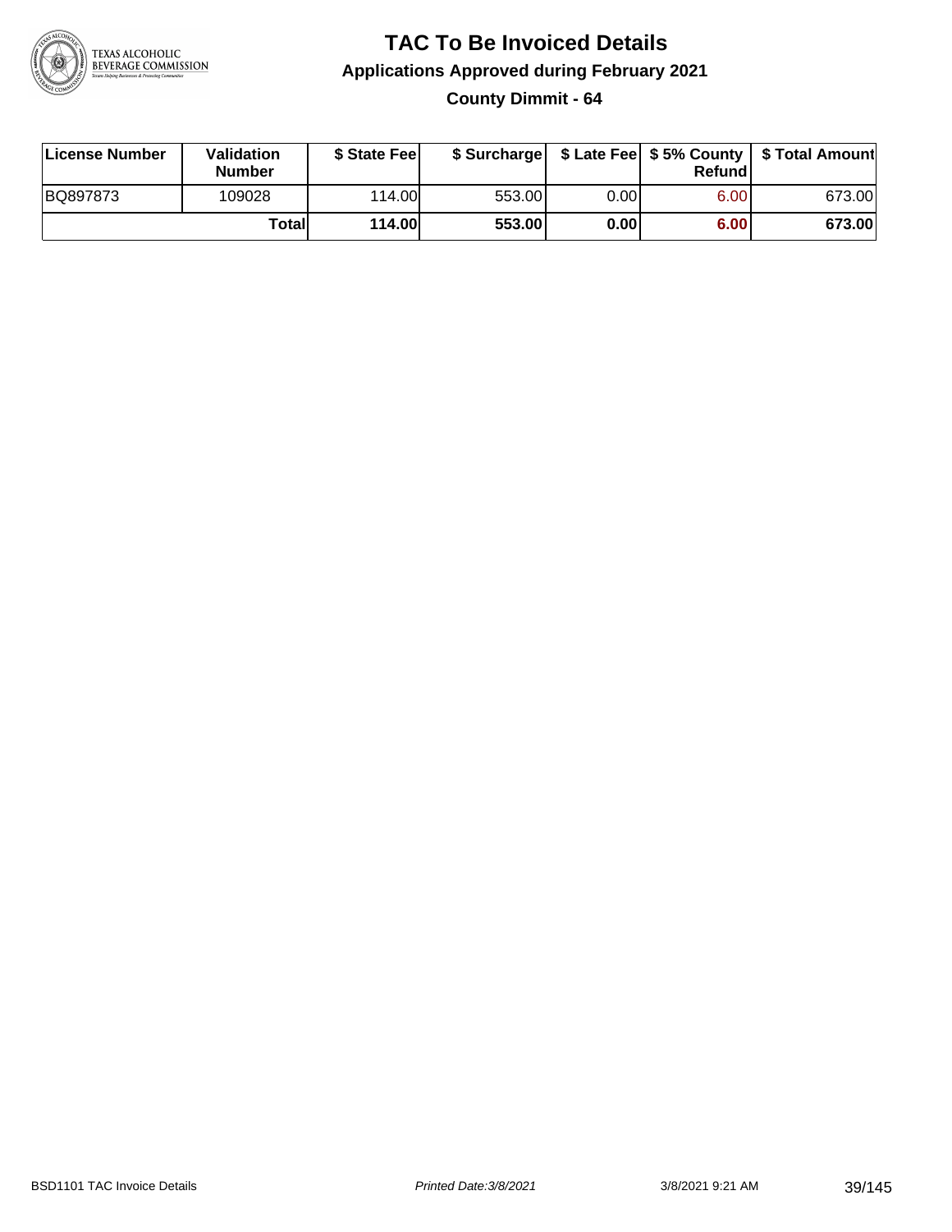# TAC To Be Invoiced Details

## Applications Approved during February 2021

### County Dimmit - 64

| License Number | Validation Number | $ State Fee | $ Surcharge | $ Late Fee | $ 5% County Refund | $ Total Amount |
|---|---|---|---|---|---|---|
| BQ897873 | 109028 | 114.00 | 553.00 | 0.00 | 6.00 | 673.00 |
| | **Total** | **114.00** | **553.00** | **0.00** | **6.00** | **673.00** |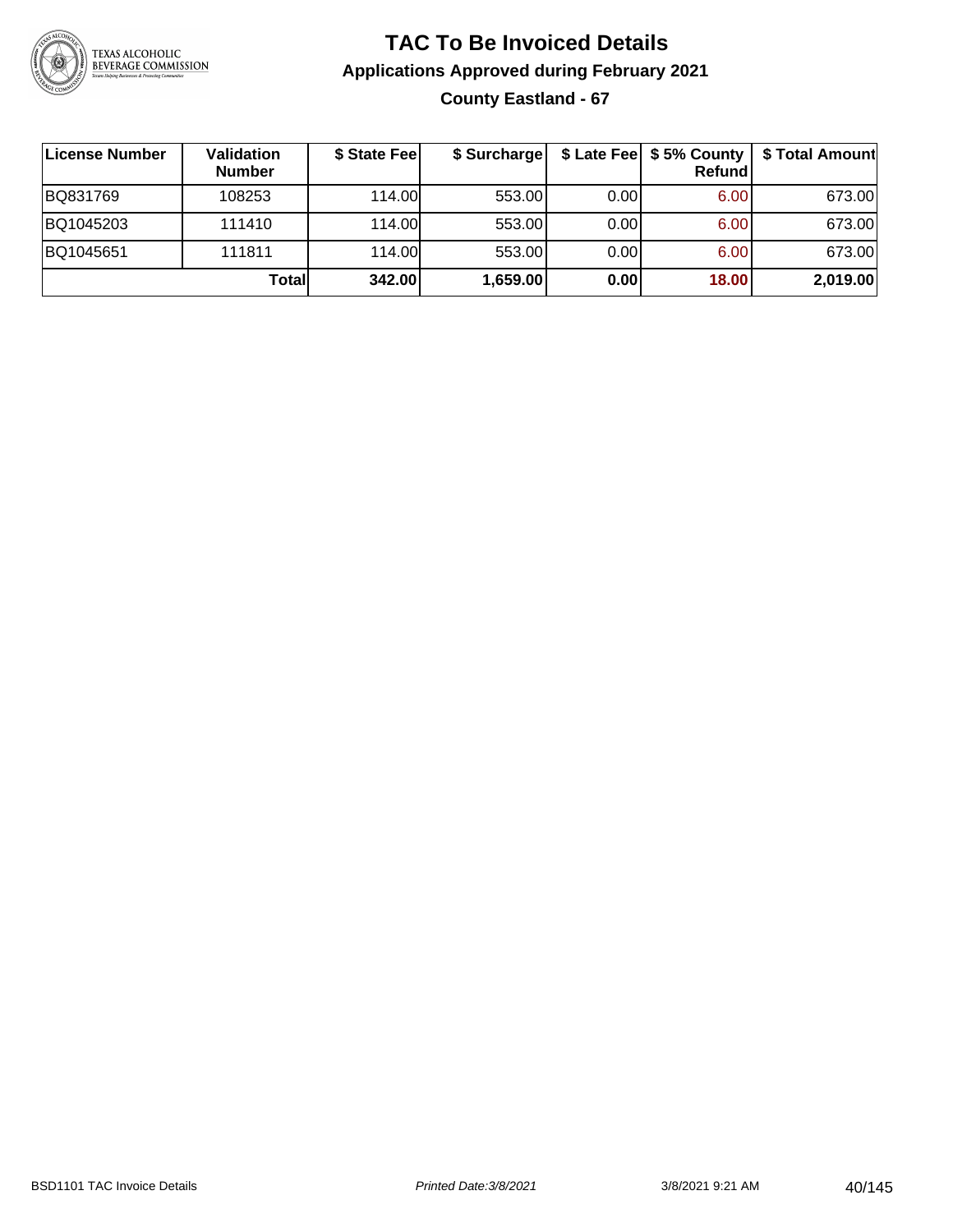# TAC To Be Invoiced Details

## Applications Approved during February 2021

### County Eastland - 67

| License Number | Validation Number | $ State Fee | $ Surcharge | $ Late Fee | $ 5% County Refund | $ Total Amount |
|---|---|---|---|---|---|---|
| BQ831769 | 108253 | 114.00 | 553.00 | 0.00 | 6.00 | 673.00 |
| BQ1045203 | 111410 | 114.00 | 553.00 | 0.00 | 6.00 | 673.00 |
| BQ1045651 | 111811 | 114.00 | 553.00 | 0.00 | 6.00 | 673.00 |
| | **Total** | **342.00** | **1,659.00** | **0.00** | **18.00** | **2,019.00** |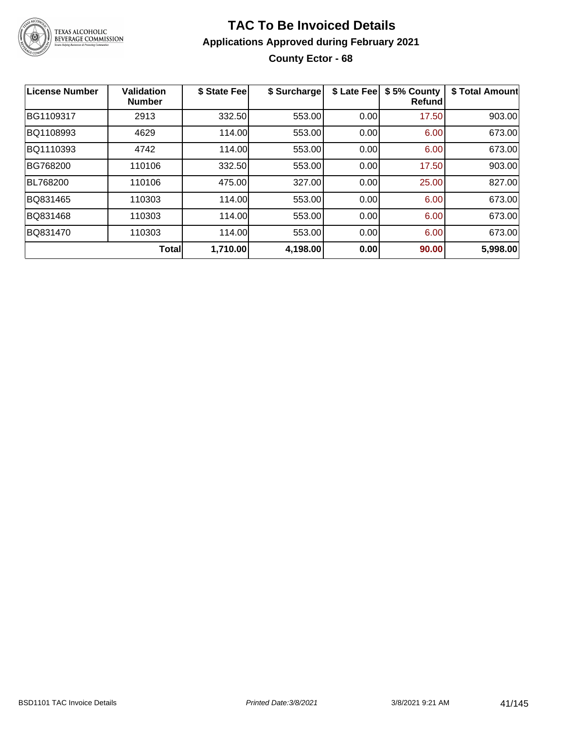# TAC To Be Invoiced Details

## Applications Approved during February 2021

### County Ector - 68

| License Number | Validation Number | $ State Fee | $ Surcharge | $ Late Fee | $ 5% County Refund | $ Total Amount |
|---|---|---|---|---|---|---|
| BG1109317 | 2913 | 332.50 | 553.00 | 0.00 | 17.50 | 903.00 |
| BQ1108993 | 4629 | 114.00 | 553.00 | 0.00 | 6.00 | 673.00 |
| BQ1110393 | 4742 | 114.00 | 553.00 | 0.00 | 6.00 | 673.00 |
| BG768200 | 110106 | 332.50 | 553.00 | 0.00 | 17.50 | 903.00 |
| BL768200 | 110106 | 475.00 | 327.00 | 0.00 | 25.00 | 827.00 |
| BQ831465 | 110303 | 114.00 | 553.00 | 0.00 | 6.00 | 673.00 |
| BQ831468 | 110303 | 114.00 | 553.00 | 0.00 | 6.00 | 673.00 |
| BQ831470 | 110303 | 114.00 | 553.00 | 0.00 | 6.00 | 673.00 |
| | **Total** | **1,710.00** | **4,198.00** | **0.00** | **90.00** | **5,998.00** |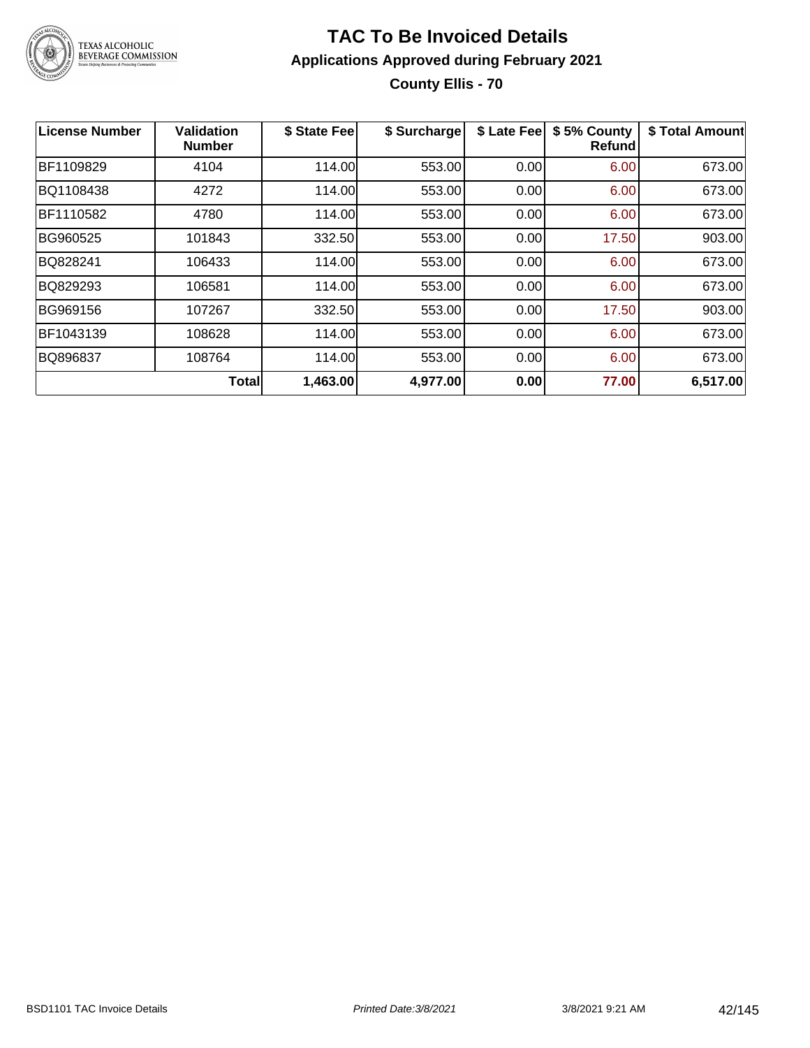# TAC To Be Invoiced Details

## Applications Approved during February 2021

### County Ellis - 70

| License Number | Validation Number | $ State Fee | $ Surcharge | $ Late Fee | $ 5% County Refund | $ Total Amount |
|---|---|---|---|---|---|---|
| BF1109829 | 4104 | 114.00 | 553.00 | 0.00 | 6.00 | 673.00 |
| BQ1108438 | 4272 | 114.00 | 553.00 | 0.00 | 6.00 | 673.00 |
| BF1110582 | 4780 | 114.00 | 553.00 | 0.00 | 6.00 | 673.00 |
| BG960525 | 101843 | 332.50 | 553.00 | 0.00 | 17.50 | 903.00 |
| BQ828241 | 106433 | 114.00 | 553.00 | 0.00 | 6.00 | 673.00 |
| BQ829293 | 106581 | 114.00 | 553.00 | 0.00 | 6.00 | 673.00 |
| BG969156 | 107267 | 332.50 | 553.00 | 0.00 | 17.50 | 903.00 |
| BF1043139 | 108628 | 114.00 | 553.00 | 0.00 | 6.00 | 673.00 |
| BQ896837 | 108764 | 114.00 | 553.00 | 0.00 | 6.00 | 673.00 |
| | **Total** | **1,463.00** | **4,977.00** | **0.00** | **77.00** | **6,517.00** |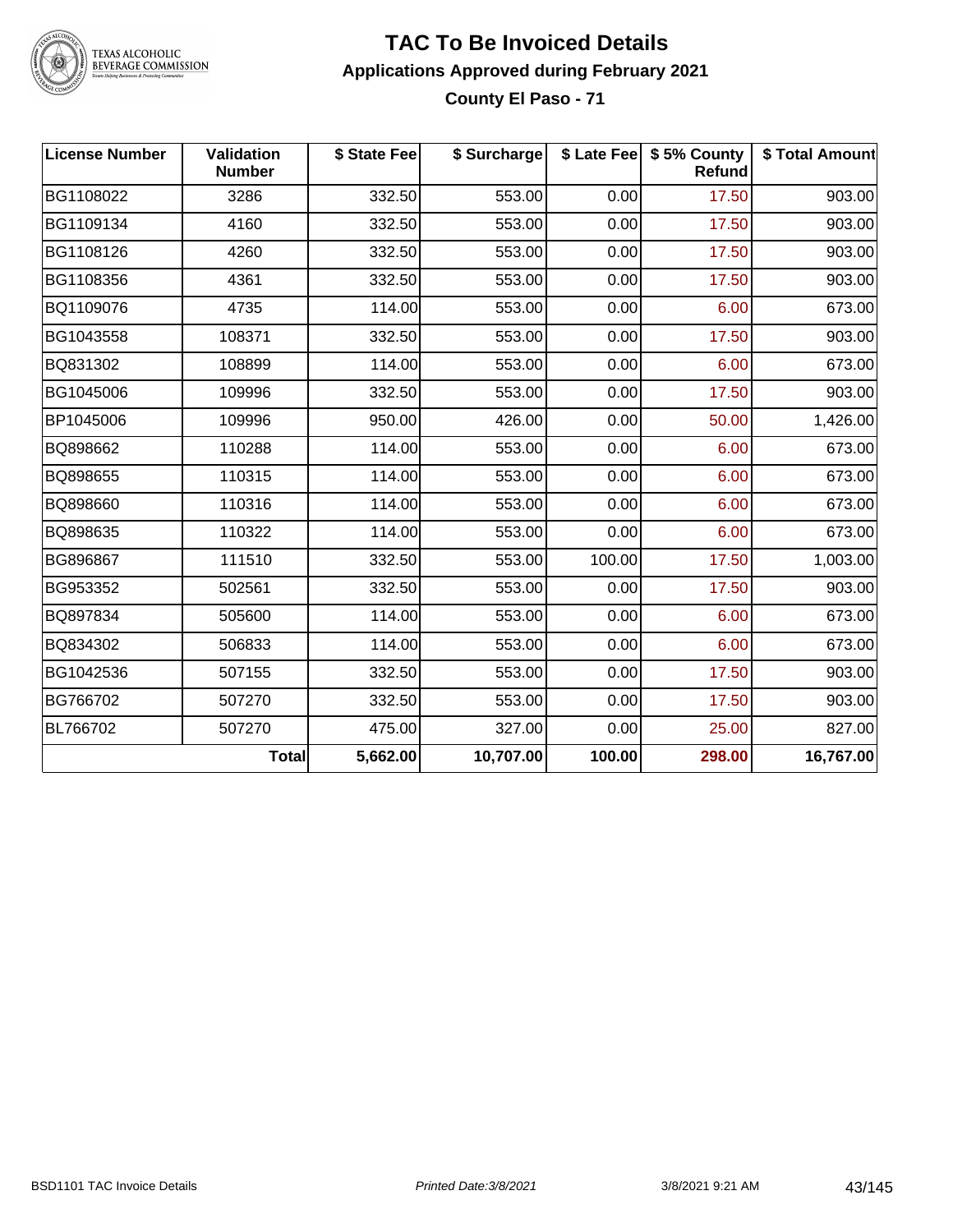# TAC To Be Invoiced Details

## Applications Approved during February 2021

### County El Paso - 71

| License Number | Validation Number | $ State Fee | $ Surcharge | $ Late Fee | $ 5% County Refund | $ Total Amount |
|---|---|---|---|---|---|---|
| BG1108022 | 3286 | 332.50 | 553.00 | 0.00 | 17.50 | 903.00 |
| BG1109134 | 4160 | 332.50 | 553.00 | 0.00 | 17.50 | 903.00 |
| BG1108126 | 4260 | 332.50 | 553.00 | 0.00 | 17.50 | 903.00 |
| BG1108356 | 4361 | 332.50 | 553.00 | 0.00 | 17.50 | 903.00 |
| BQ1109076 | 4735 | 114.00 | 553.00 | 0.00 | 6.00 | 673.00 |
| BG1043558 | 108371 | 332.50 | 553.00 | 0.00 | 17.50 | 903.00 |
| BQ831302 | 108899 | 114.00 | 553.00 | 0.00 | 6.00 | 673.00 |
| BG1045006 | 109996 | 332.50 | 553.00 | 0.00 | 17.50 | 903.00 |
| BP1045006 | 109996 | 950.00 | 426.00 | 0.00 | 50.00 | 1,426.00 |
| BQ898662 | 110288 | 114.00 | 553.00 | 0.00 | 6.00 | 673.00 |
| BQ898655 | 110315 | 114.00 | 553.00 | 0.00 | 6.00 | 673.00 |
| BQ898660 | 110316 | 114.00 | 553.00 | 0.00 | 6.00 | 673.00 |
| BQ898635 | 110322 | 114.00 | 553.00 | 0.00 | 6.00 | 673.00 |
| BG896867 | 111510 | 332.50 | 553.00 | 100.00 | 17.50 | 1,003.00 |
| BG953352 | 502561 | 332.50 | 553.00 | 0.00 | 17.50 | 903.00 |
| BQ897834 | 505600 | 114.00 | 553.00 | 0.00 | 6.00 | 673.00 |
| BQ834302 | 506833 | 114.00 | 553.00 | 0.00 | 6.00 | 673.00 |
| BG1042536 | 507155 | 332.50 | 553.00 | 0.00 | 17.50 | 903.00 |
| BG766702 | 507270 | 332.50 | 553.00 | 0.00 | 17.50 | 903.00 |
| BL766702 | 507270 | 475.00 | 327.00 | 0.00 | 25.00 | 827.00 |
| | **Total** | **5,662.00** | **10,707.00** | **100.00** | **298.00** | **16,767.00** |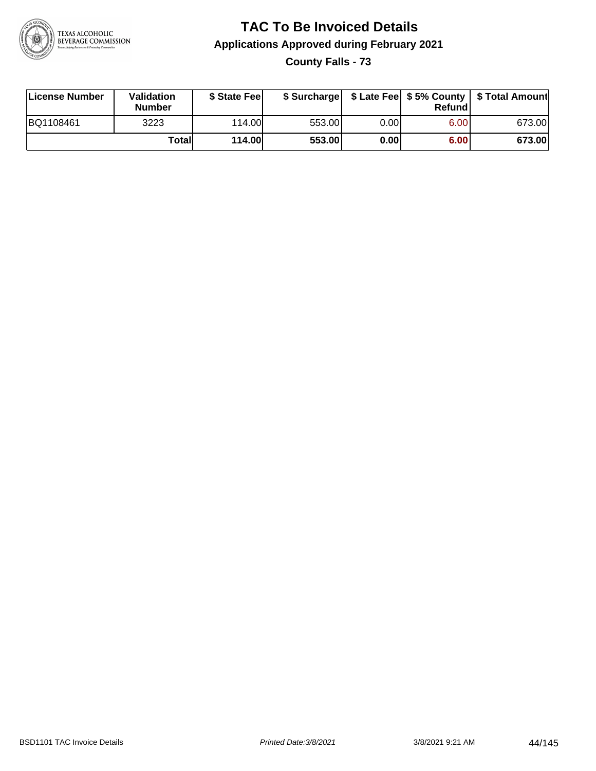# TAC To Be Invoiced Details

## Applications Approved during February 2021

### County Falls - 73

| License Number | Validation Number | $ State Fee | $ Surcharge | $ Late Fee | $ 5% County Refund | $ Total Amount |
|---|---|---|---|---|---|---|
| BQ1108461 | 3223 | 114.00 | 553.00 | 0.00 | 6.00 | 673.00 |
| | **Total** | **114.00** | **553.00** | **0.00** | **6.00** | **673.00** |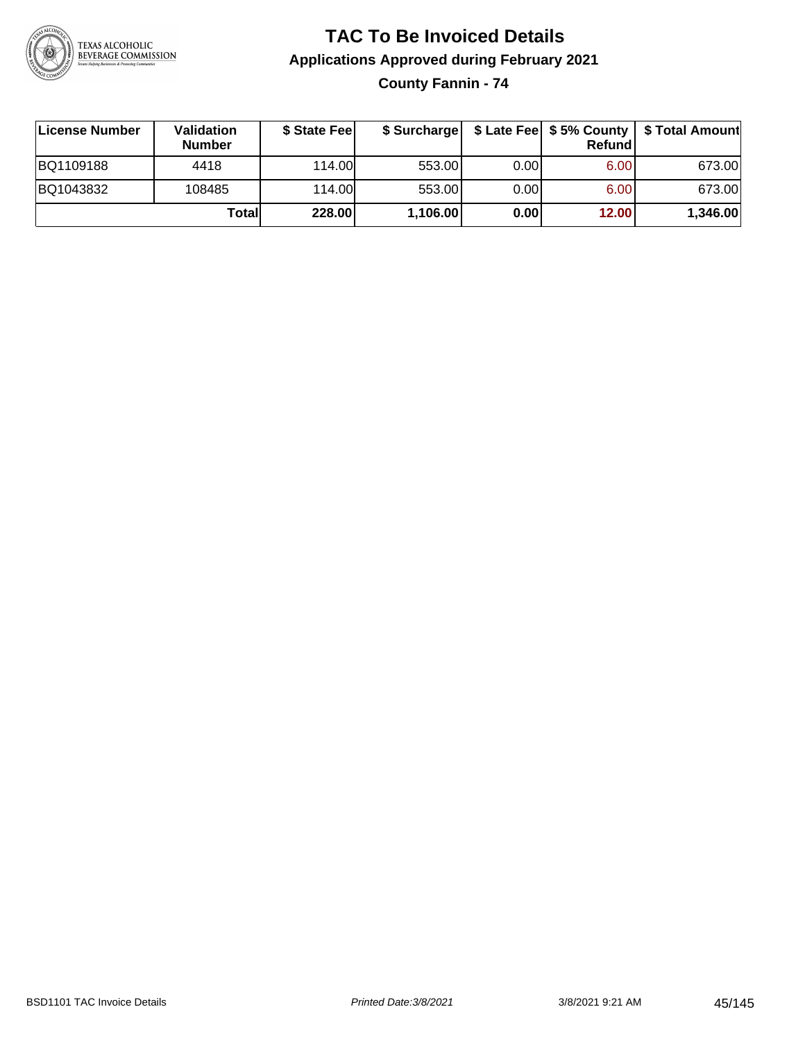# TAC To Be Invoiced Details

## Applications Approved during February 2021

### County Fannin - 74

| License Number | Validation Number | $ State Fee | $ Surcharge | $ Late Fee | $ 5% County Refund | $ Total Amount |
|---|---|---|---|---|---|---|
| BQ1109188 | 4418 | 114.00 | 553.00 | 0.00 | 6.00 | 673.00 |
| BQ1043832 | 108485 | 114.00 | 553.00 | 0.00 | 6.00 | 673.00 |
| | **Total** | **228.00** | **1,106.00** | **0.00** | **12.00** | **1,346.00** |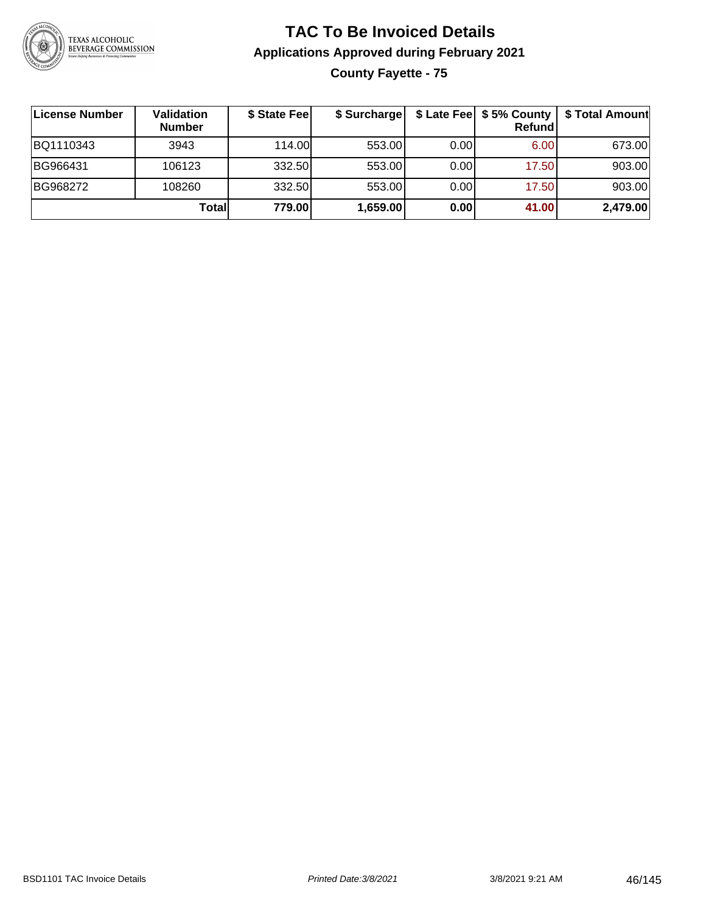# TAC To Be Invoiced Details

## Applications Approved during February 2021

### County Fayette - 75

| License Number | Validation Number | $ State Fee | $ Surcharge | $ Late Fee | $ 5% County Refund | $ Total Amount |
|---|---|---|---|---|---|---|
| BQ1110343 | 3943 | 114.00 | 553.00 | 0.00 | 6.00 | 673.00 |
| BG966431 | 106123 | 332.50 | 553.00 | 0.00 | 17.50 | 903.00 |
| BG968272 | 108260 | 332.50 | 553.00 | 0.00 | 17.50 | 903.00 |
| | **Total** | **779.00** | **1,659.00** | **0.00** | **41.00** | **2,479.00** |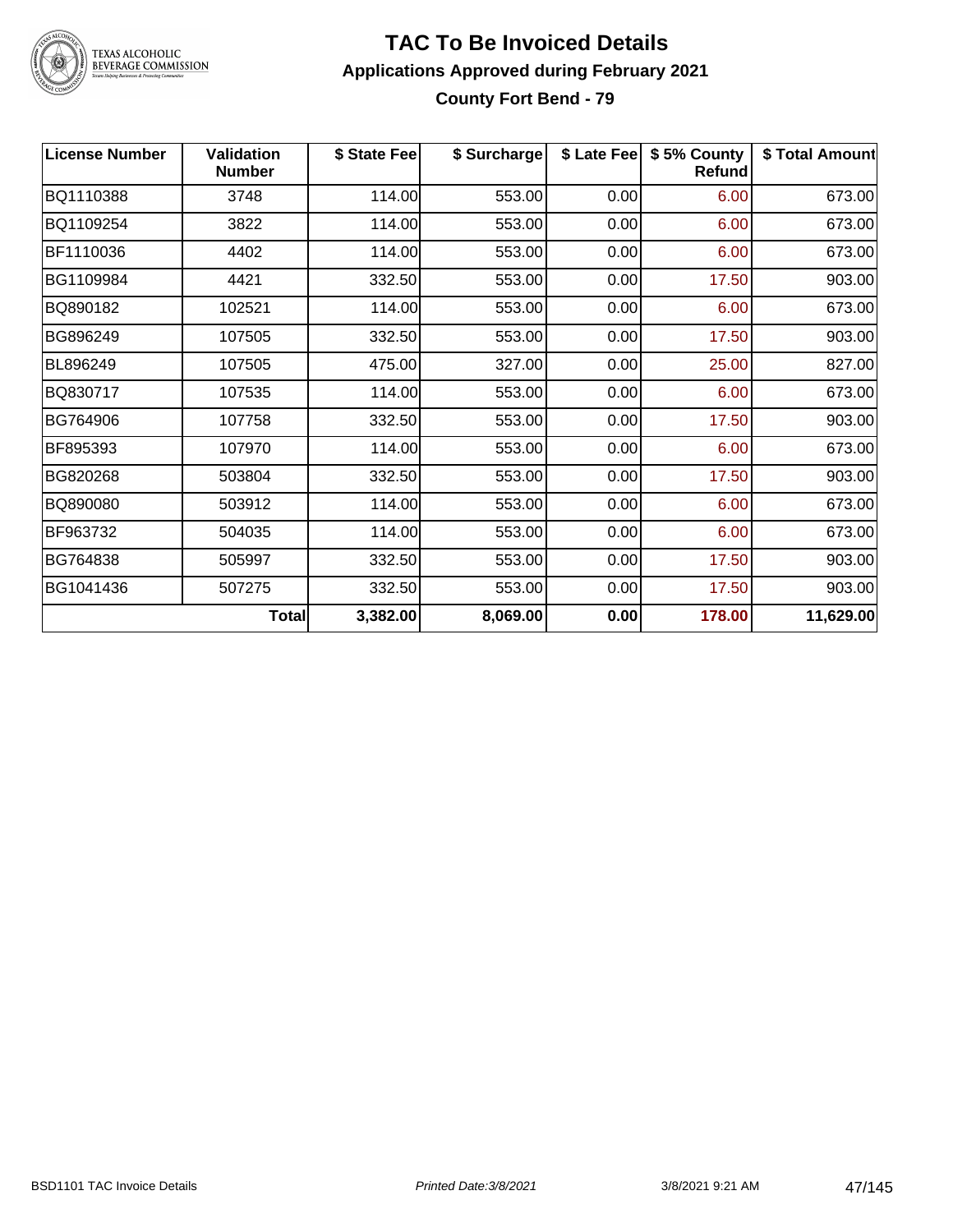# TAC To Be Invoiced Details

## Applications Approved during February 2021

### County Fort Bend - 79

| License Number | Validation Number | \$ State Fee | \$ Surcharge | \$ Late Fee | \$ 5% County Refund | \$ Total Amount |
|---|---|---|---|---|---|---|
| BQ1110388 | 3748 | 114.00 | 553.00 | 0.00 | 6.00 | 673.00 |
| BQ1109254 | 3822 | 114.00 | 553.00 | 0.00 | 6.00 | 673.00 |
| BF1110036 | 4402 | 114.00 | 553.00 | 0.00 | 6.00 | 673.00 |
| BG1109984 | 4421 | 332.50 | 553.00 | 0.00 | 17.50 | 903.00 |
| BQ890182 | 102521 | 114.00 | 553.00 | 0.00 | 6.00 | 673.00 |
| BG896249 | 107505 | 332.50 | 553.00 | 0.00 | 17.50 | 903.00 |
| BL896249 | 107505 | 475.00 | 327.00 | 0.00 | 25.00 | 827.00 |
| BQ830717 | 107535 | 114.00 | 553.00 | 0.00 | 6.00 | 673.00 |
| BG764906 | 107758 | 332.50 | 553.00 | 0.00 | 17.50 | 903.00 |
| BF895393 | 107970 | 114.00 | 553.00 | 0.00 | 6.00 | 673.00 |
| BG820268 | 503804 | 332.50 | 553.00 | 0.00 | 17.50 | 903.00 |
| BQ890080 | 503912 | 114.00 | 553.00 | 0.00 | 6.00 | 673.00 |
| BF963732 | 504035 | 114.00 | 553.00 | 0.00 | 6.00 | 673.00 |
| BG764838 | 505997 | 332.50 | 553.00 | 0.00 | 17.50 | 903.00 |
| BG1041436 | 507275 | 332.50 | 553.00 | 0.00 | 17.50 | 903.00 |
| | **Total** | **3,382.00** | **8,069.00** | **0.00** | **178.00** | **11,629.00** |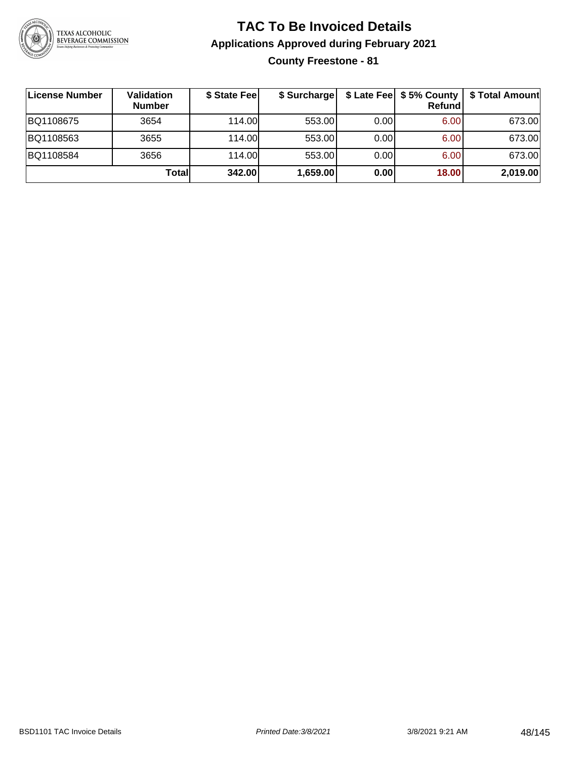# TAC To Be Invoiced Details

## Applications Approved during February 2021

### County Freestone - 81

| License Number | Validation Number | $ State Fee | $ Surcharge | $ Late Fee | $ 5% County Refund | $ Total Amount |
|---|---|---|---|---|---|---|
| BQ1108675 | 3654 | 114.00 | 553.00 | 0.00 | 6.00 | 673.00 |
| BQ1108563 | 3655 | 114.00 | 553.00 | 0.00 | 6.00 | 673.00 |
| BQ1108584 | 3656 | 114.00 | 553.00 | 0.00 | 6.00 | 673.00 |
| | **Total** | **342.00** | **1,659.00** | **0.00** | **18.00** | **2,019.00** |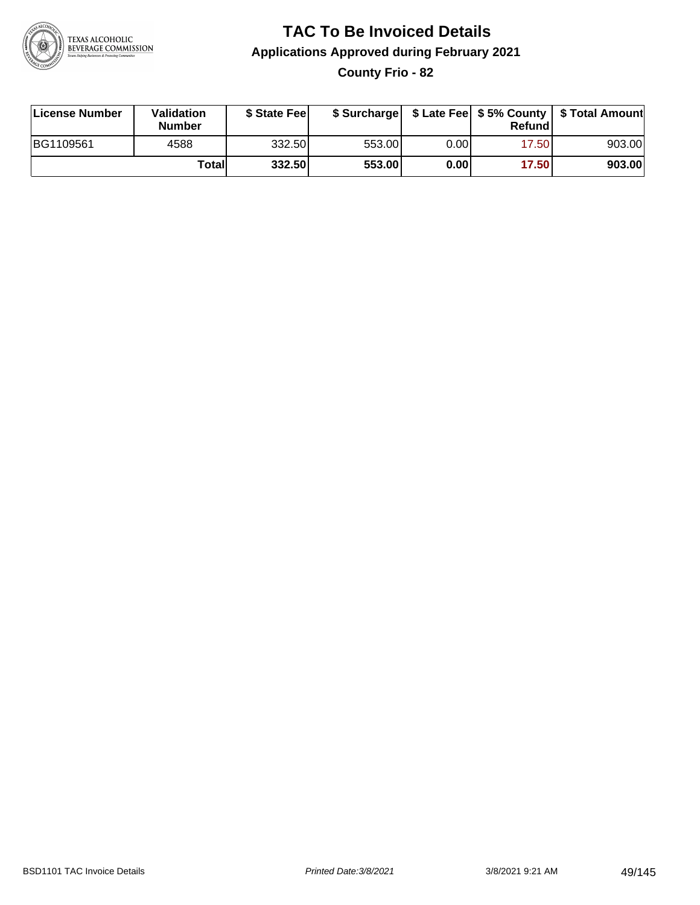# TAC To Be Invoiced Details

## Applications Approved during February 2021

### County Frio - 82

| License Number | Validation Number | $ State Fee | $ Surcharge | $ Late Fee | $ 5% County Refund | $ Total Amount |
|---|---|---|---|---|---|---|
| BG1109561 | 4588 | 332.50 | 553.00 | 0.00 | 17.50 | 903.00 |
| | **Total** | **332.50** | **553.00** | **0.00** | **17.50** | **903.00** |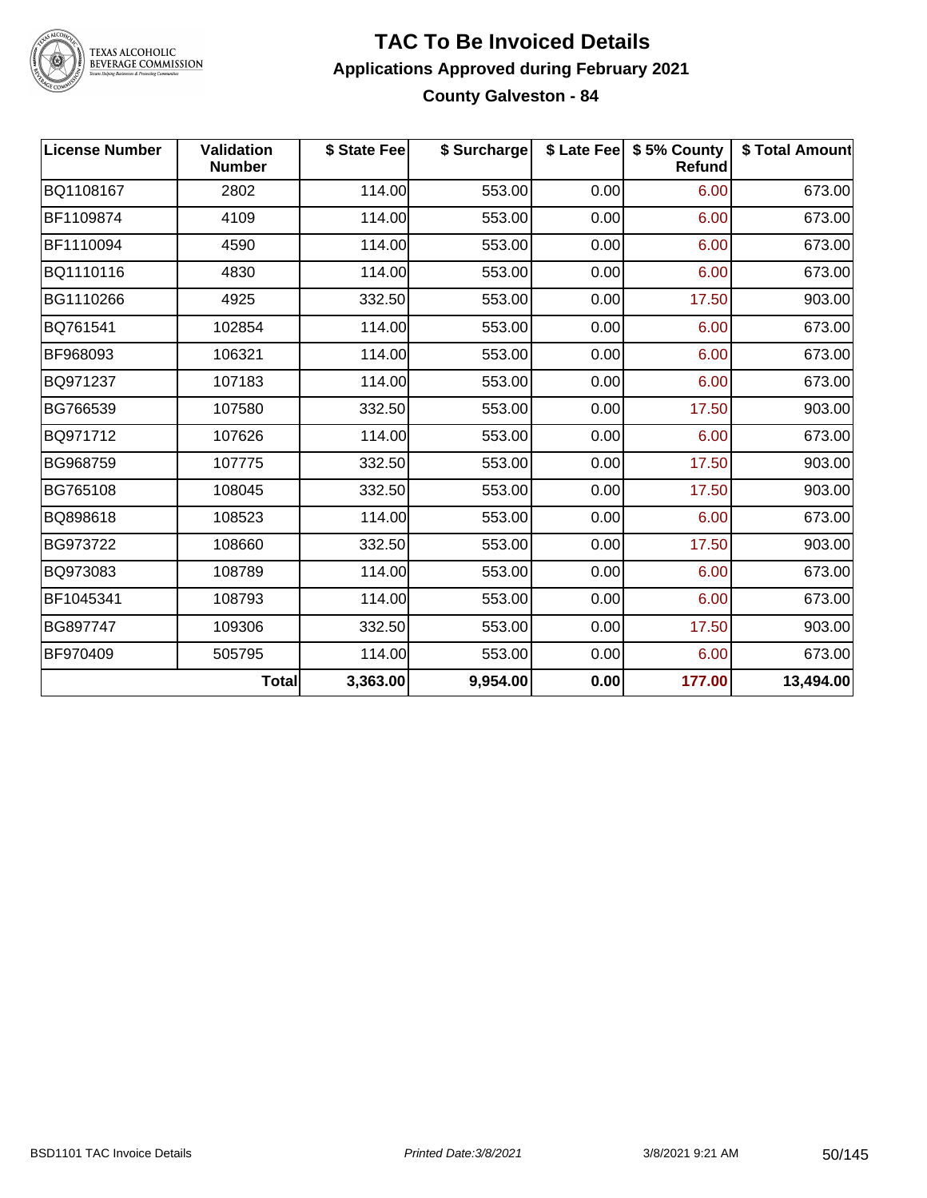# TAC To Be Invoiced Details

## Applications Approved during February 2021

### County Galveston - 84

| License Number | Validation Number | $ State Fee | $ Surcharge | $ Late Fee | $ 5% County Refund | $ Total Amount |
|---|---|---|---|---|---|---|
| BQ1108167 | 2802 | 114.00 | 553.00 | 0.00 | 6.00 | 673.00 |
| BF1109874 | 4109 | 114.00 | 553.00 | 0.00 | 6.00 | 673.00 |
| BF1110094 | 4590 | 114.00 | 553.00 | 0.00 | 6.00 | 673.00 |
| BQ1110116 | 4830 | 114.00 | 553.00 | 0.00 | 6.00 | 673.00 |
| BG1110266 | 4925 | 332.50 | 553.00 | 0.00 | 17.50 | 903.00 |
| BQ761541 | 102854 | 114.00 | 553.00 | 0.00 | 6.00 | 673.00 |
| BF968093 | 106321 | 114.00 | 553.00 | 0.00 | 6.00 | 673.00 |
| BQ971237 | 107183 | 114.00 | 553.00 | 0.00 | 6.00 | 673.00 |
| BG766539 | 107580 | 332.50 | 553.00 | 0.00 | 17.50 | 903.00 |
| BQ971712 | 107626 | 114.00 | 553.00 | 0.00 | 6.00 | 673.00 |
| BG968759 | 107775 | 332.50 | 553.00 | 0.00 | 17.50 | 903.00 |
| BG765108 | 108045 | 332.50 | 553.00 | 0.00 | 17.50 | 903.00 |
| BQ898618 | 108523 | 114.00 | 553.00 | 0.00 | 6.00 | 673.00 |
| BG973722 | 108660 | 332.50 | 553.00 | 0.00 | 17.50 | 903.00 |
| BQ973083 | 108789 | 114.00 | 553.00 | 0.00 | 6.00 | 673.00 |
| BF1045341 | 108793 | 114.00 | 553.00 | 0.00 | 6.00 | 673.00 |
| BG897747 | 109306 | 332.50 | 553.00 | 0.00 | 17.50 | 903.00 |
| BF970409 | 505795 | 114.00 | 553.00 | 0.00 | 6.00 | 673.00 |
| | **Total** | **3,363.00** | **9,954.00** | **0.00** | **177.00** | **13,494.00** |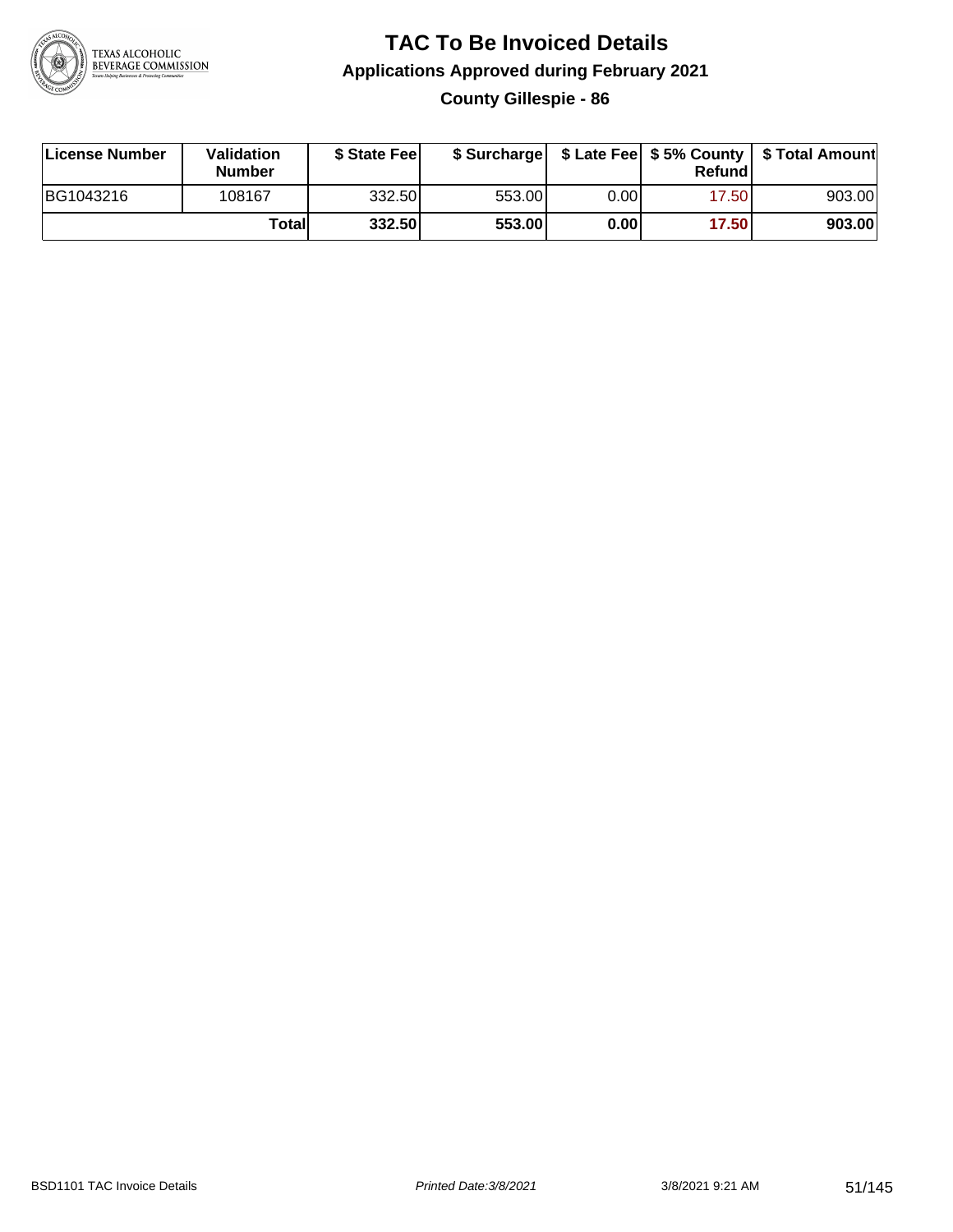# TAC To Be Invoiced Details

## Applications Approved during February 2021

### County Gillespie - 86

| License Number | Validation Number | $ State Fee | $ Surcharge | $ Late Fee | $ 5% County Refund | $ Total Amount |
|---|---|---|---|---|---|---|
| BG1043216 | 108167 | 332.50 | 553.00 | 0.00 | 17.50 | 903.00 |
| | **Total** | **332.50** | **553.00** | **0.00** | **17.50** | **903.00** |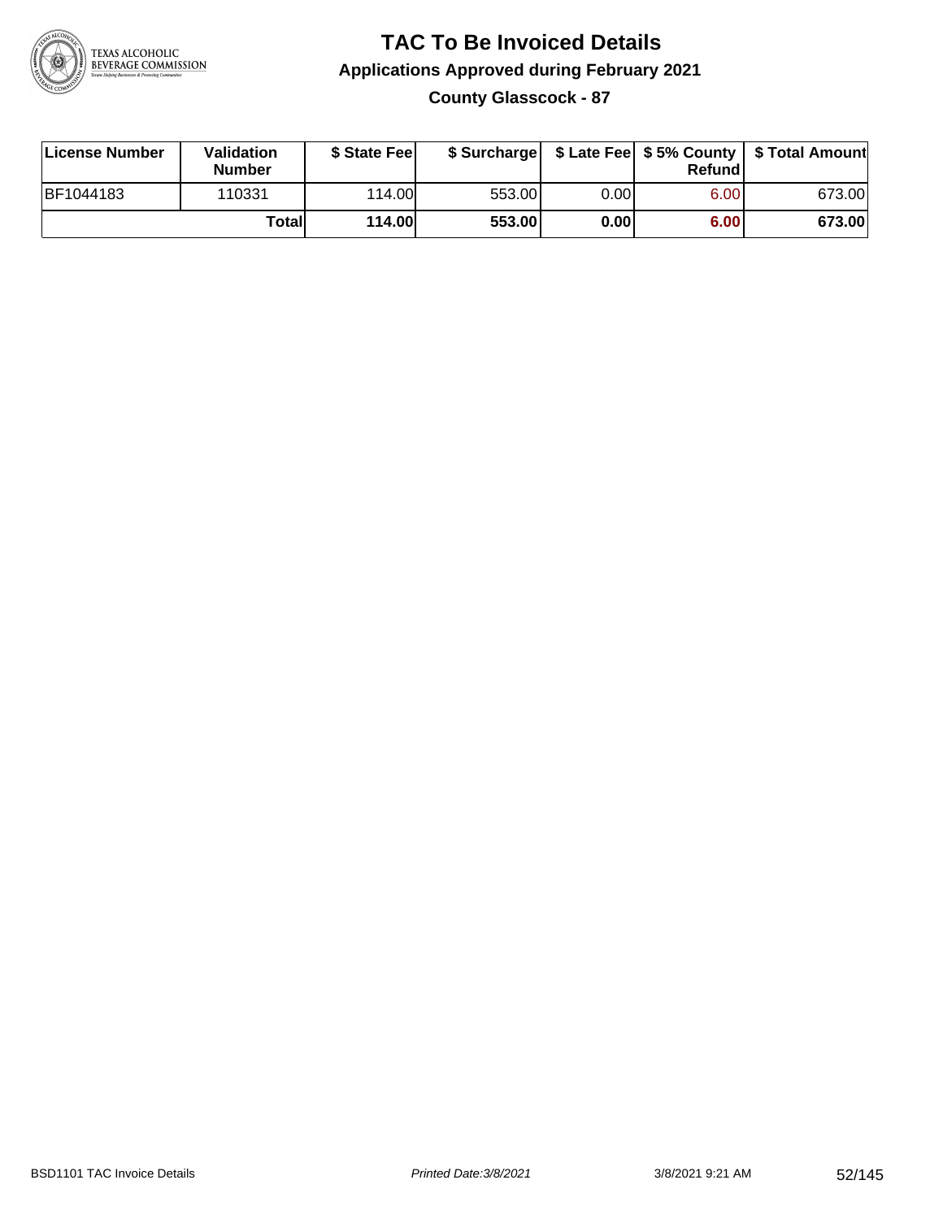# TAC To Be Invoiced Details

## Applications Approved during February 2021

### County Glasscock - 87

| License Number | Validation Number | $ State Fee | $ Surcharge | $ Late Fee | $ 5% County Refund | $ Total Amount |
|---|---|---|---|---|---|---|
| BF1044183 | 110331 | 114.00 | 553.00 | 0.00 | 6.00 | 673.00 |
| | **Total** | **114.00** | **553.00** | **0.00** | **6.00** | **673.00** |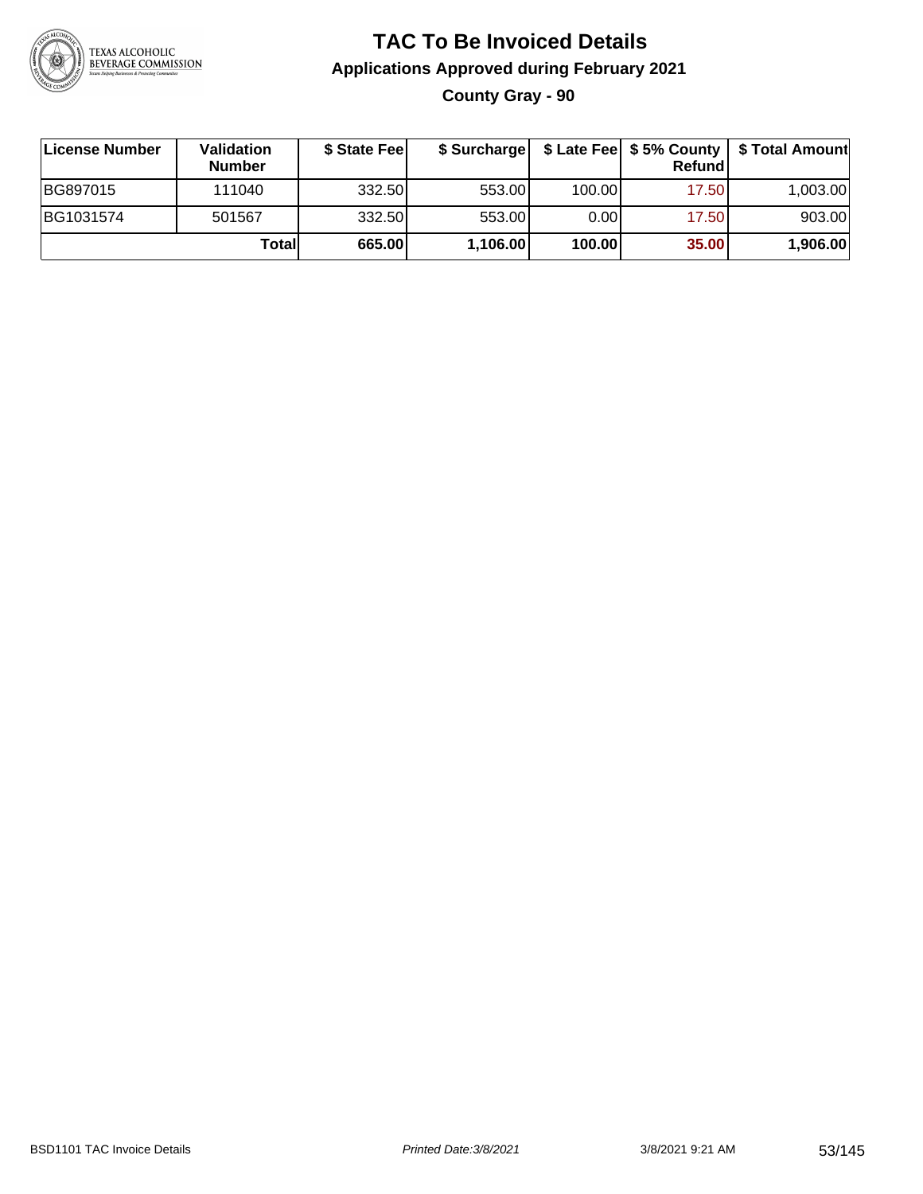# TAC To Be Invoiced Details

## Applications Approved during February 2021

### County Gray - 90

| License Number | Validation Number | $ State Fee | $ Surcharge | $ Late Fee | $ 5% County Refund | $ Total Amount |
|---|---|---|---|---|---|---|
| BG897015 | 111040 | 332.50 | 553.00 | 100.00 | 17.50 | 1,003.00 |
| BG1031574 | 501567 | 332.50 | 553.00 | 0.00 | 17.50 | 903.00 |
| | **Total** | **665.00** | **1,106.00** | **100.00** | **35.00** | **1,906.00** |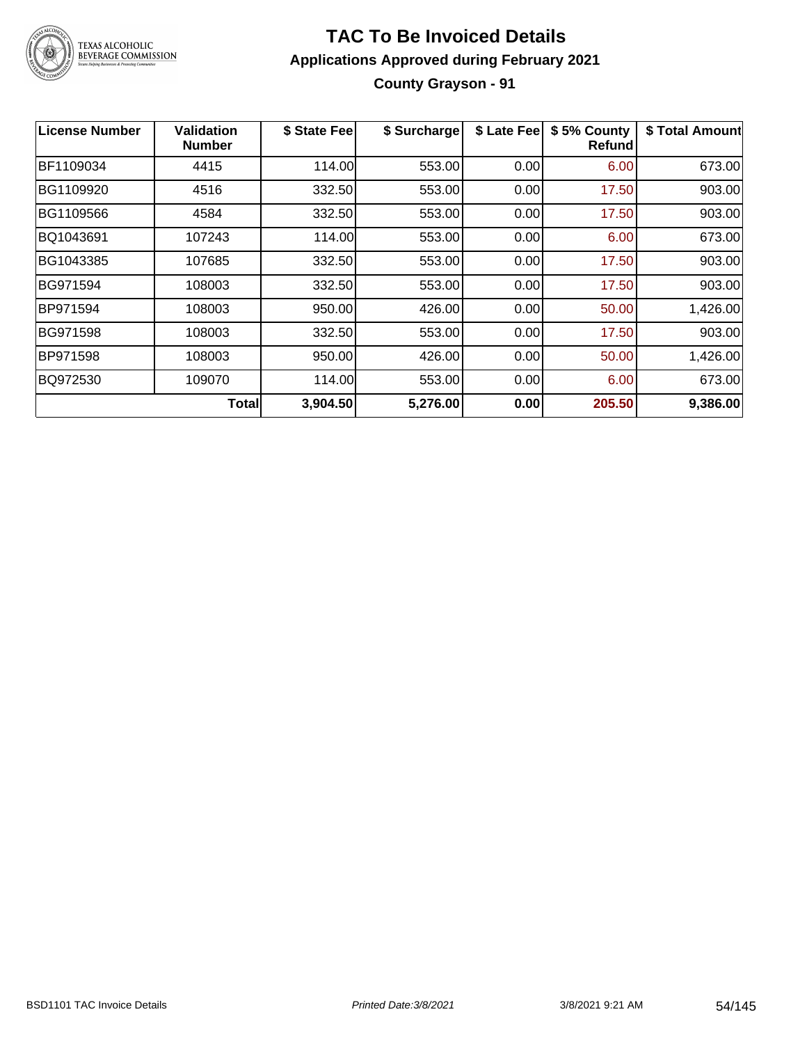# TAC To Be Invoiced Details

## Applications Approved during February 2021

### County Grayson - 91

| License Number | Validation Number | \$ State Fee | \$ Surcharge | \$ Late Fee | \$ 5% County Refund | \$ Total Amount |
|---|---|---|---|---|---|---|
| BF1109034 | 4415 | 114.00 | 553.00 | 0.00 | 6.00 | 673.00 |
| BG1109920 | 4516 | 332.50 | 553.00 | 0.00 | 17.50 | 903.00 |
| BG1109566 | 4584 | 332.50 | 553.00 | 0.00 | 17.50 | 903.00 |
| BQ1043691 | 107243 | 114.00 | 553.00 | 0.00 | 6.00 | 673.00 |
| BG1043385 | 107685 | 332.50 | 553.00 | 0.00 | 17.50 | 903.00 |
| BG971594 | 108003 | 332.50 | 553.00 | 0.00 | 17.50 | 903.00 |
| BP971594 | 108003 | 950.00 | 426.00 | 0.00 | 50.00 | 1,426.00 |
| BG971598 | 108003 | 332.50 | 553.00 | 0.00 | 17.50 | 903.00 |
| BP971598 | 108003 | 950.00 | 426.00 | 0.00 | 50.00 | 1,426.00 |
| BQ972530 | 109070 | 114.00 | 553.00 | 0.00 | 6.00 | 673.00 |
| | **Total** | **3,904.50** | **5,276.00** | **0.00** | **205.50** | **9,386.00** |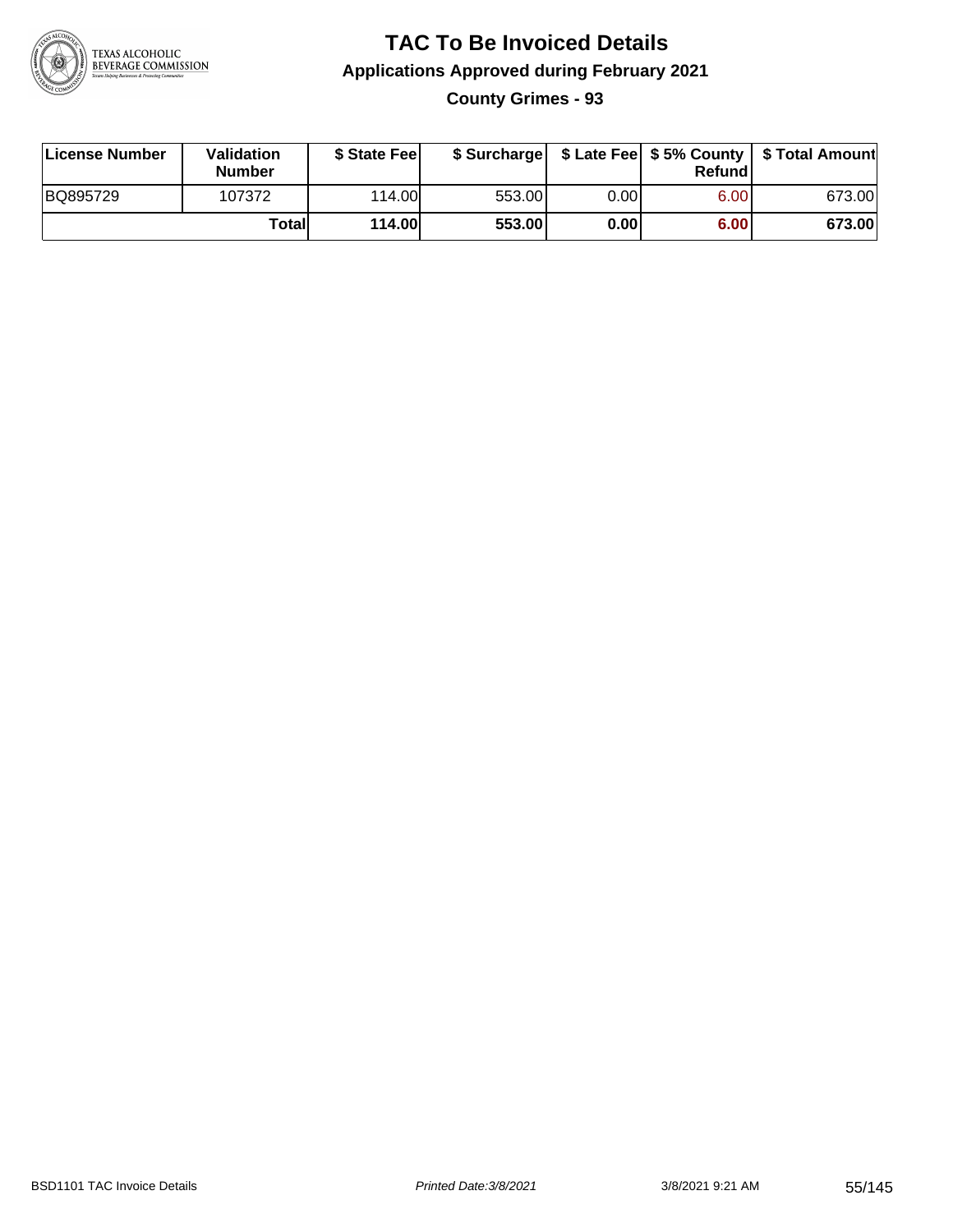# TAC To Be Invoiced Details

## Applications Approved during February 2021

### County Grimes - 93

| License Number | Validation Number | $ State Fee | $ Surcharge | $ Late Fee | $ 5% County Refund | $ Total Amount |
|---|---|---|---|---|---|---|
| BQ895729 | 107372 | 114.00 | 553.00 | 0.00 | 6.00 | 673.00 |
| | **Total** | **114.00** | **553.00** | **0.00** | **6.00** | **673.00** |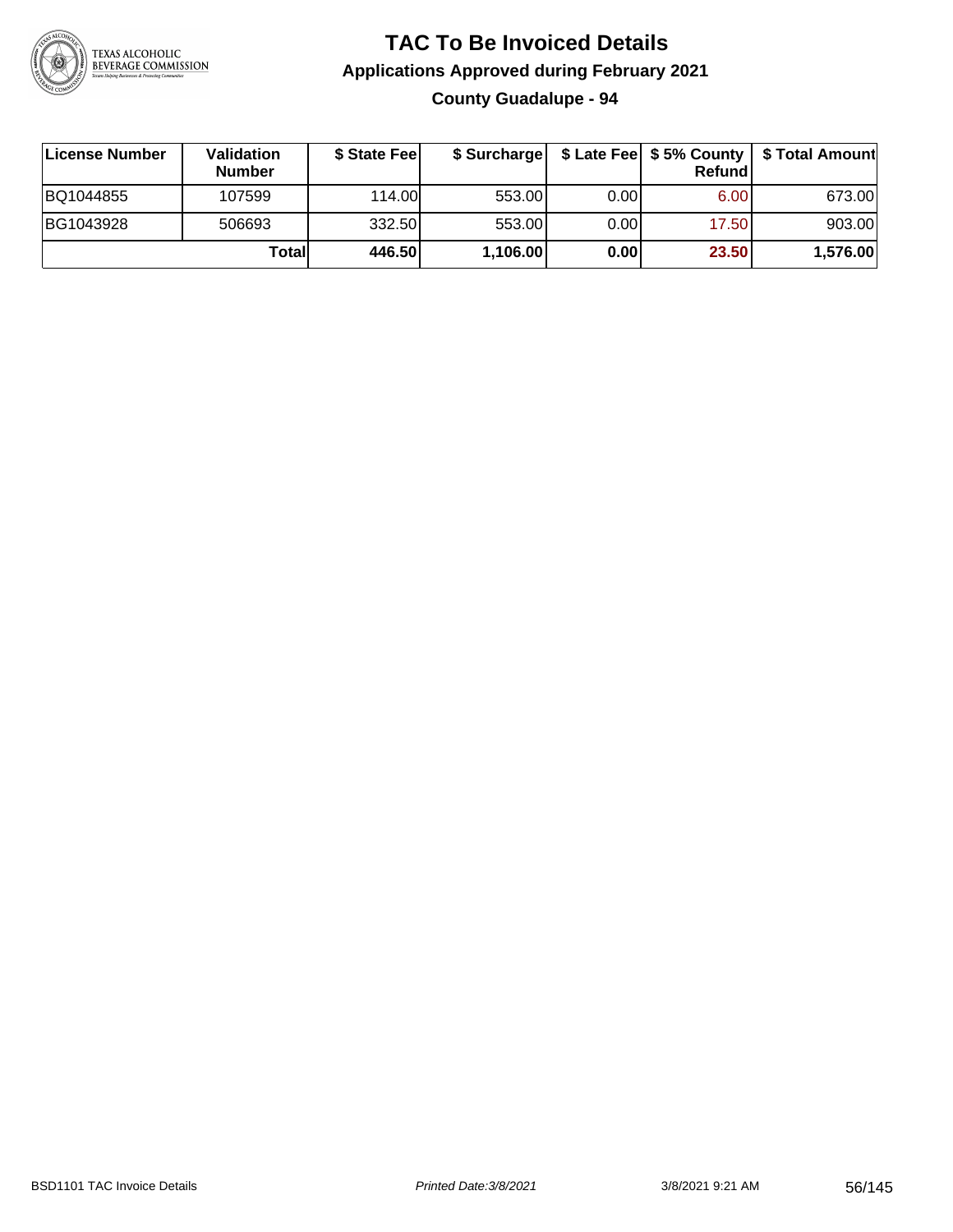# TAC To Be Invoiced Details

## Applications Approved during February 2021

### County Guadalupe - 94

| License Number | Validation Number | $ State Fee | $ Surcharge | $ Late Fee | $ 5% County Refund | $ Total Amount |
|---|---|---|---|---|---|---|
| BQ1044855 | 107599 | 114.00 | 553.00 | 0.00 | 6.00 | 673.00 |
| BG1043928 | 506693 | 332.50 | 553.00 | 0.00 | 17.50 | 903.00 |
| | **Total** | **446.50** | **1,106.00** | **0.00** | **23.50** | **1,576.00** |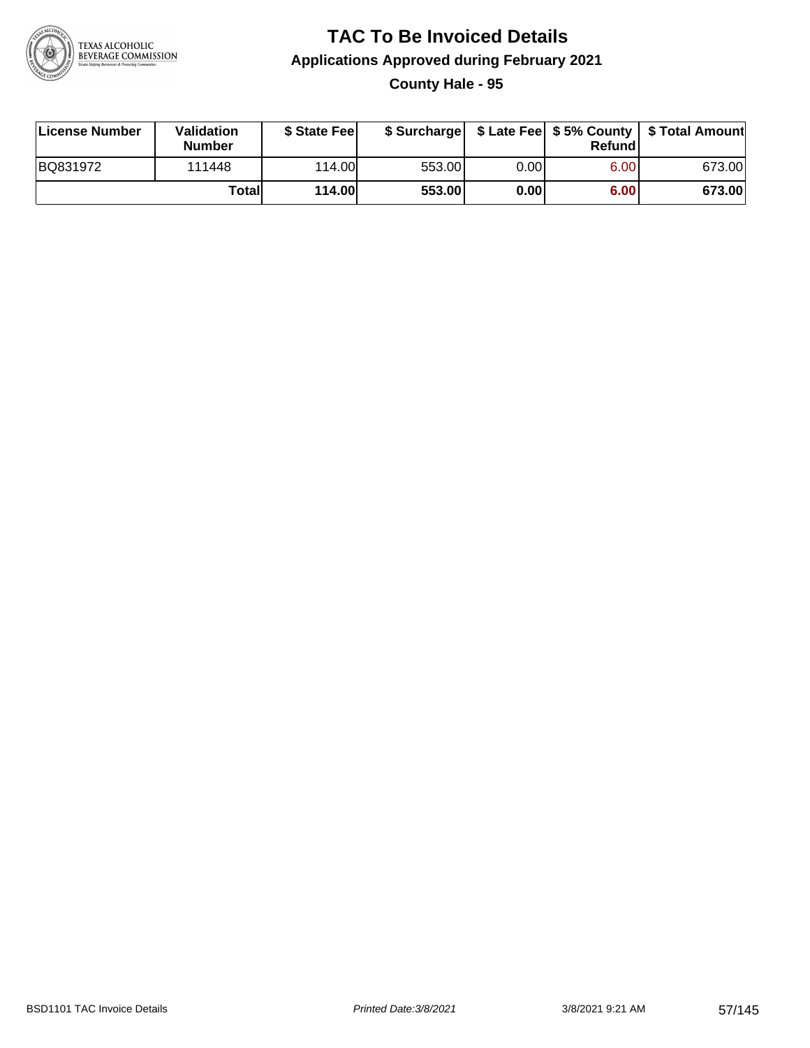# TAC To Be Invoiced Details

## Applications Approved during February 2021

### County Hale - 95

| License Number | Validation Number | $ State Fee | $ Surcharge | $ Late Fee | $ 5% County Refund | $ Total Amount |
|---|---|---|---|---|---|---|
| BQ831972 | 111448 | 114.00 | 553.00 | 0.00 | 6.00 | 673.00 |
| | **Total** | **114.00** | **553.00** | **0.00** | **6.00** | **673.00** |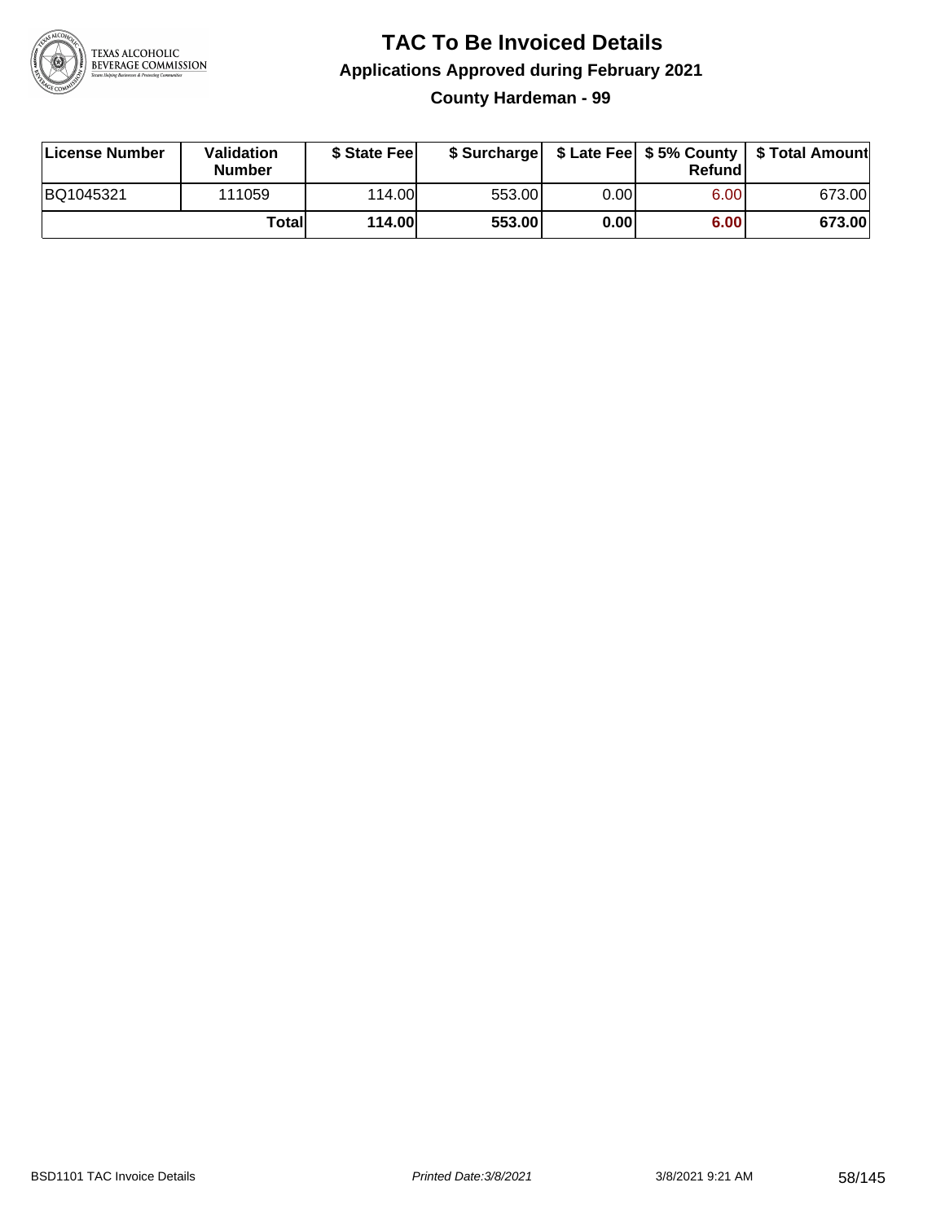# TAC To Be Invoiced Details

## Applications Approved during February 2021

### County Hardeman - 99

| License Number | Validation Number | $ State Fee | $ Surcharge | $ Late Fee | $ 5% County Refund | $ Total Amount |
|---|---|---|---|---|---|---|
| BQ1045321 | 111059 | 114.00 | 553.00 | 0.00 | 6.00 | 673.00 |
| | **Total** | **114.00** | **553.00** | **0.00** | **6.00** | **673.00** |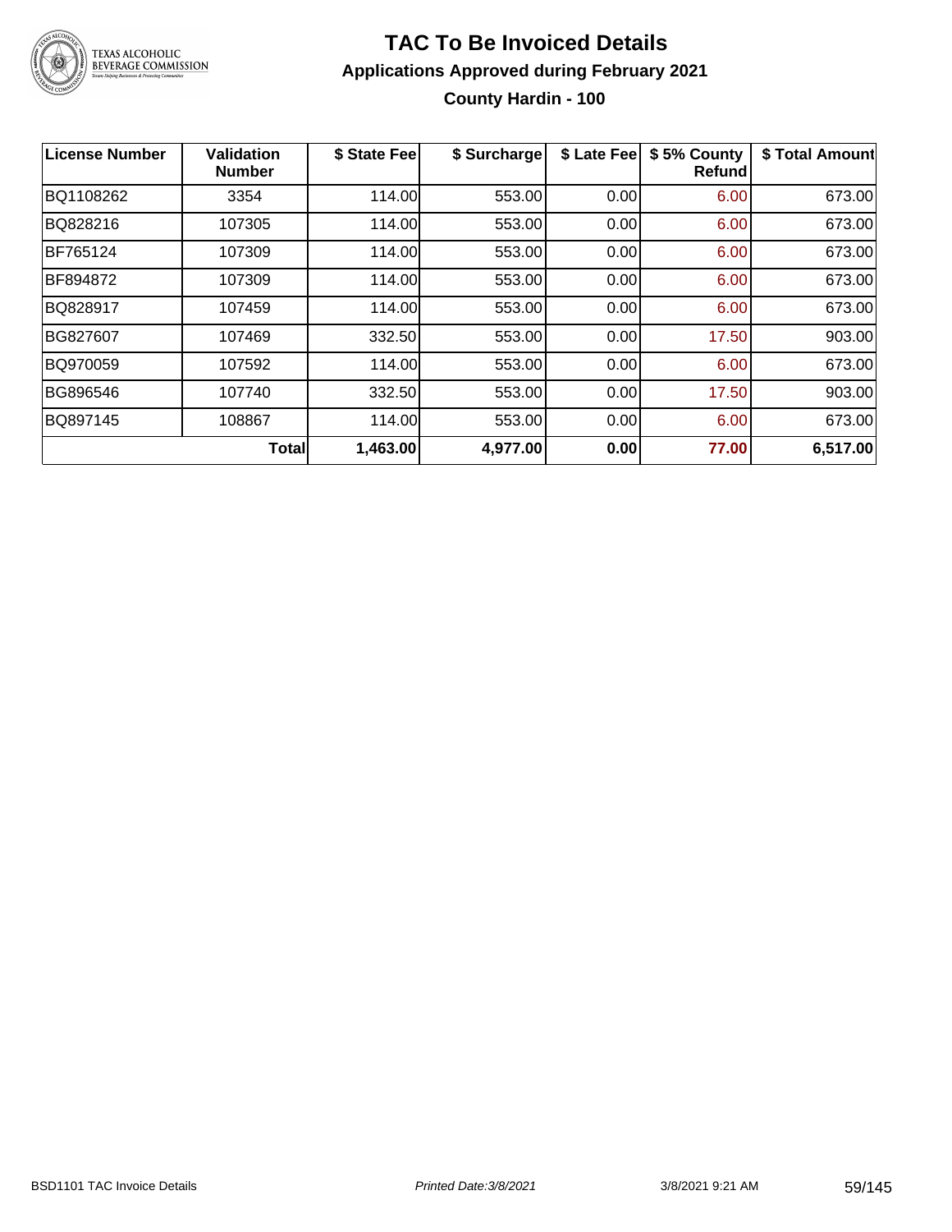# TAC To Be Invoiced Details

## Applications Approved during February 2021

### County Hardin - 100

| License Number | Validation Number | $ State Fee | $ Surcharge | $ Late Fee | $ 5% County Refund | $ Total Amount |
|---|---|---|---|---|---|---|
| BQ1108262 | 3354 | 114.00 | 553.00 | 0.00 | 6.00 | 673.00 |
| BQ828216 | 107305 | 114.00 | 553.00 | 0.00 | 6.00 | 673.00 |
| BF765124 | 107309 | 114.00 | 553.00 | 0.00 | 6.00 | 673.00 |
| BF894872 | 107309 | 114.00 | 553.00 | 0.00 | 6.00 | 673.00 |
| BQ828917 | 107459 | 114.00 | 553.00 | 0.00 | 6.00 | 673.00 |
| BG827607 | 107469 | 332.50 | 553.00 | 0.00 | 17.50 | 903.00 |
| BQ970059 | 107592 | 114.00 | 553.00 | 0.00 | 6.00 | 673.00 |
| BG896546 | 107740 | 332.50 | 553.00 | 0.00 | 17.50 | 903.00 |
| BQ897145 | 108867 | 114.00 | 553.00 | 0.00 | 6.00 | 673.00 |
| | **Total** | **1,463.00** | **4,977.00** | **0.00** | **77.00** | **6,517.00** |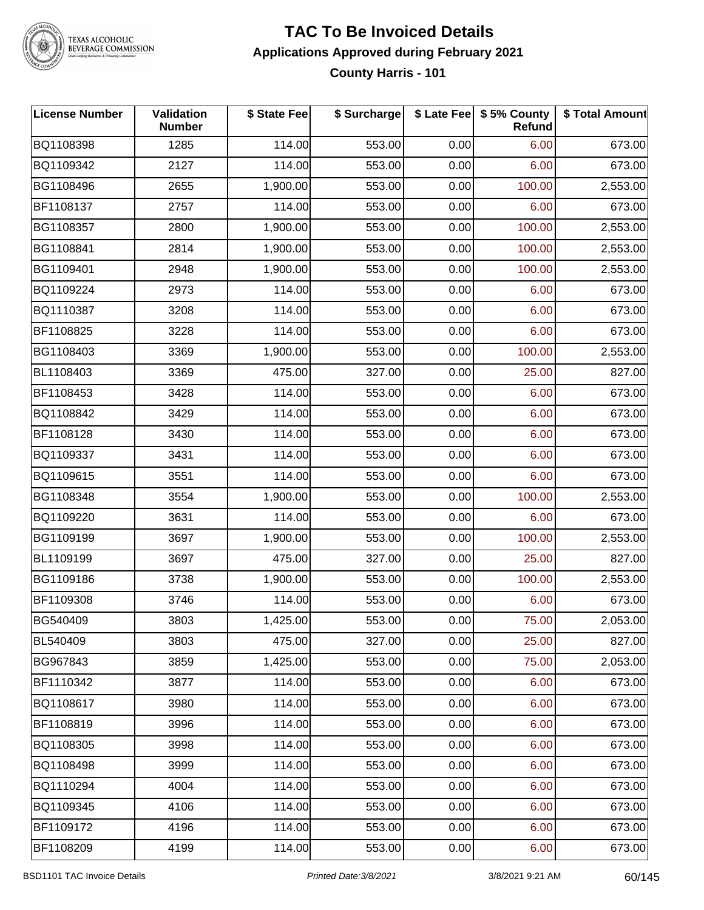# TAC To Be Invoiced Details

## Applications Approved during February 2021

### County Harris - 101

| License Number | Validation Number | $ State Fee | $ Surcharge | $ Late Fee | $ 5% County Refund | $ Total Amount |
|---|---|---|---|---|---|---|
| BQ1108398 | 1285 | 114.00 | 553.00 | 0.00 | 6.00 | 673.00 |
| BQ1109342 | 2127 | 114.00 | 553.00 | 0.00 | 6.00 | 673.00 |
| BG1108496 | 2655 | 1,900.00 | 553.00 | 0.00 | 100.00 | 2,553.00 |
| BF1108137 | 2757 | 114.00 | 553.00 | 0.00 | 6.00 | 673.00 |
| BG1108357 | 2800 | 1,900.00 | 553.00 | 0.00 | 100.00 | 2,553.00 |
| BG1108841 | 2814 | 1,900.00 | 553.00 | 0.00 | 100.00 | 2,553.00 |
| BG1109401 | 2948 | 1,900.00 | 553.00 | 0.00 | 100.00 | 2,553.00 |
| BQ1109224 | 2973 | 114.00 | 553.00 | 0.00 | 6.00 | 673.00 |
| BQ1110387 | 3208 | 114.00 | 553.00 | 0.00 | 6.00 | 673.00 |
| BF1108825 | 3228 | 114.00 | 553.00 | 0.00 | 6.00 | 673.00 |
| BG1108403 | 3369 | 1,900.00 | 553.00 | 0.00 | 100.00 | 2,553.00 |
| BL1108403 | 3369 | 475.00 | 327.00 | 0.00 | 25.00 | 827.00 |
| BF1108453 | 3428 | 114.00 | 553.00 | 0.00 | 6.00 | 673.00 |
| BQ1108842 | 3429 | 114.00 | 553.00 | 0.00 | 6.00 | 673.00 |
| BF1108128 | 3430 | 114.00 | 553.00 | 0.00 | 6.00 | 673.00 |
| BQ1109337 | 3431 | 114.00 | 553.00 | 0.00 | 6.00 | 673.00 |
| BQ1109615 | 3551 | 114.00 | 553.00 | 0.00 | 6.00 | 673.00 |
| BG1108348 | 3554 | 1,900.00 | 553.00 | 0.00 | 100.00 | 2,553.00 |
| BQ1109220 | 3631 | 114.00 | 553.00 | 0.00 | 6.00 | 673.00 |
| BG1109199 | 3697 | 1,900.00 | 553.00 | 0.00 | 100.00 | 2,553.00 |
| BL1109199 | 3697 | 475.00 | 327.00 | 0.00 | 25.00 | 827.00 |
| BG1109186 | 3738 | 1,900.00 | 553.00 | 0.00 | 100.00 | 2,553.00 |
| BF1109308 | 3746 | 114.00 | 553.00 | 0.00 | 6.00 | 673.00 |
| BG540409 | 3803 | 1,425.00 | 553.00 | 0.00 | 75.00 | 2,053.00 |
| BL540409 | 3803 | 475.00 | 327.00 | 0.00 | 25.00 | 827.00 |
| BG967843 | 3859 | 1,425.00 | 553.00 | 0.00 | 75.00 | 2,053.00 |
| BF1110342 | 3877 | 114.00 | 553.00 | 0.00 | 6.00 | 673.00 |
| BQ1108617 | 3980 | 114.00 | 553.00 | 0.00 | 6.00 | 673.00 |
| BF1108819 | 3996 | 114.00 | 553.00 | 0.00 | 6.00 | 673.00 |
| BQ1108305 | 3998 | 114.00 | 553.00 | 0.00 | 6.00 | 673.00 |
| BQ1108498 | 3999 | 114.00 | 553.00 | 0.00 | 6.00 | 673.00 |
| BQ1110294 | 4004 | 114.00 | 553.00 | 0.00 | 6.00 | 673.00 |
| BQ1109345 | 4106 | 114.00 | 553.00 | 0.00 | 6.00 | 673.00 |
| BF1109172 | 4196 | 114.00 | 553.00 | 0.00 | 6.00 | 673.00 |
| BF1108209 | 4199 | 114.00 | 553.00 | 0.00 | 6.00 | 673.00 |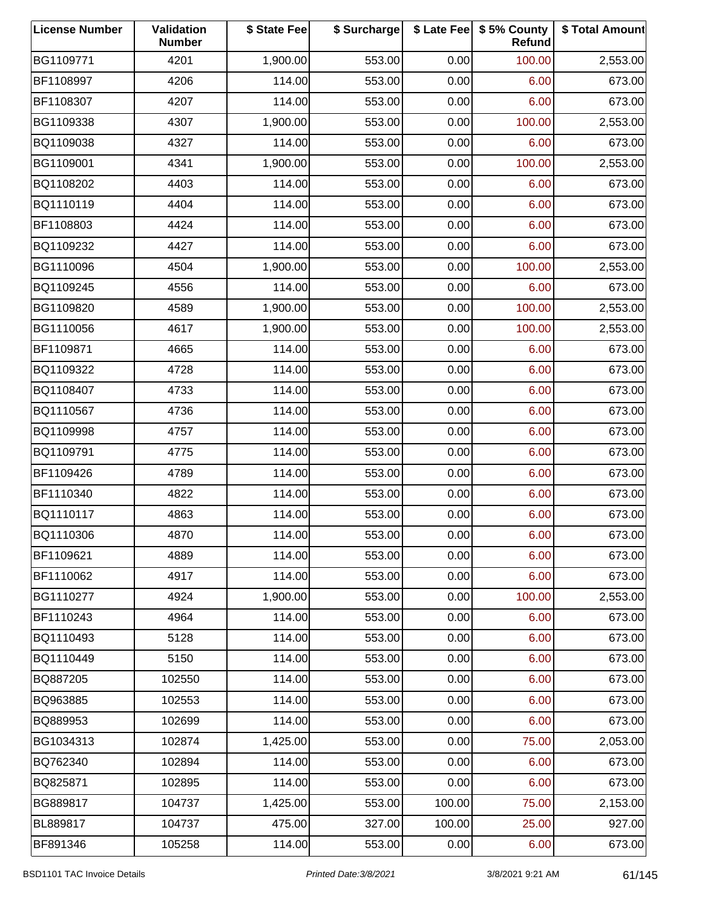| License Number | Validation Number | $ State Fee | $ Surcharge | $ Late Fee | $ 5% County Refund | $ Total Amount |
|---|---|---|---|---|---|---|
| BG1109771 | 4201 | 1,900.00 | 553.00 | 0.00 | 100.00 | 2,553.00 |
| BF1108997 | 4206 | 114.00 | 553.00 | 0.00 | 6.00 | 673.00 |
| BF1108307 | 4207 | 114.00 | 553.00 | 0.00 | 6.00 | 673.00 |
| BG1109338 | 4307 | 1,900.00 | 553.00 | 0.00 | 100.00 | 2,553.00 |
| BQ1109038 | 4327 | 114.00 | 553.00 | 0.00 | 6.00 | 673.00 |
| BG1109001 | 4341 | 1,900.00 | 553.00 | 0.00 | 100.00 | 2,553.00 |
| BQ1108202 | 4403 | 114.00 | 553.00 | 0.00 | 6.00 | 673.00 |
| BQ1110119 | 4404 | 114.00 | 553.00 | 0.00 | 6.00 | 673.00 |
| BF1108803 | 4424 | 114.00 | 553.00 | 0.00 | 6.00 | 673.00 |
| BQ1109232 | 4427 | 114.00 | 553.00 | 0.00 | 6.00 | 673.00 |
| BG1110096 | 4504 | 1,900.00 | 553.00 | 0.00 | 100.00 | 2,553.00 |
| BQ1109245 | 4556 | 114.00 | 553.00 | 0.00 | 6.00 | 673.00 |
| BG1109820 | 4589 | 1,900.00 | 553.00 | 0.00 | 100.00 | 2,553.00 |
| BG1110056 | 4617 | 1,900.00 | 553.00 | 0.00 | 100.00 | 2,553.00 |
| BF1109871 | 4665 | 114.00 | 553.00 | 0.00 | 6.00 | 673.00 |
| BQ1109322 | 4728 | 114.00 | 553.00 | 0.00 | 6.00 | 673.00 |
| BQ1108407 | 4733 | 114.00 | 553.00 | 0.00 | 6.00 | 673.00 |
| BQ1110567 | 4736 | 114.00 | 553.00 | 0.00 | 6.00 | 673.00 |
| BQ1109998 | 4757 | 114.00 | 553.00 | 0.00 | 6.00 | 673.00 |
| BQ1109791 | 4775 | 114.00 | 553.00 | 0.00 | 6.00 | 673.00 |
| BF1109426 | 4789 | 114.00 | 553.00 | 0.00 | 6.00 | 673.00 |
| BF1110340 | 4822 | 114.00 | 553.00 | 0.00 | 6.00 | 673.00 |
| BQ1110117 | 4863 | 114.00 | 553.00 | 0.00 | 6.00 | 673.00 |
| BQ1110306 | 4870 | 114.00 | 553.00 | 0.00 | 6.00 | 673.00 |
| BF1109621 | 4889 | 114.00 | 553.00 | 0.00 | 6.00 | 673.00 |
| BF1110062 | 4917 | 114.00 | 553.00 | 0.00 | 6.00 | 673.00 |
| BG1110277 | 4924 | 1,900.00 | 553.00 | 0.00 | 100.00 | 2,553.00 |
| BF1110243 | 4964 | 114.00 | 553.00 | 0.00 | 6.00 | 673.00 |
| BQ1110493 | 5128 | 114.00 | 553.00 | 0.00 | 6.00 | 673.00 |
| BQ1110449 | 5150 | 114.00 | 553.00 | 0.00 | 6.00 | 673.00 |
| BQ887205 | 102550 | 114.00 | 553.00 | 0.00 | 6.00 | 673.00 |
| BQ963885 | 102553 | 114.00 | 553.00 | 0.00 | 6.00 | 673.00 |
| BQ889953 | 102699 | 114.00 | 553.00 | 0.00 | 6.00 | 673.00 |
| BG1034313 | 102874 | 1,425.00 | 553.00 | 0.00 | 75.00 | 2,053.00 |
| BQ762340 | 102894 | 114.00 | 553.00 | 0.00 | 6.00 | 673.00 |
| BQ825871 | 102895 | 114.00 | 553.00 | 0.00 | 6.00 | 673.00 |
| BG889817 | 104737 | 1,425.00 | 553.00 | 100.00 | 75.00 | 2,153.00 |
| BL889817 | 104737 | 475.00 | 327.00 | 100.00 | 25.00 | 927.00 |
| BF891346 | 105258 | 114.00 | 553.00 | 0.00 | 6.00 | 673.00 |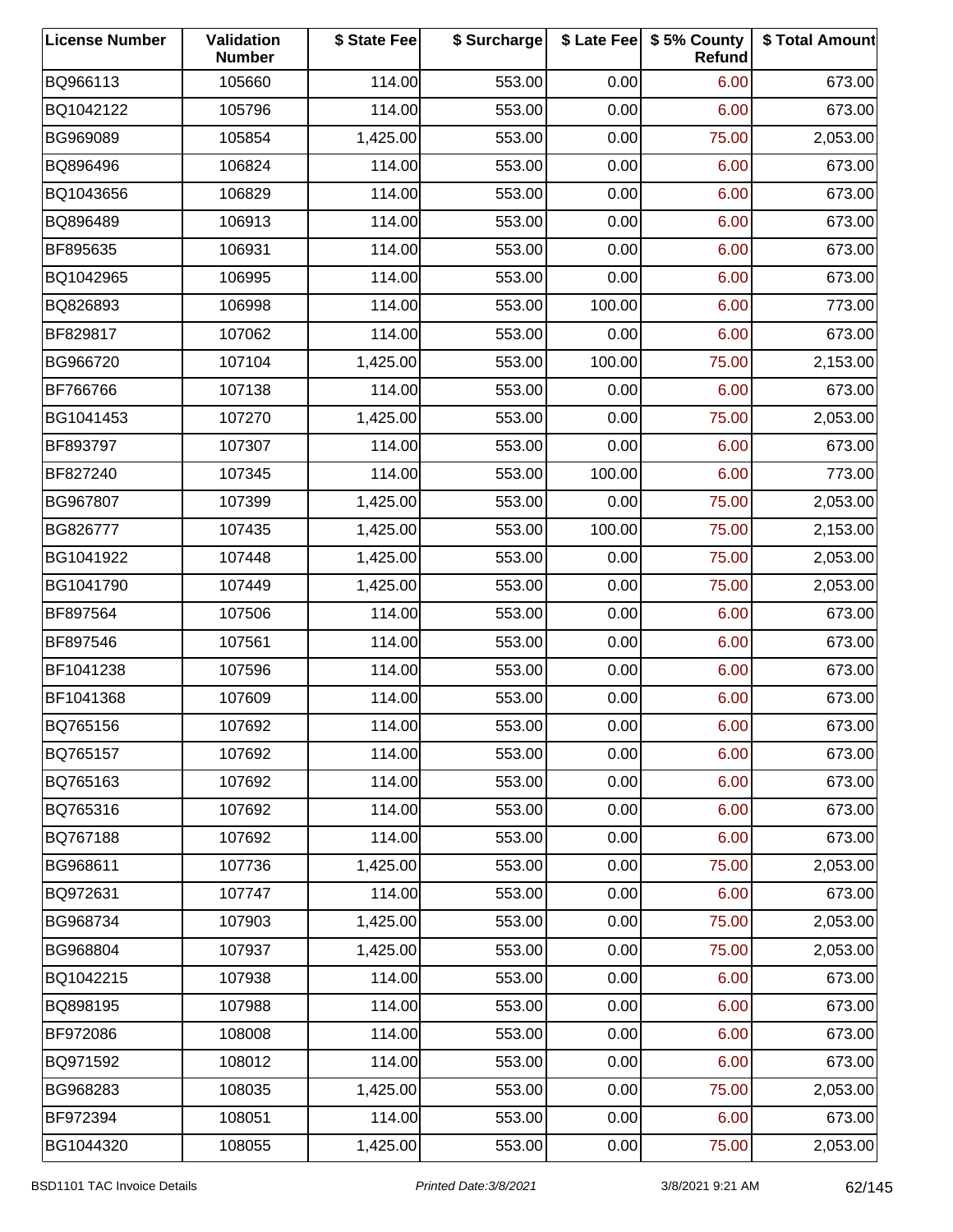| License Number | Validation Number | $ State Fee | $ Surcharge | $ Late Fee | $ 5% County Refund | $ Total Amount |
|---|---|---|---|---|---|---|
| BQ966113 | 105660 | 114.00 | 553.00 | 0.00 | 6.00 | 673.00 |
| BQ1042122 | 105796 | 114.00 | 553.00 | 0.00 | 6.00 | 673.00 |
| BG969089 | 105854 | 1,425.00 | 553.00 | 0.00 | 75.00 | 2,053.00 |
| BQ896496 | 106824 | 114.00 | 553.00 | 0.00 | 6.00 | 673.00 |
| BQ1043656 | 106829 | 114.00 | 553.00 | 0.00 | 6.00 | 673.00 |
| BQ896489 | 106913 | 114.00 | 553.00 | 0.00 | 6.00 | 673.00 |
| BF895635 | 106931 | 114.00 | 553.00 | 0.00 | 6.00 | 673.00 |
| BQ1042965 | 106995 | 114.00 | 553.00 | 0.00 | 6.00 | 673.00 |
| BQ826893 | 106998 | 114.00 | 553.00 | 100.00 | 6.00 | 773.00 |
| BF829817 | 107062 | 114.00 | 553.00 | 0.00 | 6.00 | 673.00 |
| BG966720 | 107104 | 1,425.00 | 553.00 | 100.00 | 75.00 | 2,153.00 |
| BF766766 | 107138 | 114.00 | 553.00 | 0.00 | 6.00 | 673.00 |
| BG1041453 | 107270 | 1,425.00 | 553.00 | 0.00 | 75.00 | 2,053.00 |
| BF893797 | 107307 | 114.00 | 553.00 | 0.00 | 6.00 | 673.00 |
| BF827240 | 107345 | 114.00 | 553.00 | 100.00 | 6.00 | 773.00 |
| BG967807 | 107399 | 1,425.00 | 553.00 | 0.00 | 75.00 | 2,053.00 |
| BG826777 | 107435 | 1,425.00 | 553.00 | 100.00 | 75.00 | 2,153.00 |
| BG1041922 | 107448 | 1,425.00 | 553.00 | 0.00 | 75.00 | 2,053.00 |
| BG1041790 | 107449 | 1,425.00 | 553.00 | 0.00 | 75.00 | 2,053.00 |
| BF897564 | 107506 | 114.00 | 553.00 | 0.00 | 6.00 | 673.00 |
| BF897546 | 107561 | 114.00 | 553.00 | 0.00 | 6.00 | 673.00 |
| BF1041238 | 107596 | 114.00 | 553.00 | 0.00 | 6.00 | 673.00 |
| BF1041368 | 107609 | 114.00 | 553.00 | 0.00 | 6.00 | 673.00 |
| BQ765156 | 107692 | 114.00 | 553.00 | 0.00 | 6.00 | 673.00 |
| BQ765157 | 107692 | 114.00 | 553.00 | 0.00 | 6.00 | 673.00 |
| BQ765163 | 107692 | 114.00 | 553.00 | 0.00 | 6.00 | 673.00 |
| BQ765316 | 107692 | 114.00 | 553.00 | 0.00 | 6.00 | 673.00 |
| BQ767188 | 107692 | 114.00 | 553.00 | 0.00 | 6.00 | 673.00 |
| BG968611 | 107736 | 1,425.00 | 553.00 | 0.00 | 75.00 | 2,053.00 |
| BQ972631 | 107747 | 114.00 | 553.00 | 0.00 | 6.00 | 673.00 |
| BG968734 | 107903 | 1,425.00 | 553.00 | 0.00 | 75.00 | 2,053.00 |
| BG968804 | 107937 | 1,425.00 | 553.00 | 0.00 | 75.00 | 2,053.00 |
| BQ1042215 | 107938 | 114.00 | 553.00 | 0.00 | 6.00 | 673.00 |
| BQ898195 | 107988 | 114.00 | 553.00 | 0.00 | 6.00 | 673.00 |
| BF972086 | 108008 | 114.00 | 553.00 | 0.00 | 6.00 | 673.00 |
| BQ971592 | 108012 | 114.00 | 553.00 | 0.00 | 6.00 | 673.00 |
| BG968283 | 108035 | 1,425.00 | 553.00 | 0.00 | 75.00 | 2,053.00 |
| BF972394 | 108051 | 114.00 | 553.00 | 0.00 | 6.00 | 673.00 |
| BG1044320 | 108055 | 1,425.00 | 553.00 | 0.00 | 75.00 | 2,053.00 |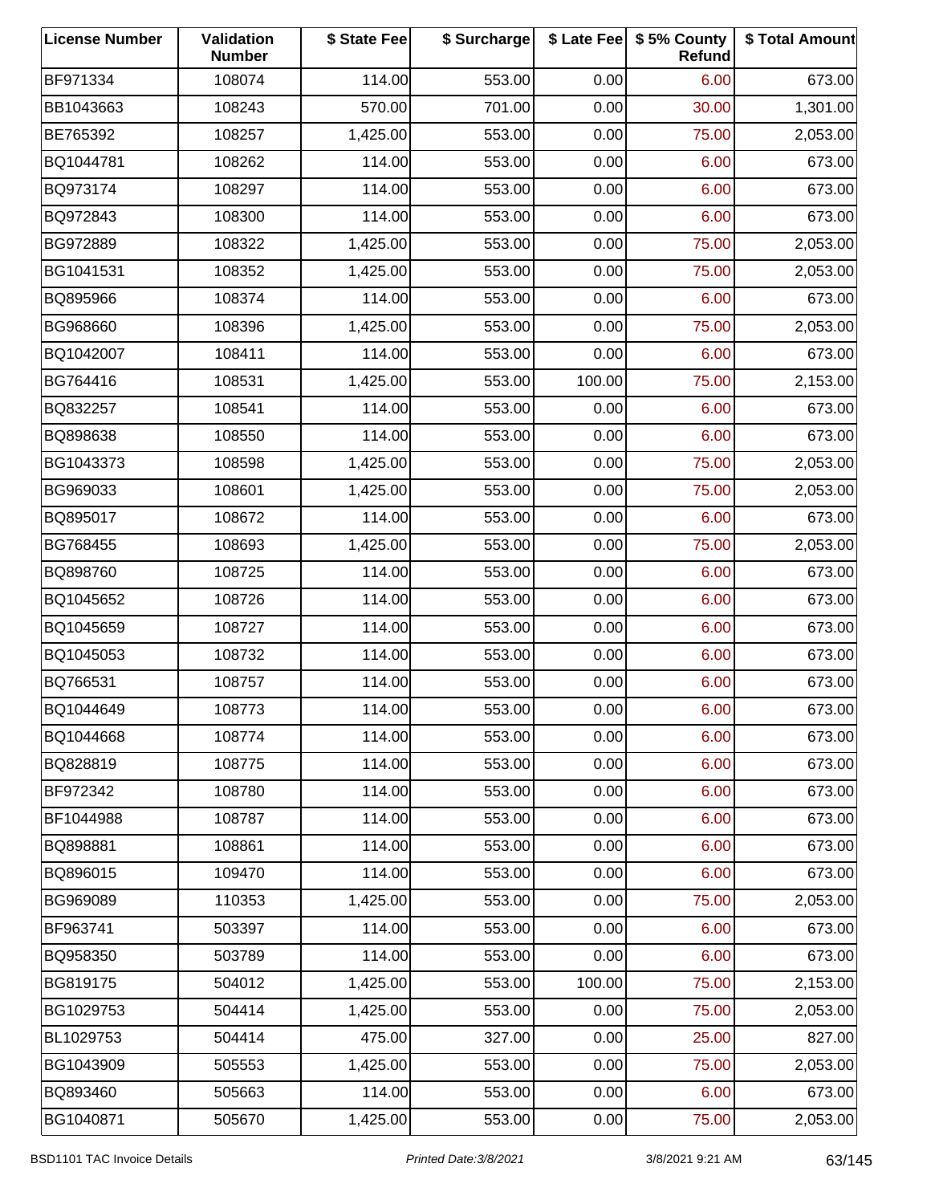| License Number | Validation Number | $ State Fee | $ Surcharge | $ Late Fee | $ 5% County Refund | $ Total Amount |
|---|---|---|---|---|---|---|
| BF971334 | 108074 | 114.00 | 553.00 | 0.00 | 6.00 | 673.00 |
| BB1043663 | 108243 | 570.00 | 701.00 | 0.00 | 30.00 | 1,301.00 |
| BE765392 | 108257 | 1,425.00 | 553.00 | 0.00 | 75.00 | 2,053.00 |
| BQ1044781 | 108262 | 114.00 | 553.00 | 0.00 | 6.00 | 673.00 |
| BQ973174 | 108297 | 114.00 | 553.00 | 0.00 | 6.00 | 673.00 |
| BQ972843 | 108300 | 114.00 | 553.00 | 0.00 | 6.00 | 673.00 |
| BG972889 | 108322 | 1,425.00 | 553.00 | 0.00 | 75.00 | 2,053.00 |
| BG1041531 | 108352 | 1,425.00 | 553.00 | 0.00 | 75.00 | 2,053.00 |
| BQ895966 | 108374 | 114.00 | 553.00 | 0.00 | 6.00 | 673.00 |
| BG968660 | 108396 | 1,425.00 | 553.00 | 0.00 | 75.00 | 2,053.00 |
| BQ1042007 | 108411 | 114.00 | 553.00 | 0.00 | 6.00 | 673.00 |
| BG764416 | 108531 | 1,425.00 | 553.00 | 100.00 | 75.00 | 2,153.00 |
| BQ832257 | 108541 | 114.00 | 553.00 | 0.00 | 6.00 | 673.00 |
| BQ898638 | 108550 | 114.00 | 553.00 | 0.00 | 6.00 | 673.00 |
| BG1043373 | 108598 | 1,425.00 | 553.00 | 0.00 | 75.00 | 2,053.00 |
| BG969033 | 108601 | 1,425.00 | 553.00 | 0.00 | 75.00 | 2,053.00 |
| BQ895017 | 108672 | 114.00 | 553.00 | 0.00 | 6.00 | 673.00 |
| BG768455 | 108693 | 1,425.00 | 553.00 | 0.00 | 75.00 | 2,053.00 |
| BQ898760 | 108725 | 114.00 | 553.00 | 0.00 | 6.00 | 673.00 |
| BQ1045652 | 108726 | 114.00 | 553.00 | 0.00 | 6.00 | 673.00 |
| BQ1045659 | 108727 | 114.00 | 553.00 | 0.00 | 6.00 | 673.00 |
| BQ1045053 | 108732 | 114.00 | 553.00 | 0.00 | 6.00 | 673.00 |
| BQ766531 | 108757 | 114.00 | 553.00 | 0.00 | 6.00 | 673.00 |
| BQ1044649 | 108773 | 114.00 | 553.00 | 0.00 | 6.00 | 673.00 |
| BQ1044668 | 108774 | 114.00 | 553.00 | 0.00 | 6.00 | 673.00 |
| BQ828819 | 108775 | 114.00 | 553.00 | 0.00 | 6.00 | 673.00 |
| BF972342 | 108780 | 114.00 | 553.00 | 0.00 | 6.00 | 673.00 |
| BF1044988 | 108787 | 114.00 | 553.00 | 0.00 | 6.00 | 673.00 |
| BQ898881 | 108861 | 114.00 | 553.00 | 0.00 | 6.00 | 673.00 |
| BQ896015 | 109470 | 114.00 | 553.00 | 0.00 | 6.00 | 673.00 |
| BG969089 | 110353 | 1,425.00 | 553.00 | 0.00 | 75.00 | 2,053.00 |
| BF963741 | 503397 | 114.00 | 553.00 | 0.00 | 6.00 | 673.00 |
| BQ958350 | 503789 | 114.00 | 553.00 | 0.00 | 6.00 | 673.00 |
| BG819175 | 504012 | 1,425.00 | 553.00 | 100.00 | 75.00 | 2,153.00 |
| BG1029753 | 504414 | 1,425.00 | 553.00 | 0.00 | 75.00 | 2,053.00 |
| BL1029753 | 504414 | 475.00 | 327.00 | 0.00 | 25.00 | 827.00 |
| BG1043909 | 505553 | 1,425.00 | 553.00 | 0.00 | 75.00 | 2,053.00 |
| BQ893460 | 505663 | 114.00 | 553.00 | 0.00 | 6.00 | 673.00 |
| BG1040871 | 505670 | 1,425.00 | 553.00 | 0.00 | 75.00 | 2,053.00 |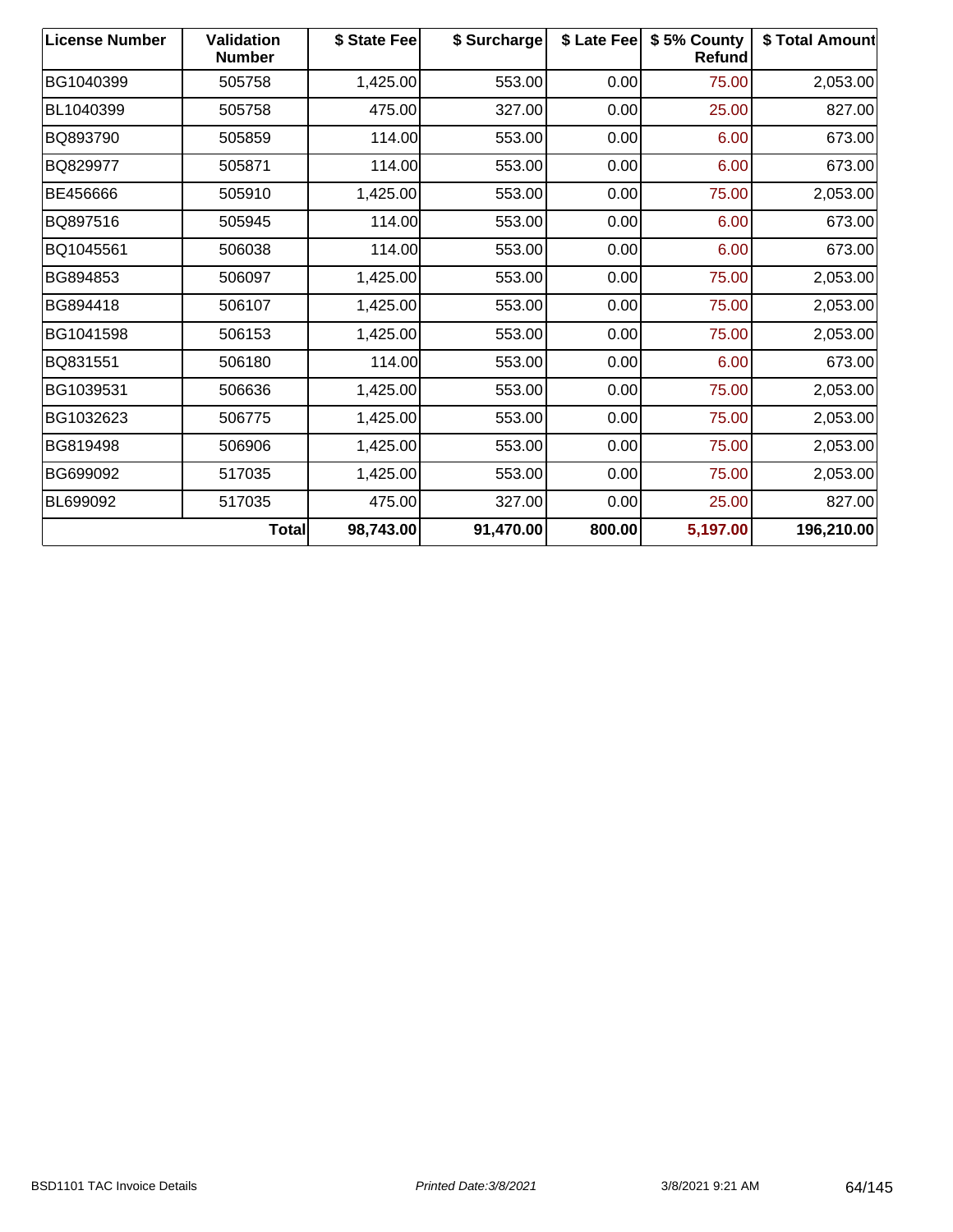| License Number | Validation Number | $ State Fee | $ Surcharge | $ Late Fee | $ 5% County Refund | $ Total Amount |
| --- | --- | --- | --- | --- | --- | --- |
| BG1040399 | 505758 | 1,425.00 | 553.00 | 0.00 | 75.00 | 2,053.00 |
| BL1040399 | 505758 | 475.00 | 327.00 | 0.00 | 25.00 | 827.00 |
| BQ893790 | 505859 | 114.00 | 553.00 | 0.00 | 6.00 | 673.00 |
| BQ829977 | 505871 | 114.00 | 553.00 | 0.00 | 6.00 | 673.00 |
| BE456666 | 505910 | 1,425.00 | 553.00 | 0.00 | 75.00 | 2,053.00 |
| BQ897516 | 505945 | 114.00 | 553.00 | 0.00 | 6.00 | 673.00 |
| BQ1045561 | 506038 | 114.00 | 553.00 | 0.00 | 6.00 | 673.00 |
| BG894853 | 506097 | 1,425.00 | 553.00 | 0.00 | 75.00 | 2,053.00 |
| BG894418 | 506107 | 1,425.00 | 553.00 | 0.00 | 75.00 | 2,053.00 |
| BG1041598 | 506153 | 1,425.00 | 553.00 | 0.00 | 75.00 | 2,053.00 |
| BQ831551 | 506180 | 114.00 | 553.00 | 0.00 | 6.00 | 673.00 |
| BG1039531 | 506636 | 1,425.00 | 553.00 | 0.00 | 75.00 | 2,053.00 |
| BG1032623 | 506775 | 1,425.00 | 553.00 | 0.00 | 75.00 | 2,053.00 |
| BG819498 | 506906 | 1,425.00 | 553.00 | 0.00 | 75.00 | 2,053.00 |
| BG699092 | 517035 | 1,425.00 | 553.00 | 0.00 | 75.00 | 2,053.00 |
| BL699092 | 517035 | 475.00 | 327.00 | 0.00 | 25.00 | 827.00 |
| | **Total** | **98,743.00** | **91,470.00** | **800.00** | **5,197.00** | **196,210.00** |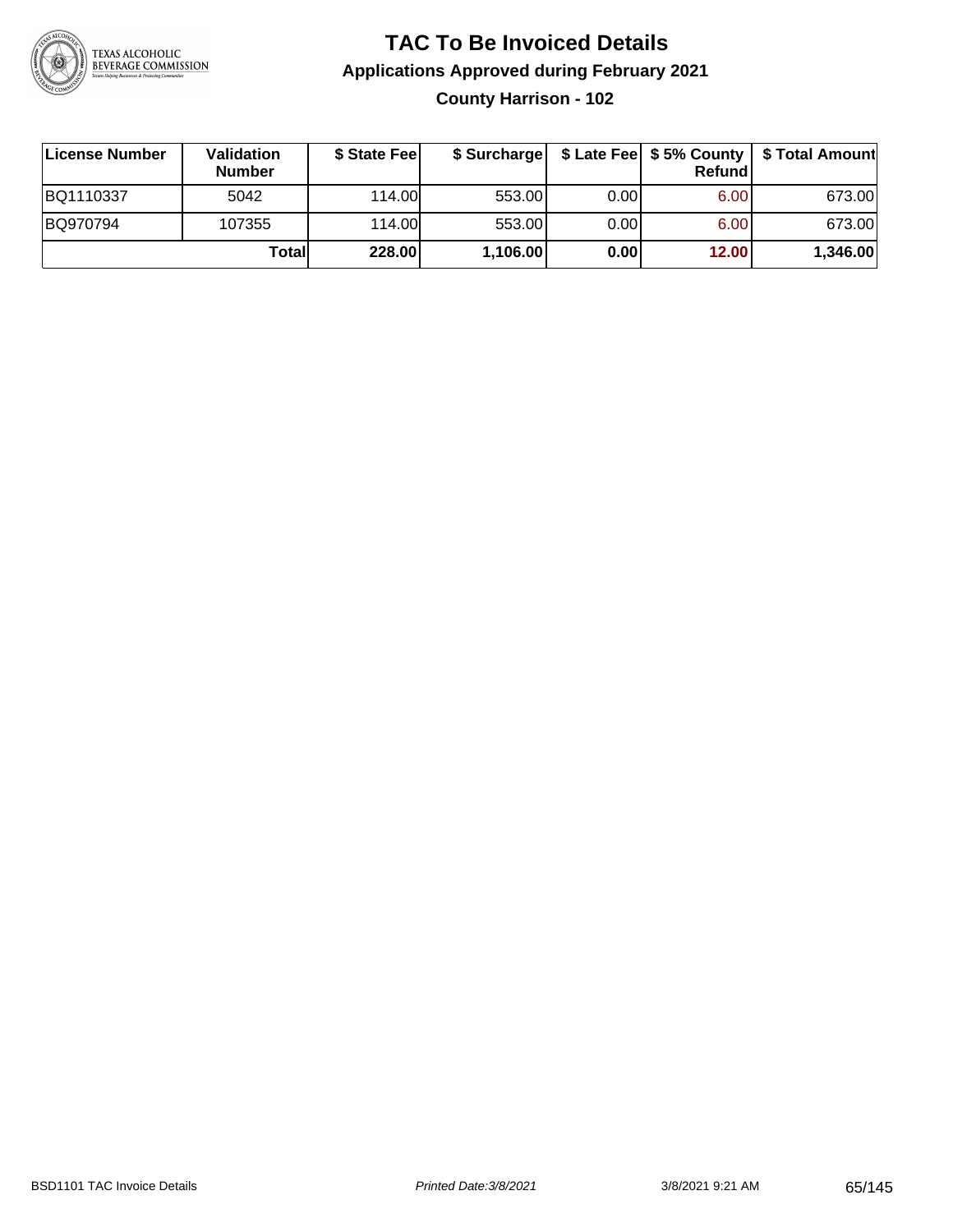# TAC To Be Invoiced Details

## Applications Approved during February 2021

### County Harrison - 102

| License Number | Validation Number | $ State Fee | $ Surcharge | $ Late Fee | $ 5% County Refund | $ Total Amount |
|---|---|---|---|---|---|---|
| BQ1110337 | 5042 | 114.00 | 553.00 | 0.00 | 6.00 | 673.00 |
| BQ970794 | 107355 | 114.00 | 553.00 | 0.00 | 6.00 | 673.00 |
| | **Total** | **228.00** | **1,106.00** | **0.00** | **12.00** | **1,346.00** |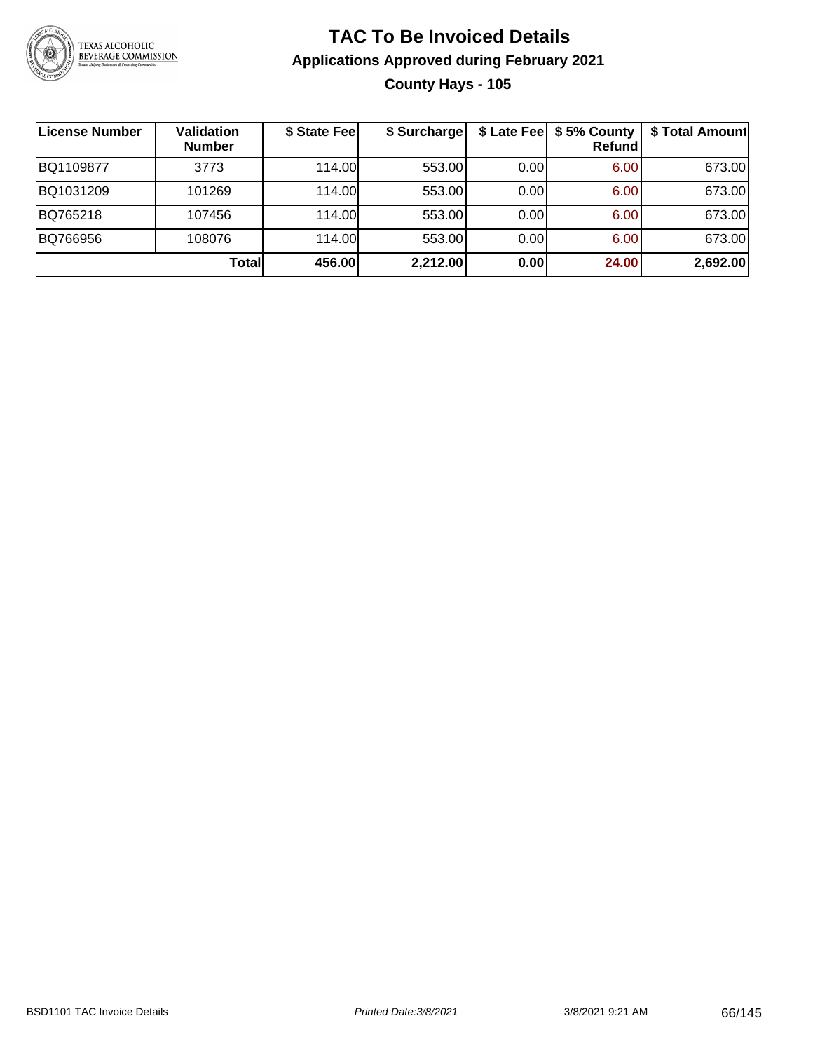# TAC To Be Invoiced Details

## Applications Approved during February 2021

### County Hays - 105

| License Number | Validation Number | $ State Fee | $ Surcharge | $ Late Fee | $ 5% County Refund | $ Total Amount |
|---|---|---|---|---|---|---|
| BQ1109877 | 3773 | 114.00 | 553.00 | 0.00 | 6.00 | 673.00 |
| BQ1031209 | 101269 | 114.00 | 553.00 | 0.00 | 6.00 | 673.00 |
| BQ765218 | 107456 | 114.00 | 553.00 | 0.00 | 6.00 | 673.00 |
| BQ766956 | 108076 | 114.00 | 553.00 | 0.00 | 6.00 | 673.00 |
| | **Total** | **456.00** | **2,212.00** | **0.00** | **24.00** | **2,692.00** |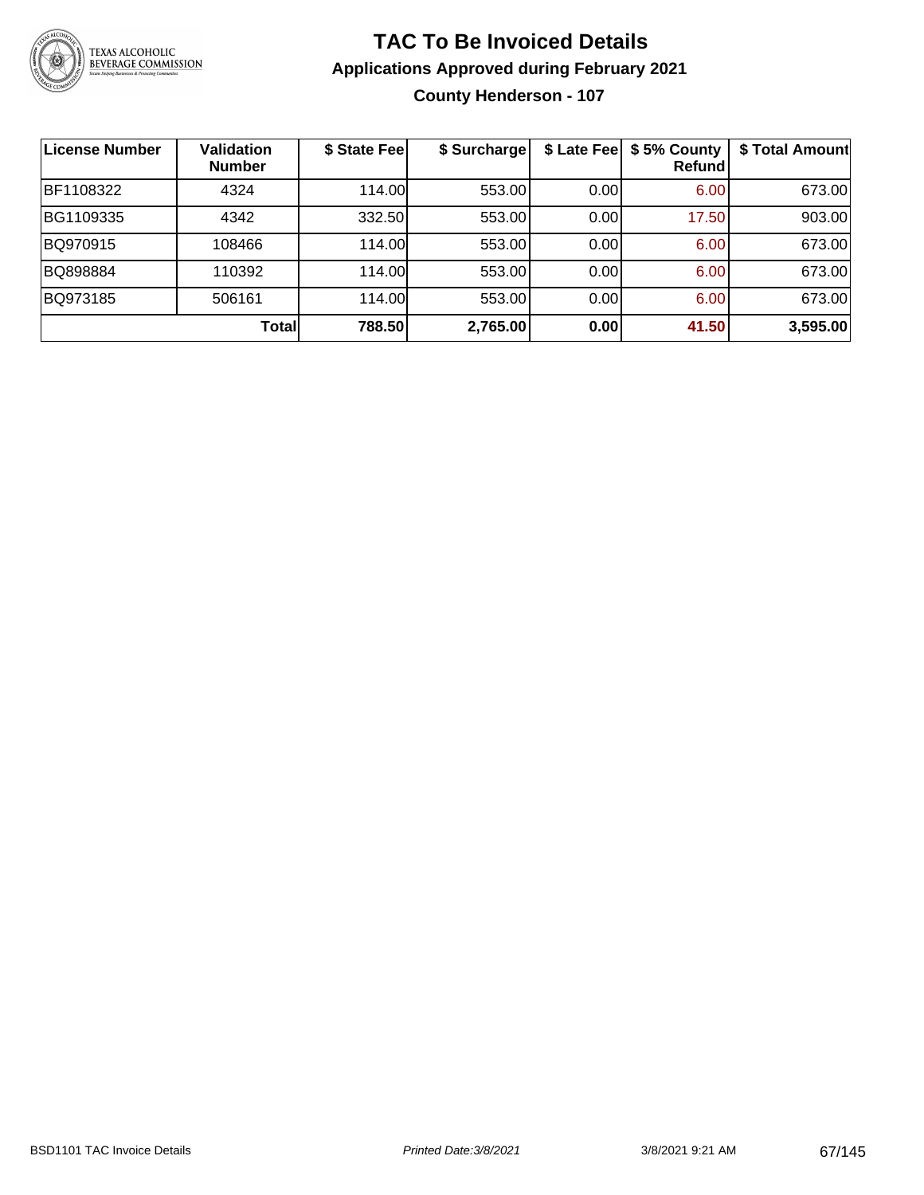# TAC To Be Invoiced Details

## Applications Approved during February 2021

### County Henderson - 107

| License Number | Validation Number | $ State Fee | $ Surcharge | $ Late Fee | $ 5% County Refund | $ Total Amount |
|---|---|---|---|---|---|---|
| BF1108322 | 4324 | 114.00 | 553.00 | 0.00 | 6.00 | 673.00 |
| BG1109335 | 4342 | 332.50 | 553.00 | 0.00 | 17.50 | 903.00 |
| BQ970915 | 108466 | 114.00 | 553.00 | 0.00 | 6.00 | 673.00 |
| BQ898884 | 110392 | 114.00 | 553.00 | 0.00 | 6.00 | 673.00 |
| BQ973185 | 506161 | 114.00 | 553.00 | 0.00 | 6.00 | 673.00 |
| | **Total** | **788.50** | **2,765.00** | **0.00** | **41.50** | **3,595.00** |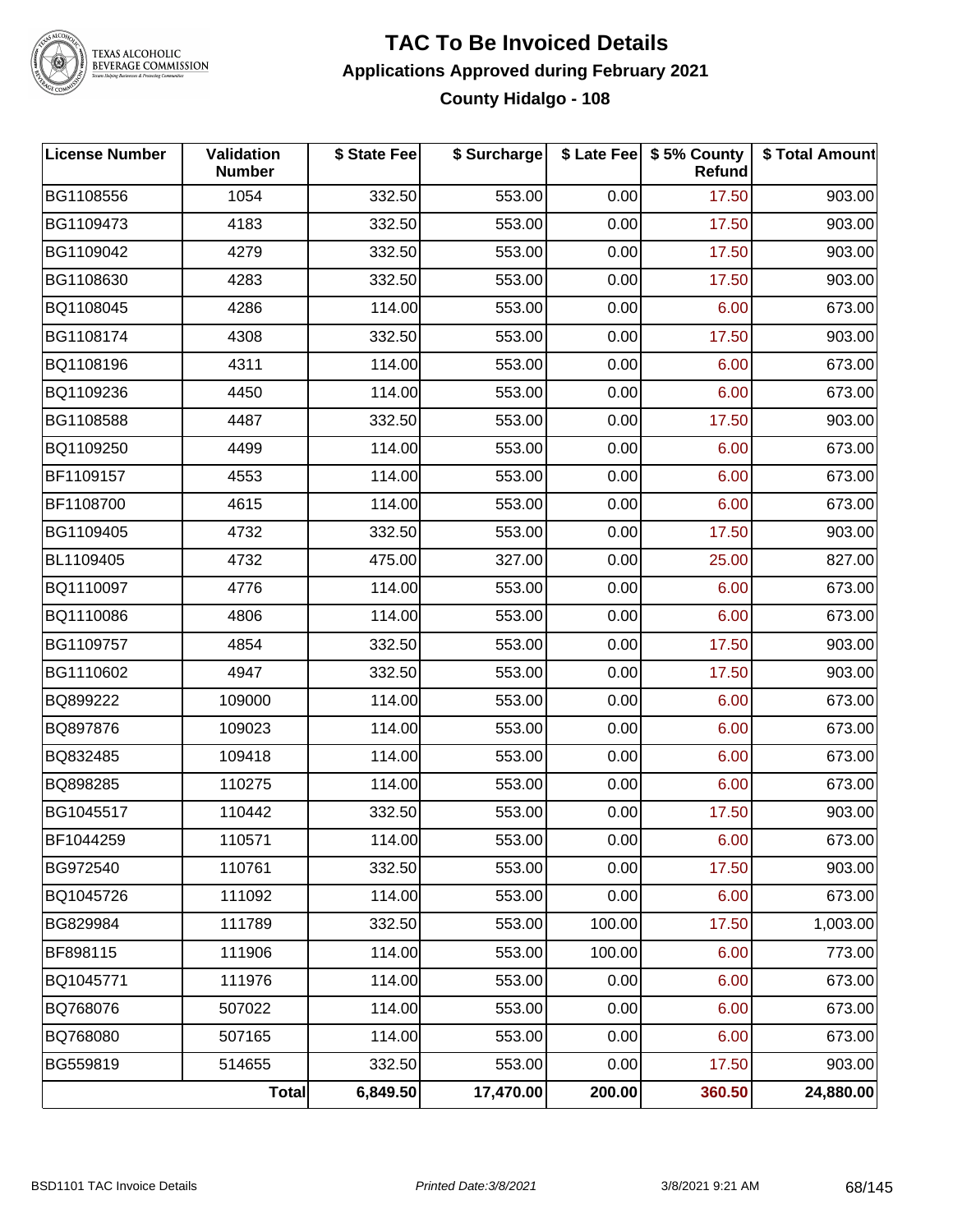# TAC To Be Invoiced Details

## Applications Approved during February 2021

### County Hidalgo - 108

| License Number | Validation Number | $ State Fee | $ Surcharge | $ Late Fee | $ 5% County Refund | $ Total Amount |
|---|---|---|---|---|---|---|
| BG1108556 | 1054 | 332.50 | 553.00 | 0.00 | 17.50 | 903.00 |
| BG1109473 | 4183 | 332.50 | 553.00 | 0.00 | 17.50 | 903.00 |
| BG1109042 | 4279 | 332.50 | 553.00 | 0.00 | 17.50 | 903.00 |
| BG1108630 | 4283 | 332.50 | 553.00 | 0.00 | 17.50 | 903.00 |
| BQ1108045 | 4286 | 114.00 | 553.00 | 0.00 | 6.00 | 673.00 |
| BG1108174 | 4308 | 332.50 | 553.00 | 0.00 | 17.50 | 903.00 |
| BQ1108196 | 4311 | 114.00 | 553.00 | 0.00 | 6.00 | 673.00 |
| BQ1109236 | 4450 | 114.00 | 553.00 | 0.00 | 6.00 | 673.00 |
| BG1108588 | 4487 | 332.50 | 553.00 | 0.00 | 17.50 | 903.00 |
| BQ1109250 | 4499 | 114.00 | 553.00 | 0.00 | 6.00 | 673.00 |
| BF1109157 | 4553 | 114.00 | 553.00 | 0.00 | 6.00 | 673.00 |
| BF1108700 | 4615 | 114.00 | 553.00 | 0.00 | 6.00 | 673.00 |
| BG1109405 | 4732 | 332.50 | 553.00 | 0.00 | 17.50 | 903.00 |
| BL1109405 | 4732 | 475.00 | 327.00 | 0.00 | 25.00 | 827.00 |
| BQ1110097 | 4776 | 114.00 | 553.00 | 0.00 | 6.00 | 673.00 |
| BQ1110086 | 4806 | 114.00 | 553.00 | 0.00 | 6.00 | 673.00 |
| BG1109757 | 4854 | 332.50 | 553.00 | 0.00 | 17.50 | 903.00 |
| BG1110602 | 4947 | 332.50 | 553.00 | 0.00 | 17.50 | 903.00 |
| BQ899222 | 109000 | 114.00 | 553.00 | 0.00 | 6.00 | 673.00 |
| BQ897876 | 109023 | 114.00 | 553.00 | 0.00 | 6.00 | 673.00 |
| BQ832485 | 109418 | 114.00 | 553.00 | 0.00 | 6.00 | 673.00 |
| BQ898285 | 110275 | 114.00 | 553.00 | 0.00 | 6.00 | 673.00 |
| BG1045517 | 110442 | 332.50 | 553.00 | 0.00 | 17.50 | 903.00 |
| BF1044259 | 110571 | 114.00 | 553.00 | 0.00 | 6.00 | 673.00 |
| BG972540 | 110761 | 332.50 | 553.00 | 0.00 | 17.50 | 903.00 |
| BQ1045726 | 111092 | 114.00 | 553.00 | 0.00 | 6.00 | 673.00 |
| BG829984 | 111789 | 332.50 | 553.00 | 100.00 | 17.50 | 1,003.00 |
| BF898115 | 111906 | 114.00 | 553.00 | 100.00 | 6.00 | 773.00 |
| BQ1045771 | 111976 | 114.00 | 553.00 | 0.00 | 6.00 | 673.00 |
| BQ768076 | 507022 | 114.00 | 553.00 | 0.00 | 6.00 | 673.00 |
| BQ768080 | 507165 | 114.00 | 553.00 | 0.00 | 6.00 | 673.00 |
| BG559819 | 514655 | 332.50 | 553.00 | 0.00 | 17.50 | 903.00 |
| | **Total** | **6,849.50** | **17,470.00** | **200.00** | **360.50** | **24,880.00** |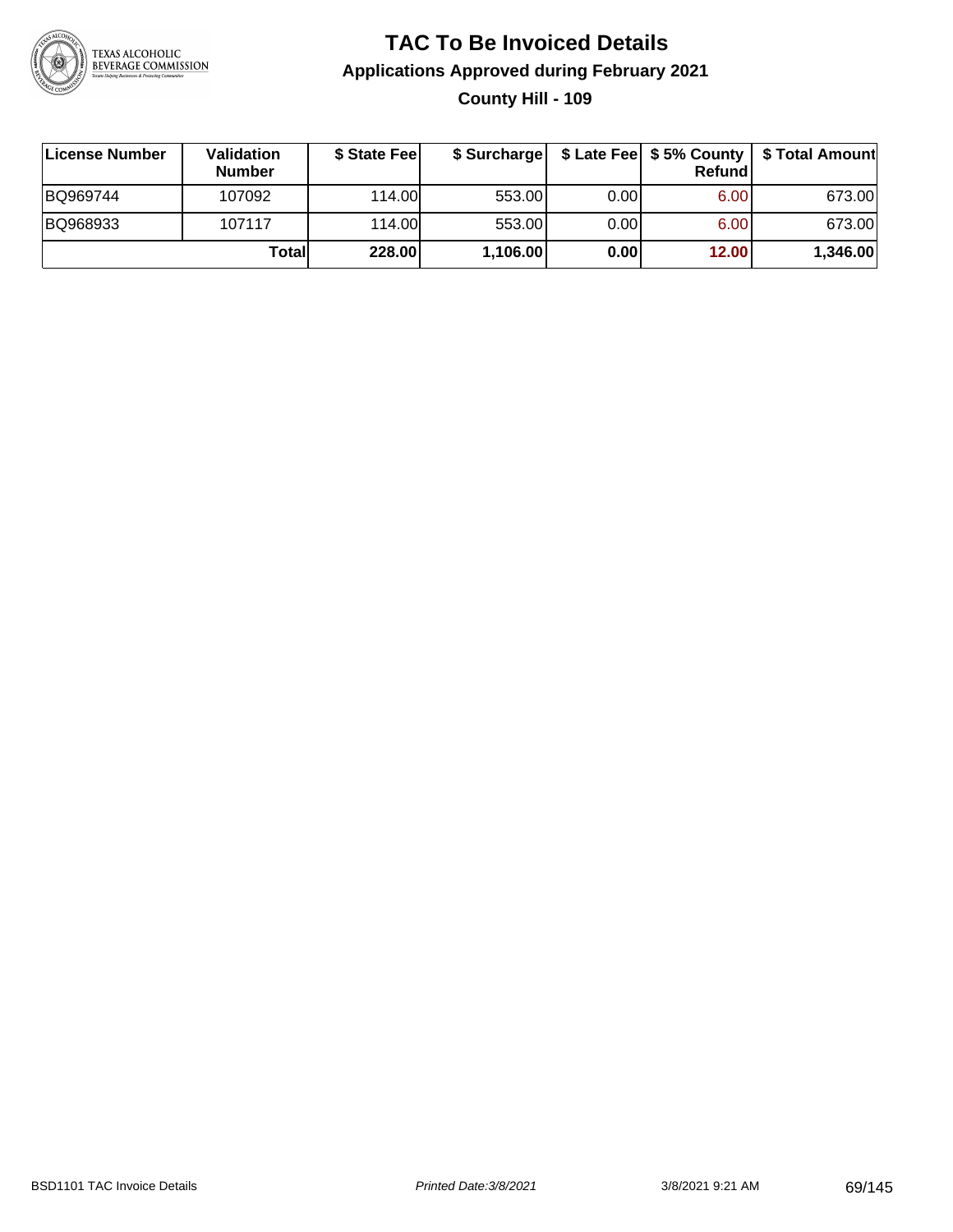# TAC To Be Invoiced Details

## Applications Approved during February 2021

### County Hill - 109

| License Number | Validation Number | $ State Fee | $ Surcharge | $ Late Fee | $ 5% County Refund | $ Total Amount |
|---|---|---|---|---|---|---|
| BQ969744 | 107092 | 114.00 | 553.00 | 0.00 | 6.00 | 673.00 |
| BQ968933 | 107117 | 114.00 | 553.00 | 0.00 | 6.00 | 673.00 |
| | **Total** | **228.00** | **1,106.00** | **0.00** | **12.00** | **1,346.00** |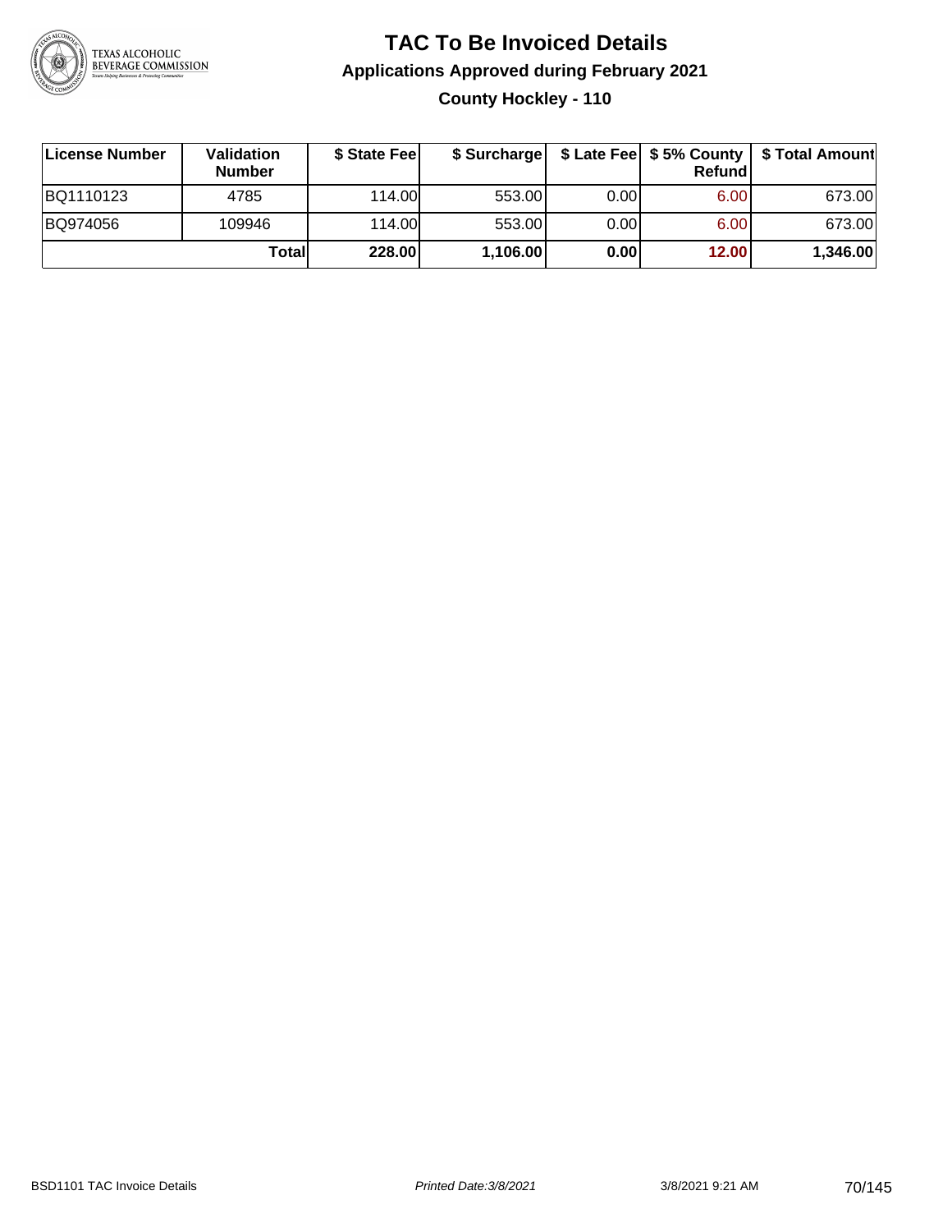# TAC To Be Invoiced Details

## Applications Approved during February 2021

### County Hockley - 110

| License Number | Validation Number | $ State Fee | $ Surcharge | $ Late Fee | $ 5% County Refund | $ Total Amount |
|---|---|---|---|---|---|---|
| BQ1110123 | 4785 | 114.00 | 553.00 | 0.00 | 6.00 | 673.00 |
| BQ974056 | 109946 | 114.00 | 553.00 | 0.00 | 6.00 | 673.00 |
| | **Total** | **228.00** | **1,106.00** | **0.00** | **12.00** | **1,346.00** |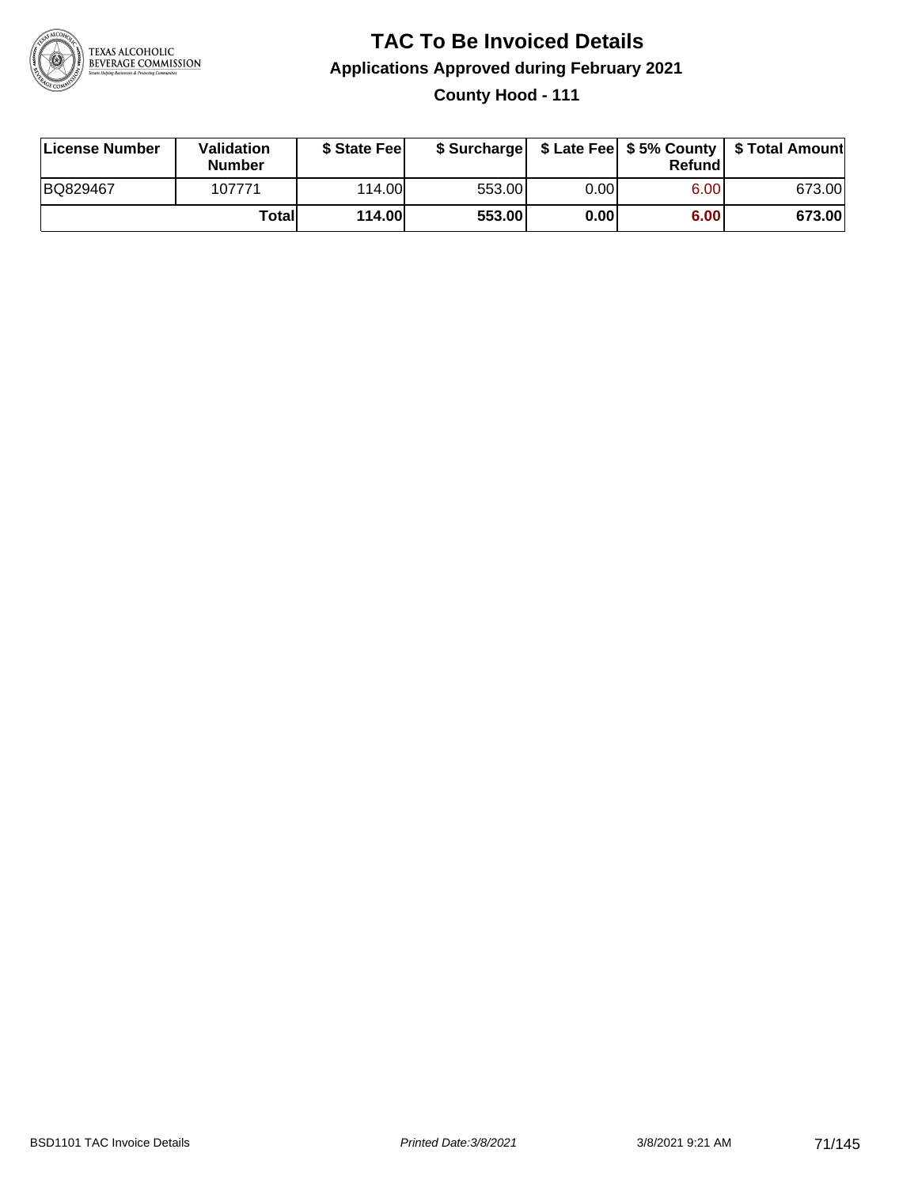# TAC To Be Invoiced Details

## Applications Approved during February 2021

### County Hood - 111

| License Number | Validation Number | $ State Fee | $ Surcharge | $ Late Fee | $ 5% County Refund | $ Total Amount |
|---|---|---|---|---|---|---|
| BQ829467 | 107771 | 114.00 | 553.00 | 0.00 | 6.00 | 673.00 |
| | **Total** | **114.00** | **553.00** | **0.00** | **6.00** | **673.00** |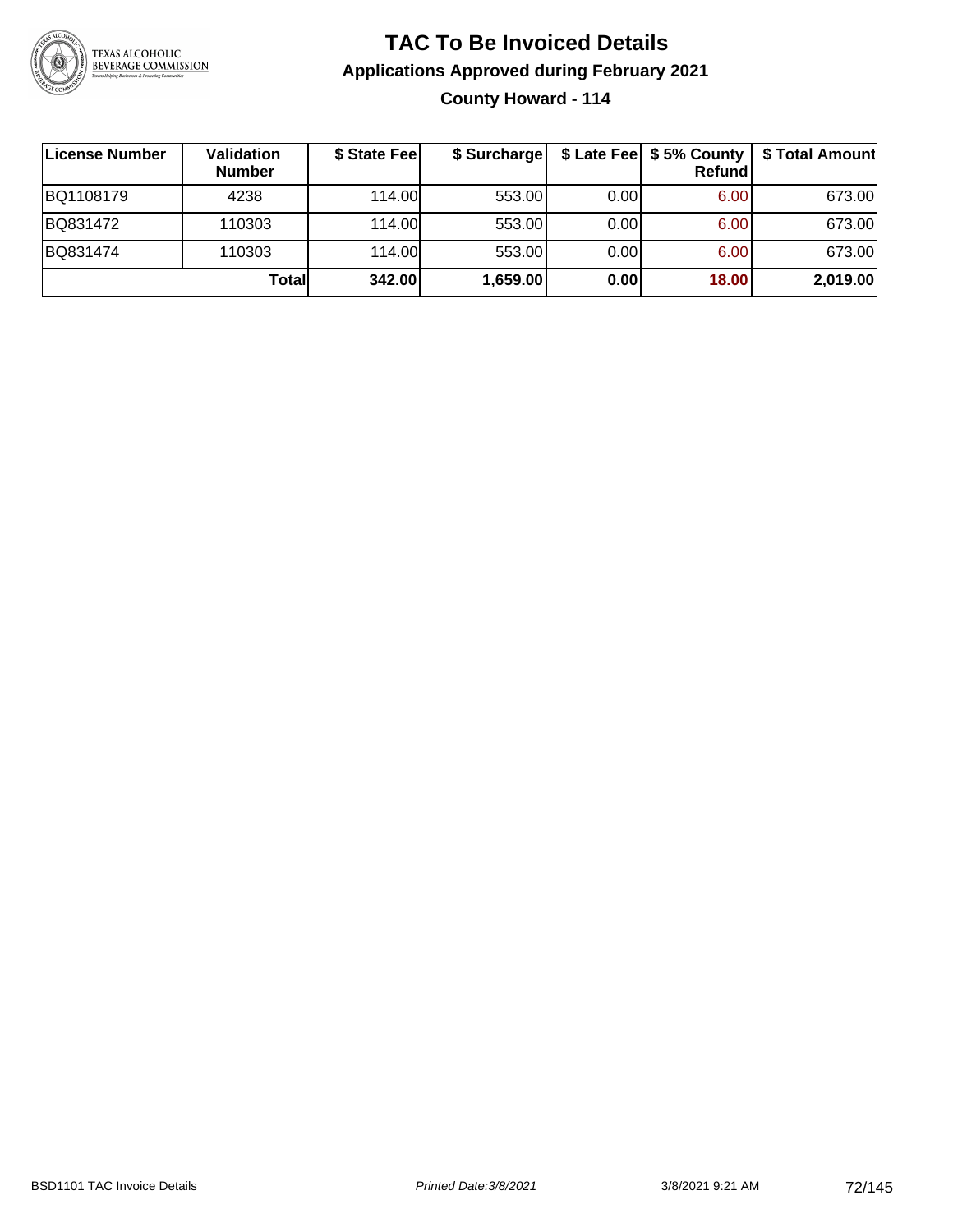# TAC To Be Invoiced Details

## Applications Approved during February 2021

### County Howard - 114

| License Number | Validation Number | $ State Fee | $ Surcharge | $ Late Fee | $ 5% County Refund | $ Total Amount |
|---|---|---|---|---|---|---|
| BQ1108179 | 4238 | 114.00 | 553.00 | 0.00 | 6.00 | 673.00 |
| BQ831472 | 110303 | 114.00 | 553.00 | 0.00 | 6.00 | 673.00 |
| BQ831474 | 110303 | 114.00 | 553.00 | 0.00 | 6.00 | 673.00 |
| | **Total** | **342.00** | **1,659.00** | **0.00** | **18.00** | **2,019.00** |

BSD1101 TAC Invoice Details | *Printed Date:3/8/2021* | 3/8/2021 9:21 AM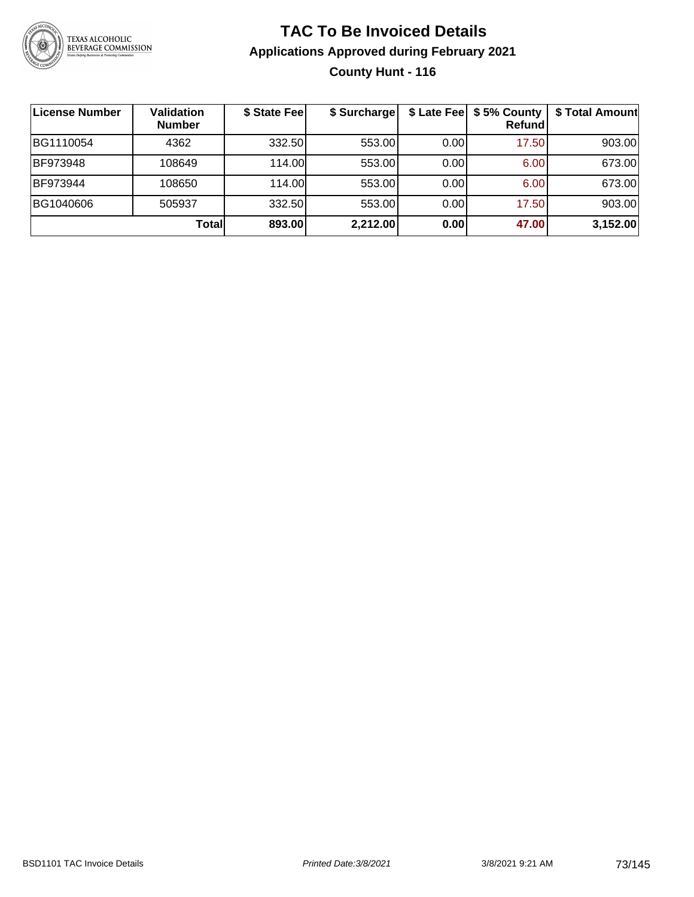# TAC To Be Invoiced Details

## Applications Approved during February 2021

### County Hunt - 116

| License Number | Validation Number | $ State Fee | $ Surcharge | $ Late Fee | $ 5% County Refund | $ Total Amount |
|---|---|---|---|---|---|---|
| BG1110054 | 4362 | 332.50 | 553.00 | 0.00 | 17.50 | 903.00 |
| BF973948 | 108649 | 114.00 | 553.00 | 0.00 | 6.00 | 673.00 |
| BF973944 | 108650 | 114.00 | 553.00 | 0.00 | 6.00 | 673.00 |
| BG1040606 | 505937 | 332.50 | 553.00 | 0.00 | 17.50 | 903.00 |
| | **Total** | **893.00** | **2,212.00** | **0.00** | **47.00** | **3,152.00** |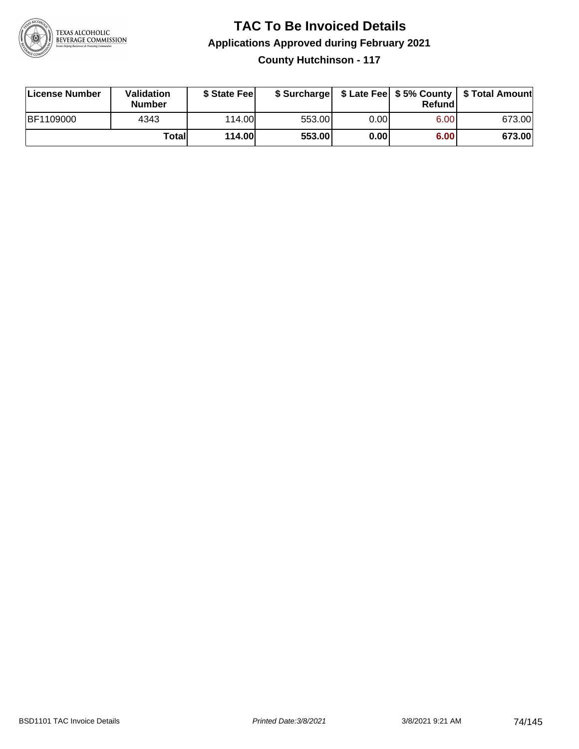# TAC To Be Invoiced Details

## Applications Approved during February 2021

### County Hutchinson - 117

| License Number | Validation Number | $ State Fee | $ Surcharge | $ Late Fee | $ 5% County Refund | $ Total Amount |
|---|---|---|---|---|---|---|
| BF1109000 | 4343 | 114.00 | 553.00 | 0.00 | 6.00 | 673.00 |
| | **Total** | **114.00** | **553.00** | **0.00** | **6.00** | **673.00** |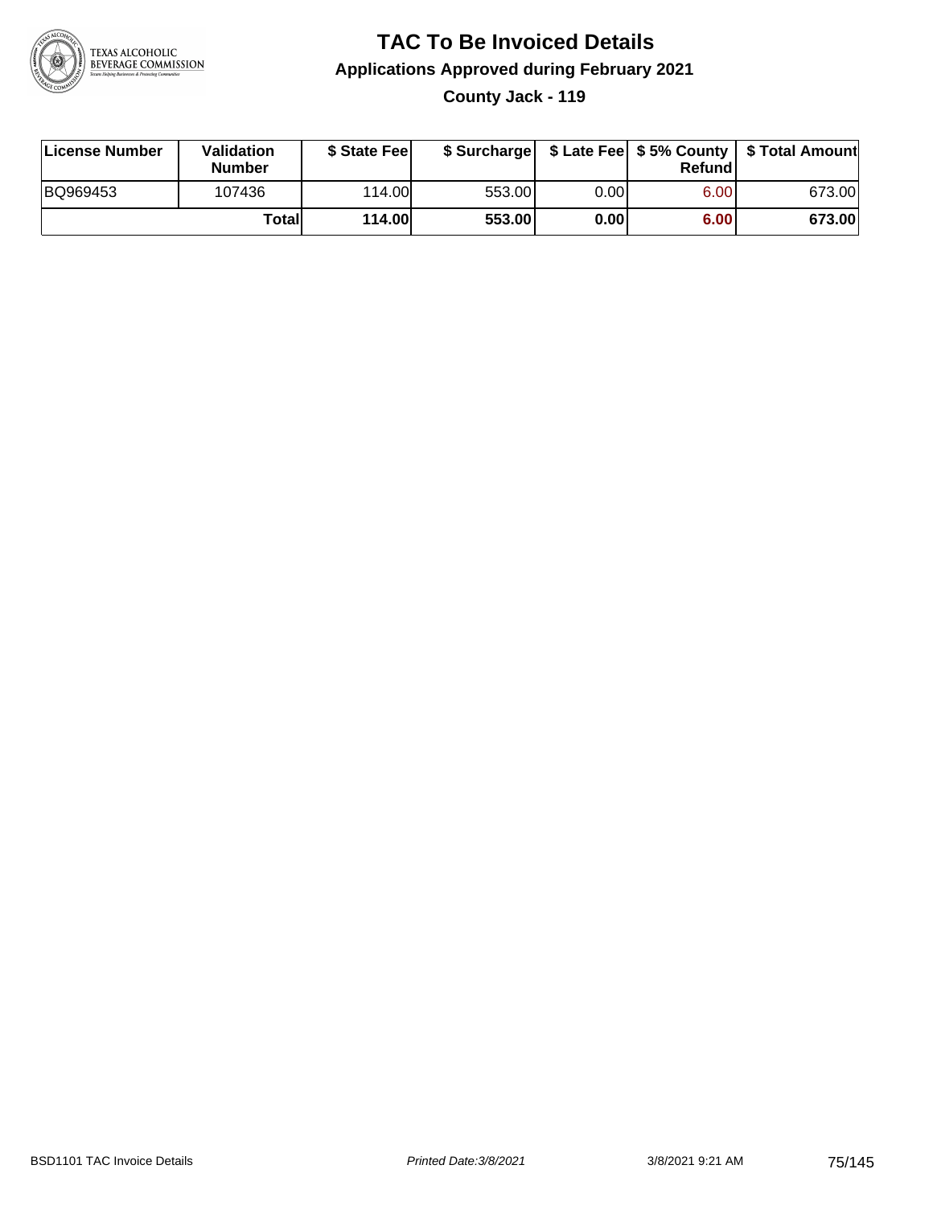# TAC To Be Invoiced Details

## Applications Approved during February 2021

### County Jack - 119

| License Number | Validation Number | $ State Fee | $ Surcharge | $ Late Fee | $ 5% County Refund | $ Total Amount |
|---|---|---|---|---|---|---|
| BQ969453 | 107436 | 114.00 | 553.00 | 0.00 | 6.00 | 673.00 |
| | **Total** | **114.00** | **553.00** | **0.00** | **6.00** | **673.00** |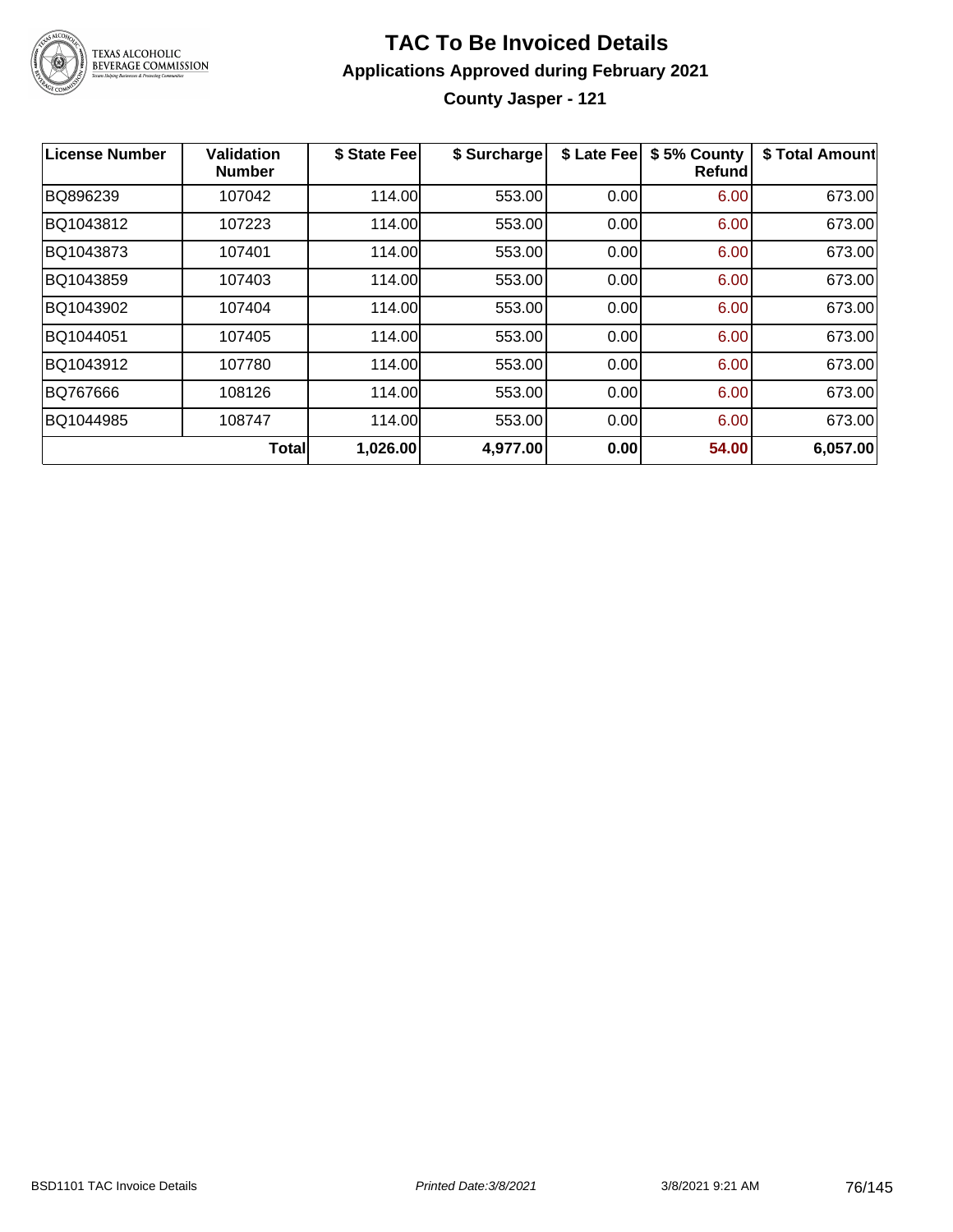# TAC To Be Invoiced Details

## Applications Approved during February 2021

### County Jasper - 121

| License Number | Validation Number | $ State Fee | $ Surcharge | $ Late Fee | $ 5% County Refund | $ Total Amount |
|---|---|---|---|---|---|---|
| BQ896239 | 107042 | 114.00 | 553.00 | 0.00 | 6.00 | 673.00 |
| BQ1043812 | 107223 | 114.00 | 553.00 | 0.00 | 6.00 | 673.00 |
| BQ1043873 | 107401 | 114.00 | 553.00 | 0.00 | 6.00 | 673.00 |
| BQ1043859 | 107403 | 114.00 | 553.00 | 0.00 | 6.00 | 673.00 |
| BQ1043902 | 107404 | 114.00 | 553.00 | 0.00 | 6.00 | 673.00 |
| BQ1044051 | 107405 | 114.00 | 553.00 | 0.00 | 6.00 | 673.00 |
| BQ1043912 | 107780 | 114.00 | 553.00 | 0.00 | 6.00 | 673.00 |
| BQ767666 | 108126 | 114.00 | 553.00 | 0.00 | 6.00 | 673.00 |
| BQ1044985 | 108747 | 114.00 | 553.00 | 0.00 | 6.00 | 673.00 |
| | **Total** | **1,026.00** | **4,977.00** | **0.00** | **54.00** | **6,057.00** |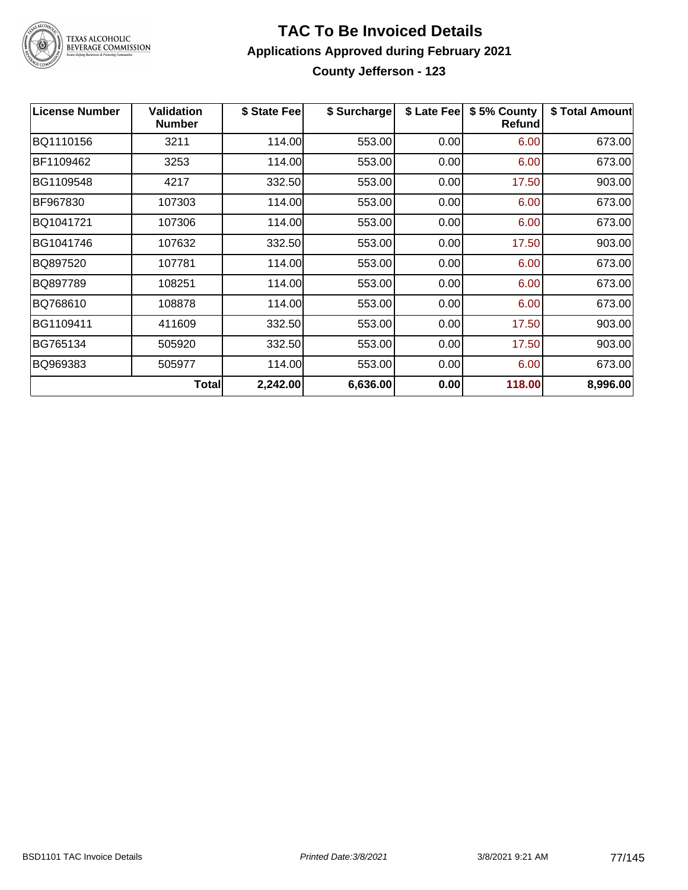# TAC To Be Invoiced Details

## Applications Approved during February 2021

### County Jefferson - 123

| License Number | Validation Number | $ State Fee | $ Surcharge | $ Late Fee | $ 5% County Refund | $ Total Amount |
|---|---|---|---|---|---|---|
| BQ1110156 | 3211 | 114.00 | 553.00 | 0.00 | 6.00 | 673.00 |
| BF1109462 | 3253 | 114.00 | 553.00 | 0.00 | 6.00 | 673.00 |
| BG1109548 | 4217 | 332.50 | 553.00 | 0.00 | 17.50 | 903.00 |
| BF967830 | 107303 | 114.00 | 553.00 | 0.00 | 6.00 | 673.00 |
| BQ1041721 | 107306 | 114.00 | 553.00 | 0.00 | 6.00 | 673.00 |
| BG1041746 | 107632 | 332.50 | 553.00 | 0.00 | 17.50 | 903.00 |
| BQ897520 | 107781 | 114.00 | 553.00 | 0.00 | 6.00 | 673.00 |
| BQ897789 | 108251 | 114.00 | 553.00 | 0.00 | 6.00 | 673.00 |
| BQ768610 | 108878 | 114.00 | 553.00 | 0.00 | 6.00 | 673.00 |
| BG1109411 | 411609 | 332.50 | 553.00 | 0.00 | 17.50 | 903.00 |
| BG765134 | 505920 | 332.50 | 553.00 | 0.00 | 17.50 | 903.00 |
| BQ969383 | 505977 | 114.00 | 553.00 | 0.00 | 6.00 | 673.00 |
| | **Total** | **2,242.00** | **6,636.00** | **0.00** | **118.00** | **8,996.00** |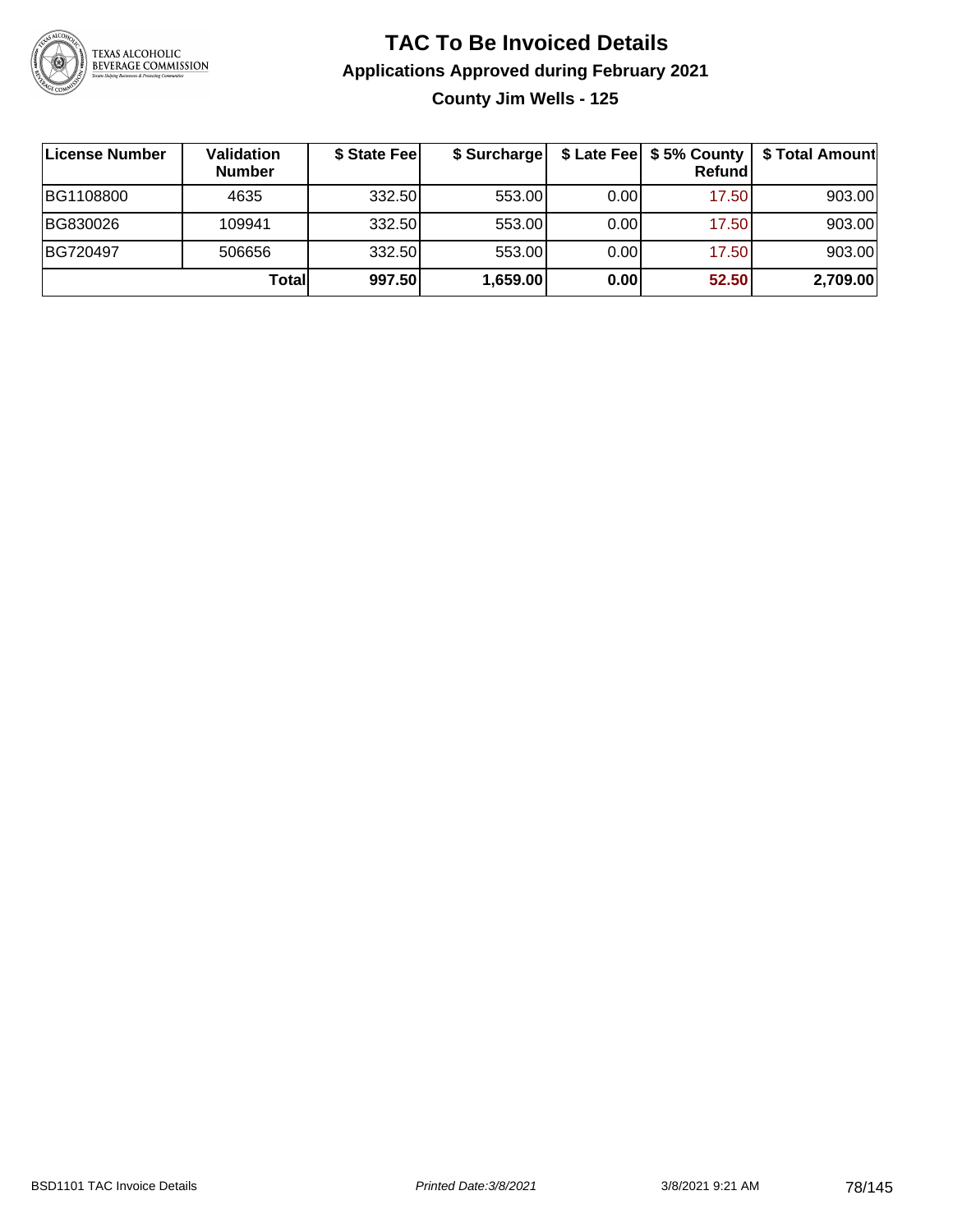# TAC To Be Invoiced Details

## Applications Approved during February 2021

### County Jim Wells - 125

| License Number | Validation Number | $ State Fee | $ Surcharge | $ Late Fee | $ 5% County Refund | $ Total Amount |
|---|---|---|---|---|---|---|
| BG1108800 | 4635 | 332.50 | 553.00 | 0.00 | 17.50 | 903.00 |
| BG830026 | 109941 | 332.50 | 553.00 | 0.00 | 17.50 | 903.00 |
| BG720497 | 506656 | 332.50 | 553.00 | 0.00 | 17.50 | 903.00 |
| | **Total** | **997.50** | **1,659.00** | **0.00** | **52.50** | **2,709.00** |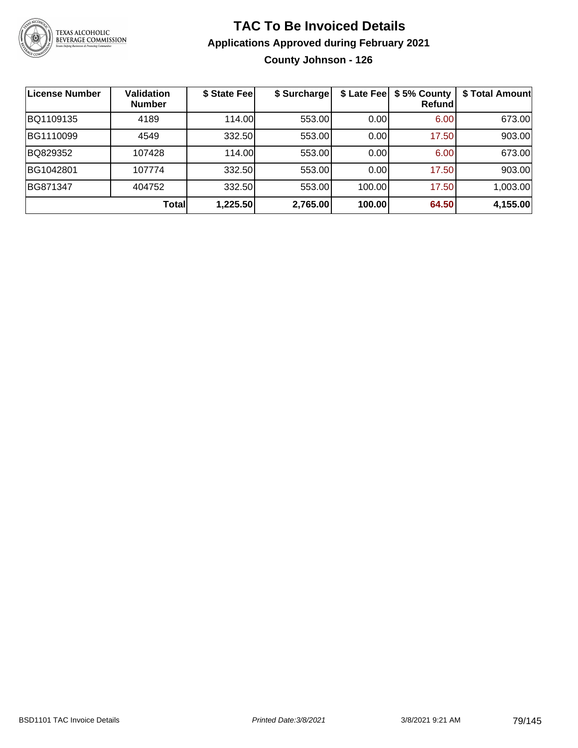# TAC To Be Invoiced Details

## Applications Approved during February 2021

### County Johnson - 126

| License Number | Validation Number | $ State Fee | $ Surcharge | $ Late Fee | $ 5% County Refund | $ Total Amount |
|---|---|---|---|---|---|---|
| BQ1109135 | 4189 | 114.00 | 553.00 | 0.00 | 6.00 | 673.00 |
| BG1110099 | 4549 | 332.50 | 553.00 | 0.00 | 17.50 | 903.00 |
| BQ829352 | 107428 | 114.00 | 553.00 | 0.00 | 6.00 | 673.00 |
| BG1042801 | 107774 | 332.50 | 553.00 | 0.00 | 17.50 | 903.00 |
| BG871347 | 404752 | 332.50 | 553.00 | 100.00 | 17.50 | 1,003.00 |
| | **Total** | **1,225.50** | **2,765.00** | **100.00** | **64.50** | **4,155.00** |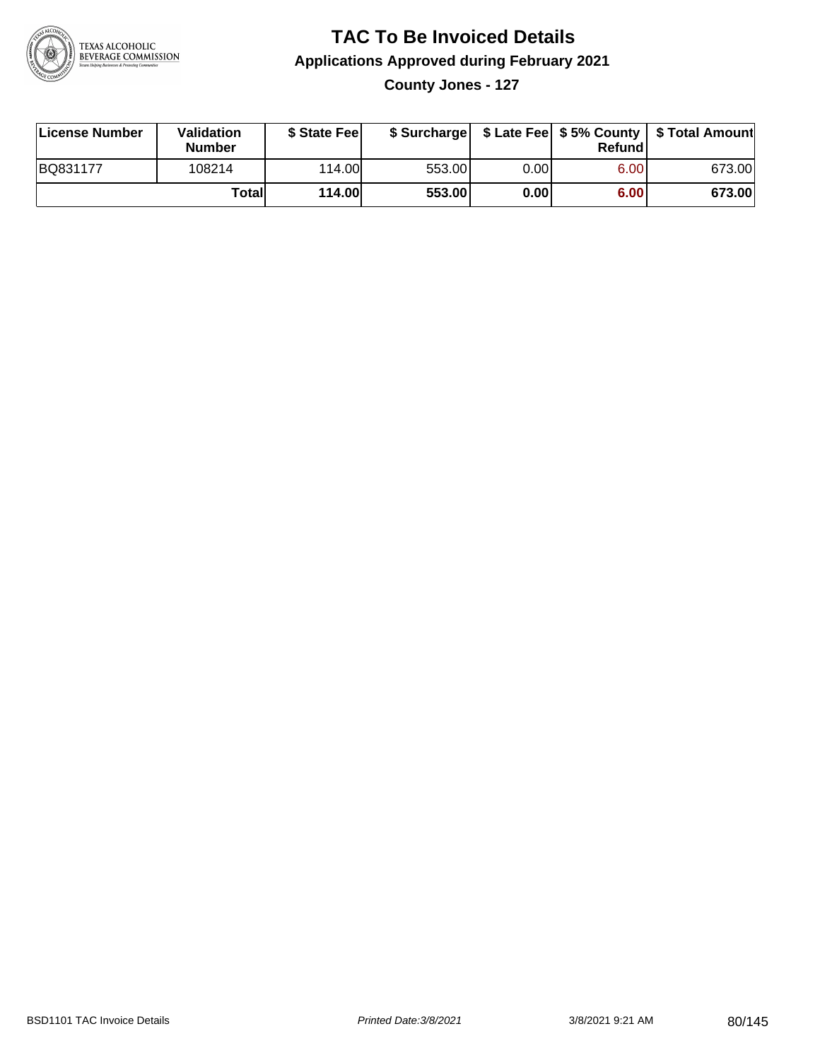# TAC To Be Invoiced Details

## Applications Approved during February 2021

### County Jones - 127

| License Number | Validation Number | $ State Fee | $ Surcharge | $ Late Fee | $ 5% County Refund | $ Total Amount |
|---|---|---|---|---|---|---|
| BQ831177 | 108214 | 114.00 | 553.00 | 0.00 | 6.00 | 673.00 |
| | **Total** | **114.00** | **553.00** | **0.00** | **6.00** | **673.00** |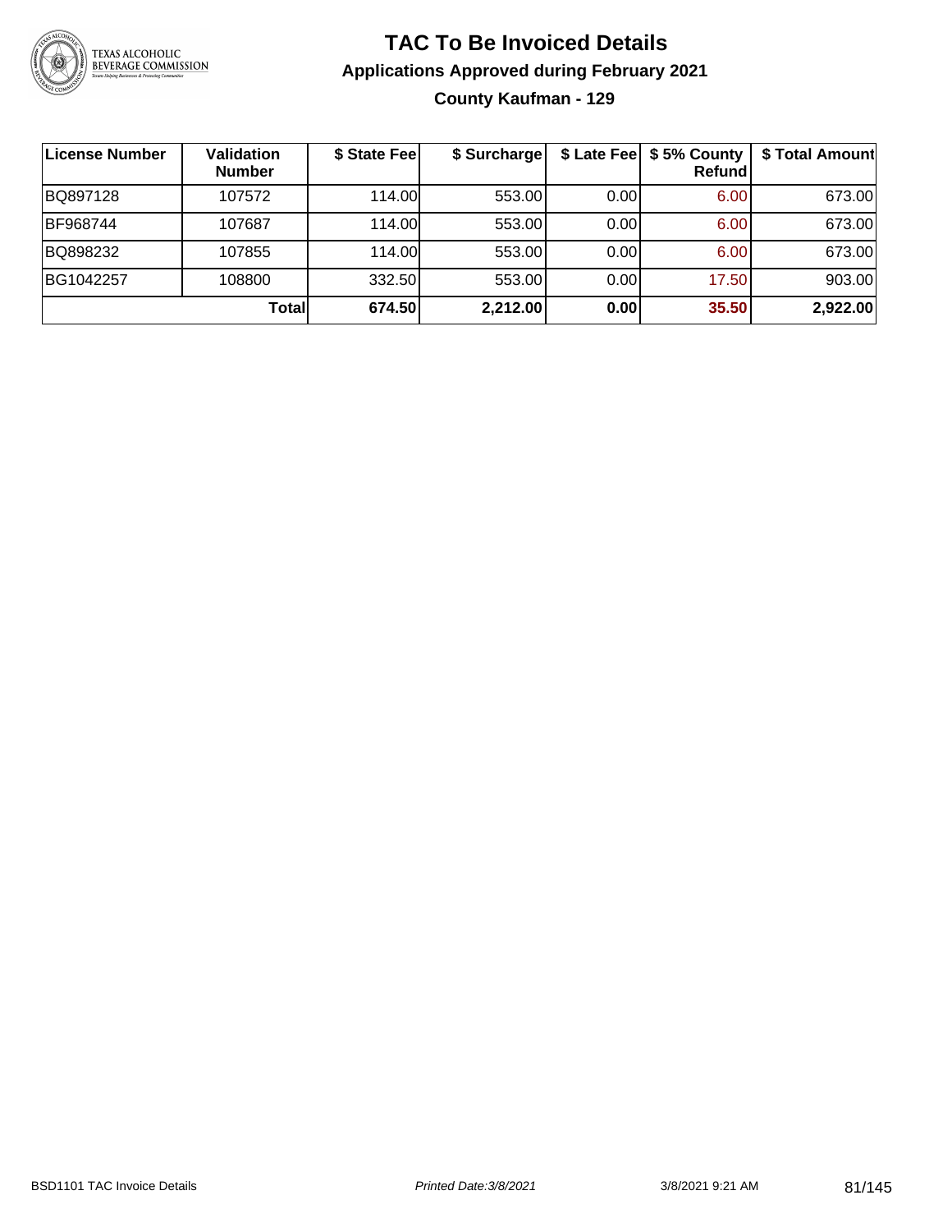# TAC To Be Invoiced Details

## Applications Approved during February 2021

### County Kaufman - 129

| License Number | Validation Number | $ State Fee | $ Surcharge | $ Late Fee | $ 5% County Refund | $ Total Amount |
|---|---|---|---|---|---|---|
| BQ897128 | 107572 | 114.00 | 553.00 | 0.00 | 6.00 | 673.00 |
| BF968744 | 107687 | 114.00 | 553.00 | 0.00 | 6.00 | 673.00 |
| BQ898232 | 107855 | 114.00 | 553.00 | 0.00 | 6.00 | 673.00 |
| BG1042257 | 108800 | 332.50 | 553.00 | 0.00 | 17.50 | 903.00 |
| | **Total** | **674.50** | **2,212.00** | **0.00** | **35.50** | **2,922.00** |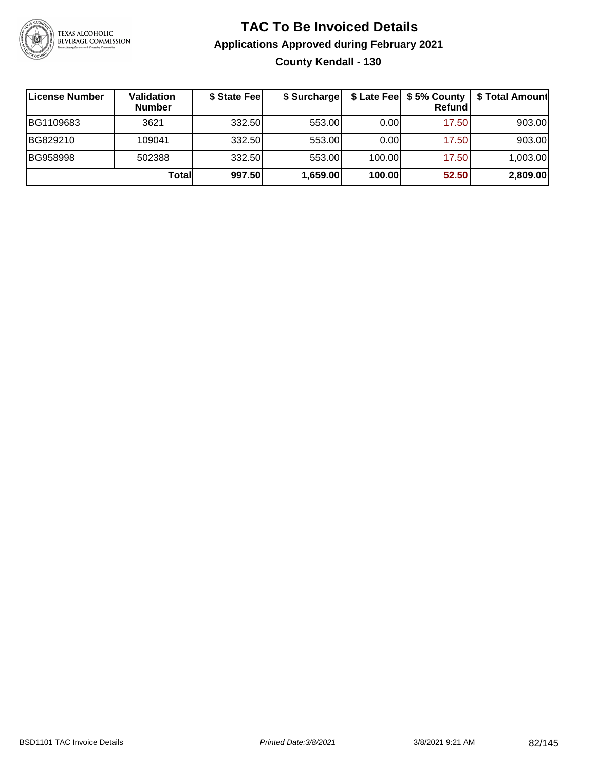# TAC To Be Invoiced Details

## Applications Approved during February 2021

### County Kendall - 130

| License Number | Validation Number | $ State Fee | $ Surcharge | $ Late Fee | $ 5% County Refund | $ Total Amount |
|---|---|---|---|---|---|---|
| BG1109683 | 3621 | 332.50 | 553.00 | 0.00 | 17.50 | 903.00 |
| BG829210 | 109041 | 332.50 | 553.00 | 0.00 | 17.50 | 903.00 |
| BG958998 | 502388 | 332.50 | 553.00 | 100.00 | 17.50 | 1,003.00 |
| | **Total** | **997.50** | **1,659.00** | **100.00** | **52.50** | **2,809.00** |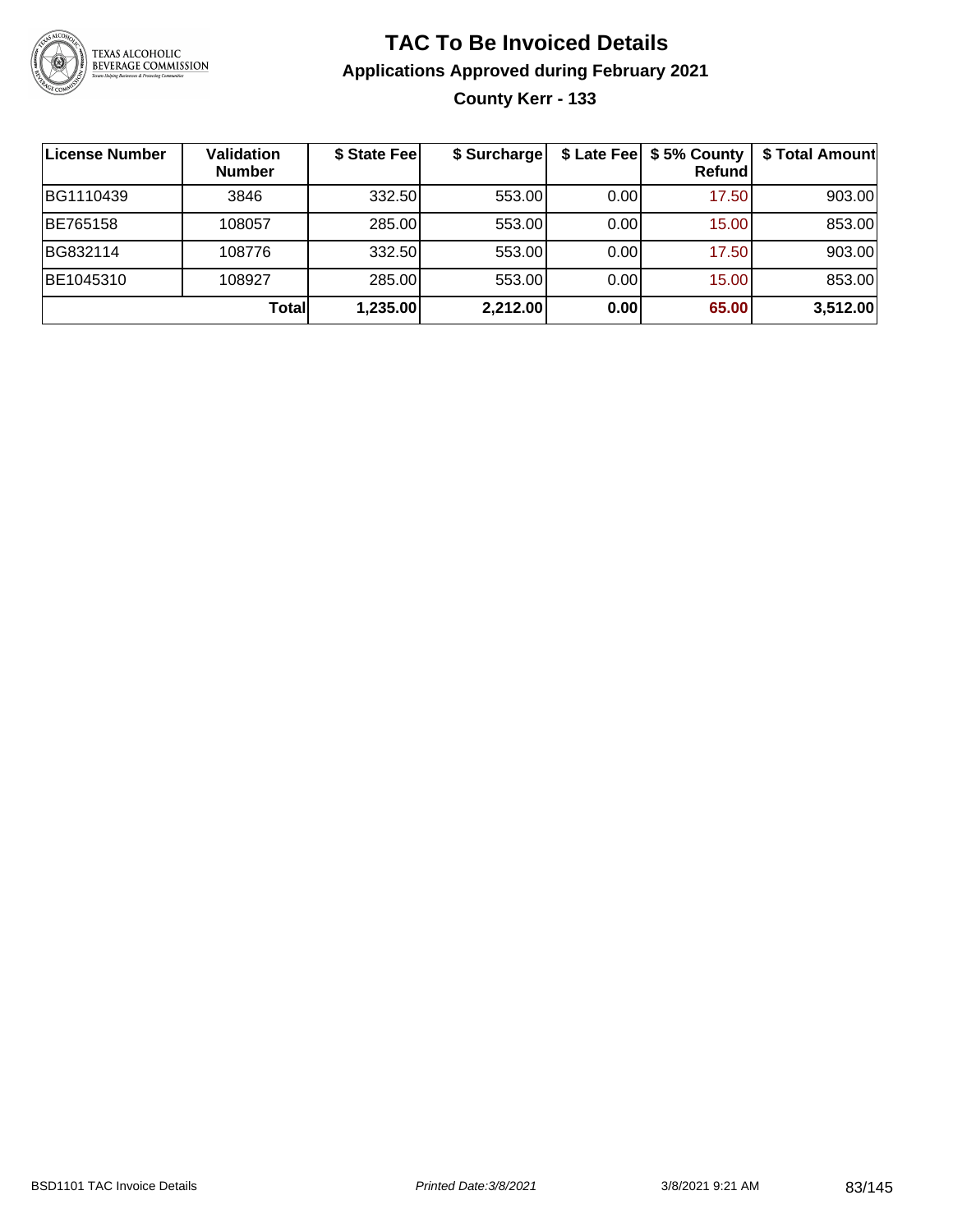# TAC To Be Invoiced Details

## Applications Approved during February 2021

### County Kerr - 133

| License Number | Validation Number | $ State Fee | $ Surcharge | $ Late Fee | $ 5% County Refund | $ Total Amount |
|---|---|---|---|---|---|---|
| BG1110439 | 3846 | 332.50 | 553.00 | 0.00 | 17.50 | 903.00 |
| BE765158 | 108057 | 285.00 | 553.00 | 0.00 | 15.00 | 853.00 |
| BG832114 | 108776 | 332.50 | 553.00 | 0.00 | 17.50 | 903.00 |
| BE1045310 | 108927 | 285.00 | 553.00 | 0.00 | 15.00 | 853.00 |
| | **Total** | **1,235.00** | **2,212.00** | **0.00** | **65.00** | **3,512.00** |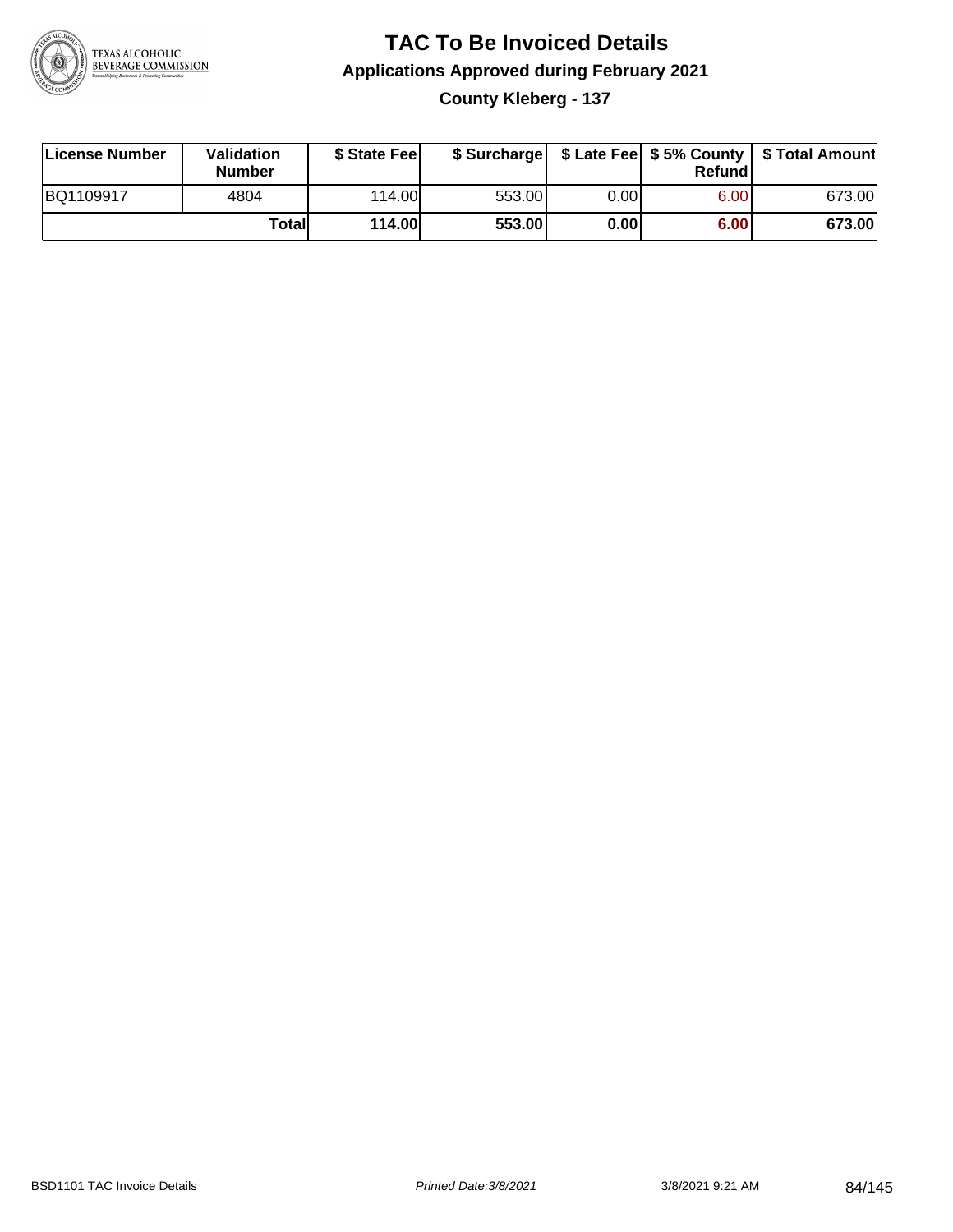# TAC To Be Invoiced Details

## Applications Approved during February 2021

### County Kleberg - 137

| License Number | Validation Number | $ State Fee | $ Surcharge | $ Late Fee | $ 5% County Refund | $ Total Amount |
|---|---|---|---|---|---|---|
| BQ1109917 | 4804 | 114.00 | 553.00 | 0.00 | 6.00 | 673.00 |
| | **Total** | **114.00** | **553.00** | **0.00** | **6.00** | **673.00** |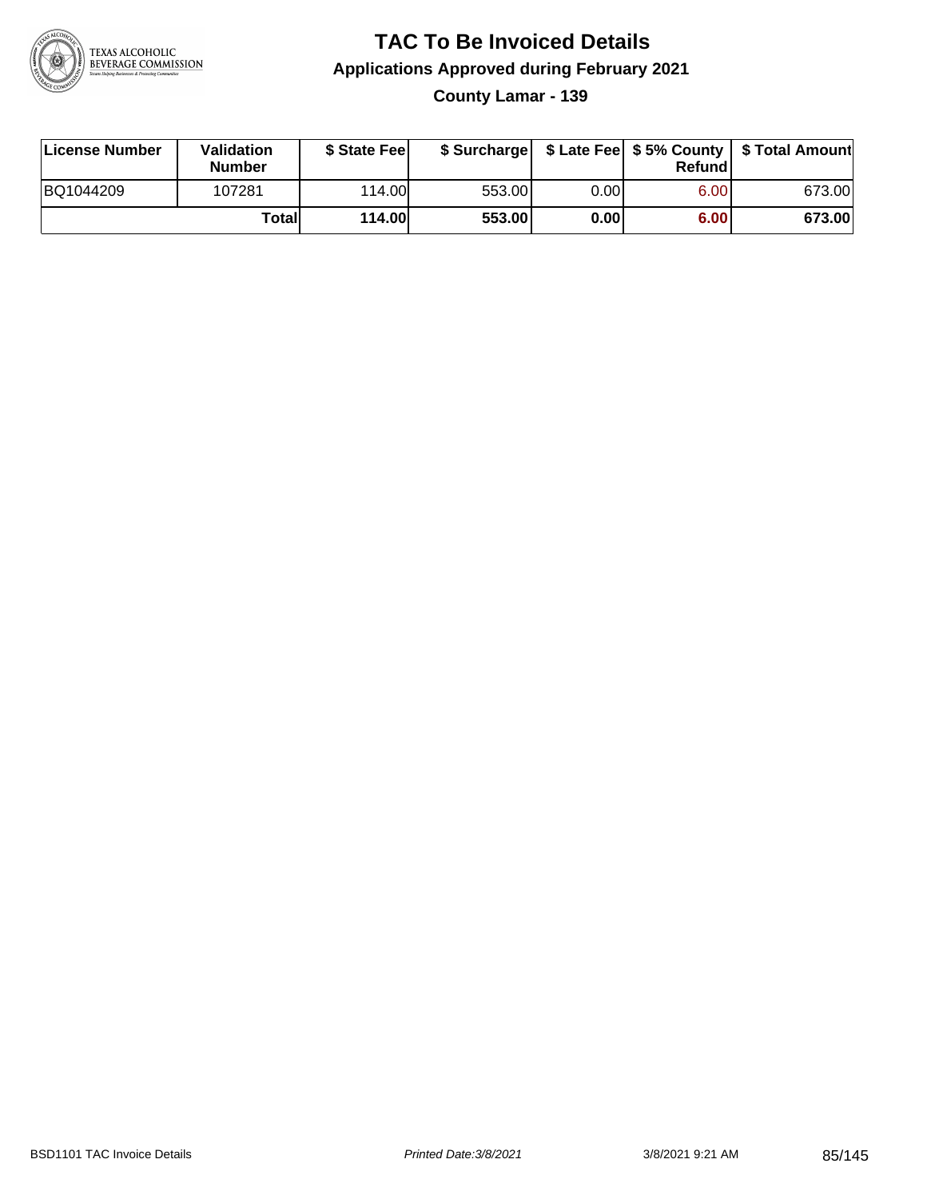# TAC To Be Invoiced Details

## Applications Approved during February 2021

### County Lamar - 139

| License Number | Validation Number | $ State Fee | $ Surcharge | $ Late Fee | $ 5% County Refund | $ Total Amount |
|---|---|---|---|---|---|---|
| BQ1044209 | 107281 | 114.00 | 553.00 | 0.00 | 6.00 | 673.00 |
| | **Total** | **114.00** | **553.00** | **0.00** | **6.00** | **673.00** |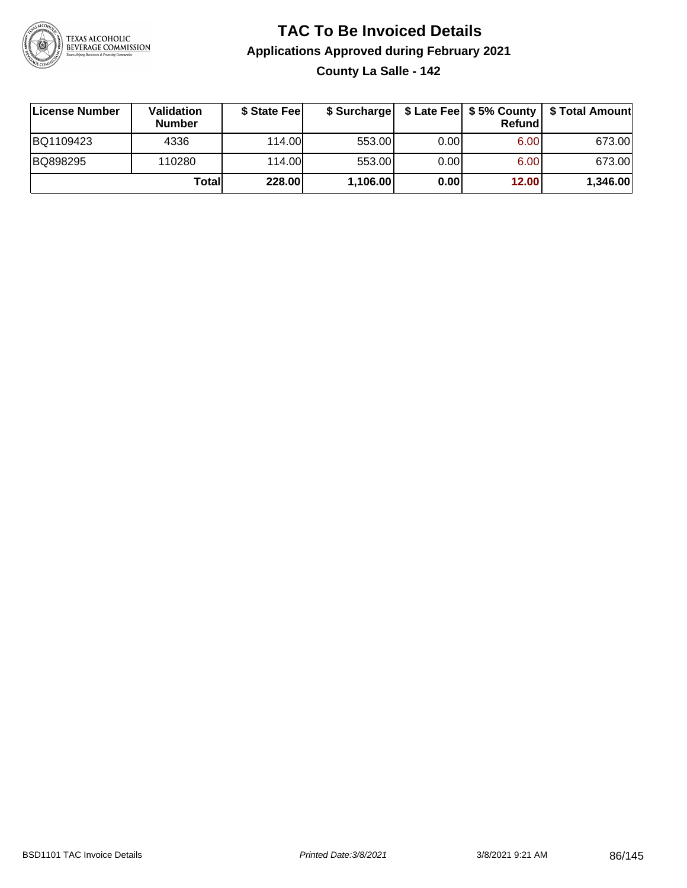# TAC To Be Invoiced Details

## Applications Approved during February 2021

### County La Salle - 142

| License Number | Validation Number | $ State Fee | $ Surcharge | $ Late Fee | $ 5% County Refund | $ Total Amount |
|---|---|---|---|---|---|---|
| BQ1109423 | 4336 | 114.00 | 553.00 | 0.00 | 6.00 | 673.00 |
| BQ898295 | 110280 | 114.00 | 553.00 | 0.00 | 6.00 | 673.00 |
| | **Total** | **228.00** | **1,106.00** | **0.00** | **12.00** | **1,346.00** |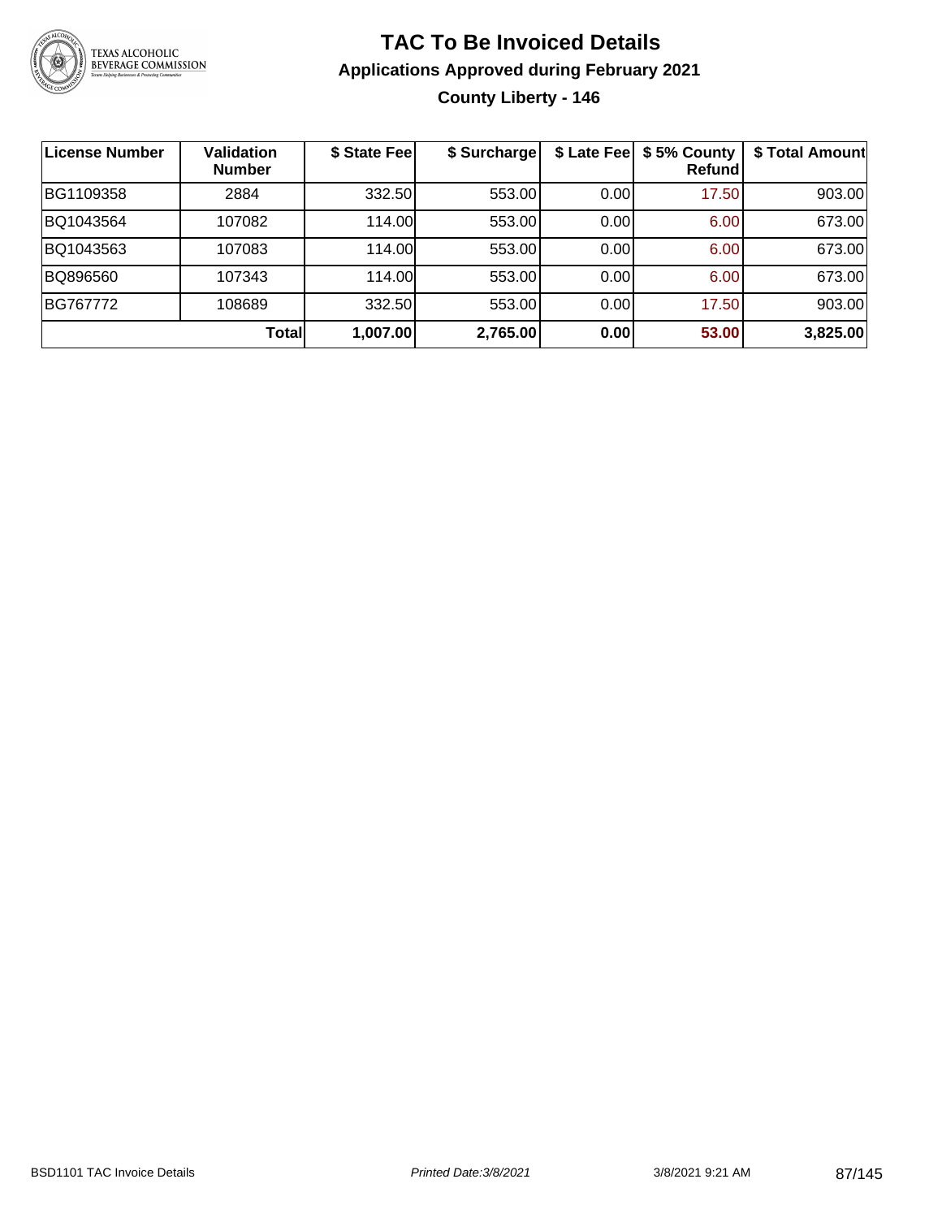# TAC To Be Invoiced Details

## Applications Approved during February 2021

### County Liberty - 146

| License Number | Validation Number | $ State Fee | $ Surcharge | $ Late Fee | $ 5% County Refund | $ Total Amount |
|---|---|---|---|---|---|---|
| BG1109358 | 2884 | 332.50 | 553.00 | 0.00 | 17.50 | 903.00 |
| BQ1043564 | 107082 | 114.00 | 553.00 | 0.00 | 6.00 | 673.00 |
| BQ1043563 | 107083 | 114.00 | 553.00 | 0.00 | 6.00 | 673.00 |
| BQ896560 | 107343 | 114.00 | 553.00 | 0.00 | 6.00 | 673.00 |
| BG767772 | 108689 | 332.50 | 553.00 | 0.00 | 17.50 | 903.00 |
| | **Total** | **1,007.00** | **2,765.00** | **0.00** | **53.00** | **3,825.00** |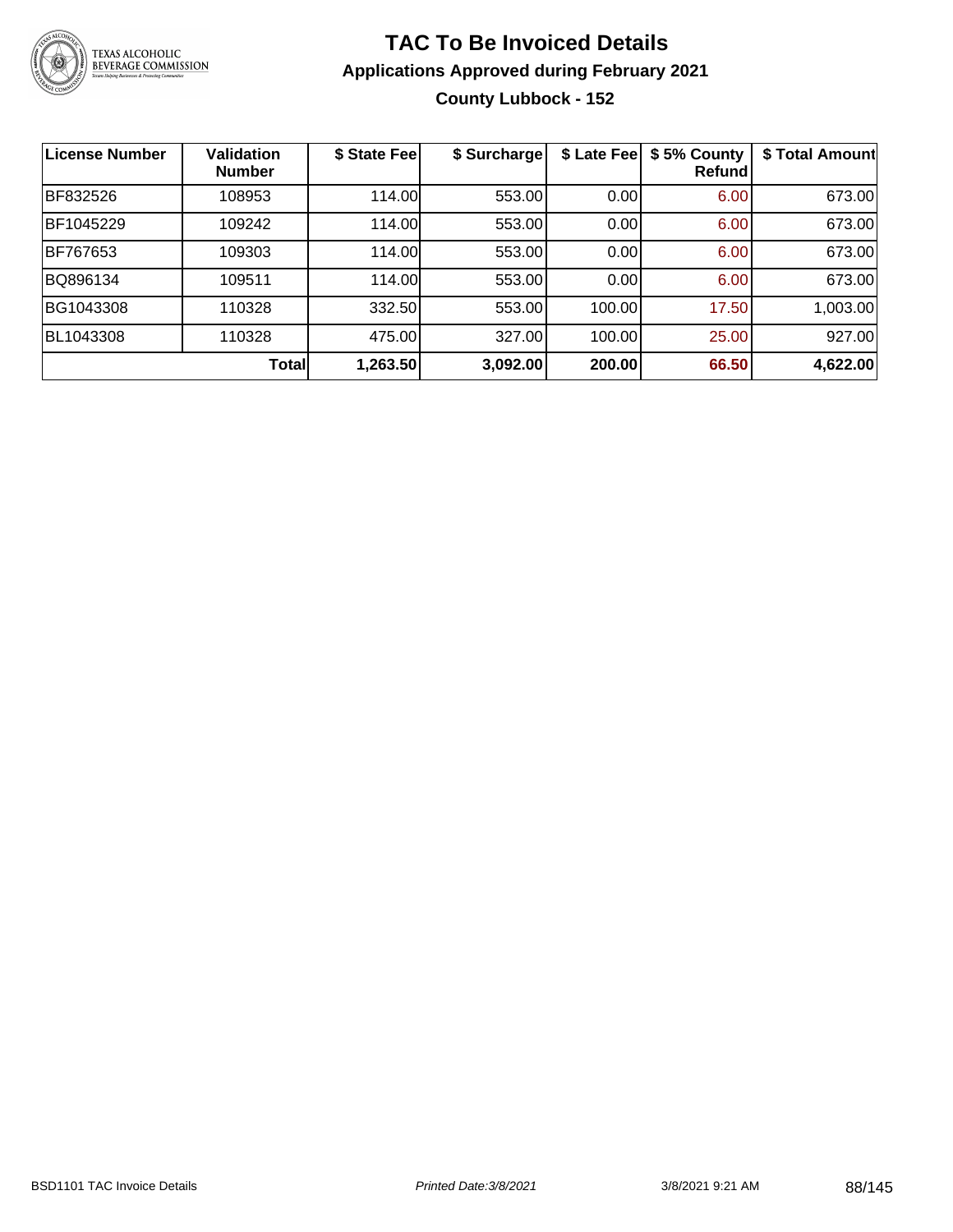# TAC To Be Invoiced Details

## Applications Approved during February 2021

### County Lubbock - 152

| License Number | Validation Number | $ State Fee | $ Surcharge | $ Late Fee | $ 5% County Refund | $ Total Amount |
|---|---|---|---|---|---|---|
| BF832526 | 108953 | 114.00 | 553.00 | 0.00 | 6.00 | 673.00 |
| BF1045229 | 109242 | 114.00 | 553.00 | 0.00 | 6.00 | 673.00 |
| BF767653 | 109303 | 114.00 | 553.00 | 0.00 | 6.00 | 673.00 |
| BQ896134 | 109511 | 114.00 | 553.00 | 0.00 | 6.00 | 673.00 |
| BG1043308 | 110328 | 332.50 | 553.00 | 100.00 | 17.50 | 1,003.00 |
| BL1043308 | 110328 | 475.00 | 327.00 | 100.00 | 25.00 | 927.00 |
| | **Total** | **1,263.50** | **3,092.00** | **200.00** | **66.50** | **4,622.00** |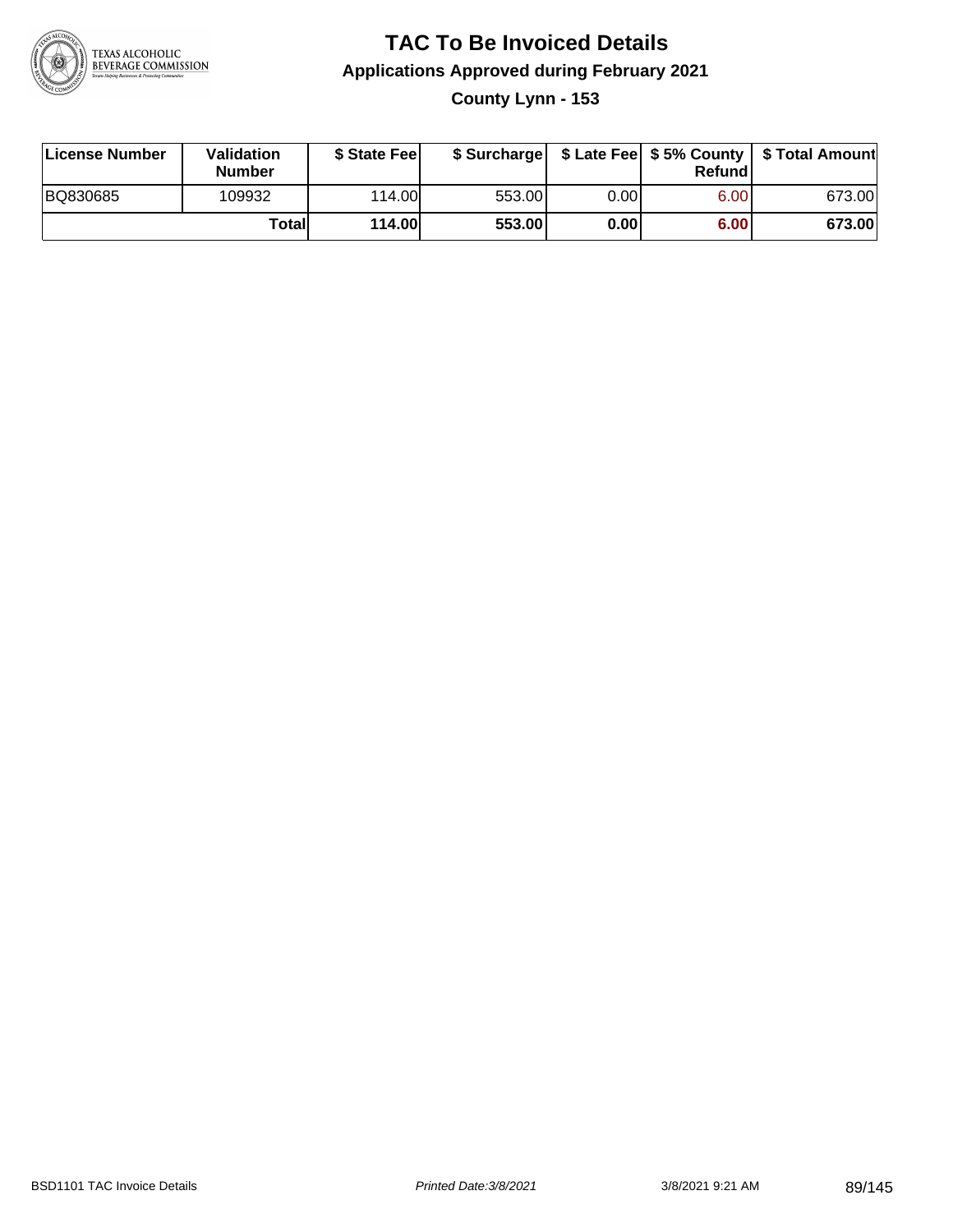# TAC To Be Invoiced Details

## Applications Approved during February 2021

### County Lynn - 153

| License Number | Validation Number | $ State Fee | $ Surcharge | $ Late Fee | $ 5% County Refund | $ Total Amount |
|---|---|---|---|---|---|---|
| BQ830685 | 109932 | 114.00 | 553.00 | 0.00 | 6.00 | 673.00 |
| | **Total** | **114.00** | **553.00** | **0.00** | **6.00** | **673.00** |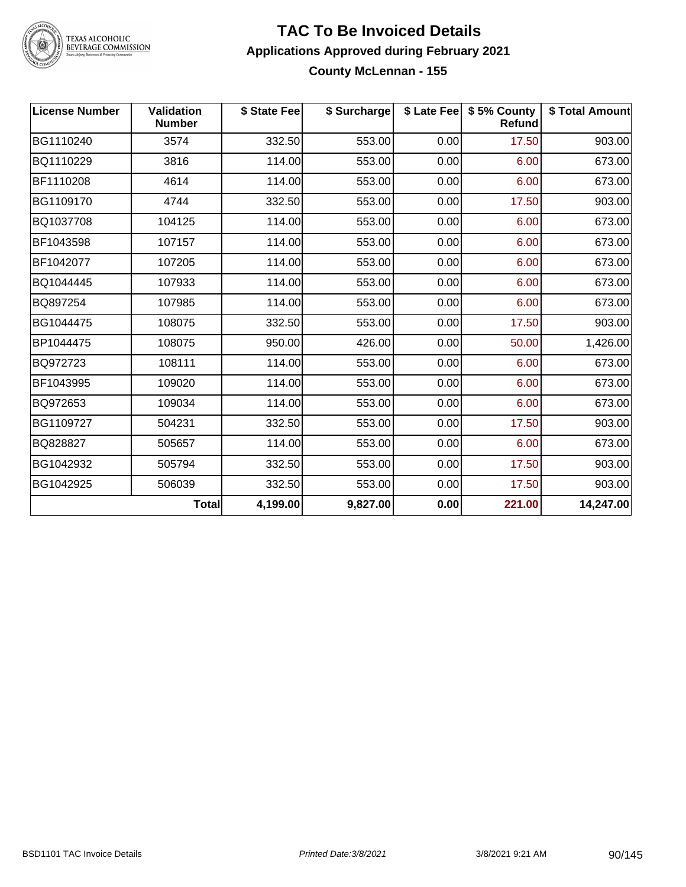# TAC To Be Invoiced Details

## Applications Approved during February 2021

### County McLennan - 155

| License Number | Validation Number | $ State Fee | $ Surcharge | $ Late Fee | $ 5% County Refund | $ Total Amount |
|---|---|---|---|---|---|---|
| BG1110240 | 3574 | 332.50 | 553.00 | 0.00 | 17.50 | 903.00 |
| BQ1110229 | 3816 | 114.00 | 553.00 | 0.00 | 6.00 | 673.00 |
| BF1110208 | 4614 | 114.00 | 553.00 | 0.00 | 6.00 | 673.00 |
| BG1109170 | 4744 | 332.50 | 553.00 | 0.00 | 17.50 | 903.00 |
| BQ1037708 | 104125 | 114.00 | 553.00 | 0.00 | 6.00 | 673.00 |
| BF1043598 | 107157 | 114.00 | 553.00 | 0.00 | 6.00 | 673.00 |
| BF1042077 | 107205 | 114.00 | 553.00 | 0.00 | 6.00 | 673.00 |
| BQ1044445 | 107933 | 114.00 | 553.00 | 0.00 | 6.00 | 673.00 |
| BQ897254 | 107985 | 114.00 | 553.00 | 0.00 | 6.00 | 673.00 |
| BG1044475 | 108075 | 332.50 | 553.00 | 0.00 | 17.50 | 903.00 |
| BP1044475 | 108075 | 950.00 | 426.00 | 0.00 | 50.00 | 1,426.00 |
| BQ972723 | 108111 | 114.00 | 553.00 | 0.00 | 6.00 | 673.00 |
| BF1043995 | 109020 | 114.00 | 553.00 | 0.00 | 6.00 | 673.00 |
| BQ972653 | 109034 | 114.00 | 553.00 | 0.00 | 6.00 | 673.00 |
| BG1109727 | 504231 | 332.50 | 553.00 | 0.00 | 17.50 | 903.00 |
| BQ828827 | 505657 | 114.00 | 553.00 | 0.00 | 6.00 | 673.00 |
| BG1042932 | 505794 | 332.50 | 553.00 | 0.00 | 17.50 | 903.00 |
| BG1042925 | 506039 | 332.50 | 553.00 | 0.00 | 17.50 | 903.00 |
| | **Total** | **4,199.00** | **9,827.00** | **0.00** | **221.00** | **14,247.00** |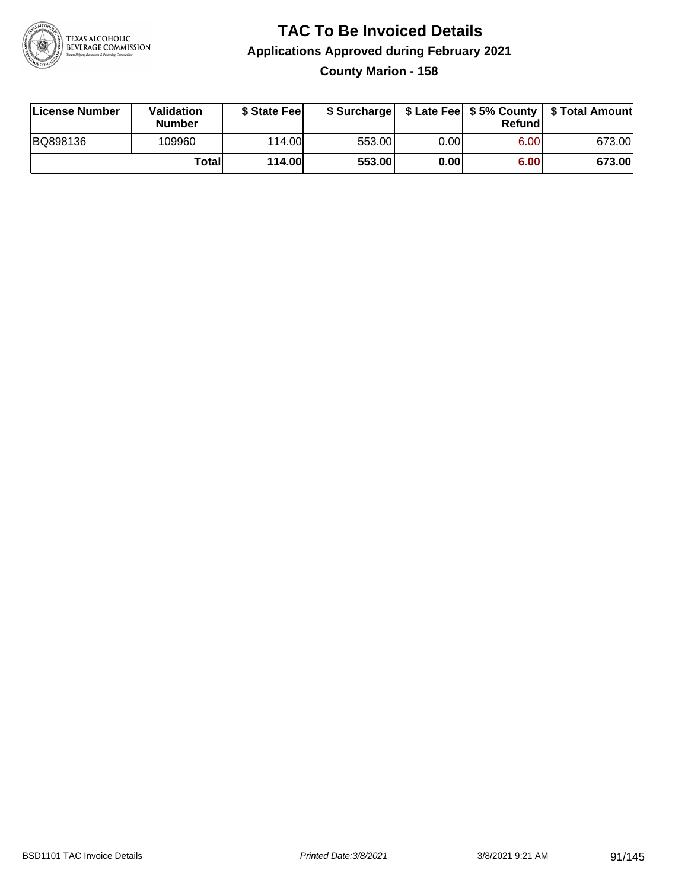# TAC To Be Invoiced Details

## Applications Approved during February 2021

### County Marion - 158

| License Number | Validation Number | $ State Fee | $ Surcharge | $ Late Fee | $ 5% County Refund | $ Total Amount |
|---|---|---|---|---|---|---|
| BQ898136 | 109960 | 114.00 | 553.00 | 0.00 | 6.00 | 673.00 |
| | **Total** | **114.00** | **553.00** | **0.00** | **6.00** | **673.00** |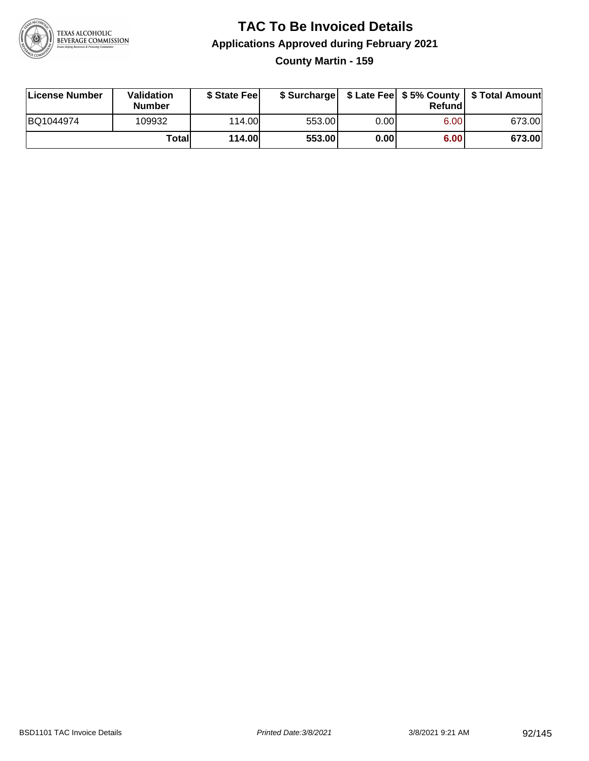# TAC To Be Invoiced Details

## Applications Approved during February 2021

### County Martin - 159

| License Number | Validation Number | $ State Fee | $ Surcharge | $ Late Fee | $ 5% County Refund | $ Total Amount |
|---|---|---|---|---|---|---|
| BQ1044974 | 109932 | 114.00 | 553.00 | 0.00 | 6.00 | 673.00 |
| | Total | 114.00 | 553.00 | 0.00 | 6.00 | 673.00 |

BSD1101 TAC Invoice Details | Printed Date:3/8/2021 | 3/8/2021 9:21 AM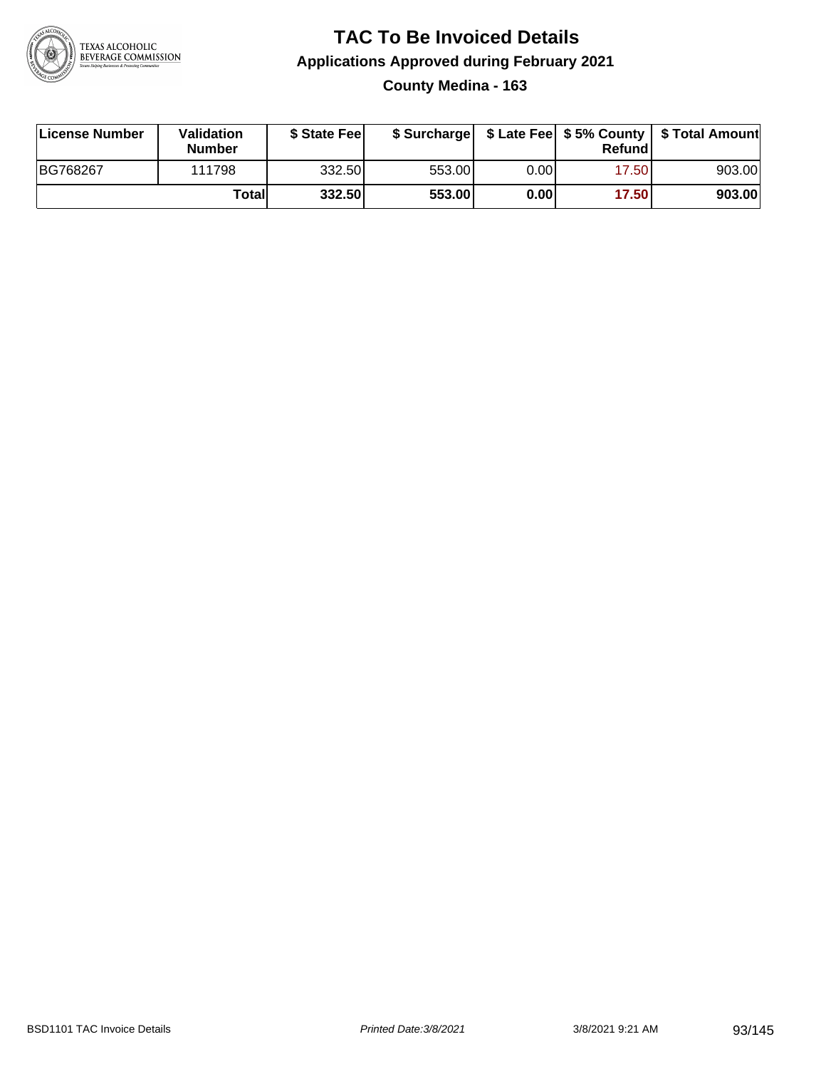# TAC To Be Invoiced Details

## Applications Approved during February 2021

### County Medina - 163

| License Number | Validation Number | $ State Fee | $ Surcharge | $ Late Fee | $ 5% County Refund | $ Total Amount |
|---|---|---|---|---|---|---|
| BG768267 | 111798 | 332.50 | 553.00 | 0.00 | 17.50 | 903.00 |
| | **Total** | **332.50** | **553.00** | **0.00** | **17.50** | **903.00** |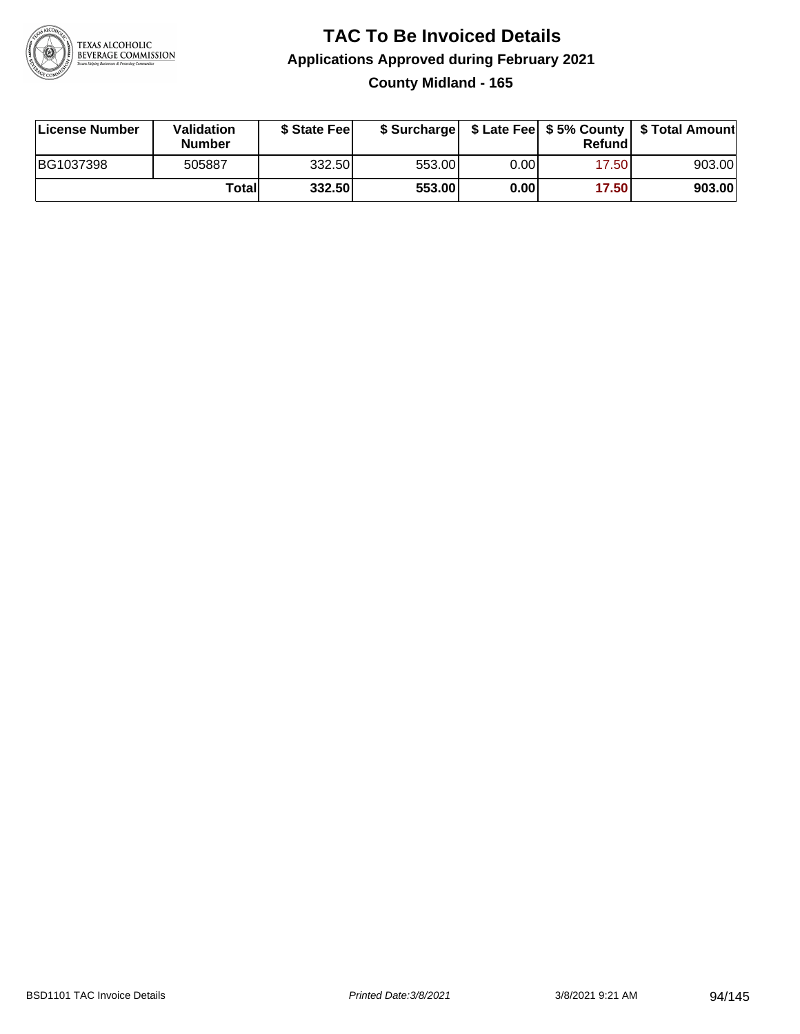# TAC To Be Invoiced Details

## Applications Approved during February 2021

### County Midland - 165

| License Number | Validation Number | $ State Fee | $ Surcharge | $ Late Fee | $ 5% County Refund | $ Total Amount |
|---|---|---|---|---|---|---|
| BG1037398 | 505887 | 332.50 | 553.00 | 0.00 | 17.50 | 903.00 |
| | **Total** | **332.50** | **553.00** | **0.00** | **17.50** | **903.00** |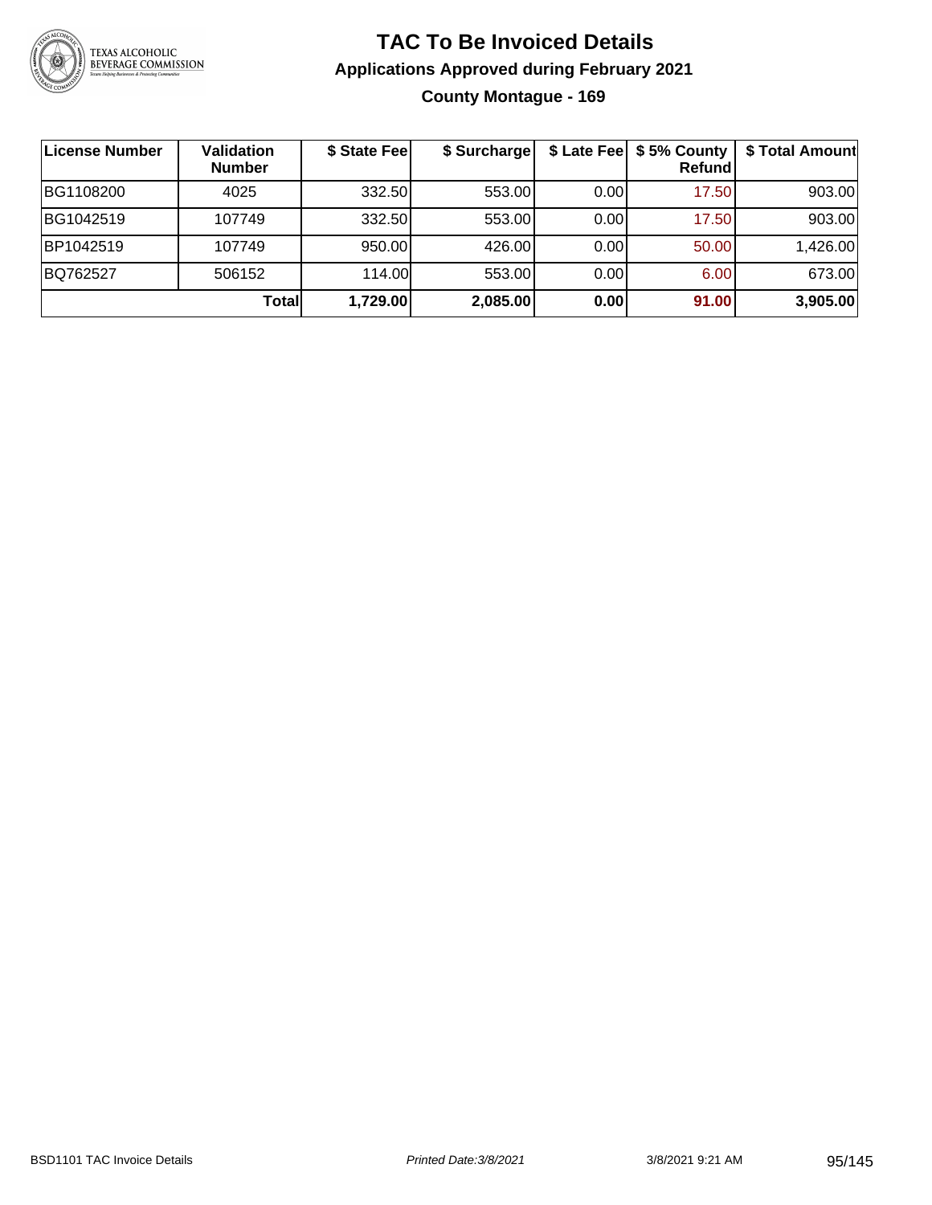# TAC To Be Invoiced Details

## Applications Approved during February 2021

### County Montague - 169

| License Number | Validation Number | $ State Fee | $ Surcharge | $ Late Fee | $ 5% County Refund | $ Total Amount |
|---|---|---|---|---|---|---|
| BG1108200 | 4025 | 332.50 | 553.00 | 0.00 | 17.50 | 903.00 |
| BG1042519 | 107749 | 332.50 | 553.00 | 0.00 | 17.50 | 903.00 |
| BP1042519 | 107749 | 950.00 | 426.00 | 0.00 | 50.00 | 1,426.00 |
| BQ762527 | 506152 | 114.00 | 553.00 | 0.00 | 6.00 | 673.00 |
| | **Total** | **1,729.00** | **2,085.00** | **0.00** | **91.00** | **3,905.00** |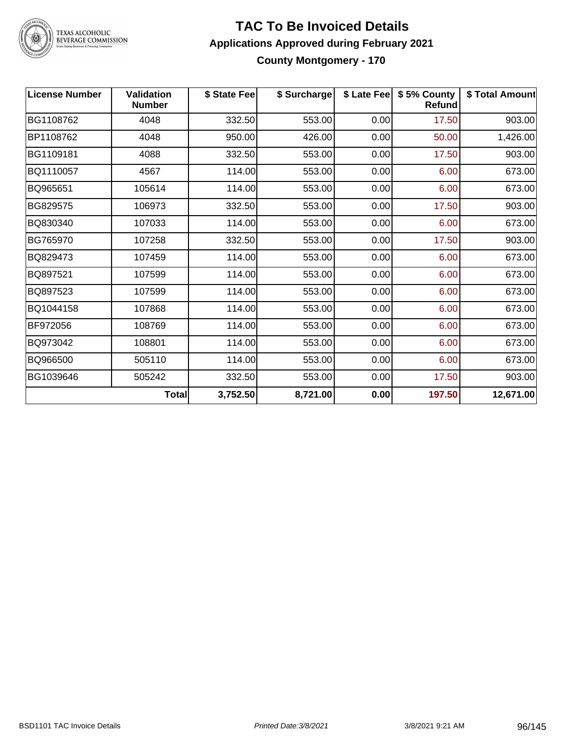# TAC To Be Invoiced Details

## Applications Approved during February 2021

### County Montgomery - 170

| License Number | Validation Number | $ State Fee | $ Surcharge | $ Late Fee | $ 5% County Refund | $ Total Amount |
|---|---|---|---|---|---|---|
| BG1108762 | 4048 | 332.50 | 553.00 | 0.00 | 17.50 | 903.00 |
| BP1108762 | 4048 | 950.00 | 426.00 | 0.00 | 50.00 | 1,426.00 |
| BG1109181 | 4088 | 332.50 | 553.00 | 0.00 | 17.50 | 903.00 |
| BQ1110057 | 4567 | 114.00 | 553.00 | 0.00 | 6.00 | 673.00 |
| BQ965651 | 105614 | 114.00 | 553.00 | 0.00 | 6.00 | 673.00 |
| BG829575 | 106973 | 332.50 | 553.00 | 0.00 | 17.50 | 903.00 |
| BQ830340 | 107033 | 114.00 | 553.00 | 0.00 | 6.00 | 673.00 |
| BG765970 | 107258 | 332.50 | 553.00 | 0.00 | 17.50 | 903.00 |
| BQ829473 | 107459 | 114.00 | 553.00 | 0.00 | 6.00 | 673.00 |
| BQ897521 | 107599 | 114.00 | 553.00 | 0.00 | 6.00 | 673.00 |
| BQ897523 | 107599 | 114.00 | 553.00 | 0.00 | 6.00 | 673.00 |
| BQ1044158 | 107868 | 114.00 | 553.00 | 0.00 | 6.00 | 673.00 |
| BF972056 | 108769 | 114.00 | 553.00 | 0.00 | 6.00 | 673.00 |
| BQ973042 | 108801 | 114.00 | 553.00 | 0.00 | 6.00 | 673.00 |
| BQ966500 | 505110 | 114.00 | 553.00 | 0.00 | 6.00 | 673.00 |
| BG1039646 | 505242 | 332.50 | 553.00 | 0.00 | 17.50 | 903.00 |
| | **Total** | **3,752.50** | **8,721.00** | **0.00** | **197.50** | **12,671.00** |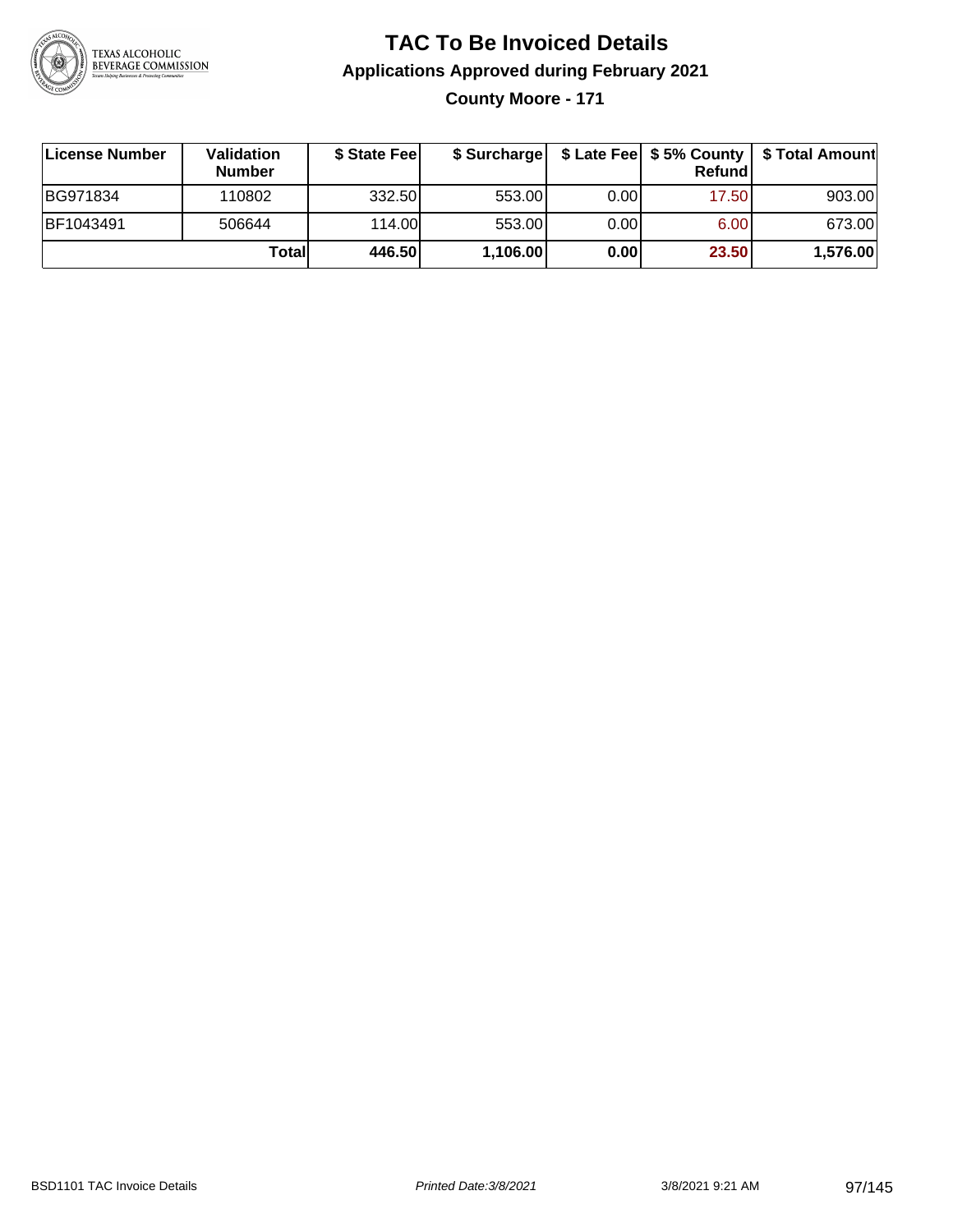# TAC To Be Invoiced Details

## Applications Approved during February 2021

### County Moore - 171

| License Number | Validation Number | $ State Fee | $ Surcharge | $ Late Fee | $ 5% County Refund | $ Total Amount |
|---|---|---|---|---|---|---|
| BG971834 | 110802 | 332.50 | 553.00 | 0.00 | 17.50 | 903.00 |
| BF1043491 | 506644 | 114.00 | 553.00 | 0.00 | 6.00 | 673.00 |
| | **Total** | **446.50** | **1,106.00** | **0.00** | **23.50** | **1,576.00** |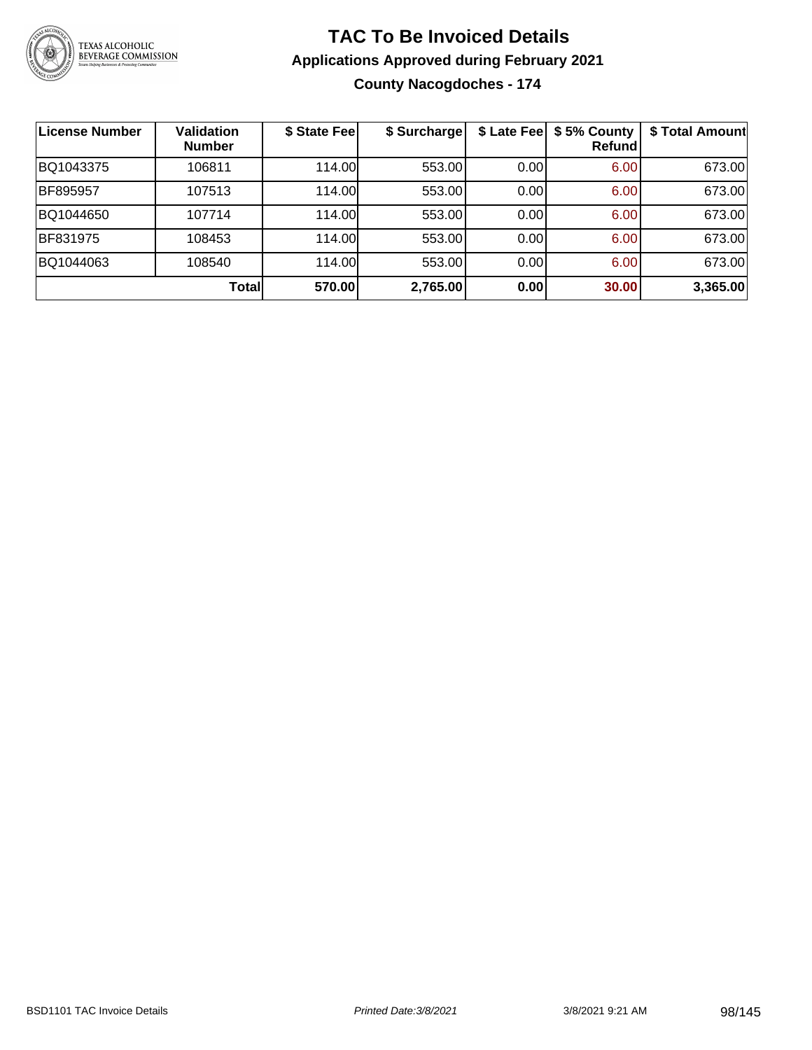# TAC To Be Invoiced Details

## Applications Approved during February 2021

### County Nacogdoches - 174

| License Number | Validation Number | $ State Fee | $ Surcharge | $ Late Fee | $ 5% County Refund | $ Total Amount |
|---|---|---|---|---|---|---|
| BQ1043375 | 106811 | 114.00 | 553.00 | 0.00 | 6.00 | 673.00 |
| BF895957 | 107513 | 114.00 | 553.00 | 0.00 | 6.00 | 673.00 |
| BQ1044650 | 107714 | 114.00 | 553.00 | 0.00 | 6.00 | 673.00 |
| BF831975 | 108453 | 114.00 | 553.00 | 0.00 | 6.00 | 673.00 |
| BQ1044063 | 108540 | 114.00 | 553.00 | 0.00 | 6.00 | 673.00 |
| | **Total** | **570.00** | **2,765.00** | **0.00** | **30.00** | **3,365.00** |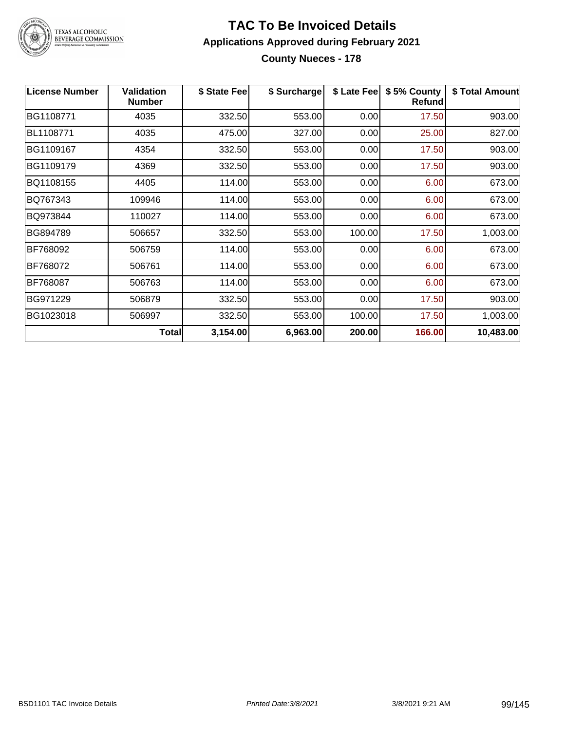# TAC To Be Invoiced Details

## Applications Approved during February 2021

### County Nueces - 178

| License Number | Validation Number | $ State Fee | $ Surcharge | $ Late Fee | $ 5% County Refund | $ Total Amount |
|---|---|---|---|---|---|---|
| BG1108771 | 4035 | 332.50 | 553.00 | 0.00 | 17.50 | 903.00 |
| BL1108771 | 4035 | 475.00 | 327.00 | 0.00 | 25.00 | 827.00 |
| BG1109167 | 4354 | 332.50 | 553.00 | 0.00 | 17.50 | 903.00 |
| BG1109179 | 4369 | 332.50 | 553.00 | 0.00 | 17.50 | 903.00 |
| BQ1108155 | 4405 | 114.00 | 553.00 | 0.00 | 6.00 | 673.00 |
| BQ767343 | 109946 | 114.00 | 553.00 | 0.00 | 6.00 | 673.00 |
| BQ973844 | 110027 | 114.00 | 553.00 | 0.00 | 6.00 | 673.00 |
| BG894789 | 506657 | 332.50 | 553.00 | 100.00 | 17.50 | 1,003.00 |
| BF768092 | 506759 | 114.00 | 553.00 | 0.00 | 6.00 | 673.00 |
| BF768072 | 506761 | 114.00 | 553.00 | 0.00 | 6.00 | 673.00 |
| BF768087 | 506763 | 114.00 | 553.00 | 0.00 | 6.00 | 673.00 |
| BG971229 | 506879 | 332.50 | 553.00 | 0.00 | 17.50 | 903.00 |
| BG1023018 | 506997 | 332.50 | 553.00 | 100.00 | 17.50 | 1,003.00 |
| | **Total** | **3,154.00** | **6,963.00** | **200.00** | **166.00** | **10,483.00** |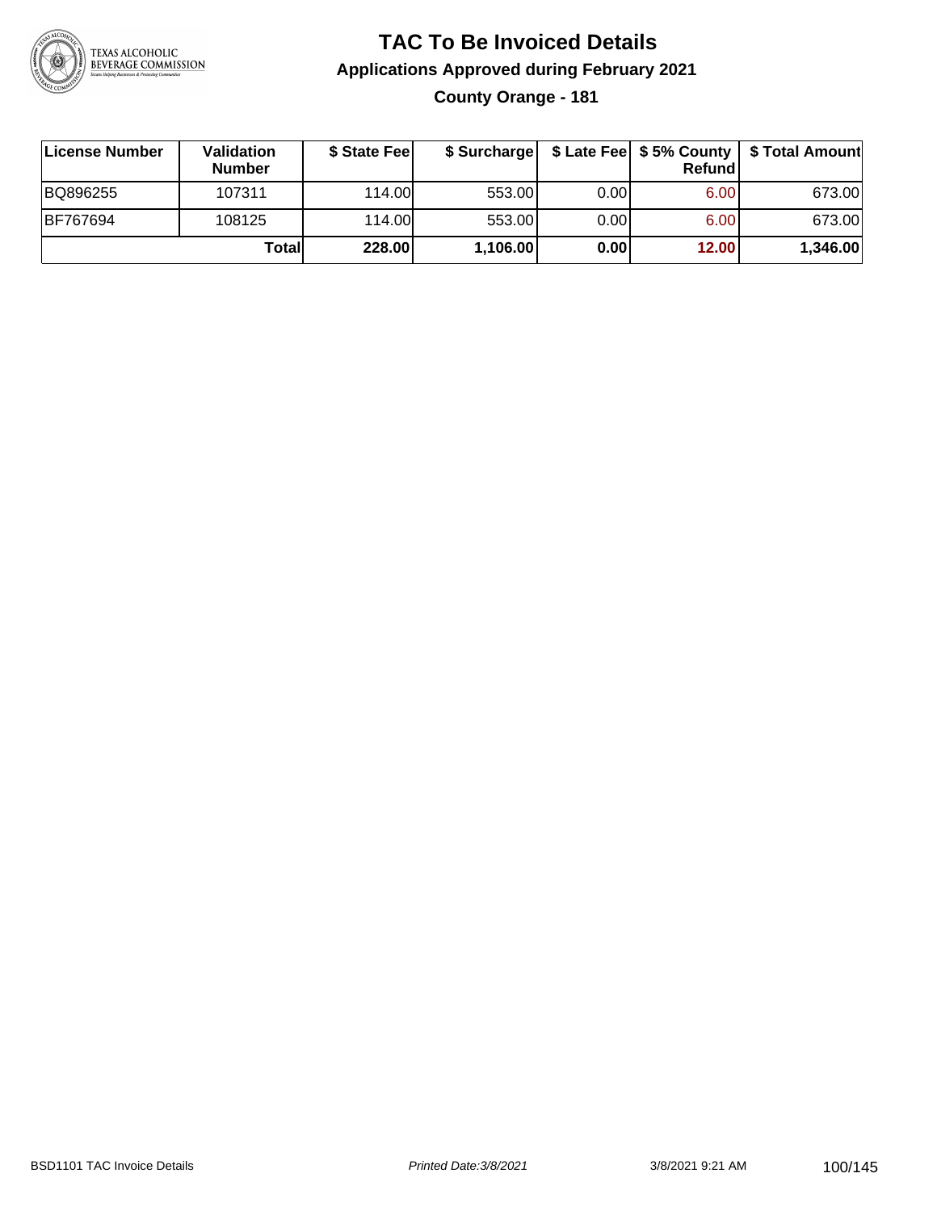# TAC To Be Invoiced Details

## Applications Approved during February 2021

### County Orange - 181

| License Number | Validation Number | $ State Fee | $ Surcharge | $ Late Fee | $ 5% County Refund | $ Total Amount |
|---|---|---|---|---|---|---|
| BQ896255 | 107311 | 114.00 | 553.00 | 0.00 | 6.00 | 673.00 |
| BF767694 | 108125 | 114.00 | 553.00 | 0.00 | 6.00 | 673.00 |
| | **Total** | **228.00** | **1,106.00** | **0.00** | **12.00** | **1,346.00** |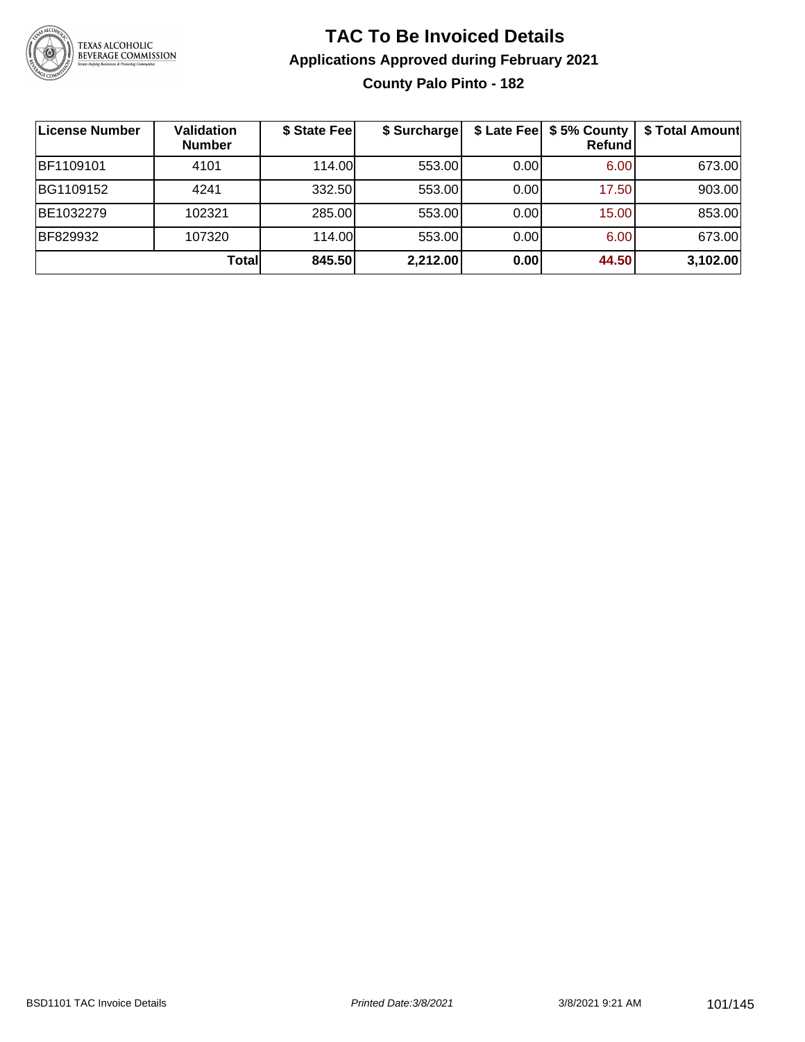# TAC To Be Invoiced Details

## Applications Approved during February 2021

### County Palo Pinto - 182

| License Number | Validation Number | $ State Fee | $ Surcharge | $ Late Fee | $ 5% County Refund | $ Total Amount |
|---|---|---|---|---|---|---|
| BF1109101 | 4101 | 114.00 | 553.00 | 0.00 | 6.00 | 673.00 |
| BG1109152 | 4241 | 332.50 | 553.00 | 0.00 | 17.50 | 903.00 |
| BE1032279 | 102321 | 285.00 | 553.00 | 0.00 | 15.00 | 853.00 |
| BF829932 | 107320 | 114.00 | 553.00 | 0.00 | 6.00 | 673.00 |
| | **Total** | **845.50** | **2,212.00** | **0.00** | **44.50** | **3,102.00** |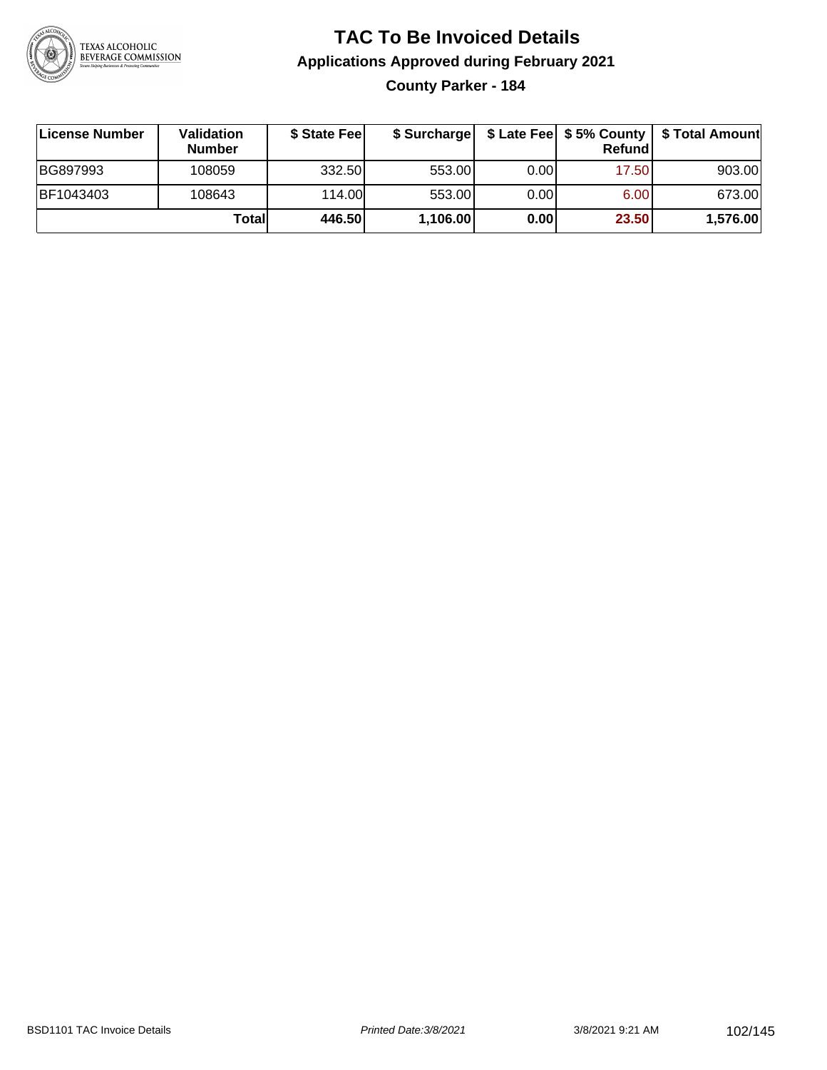# TAC To Be Invoiced Details

## Applications Approved during February 2021

### County Parker - 184

| License Number | Validation Number | $ State Fee | $ Surcharge | $ Late Fee | $ 5% County Refund | $ Total Amount |
|---|---|---|---|---|---|---|
| BG897993 | 108059 | 332.50 | 553.00 | 0.00 | 17.50 | 903.00 |
| BF1043403 | 108643 | 114.00 | 553.00 | 0.00 | 6.00 | 673.00 |
| | **Total** | **446.50** | **1,106.00** | **0.00** | **23.50** | **1,576.00** |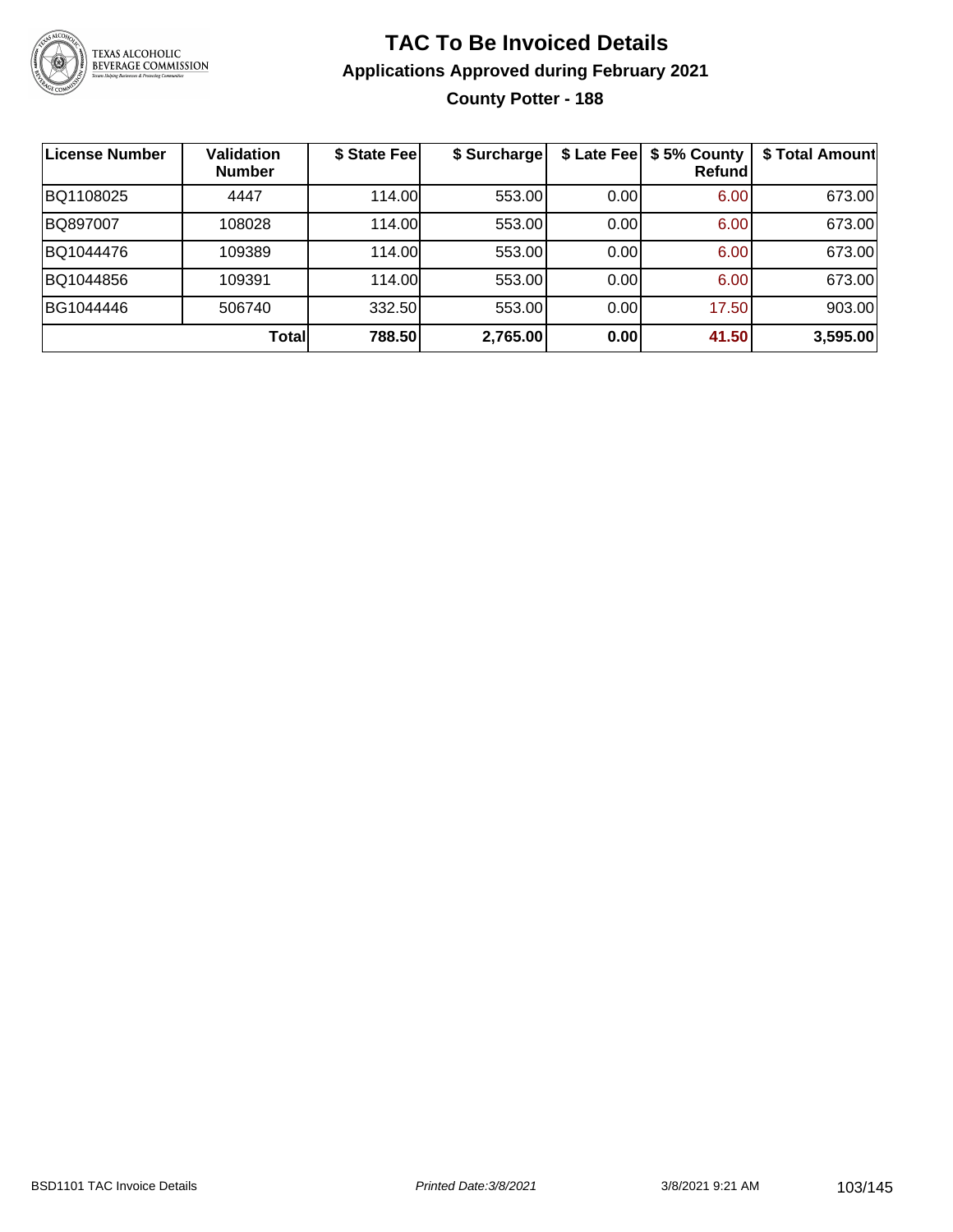# TAC To Be Invoiced Details

## Applications Approved during February 2021

### County Potter - 188

| License Number | Validation Number | $ State Fee | $ Surcharge | $ Late Fee | $ 5% County Refund | $ Total Amount |
|---|---|---|---|---|---|---|
| BQ1108025 | 4447 | 114.00 | 553.00 | 0.00 | 6.00 | 673.00 |
| BQ897007 | 108028 | 114.00 | 553.00 | 0.00 | 6.00 | 673.00 |
| BQ1044476 | 109389 | 114.00 | 553.00 | 0.00 | 6.00 | 673.00 |
| BQ1044856 | 109391 | 114.00 | 553.00 | 0.00 | 6.00 | 673.00 |
| BG1044446 | 506740 | 332.50 | 553.00 | 0.00 | 17.50 | 903.00 |
| | **Total** | **788.50** | **2,765.00** | **0.00** | **41.50** | **3,595.00** |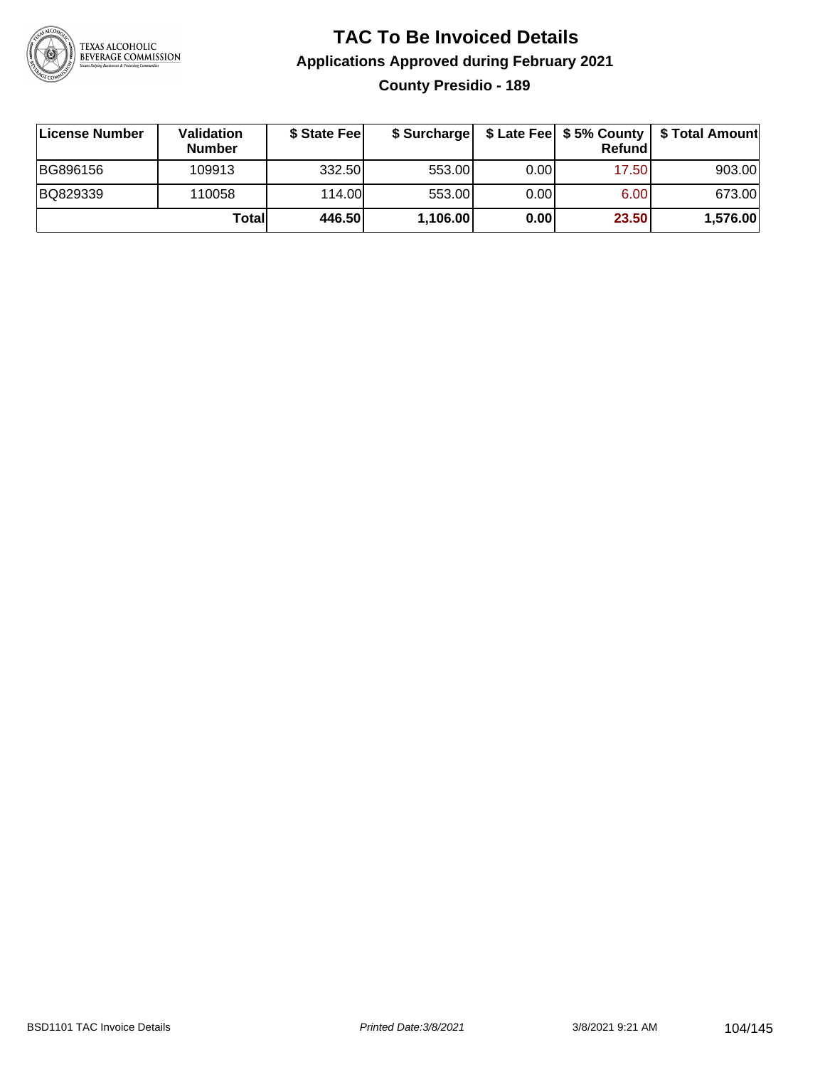# TAC To Be Invoiced Details

## Applications Approved during February 2021

### County Presidio - 189

| License Number | Validation Number | $ State Fee | $ Surcharge | $ Late Fee | $ 5% County Refund | $ Total Amount |
|---|---|---|---|---|---|---|
| BG896156 | 109913 | 332.50 | 553.00 | 0.00 | 17.50 | 903.00 |
| BQ829339 | 110058 | 114.00 | 553.00 | 0.00 | 6.00 | 673.00 |
| | **Total** | **446.50** | **1,106.00** | **0.00** | **23.50** | **1,576.00** |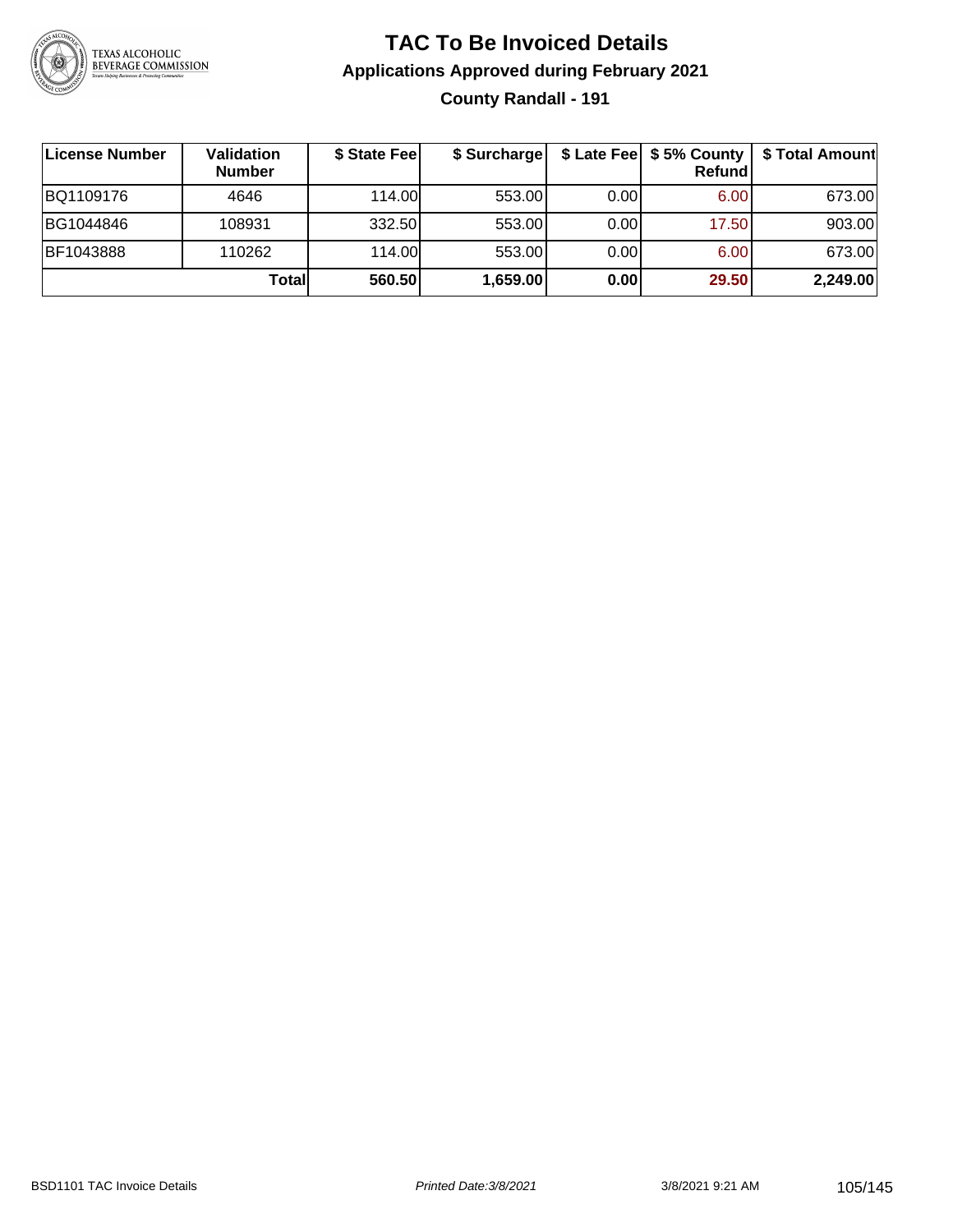# TAC To Be Invoiced Details

## Applications Approved during February 2021

### County Randall - 191

| License Number | Validation Number | $ State Fee | $ Surcharge | $ Late Fee | $ 5% County Refund | $ Total Amount |
|---|---|---|---|---|---|---|
| BQ1109176 | 4646 | 114.00 | 553.00 | 0.00 | 6.00 | 673.00 |
| BG1044846 | 108931 | 332.50 | 553.00 | 0.00 | 17.50 | 903.00 |
| BF1043888 | 110262 | 114.00 | 553.00 | 0.00 | 6.00 | 673.00 |
| | **Total** | **560.50** | **1,659.00** | **0.00** | **29.50** | **2,249.00** |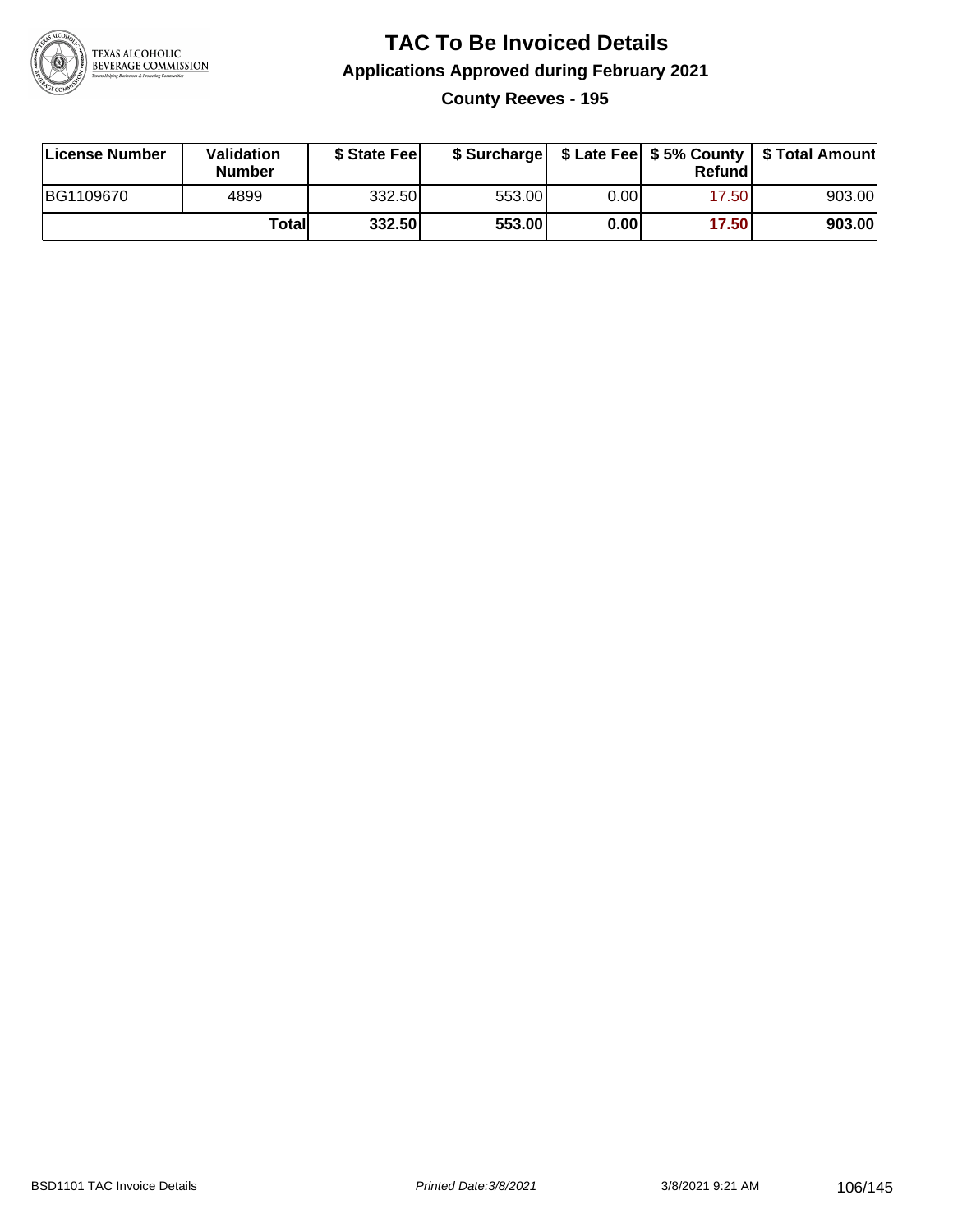# TAC To Be Invoiced Details

## Applications Approved during February 2021

### County Reeves - 195

| License Number | Validation Number | $ State Fee | $ Surcharge | $ Late Fee | $ 5% County Refund | $ Total Amount |
|---|---|---|---|---|---|---|
| BG1109670 | 4899 | 332.50 | 553.00 | 0.00 | 17.50 | 903.00 |
| | **Total** | **332.50** | **553.00** | **0.00** | **17.50** | **903.00** |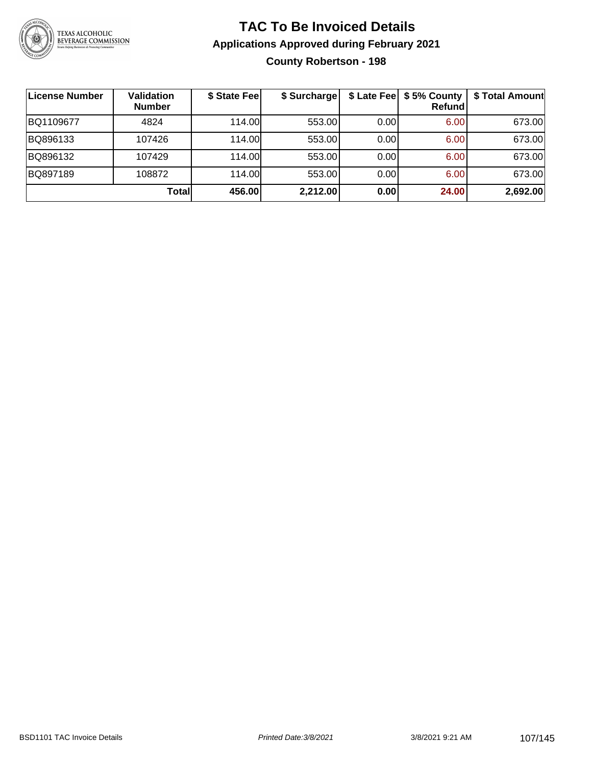# TAC To Be Invoiced Details

## Applications Approved during February 2021

### County Robertson - 198

| License Number | Validation Number | $ State Fee | $ Surcharge | $ Late Fee | $ 5% County Refund | $ Total Amount |
|---|---|---|---|---|---|---|
| BQ1109677 | 4824 | 114.00 | 553.00 | 0.00 | 6.00 | 673.00 |
| BQ896133 | 107426 | 114.00 | 553.00 | 0.00 | 6.00 | 673.00 |
| BQ896132 | 107429 | 114.00 | 553.00 | 0.00 | 6.00 | 673.00 |
| BQ897189 | 108872 | 114.00 | 553.00 | 0.00 | 6.00 | 673.00 |
| | **Total** | **456.00** | **2,212.00** | **0.00** | **24.00** | **2,692.00** |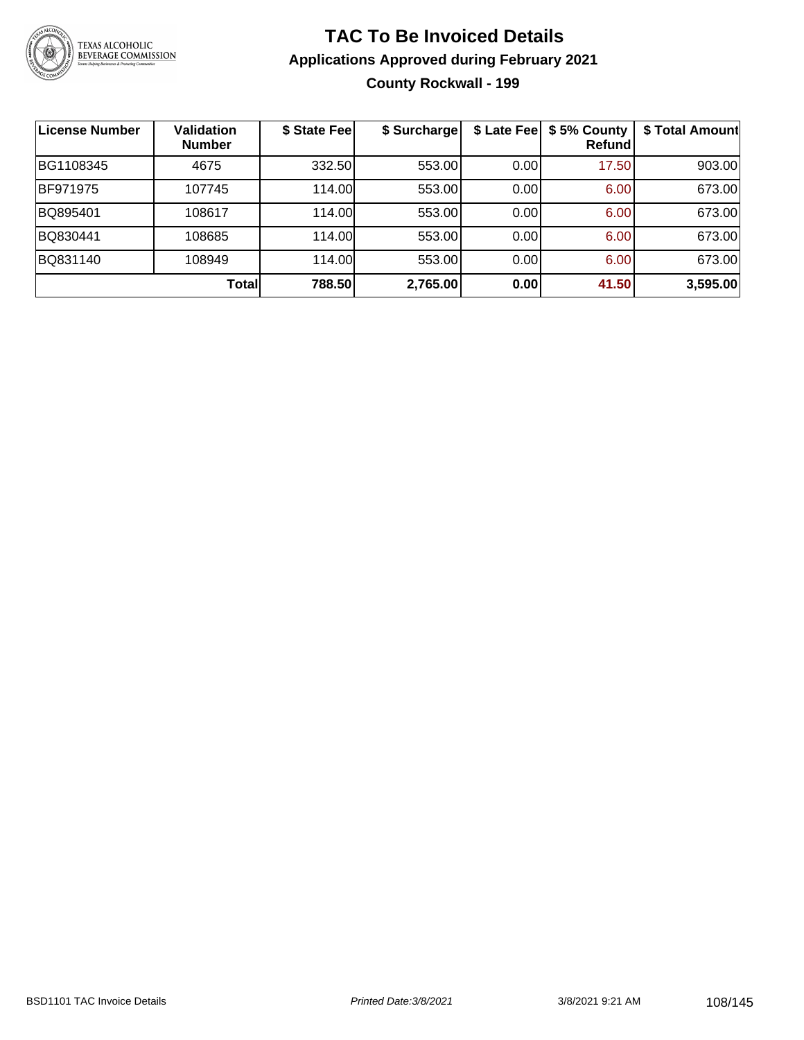# TAC To Be Invoiced Details

## Applications Approved during February 2021

### County Rockwall - 199

| License Number | Validation Number | $ State Fee | $ Surcharge | $ Late Fee | $ 5% County Refund | $ Total Amount |
|---|---|---|---|---|---|---|
| BG1108345 | 4675 | 332.50 | 553.00 | 0.00 | 17.50 | 903.00 |
| BF971975 | 107745 | 114.00 | 553.00 | 0.00 | 6.00 | 673.00 |
| BQ895401 | 108617 | 114.00 | 553.00 | 0.00 | 6.00 | 673.00 |
| BQ830441 | 108685 | 114.00 | 553.00 | 0.00 | 6.00 | 673.00 |
| BQ831140 | 108949 | 114.00 | 553.00 | 0.00 | 6.00 | 673.00 |
| | **Total** | **788.50** | **2,765.00** | **0.00** | **41.50** | **3,595.00** |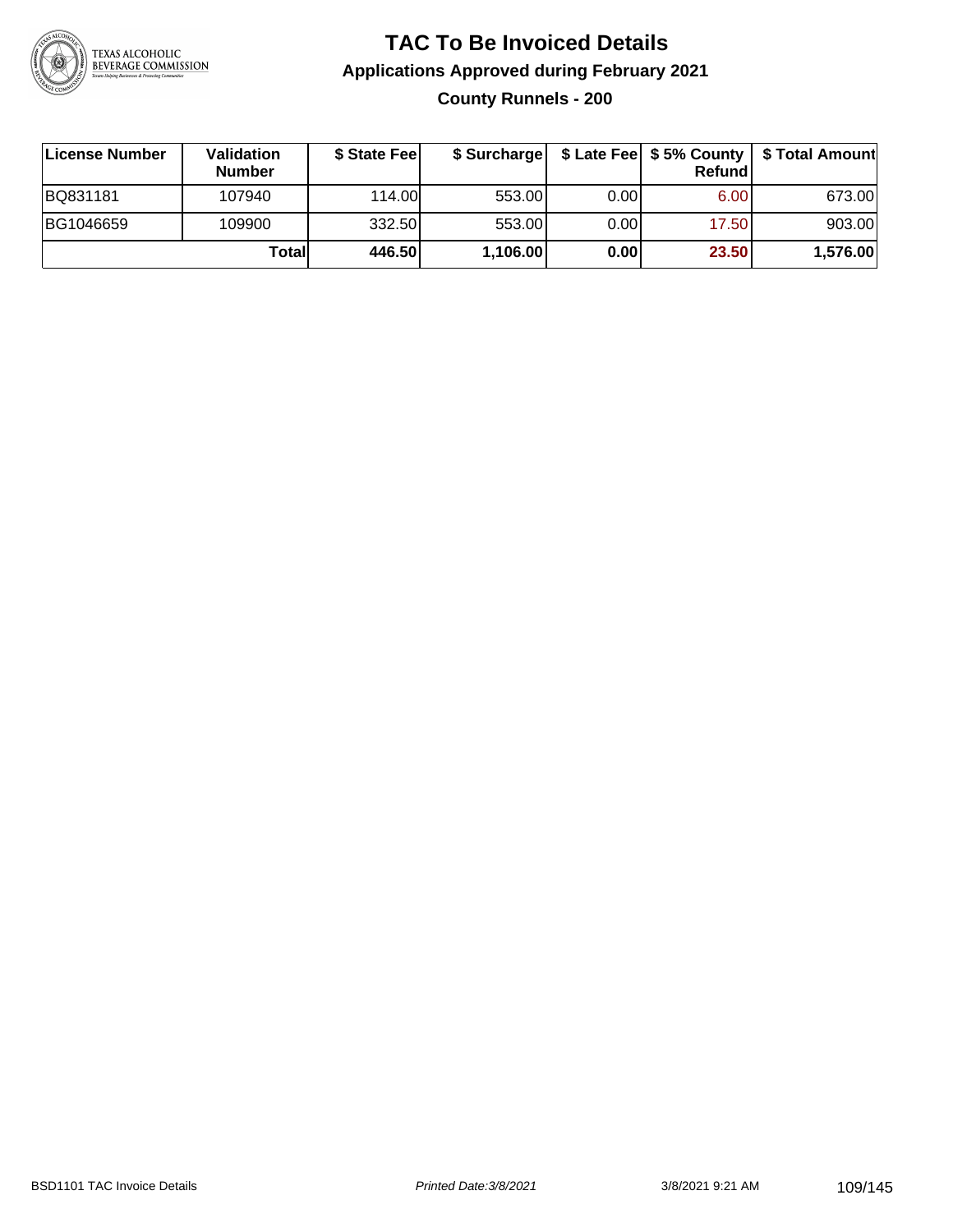# TAC To Be Invoiced Details

## Applications Approved during February 2021

### County Runnels - 200

| License Number | Validation Number | $ State Fee | $ Surcharge | $ Late Fee | $ 5% County Refund | $ Total Amount |
|---|---|---|---|---|---|---|
| BQ831181 | 107940 | 114.00 | 553.00 | 0.00 | 6.00 | 673.00 |
| BG1046659 | 109900 | 332.50 | 553.00 | 0.00 | 17.50 | 903.00 |
| | **Total** | **446.50** | **1,106.00** | **0.00** | **23.50** | **1,576.00** |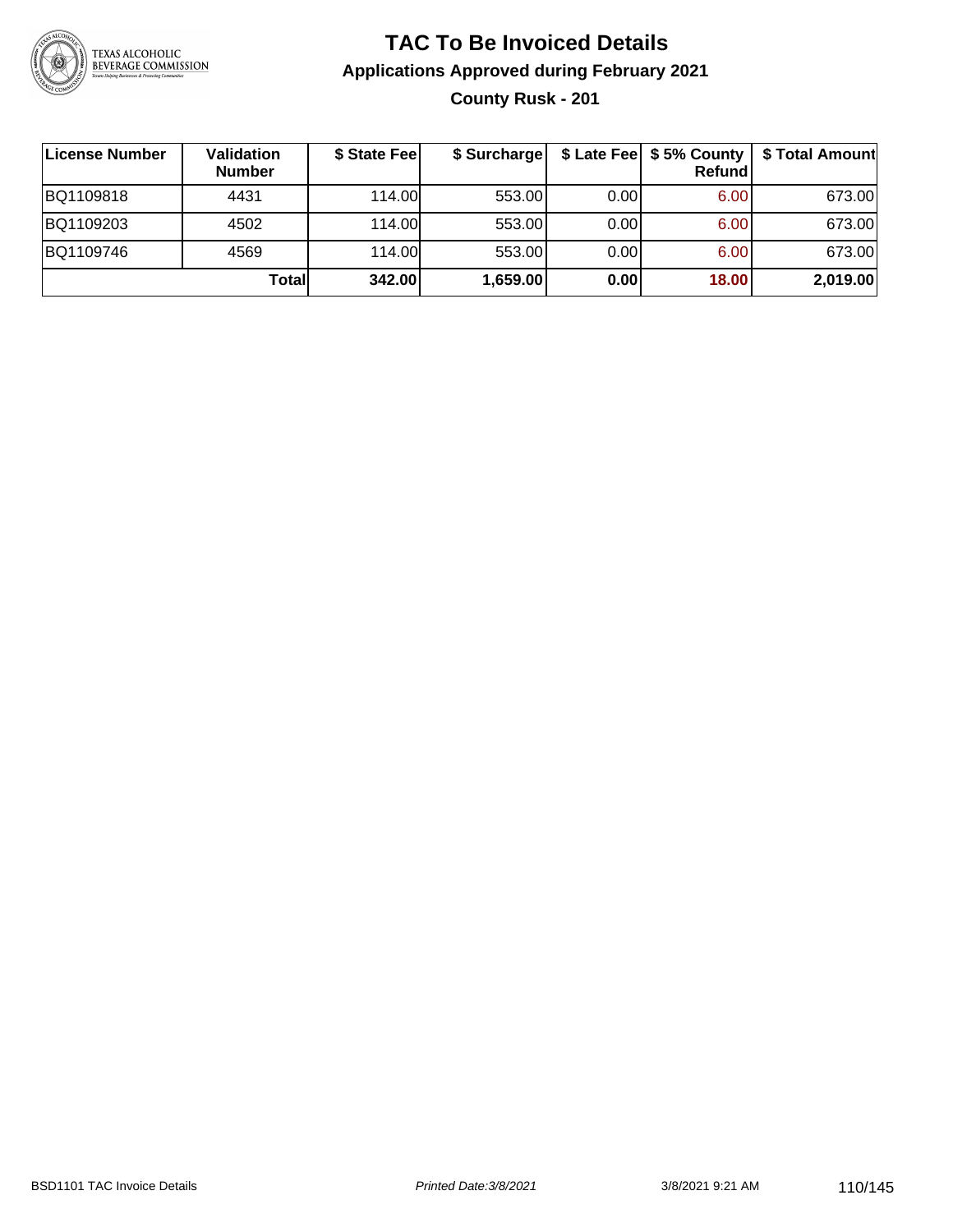# TAC To Be Invoiced Details

## Applications Approved during February 2021

### County Rusk - 201

| License Number | Validation Number | $ State Fee | $ Surcharge | $ Late Fee | $ 5% County Refund | $ Total Amount |
|---|---|---|---|---|---|---|
| BQ1109818 | 4431 | 114.00 | 553.00 | 0.00 | 6.00 | 673.00 |
| BQ1109203 | 4502 | 114.00 | 553.00 | 0.00 | 6.00 | 673.00 |
| BQ1109746 | 4569 | 114.00 | 553.00 | 0.00 | 6.00 | 673.00 |
| | **Total** | **342.00** | **1,659.00** | **0.00** | **18.00** | **2,019.00** |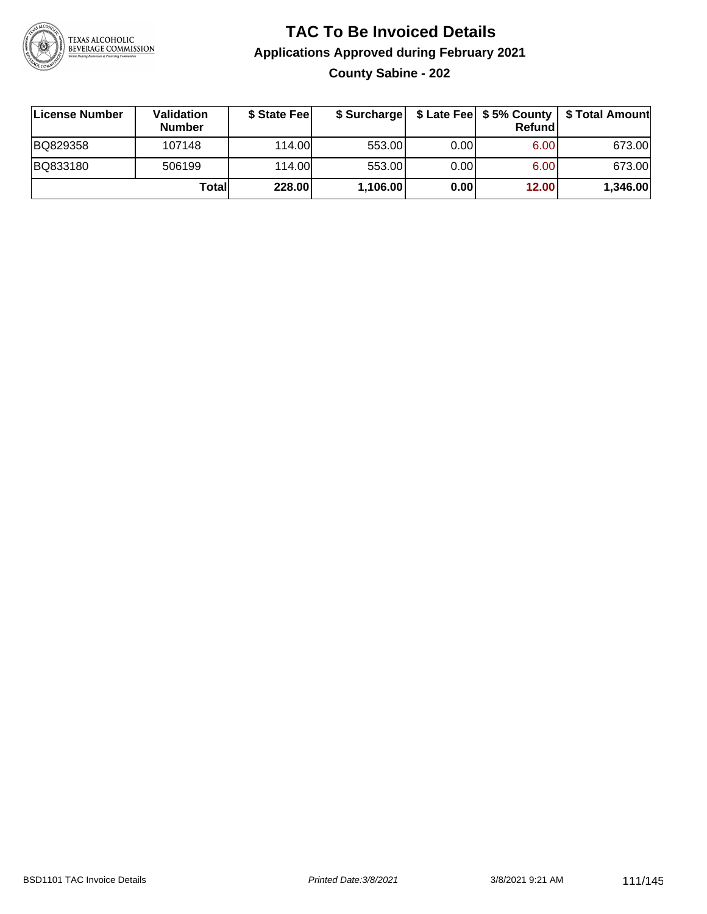# TAC To Be Invoiced Details

## Applications Approved during February 2021

### County Sabine - 202

| License Number | Validation Number | $ State Fee | $ Surcharge | $ Late Fee | $ 5% County Refund | $ Total Amount |
|---|---|---|---|---|---|---|
| BQ829358 | 107148 | 114.00 | 553.00 | 0.00 | 6.00 | 673.00 |
| BQ833180 | 506199 | 114.00 | 553.00 | 0.00 | 6.00 | 673.00 |
| | **Total** | **228.00** | **1,106.00** | **0.00** | **12.00** | **1,346.00** |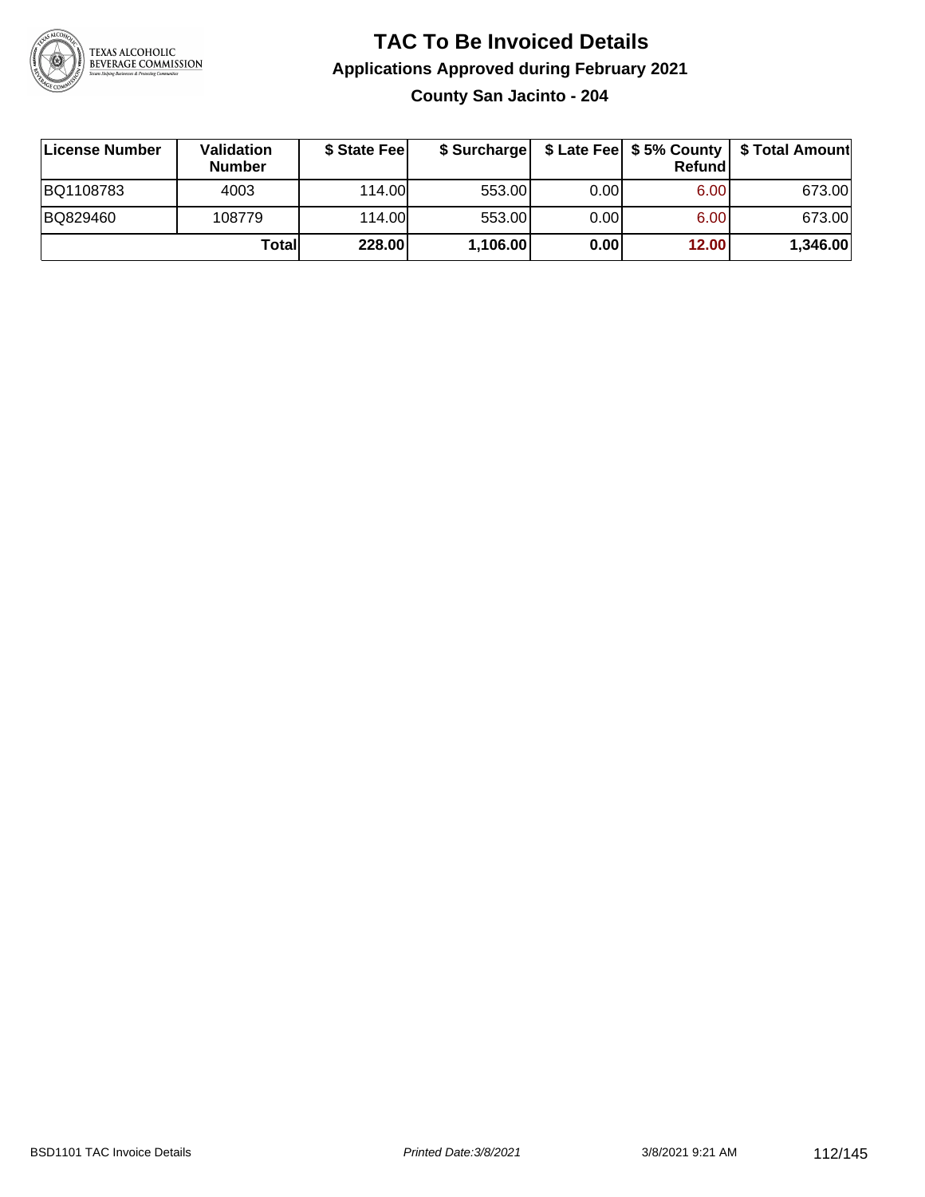# TAC To Be Invoiced Details

## Applications Approved during February 2021

### County San Jacinto - 204

| License Number | Validation Number | $ State Fee | $ Surcharge | $ Late Fee | $ 5% County Refund | $ Total Amount |
|---|---|---|---|---|---|---|
| BQ1108783 | 4003 | 114.00 | 553.00 | 0.00 | 6.00 | 673.00 |
| BQ829460 | 108779 | 114.00 | 553.00 | 0.00 | 6.00 | 673.00 |
| | **Total** | **228.00** | **1,106.00** | **0.00** | **12.00** | **1,346.00** |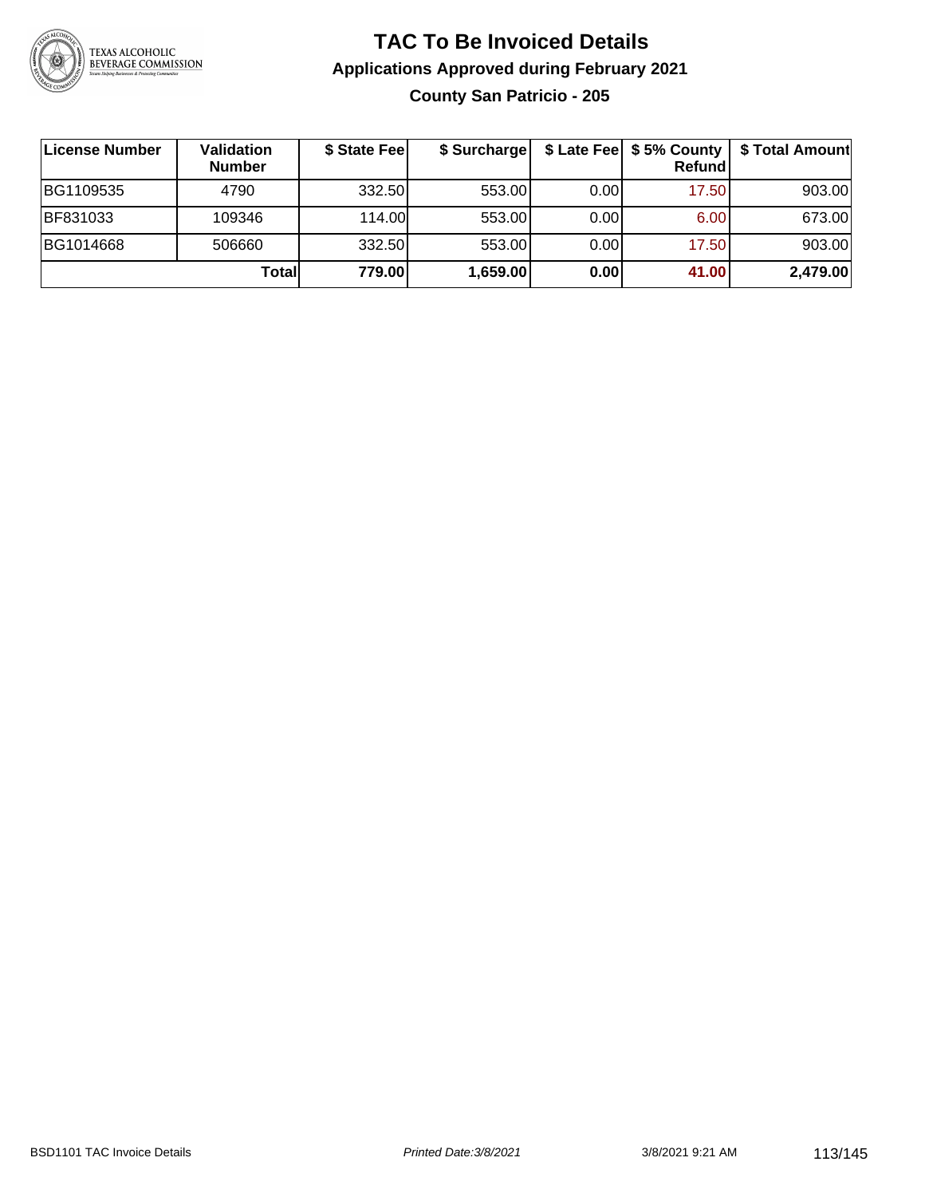# TAC To Be Invoiced Details

## Applications Approved during February 2021

### County San Patricio - 205

| License Number | Validation Number | $ State Fee | $ Surcharge | $ Late Fee | $ 5% County Refund | $ Total Amount |
|---|---|---|---|---|---|---|
| BG1109535 | 4790 | 332.50 | 553.00 | 0.00 | 17.50 | 903.00 |
| BF831033 | 109346 | 114.00 | 553.00 | 0.00 | 6.00 | 673.00 |
| BG1014668 | 506660 | 332.50 | 553.00 | 0.00 | 17.50 | 903.00 |
| | **Total** | **779.00** | **1,659.00** | **0.00** | **41.00** | **2,479.00** |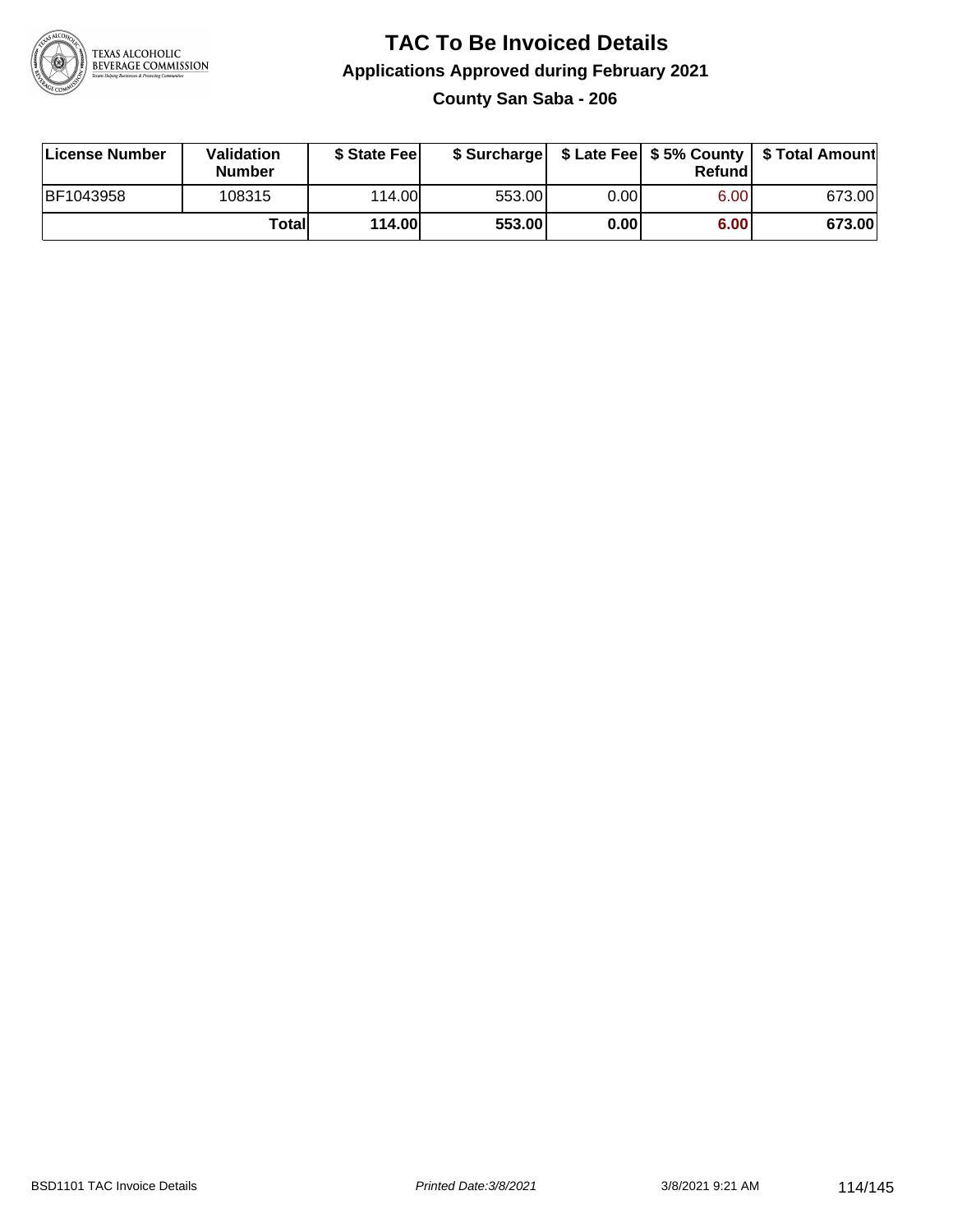# TAC To Be Invoiced Details

## Applications Approved during February 2021

### County San Saba - 206

| License Number | Validation Number | $ State Fee | $ Surcharge | $ Late Fee | $ 5% County Refund | $ Total Amount |
|---|---|---|---|---|---|---|
| BF1043958 | 108315 | 114.00 | 553.00 | 0.00 | 6.00 | 673.00 |
| | **Total** | **114.00** | **553.00** | **0.00** | **6.00** | **673.00** |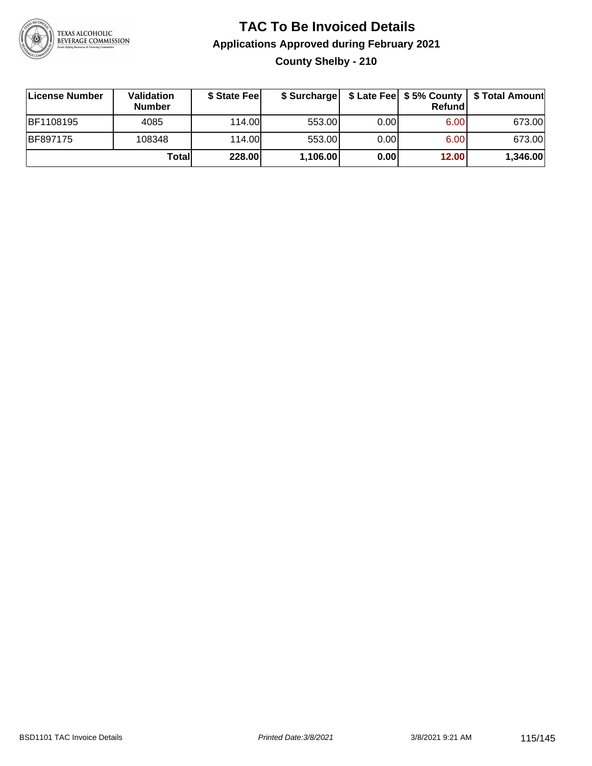# TAC To Be Invoiced Details

## Applications Approved during February 2021

### County Shelby - 210

| License Number | Validation Number | $ State Fee | $ Surcharge | $ Late Fee | $ 5% County Refund | $ Total Amount |
|---|---|---|---|---|---|---|
| BF1108195 | 4085 | 114.00 | 553.00 | 0.00 | 6.00 | 673.00 |
| BF897175 | 108348 | 114.00 | 553.00 | 0.00 | 6.00 | 673.00 |
| | **Total** | **228.00** | **1,106.00** | **0.00** | **12.00** | **1,346.00** |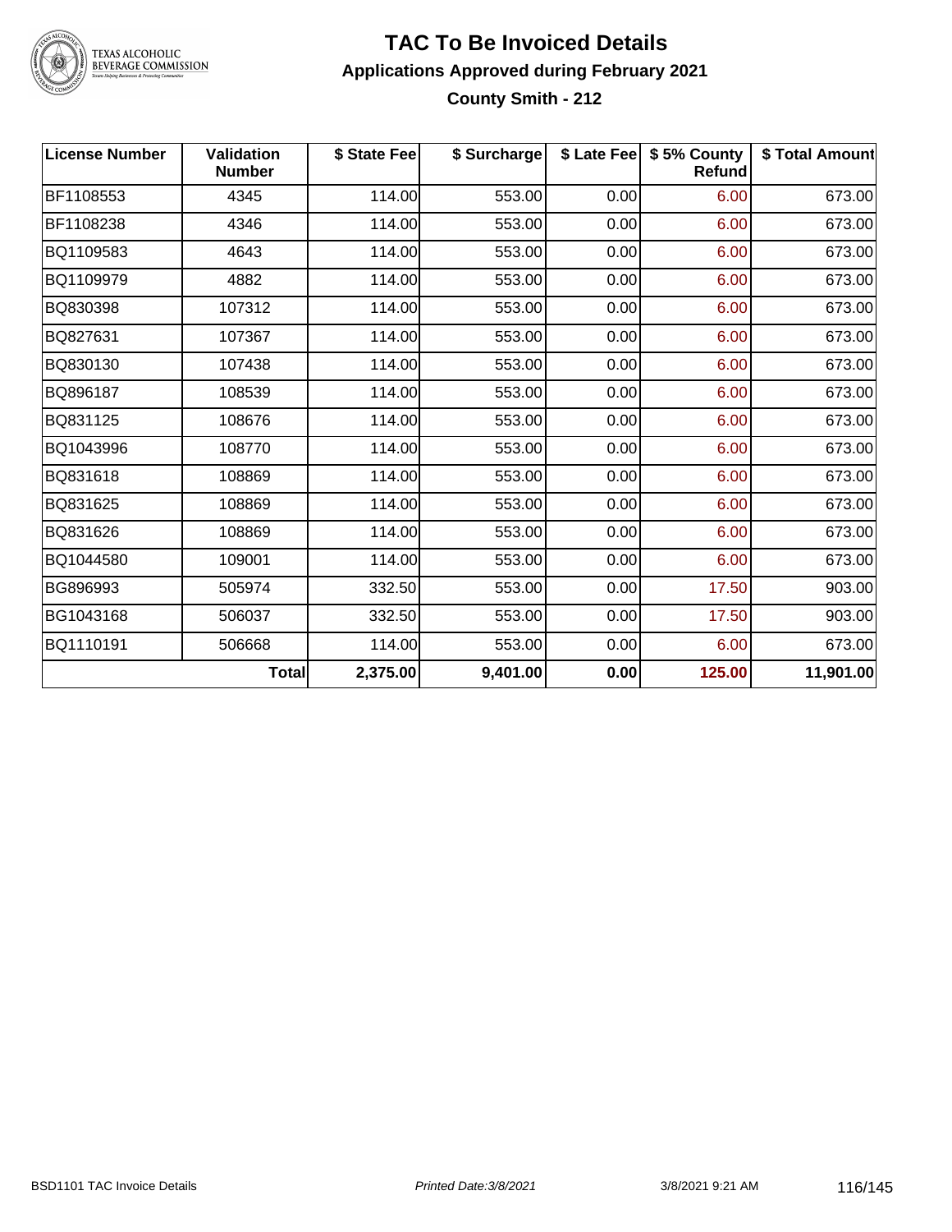# TAC To Be Invoiced Details

## Applications Approved during February 2021

### County Smith - 212

| License Number | Validation Number | $ State Fee | $ Surcharge | $ Late Fee | $ 5% County Refund | $ Total Amount |
|---|---|---|---|---|---|---|
| BF1108553 | 4345 | 114.00 | 553.00 | 0.00 | 6.00 | 673.00 |
| BF1108238 | 4346 | 114.00 | 553.00 | 0.00 | 6.00 | 673.00 |
| BQ1109583 | 4643 | 114.00 | 553.00 | 0.00 | 6.00 | 673.00 |
| BQ1109979 | 4882 | 114.00 | 553.00 | 0.00 | 6.00 | 673.00 |
| BQ830398 | 107312 | 114.00 | 553.00 | 0.00 | 6.00 | 673.00 |
| BQ827631 | 107367 | 114.00 | 553.00 | 0.00 | 6.00 | 673.00 |
| BQ830130 | 107438 | 114.00 | 553.00 | 0.00 | 6.00 | 673.00 |
| BQ896187 | 108539 | 114.00 | 553.00 | 0.00 | 6.00 | 673.00 |
| BQ831125 | 108676 | 114.00 | 553.00 | 0.00 | 6.00 | 673.00 |
| BQ1043996 | 108770 | 114.00 | 553.00 | 0.00 | 6.00 | 673.00 |
| BQ831618 | 108869 | 114.00 | 553.00 | 0.00 | 6.00 | 673.00 |
| BQ831625 | 108869 | 114.00 | 553.00 | 0.00 | 6.00 | 673.00 |
| BQ831626 | 108869 | 114.00 | 553.00 | 0.00 | 6.00 | 673.00 |
| BQ1044580 | 109001 | 114.00 | 553.00 | 0.00 | 6.00 | 673.00 |
| BG896993 | 505974 | 332.50 | 553.00 | 0.00 | 17.50 | 903.00 |
| BG1043168 | 506037 | 332.50 | 553.00 | 0.00 | 17.50 | 903.00 |
| BQ1110191 | 506668 | 114.00 | 553.00 | 0.00 | 6.00 | 673.00 |
| | **Total** | **2,375.00** | **9,401.00** | **0.00** | **125.00** | **11,901.00** |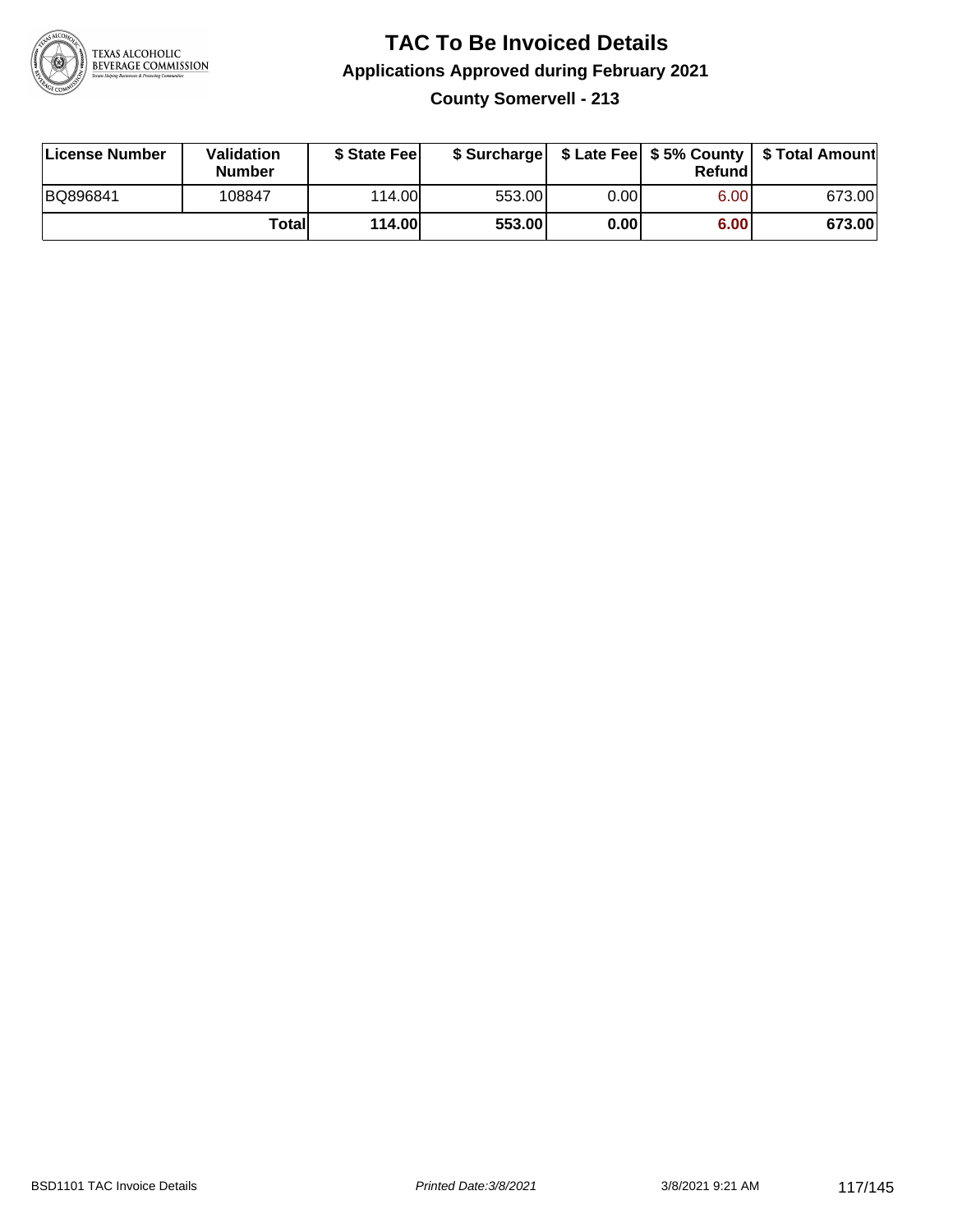# TAC To Be Invoiced Details

## Applications Approved during February 2021

### County Somervell - 213

| License Number | Validation Number | $ State Fee | $ Surcharge | $ Late Fee | $ 5% County Refund | $ Total Amount |
|---|---|---|---|---|---|---|
| BQ896841 | 108847 | 114.00 | 553.00 | 0.00 | 6.00 | 673.00 |
| | **Total** | **114.00** | **553.00** | **0.00** | **6.00** | **673.00** |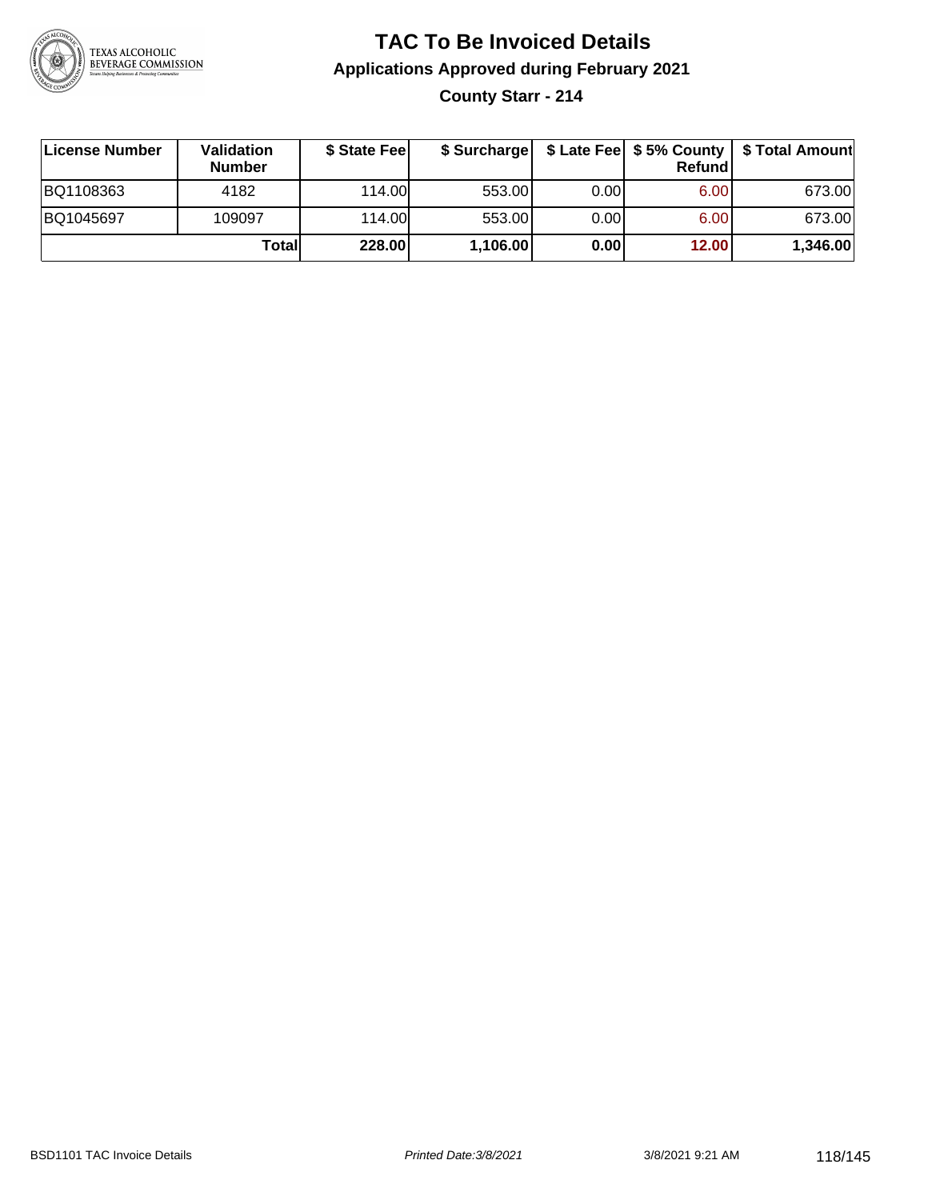# TAC To Be Invoiced Details

## Applications Approved during February 2021

### County Starr - 214

| License Number | Validation Number | $ State Fee | $ Surcharge | $ Late Fee | $ 5% County Refund | $ Total Amount |
|---|---|---|---|---|---|---|
| BQ1108363 | 4182 | 114.00 | 553.00 | 0.00 | 6.00 | 673.00 |
| BQ1045697 | 109097 | 114.00 | 553.00 | 0.00 | 6.00 | 673.00 |
| | **Total** | **228.00** | **1,106.00** | **0.00** | **12.00** | **1,346.00** |

BSD1101 TAC Invoice Details    *Printed Date:3/8/2021*    3/8/2021 9:21 AM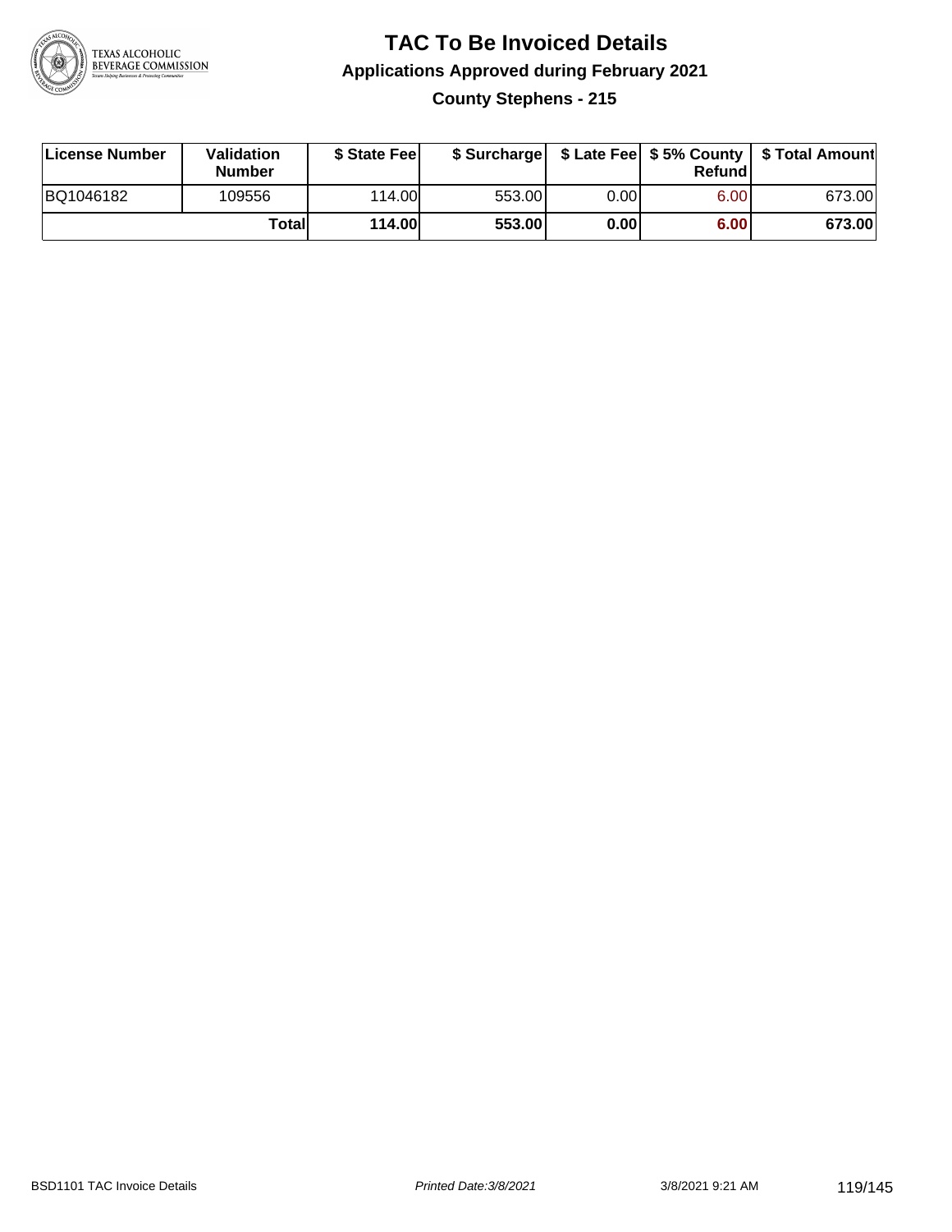# TAC To Be Invoiced Details

## Applications Approved during February 2021

### County Stephens - 215

| License Number | Validation Number | $ State Fee | $ Surcharge | $ Late Fee | $ 5% County Refund | $ Total Amount |
|---|---|---|---|---|---|---|
| BQ1046182 | 109556 | 114.00 | 553.00 | 0.00 | 6.00 | 673.00 |
| | **Total** | **114.00** | **553.00** | **0.00** | **6.00** | **673.00** |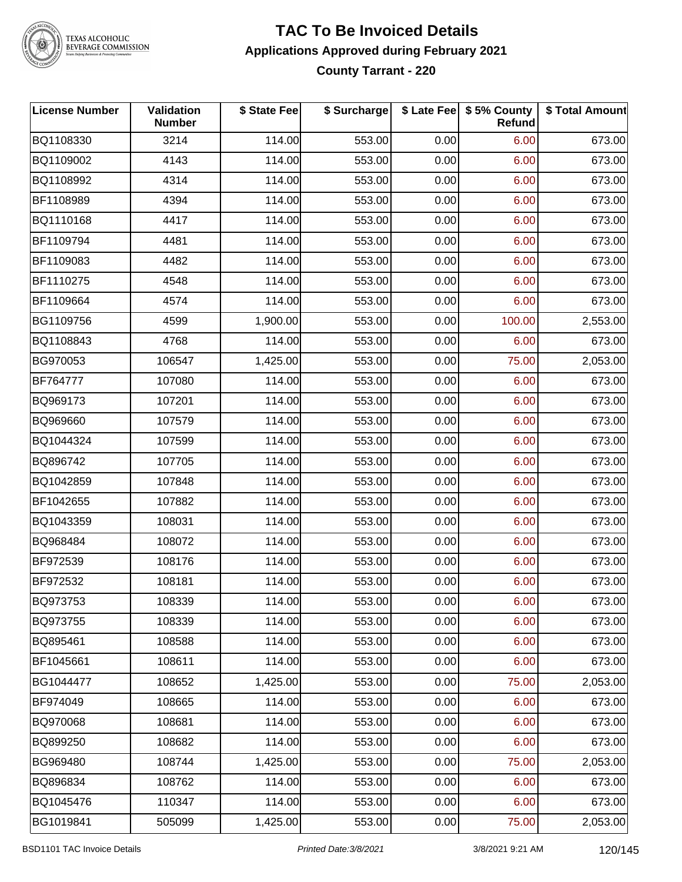# TAC To Be Invoiced Details

## Applications Approved during February 2021

### County Tarrant - 220

| License Number | Validation Number | $ State Fee | $ Surcharge | $ Late Fee | $ 5% County Refund | $ Total Amount |
|---|---|---|---|---|---|---|
| BQ1108330 | 3214 | 114.00 | 553.00 | 0.00 | 6.00 | 673.00 |
| BQ1109002 | 4143 | 114.00 | 553.00 | 0.00 | 6.00 | 673.00 |
| BQ1108992 | 4314 | 114.00 | 553.00 | 0.00 | 6.00 | 673.00 |
| BF1108989 | 4394 | 114.00 | 553.00 | 0.00 | 6.00 | 673.00 |
| BQ1110168 | 4417 | 114.00 | 553.00 | 0.00 | 6.00 | 673.00 |
| BF1109794 | 4481 | 114.00 | 553.00 | 0.00 | 6.00 | 673.00 |
| BF1109083 | 4482 | 114.00 | 553.00 | 0.00 | 6.00 | 673.00 |
| BF1110275 | 4548 | 114.00 | 553.00 | 0.00 | 6.00 | 673.00 |
| BF1109664 | 4574 | 114.00 | 553.00 | 0.00 | 6.00 | 673.00 |
| BG1109756 | 4599 | 1,900.00 | 553.00 | 0.00 | 100.00 | 2,553.00 |
| BQ1108843 | 4768 | 114.00 | 553.00 | 0.00 | 6.00 | 673.00 |
| BG970053 | 106547 | 1,425.00 | 553.00 | 0.00 | 75.00 | 2,053.00 |
| BF764777 | 107080 | 114.00 | 553.00 | 0.00 | 6.00 | 673.00 |
| BQ969173 | 107201 | 114.00 | 553.00 | 0.00 | 6.00 | 673.00 |
| BQ969660 | 107579 | 114.00 | 553.00 | 0.00 | 6.00 | 673.00 |
| BQ1044324 | 107599 | 114.00 | 553.00 | 0.00 | 6.00 | 673.00 |
| BQ896742 | 107705 | 114.00 | 553.00 | 0.00 | 6.00 | 673.00 |
| BQ1042859 | 107848 | 114.00 | 553.00 | 0.00 | 6.00 | 673.00 |
| BF1042655 | 107882 | 114.00 | 553.00 | 0.00 | 6.00 | 673.00 |
| BQ1043359 | 108031 | 114.00 | 553.00 | 0.00 | 6.00 | 673.00 |
| BQ968484 | 108072 | 114.00 | 553.00 | 0.00 | 6.00 | 673.00 |
| BF972539 | 108176 | 114.00 | 553.00 | 0.00 | 6.00 | 673.00 |
| BF972532 | 108181 | 114.00 | 553.00 | 0.00 | 6.00 | 673.00 |
| BQ973753 | 108339 | 114.00 | 553.00 | 0.00 | 6.00 | 673.00 |
| BQ973755 | 108339 | 114.00 | 553.00 | 0.00 | 6.00 | 673.00 |
| BQ895461 | 108588 | 114.00 | 553.00 | 0.00 | 6.00 | 673.00 |
| BF1045661 | 108611 | 114.00 | 553.00 | 0.00 | 6.00 | 673.00 |
| BG1044477 | 108652 | 1,425.00 | 553.00 | 0.00 | 75.00 | 2,053.00 |
| BF974049 | 108665 | 114.00 | 553.00 | 0.00 | 6.00 | 673.00 |
| BQ970068 | 108681 | 114.00 | 553.00 | 0.00 | 6.00 | 673.00 |
| BQ899250 | 108682 | 114.00 | 553.00 | 0.00 | 6.00 | 673.00 |
| BG969480 | 108744 | 1,425.00 | 553.00 | 0.00 | 75.00 | 2,053.00 |
| BQ896834 | 108762 | 114.00 | 553.00 | 0.00 | 6.00 | 673.00 |
| BQ1045476 | 110347 | 114.00 | 553.00 | 0.00 | 6.00 | 673.00 |
| BG1019841 | 505099 | 1,425.00 | 553.00 | 0.00 | 75.00 | 2,053.00 |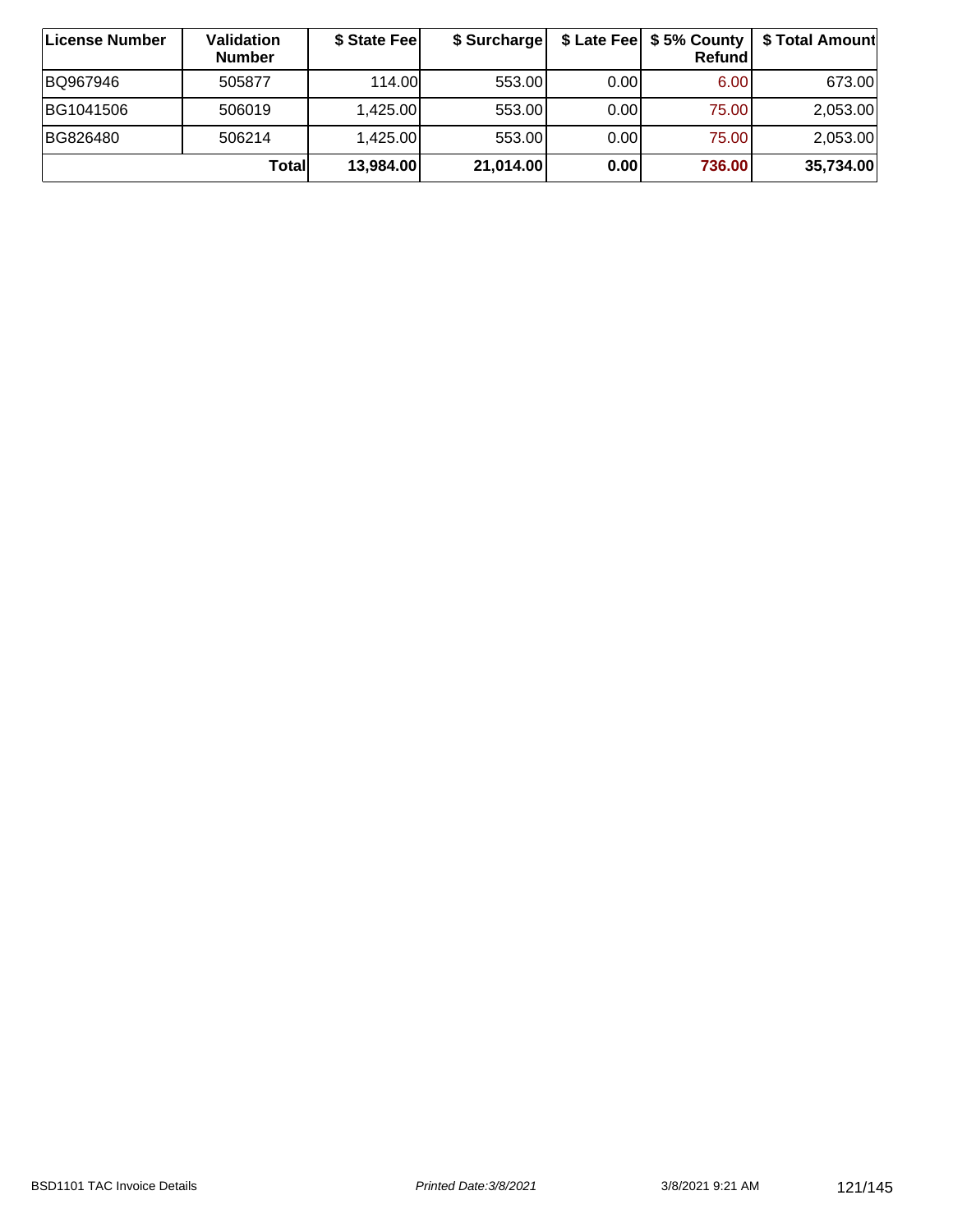| License Number | Validation Number | $ State Fee | $ Surcharge | $ Late Fee | $ 5% County Refund | $ Total Amount |
|---|---|---|---|---|---|---|
| BQ967946 | 505877 | 114.00 | 553.00 | 0.00 | 6.00 | 673.00 |
| BG1041506 | 506019 | 1,425.00 | 553.00 | 0.00 | 75.00 | 2,053.00 |
| BG826480 | 506214 | 1,425.00 | 553.00 | 0.00 | 75.00 | 2,053.00 |
| | **Total** | **13,984.00** | **21,014.00** | **0.00** | **736.00** | **35,734.00** |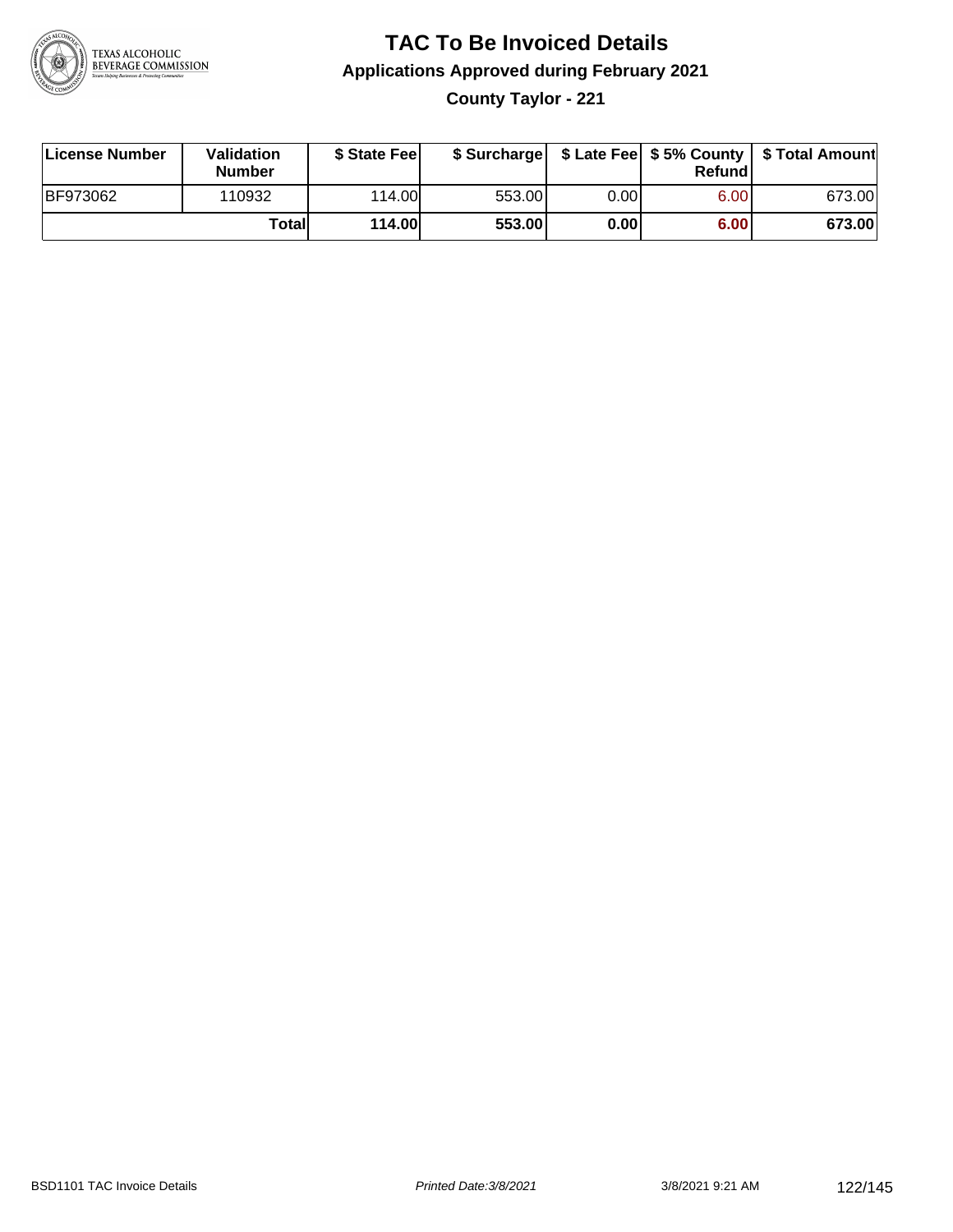# TAC To Be Invoiced Details

## Applications Approved during February 2021

### County Taylor - 221

| License Number | Validation Number | $ State Fee | $ Surcharge | $ Late Fee | $ 5% County Refund | $ Total Amount |
|---|---|---|---|---|---|---|
| BF973062 | 110932 | 114.00 | 553.00 | 0.00 | 6.00 | 673.00 |
| | **Total** | **114.00** | **553.00** | **0.00** | **6.00** | **673.00** |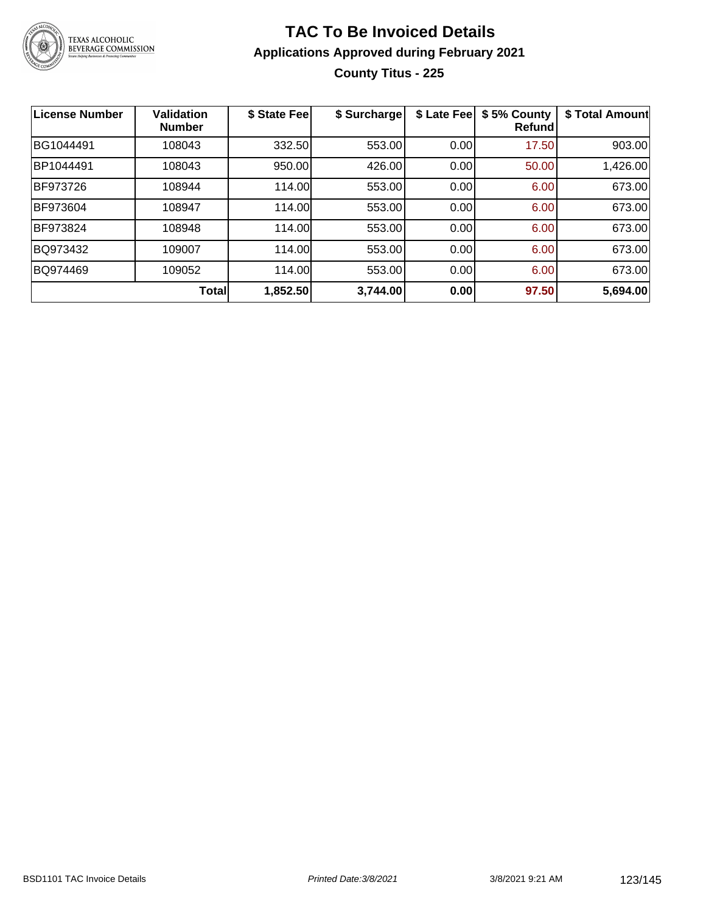# TAC To Be Invoiced Details

## Applications Approved during February 2021

### County Titus - 225

| License Number | Validation Number | $ State Fee | $ Surcharge | $ Late Fee | $ 5% County Refund | $ Total Amount |
|---|---|---|---|---|---|---|
| BG1044491 | 108043 | 332.50 | 553.00 | 0.00 | 17.50 | 903.00 |
| BP1044491 | 108043 | 950.00 | 426.00 | 0.00 | 50.00 | 1,426.00 |
| BF973726 | 108944 | 114.00 | 553.00 | 0.00 | 6.00 | 673.00 |
| BF973604 | 108947 | 114.00 | 553.00 | 0.00 | 6.00 | 673.00 |
| BF973824 | 108948 | 114.00 | 553.00 | 0.00 | 6.00 | 673.00 |
| BQ973432 | 109007 | 114.00 | 553.00 | 0.00 | 6.00 | 673.00 |
| BQ974469 | 109052 | 114.00 | 553.00 | 0.00 | 6.00 | 673.00 |
| | **Total** | **1,852.50** | **3,744.00** | **0.00** | **97.50** | **5,694.00** |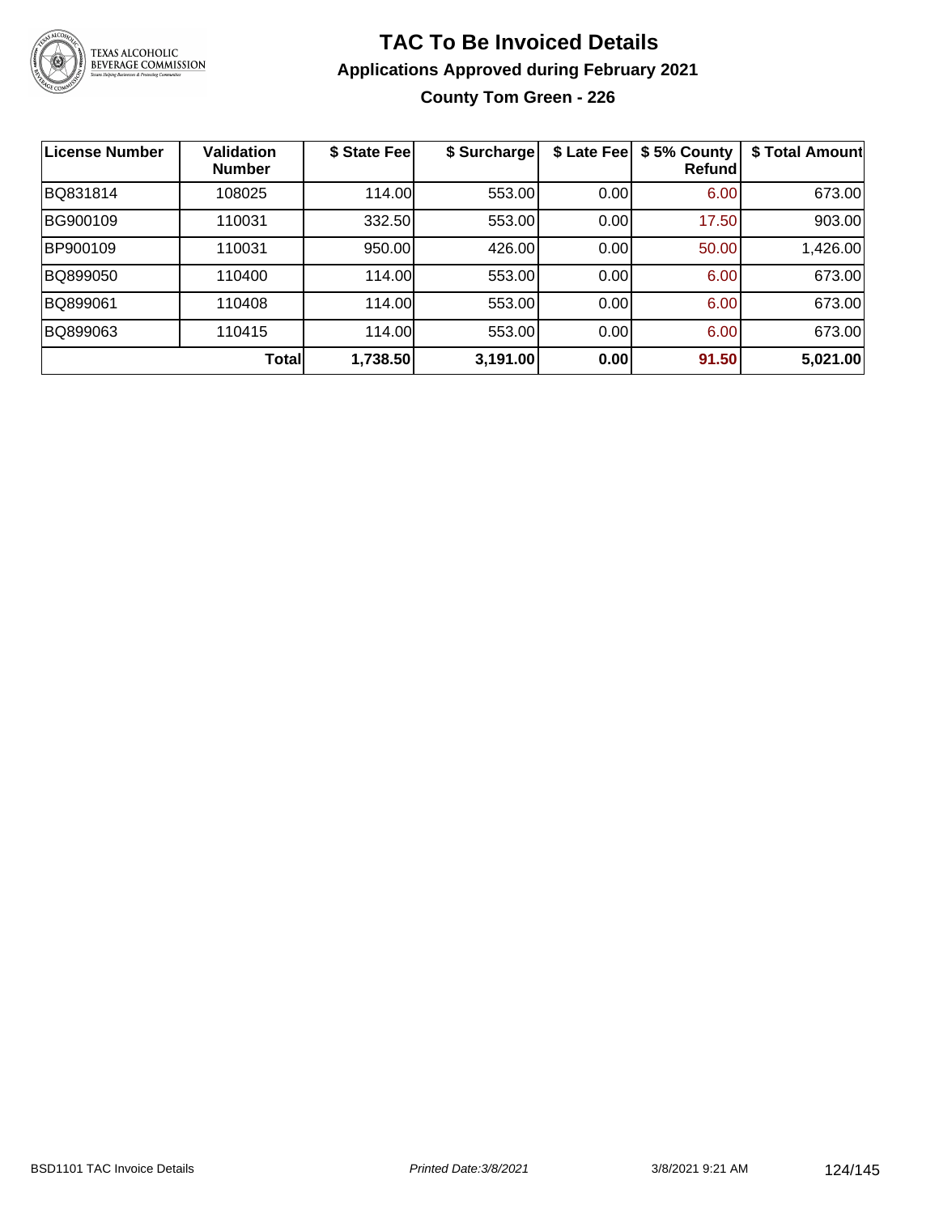# TAC To Be Invoiced Details

## Applications Approved during February 2021

### County Tom Green - 226

| License Number | Validation Number | $ State Fee | $ Surcharge | $ Late Fee | $ 5% County Refund | $ Total Amount |
|---|---|---|---|---|---|---|
| BQ831814 | 108025 | 114.00 | 553.00 | 0.00 | 6.00 | 673.00 |
| BG900109 | 110031 | 332.50 | 553.00 | 0.00 | 17.50 | 903.00 |
| BP900109 | 110031 | 950.00 | 426.00 | 0.00 | 50.00 | 1,426.00 |
| BQ899050 | 110400 | 114.00 | 553.00 | 0.00 | 6.00 | 673.00 |
| BQ899061 | 110408 | 114.00 | 553.00 | 0.00 | 6.00 | 673.00 |
| BQ899063 | 110415 | 114.00 | 553.00 | 0.00 | 6.00 | 673.00 |
| | **Total** | **1,738.50** | **3,191.00** | **0.00** | **91.50** | **5,021.00** |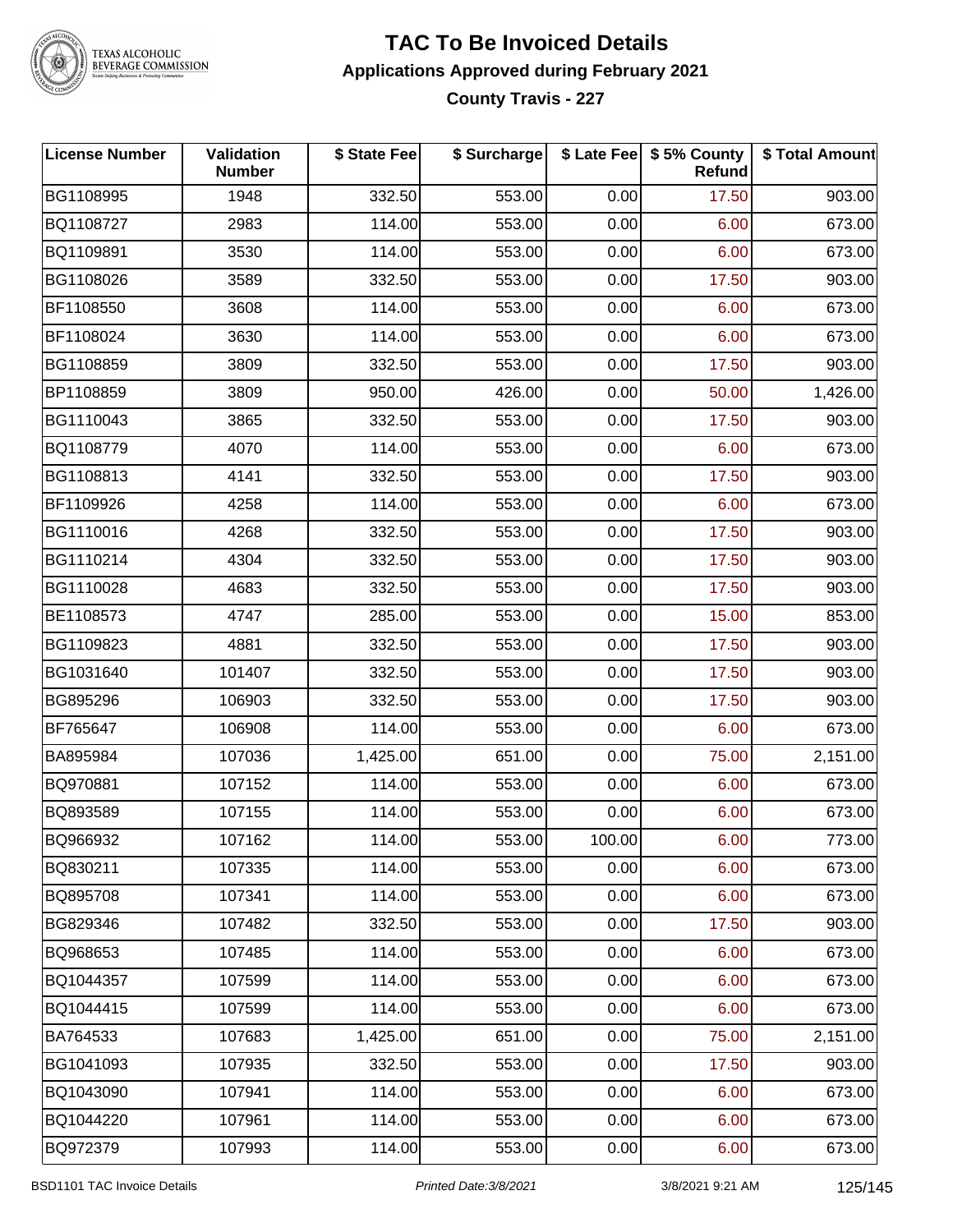# TAC To Be Invoiced Details

## Applications Approved during February 2021

### County Travis - 227

| License Number | Validation Number | $ State Fee | $ Surcharge | $ Late Fee | $ 5% County Refund | $ Total Amount |
|---|---|---|---|---|---|---|
| BG1108995 | 1948 | 332.50 | 553.00 | 0.00 | 17.50 | 903.00 |
| BQ1108727 | 2983 | 114.00 | 553.00 | 0.00 | 6.00 | 673.00 |
| BQ1109891 | 3530 | 114.00 | 553.00 | 0.00 | 6.00 | 673.00 |
| BG1108026 | 3589 | 332.50 | 553.00 | 0.00 | 17.50 | 903.00 |
| BF1108550 | 3608 | 114.00 | 553.00 | 0.00 | 6.00 | 673.00 |
| BF1108024 | 3630 | 114.00 | 553.00 | 0.00 | 6.00 | 673.00 |
| BG1108859 | 3809 | 332.50 | 553.00 | 0.00 | 17.50 | 903.00 |
| BP1108859 | 3809 | 950.00 | 426.00 | 0.00 | 50.00 | 1,426.00 |
| BG1110043 | 3865 | 332.50 | 553.00 | 0.00 | 17.50 | 903.00 |
| BQ1108779 | 4070 | 114.00 | 553.00 | 0.00 | 6.00 | 673.00 |
| BG1108813 | 4141 | 332.50 | 553.00 | 0.00 | 17.50 | 903.00 |
| BF1109926 | 4258 | 114.00 | 553.00 | 0.00 | 6.00 | 673.00 |
| BG1110016 | 4268 | 332.50 | 553.00 | 0.00 | 17.50 | 903.00 |
| BG1110214 | 4304 | 332.50 | 553.00 | 0.00 | 17.50 | 903.00 |
| BG1110028 | 4683 | 332.50 | 553.00 | 0.00 | 17.50 | 903.00 |
| BE1108573 | 4747 | 285.00 | 553.00 | 0.00 | 15.00 | 853.00 |
| BG1109823 | 4881 | 332.50 | 553.00 | 0.00 | 17.50 | 903.00 |
| BG1031640 | 101407 | 332.50 | 553.00 | 0.00 | 17.50 | 903.00 |
| BG895296 | 106903 | 332.50 | 553.00 | 0.00 | 17.50 | 903.00 |
| BF765647 | 106908 | 114.00 | 553.00 | 0.00 | 6.00 | 673.00 |
| BA895984 | 107036 | 1,425.00 | 651.00 | 0.00 | 75.00 | 2,151.00 |
| BQ970881 | 107152 | 114.00 | 553.00 | 0.00 | 6.00 | 673.00 |
| BQ893589 | 107155 | 114.00 | 553.00 | 0.00 | 6.00 | 673.00 |
| BQ966932 | 107162 | 114.00 | 553.00 | 100.00 | 6.00 | 773.00 |
| BQ830211 | 107335 | 114.00 | 553.00 | 0.00 | 6.00 | 673.00 |
| BQ895708 | 107341 | 114.00 | 553.00 | 0.00 | 6.00 | 673.00 |
| BG829346 | 107482 | 332.50 | 553.00 | 0.00 | 17.50 | 903.00 |
| BQ968653 | 107485 | 114.00 | 553.00 | 0.00 | 6.00 | 673.00 |
| BQ1044357 | 107599 | 114.00 | 553.00 | 0.00 | 6.00 | 673.00 |
| BQ1044415 | 107599 | 114.00 | 553.00 | 0.00 | 6.00 | 673.00 |
| BA764533 | 107683 | 1,425.00 | 651.00 | 0.00 | 75.00 | 2,151.00 |
| BG1041093 | 107935 | 332.50 | 553.00 | 0.00 | 17.50 | 903.00 |
| BQ1043090 | 107941 | 114.00 | 553.00 | 0.00 | 6.00 | 673.00 |
| BQ1044220 | 107961 | 114.00 | 553.00 | 0.00 | 6.00 | 673.00 |
| BQ972379 | 107993 | 114.00 | 553.00 | 0.00 | 6.00 | 673.00 |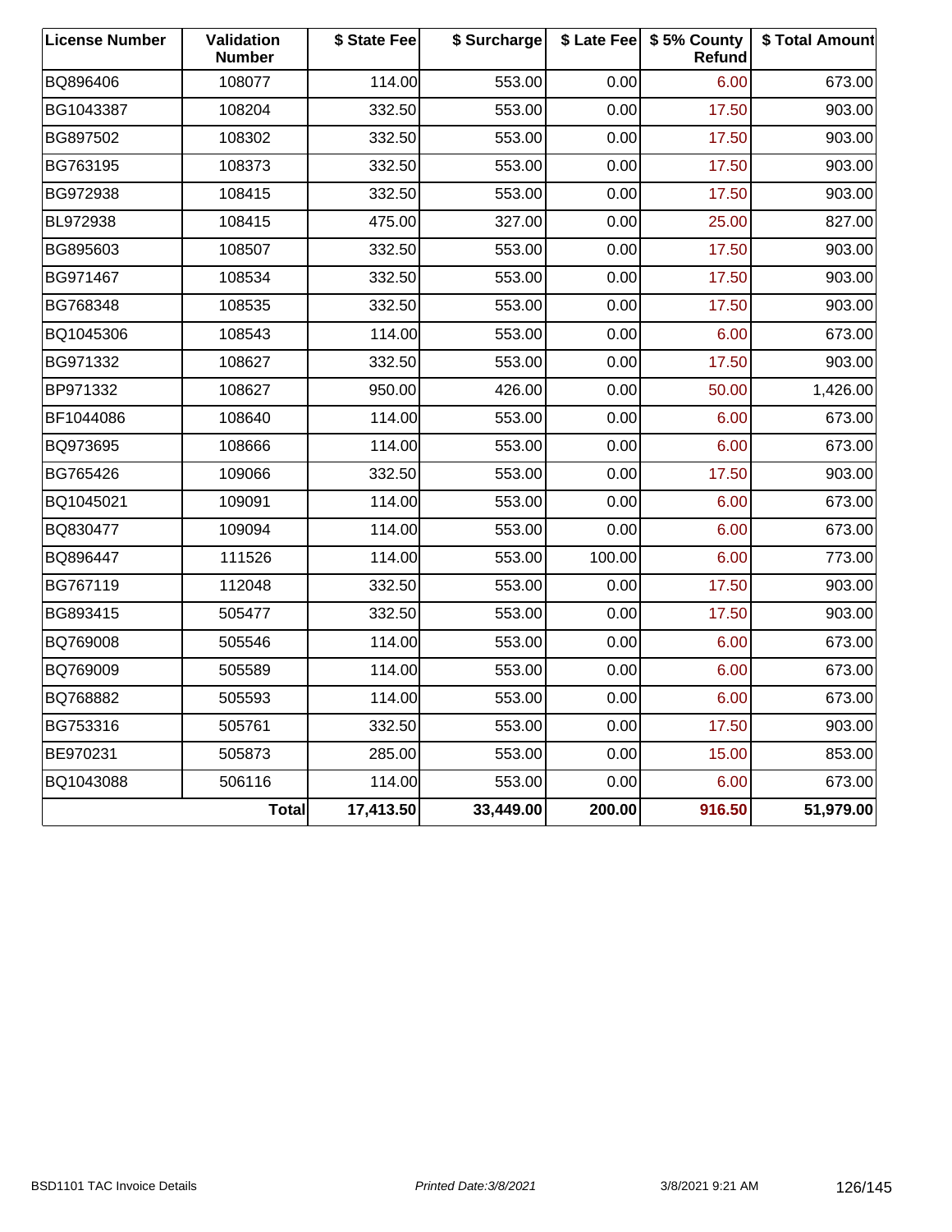| License Number | Validation Number | $ State Fee | $ Surcharge | $ Late Fee | $ 5% County Refund | $ Total Amount |
|---|---|---|---|---|---|---|
| BQ896406 | 108077 | 114.00 | 553.00 | 0.00 | 6.00 | 673.00 |
| BG1043387 | 108204 | 332.50 | 553.00 | 0.00 | 17.50 | 903.00 |
| BG897502 | 108302 | 332.50 | 553.00 | 0.00 | 17.50 | 903.00 |
| BG763195 | 108373 | 332.50 | 553.00 | 0.00 | 17.50 | 903.00 |
| BG972938 | 108415 | 332.50 | 553.00 | 0.00 | 17.50 | 903.00 |
| BL972938 | 108415 | 475.00 | 327.00 | 0.00 | 25.00 | 827.00 |
| BG895603 | 108507 | 332.50 | 553.00 | 0.00 | 17.50 | 903.00 |
| BG971467 | 108534 | 332.50 | 553.00 | 0.00 | 17.50 | 903.00 |
| BG768348 | 108535 | 332.50 | 553.00 | 0.00 | 17.50 | 903.00 |
| BQ1045306 | 108543 | 114.00 | 553.00 | 0.00 | 6.00 | 673.00 |
| BG971332 | 108627 | 332.50 | 553.00 | 0.00 | 17.50 | 903.00 |
| BP971332 | 108627 | 950.00 | 426.00 | 0.00 | 50.00 | 1,426.00 |
| BF1044086 | 108640 | 114.00 | 553.00 | 0.00 | 6.00 | 673.00 |
| BQ973695 | 108666 | 114.00 | 553.00 | 0.00 | 6.00 | 673.00 |
| BG765426 | 109066 | 332.50 | 553.00 | 0.00 | 17.50 | 903.00 |
| BQ1045021 | 109091 | 114.00 | 553.00 | 0.00 | 6.00 | 673.00 |
| BQ830477 | 109094 | 114.00 | 553.00 | 0.00 | 6.00 | 673.00 |
| BQ896447 | 111526 | 114.00 | 553.00 | 100.00 | 6.00 | 773.00 |
| BG767119 | 112048 | 332.50 | 553.00 | 0.00 | 17.50 | 903.00 |
| BG893415 | 505477 | 332.50 | 553.00 | 0.00 | 17.50 | 903.00 |
| BQ769008 | 505546 | 114.00 | 553.00 | 0.00 | 6.00 | 673.00 |
| BQ769009 | 505589 | 114.00 | 553.00 | 0.00 | 6.00 | 673.00 |
| BQ768882 | 505593 | 114.00 | 553.00 | 0.00 | 6.00 | 673.00 |
| BG753316 | 505761 | 332.50 | 553.00 | 0.00 | 17.50 | 903.00 |
| BE970231 | 505873 | 285.00 | 553.00 | 0.00 | 15.00 | 853.00 |
| BQ1043088 | 506116 | 114.00 | 553.00 | 0.00 | 6.00 | 673.00 |
| | **Total** | **17,413.50** | **33,449.00** | **200.00** | **916.50** | **51,979.00** |

BSD1101 TAC Invoice Details *Printed Date:3/8/2021* 3/8/2021 9:21 AM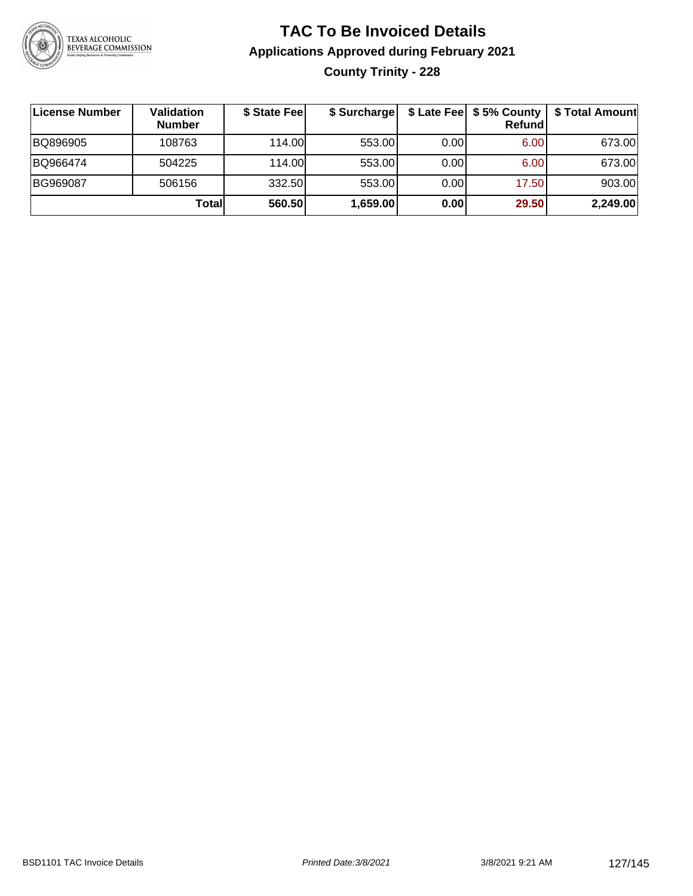# TAC To Be Invoiced Details

## Applications Approved during February 2021

### County Trinity - 228

| License Number | Validation Number | $ State Fee | $ Surcharge | $ Late Fee | $ 5% County Refund | $ Total Amount |
|---|---|---|---|---|---|---|
| BQ896905 | 108763 | 114.00 | 553.00 | 0.00 | 6.00 | 673.00 |
| BQ966474 | 504225 | 114.00 | 553.00 | 0.00 | 6.00 | 673.00 |
| BG969087 | 506156 | 332.50 | 553.00 | 0.00 | 17.50 | 903.00 |
| | **Total** | **560.50** | **1,659.00** | **0.00** | **29.50** | **2,249.00** |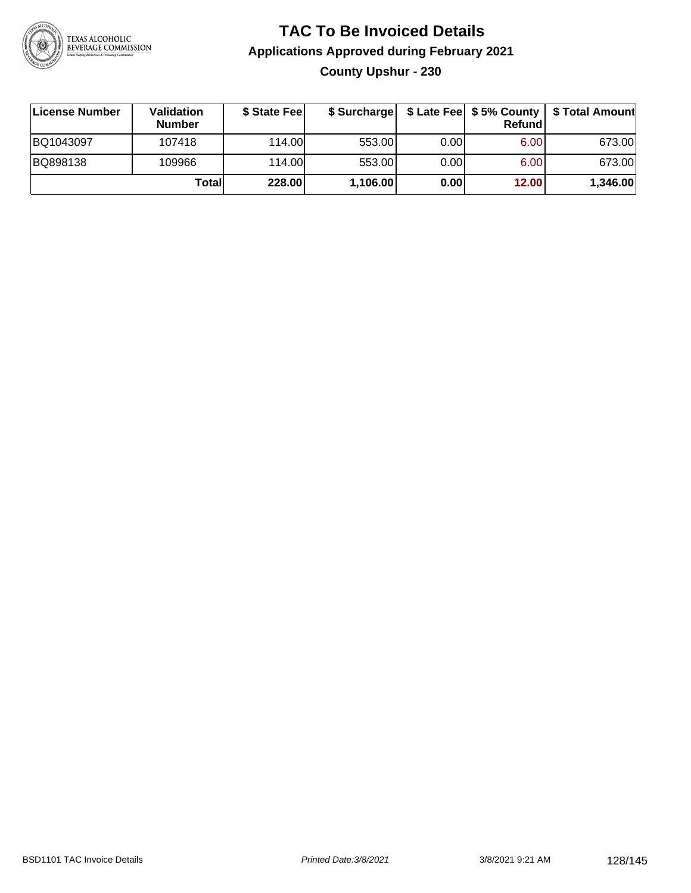# TAC To Be Invoiced Details

## Applications Approved during February 2021

### County Upshur - 230

| License Number | Validation Number | $ State Fee | $ Surcharge | $ Late Fee | $ 5% County Refund | $ Total Amount |
|---|---|---|---|---|---|---|
| BQ1043097 | 107418 | 114.00 | 553.00 | 0.00 | 6.00 | 673.00 |
| BQ898138 | 109966 | 114.00 | 553.00 | 0.00 | 6.00 | 673.00 |
| | **Total** | **228.00** | **1,106.00** | **0.00** | **12.00** | **1,346.00** |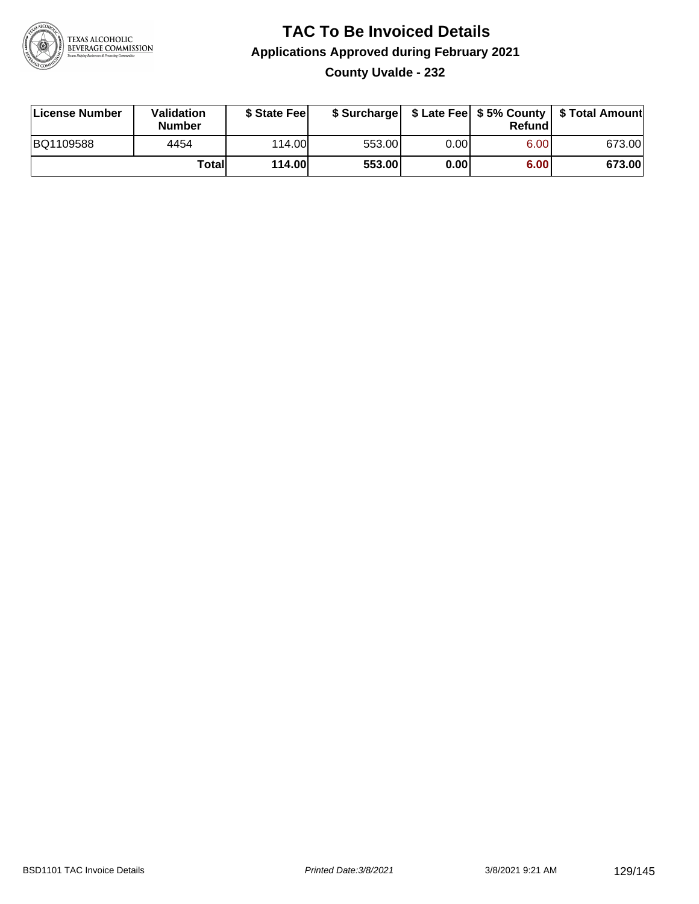# TAC To Be Invoiced Details

## Applications Approved during February 2021

### County Uvalde - 232

| License Number | Validation Number | $ State Fee | $ Surcharge | $ Late Fee | $ 5% County Refund | $ Total Amount |
|---|---|---|---|---|---|---|
| BQ1109588 | 4454 | 114.00 | 553.00 | 0.00 | 6.00 | 673.00 |
| | **Total** | **114.00** | **553.00** | **0.00** | **6.00** | **673.00** |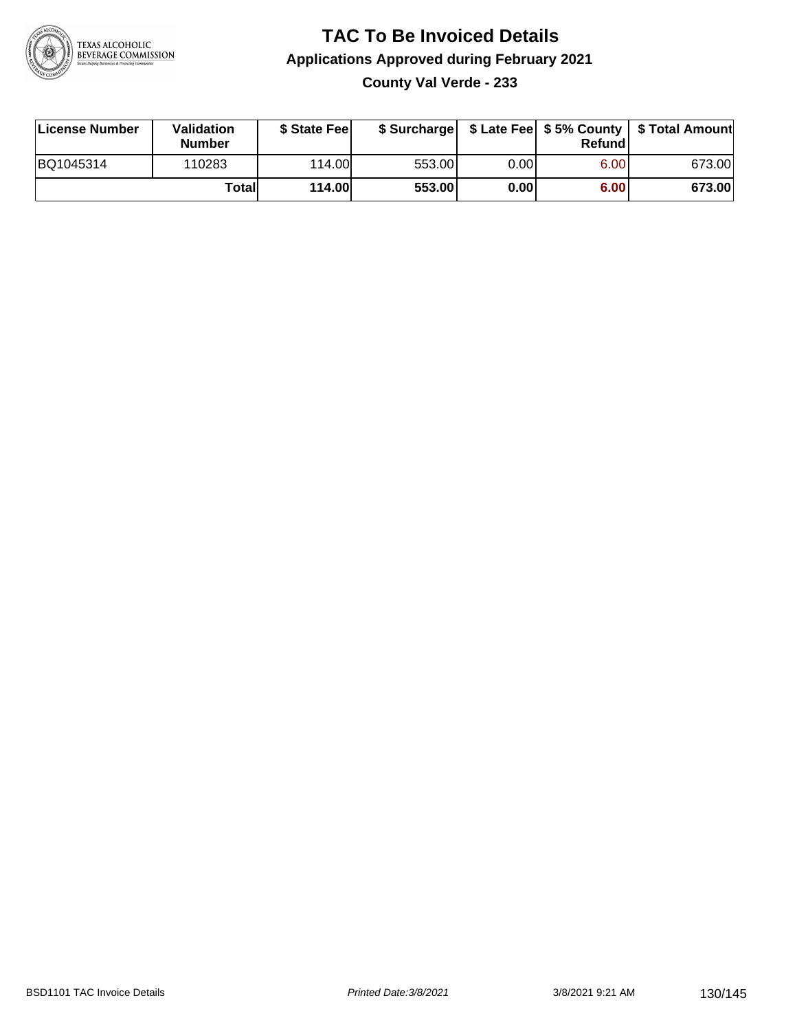# TAC To Be Invoiced Details

## Applications Approved during February 2021

### County Val Verde - 233

| License Number | Validation Number | $ State Fee | $ Surcharge | $ Late Fee | $ 5% County Refund | $ Total Amount |
|---|---|---|---|---|---|---|
| BQ1045314 | 110283 | 114.00 | 553.00 | 0.00 | 6.00 | 673.00 |
| | **Total** | **114.00** | **553.00** | **0.00** | **6.00** | **673.00** |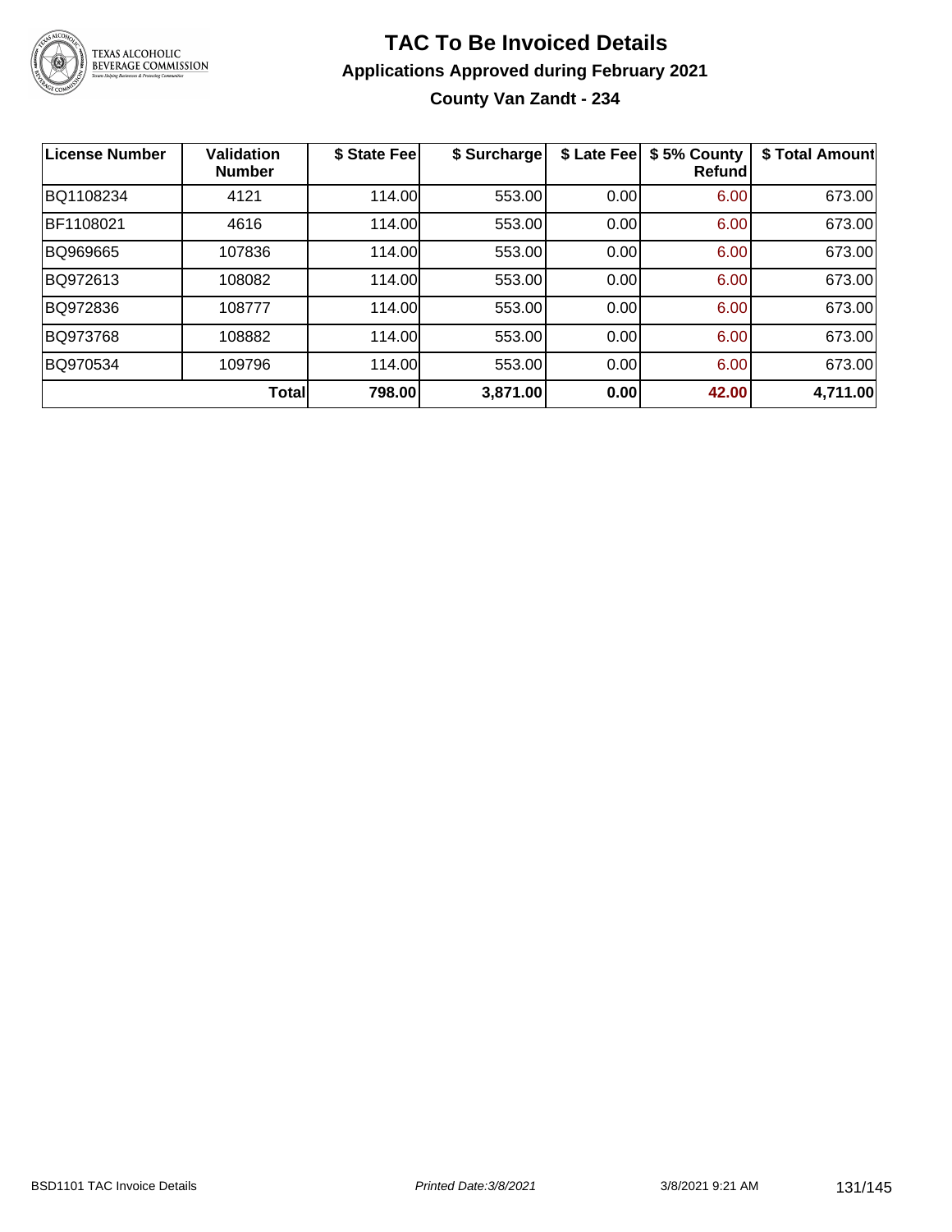# TAC To Be Invoiced Details

## Applications Approved during February 2021

### County Van Zandt - 234

| License Number | Validation Number | $ State Fee | $ Surcharge | $ Late Fee | $ 5% County Refund | $ Total Amount |
|---|---|---|---|---|---|---|
| BQ1108234 | 4121 | 114.00 | 553.00 | 0.00 | 6.00 | 673.00 |
| BF1108021 | 4616 | 114.00 | 553.00 | 0.00 | 6.00 | 673.00 |
| BQ969665 | 107836 | 114.00 | 553.00 | 0.00 | 6.00 | 673.00 |
| BQ972613 | 108082 | 114.00 | 553.00 | 0.00 | 6.00 | 673.00 |
| BQ972836 | 108777 | 114.00 | 553.00 | 0.00 | 6.00 | 673.00 |
| BQ973768 | 108882 | 114.00 | 553.00 | 0.00 | 6.00 | 673.00 |
| BQ970534 | 109796 | 114.00 | 553.00 | 0.00 | 6.00 | 673.00 |
| | **Total** | **798.00** | **3,871.00** | **0.00** | **42.00** | **4,711.00** |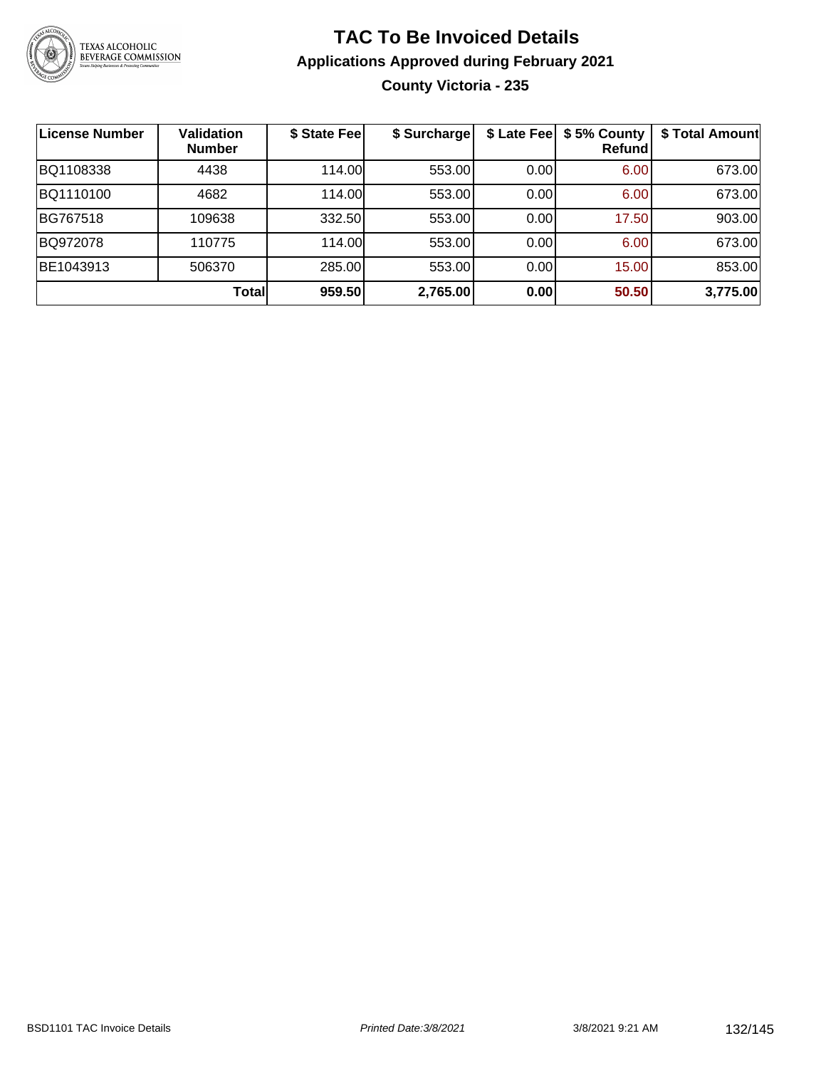# TAC To Be Invoiced Details

## Applications Approved during February 2021

### County Victoria - 235

| License Number | Validation Number | $ State Fee | $ Surcharge | $ Late Fee | $ 5% County Refund | $ Total Amount |
|---|---|---|---|---|---|---|
| BQ1108338 | 4438 | 114.00 | 553.00 | 0.00 | 6.00 | 673.00 |
| BQ1110100 | 4682 | 114.00 | 553.00 | 0.00 | 6.00 | 673.00 |
| BG767518 | 109638 | 332.50 | 553.00 | 0.00 | 17.50 | 903.00 |
| BQ972078 | 110775 | 114.00 | 553.00 | 0.00 | 6.00 | 673.00 |
| BE1043913 | 506370 | 285.00 | 553.00 | 0.00 | 15.00 | 853.00 |
| | **Total** | **959.50** | **2,765.00** | **0.00** | **50.50** | **3,775.00** |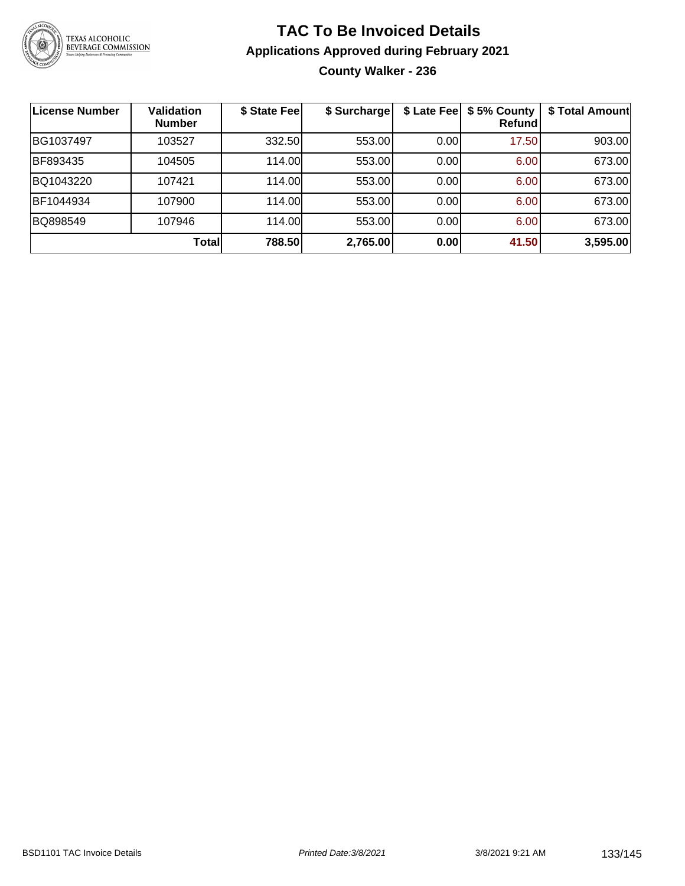# TAC To Be Invoiced Details

## Applications Approved during February 2021

### County Walker - 236

| License Number | Validation Number | $ State Fee | $ Surcharge | $ Late Fee | $ 5% County Refund | $ Total Amount |
|---|---|---|---|---|---|---|
| BG1037497 | 103527 | 332.50 | 553.00 | 0.00 | 17.50 | 903.00 |
| BF893435 | 104505 | 114.00 | 553.00 | 0.00 | 6.00 | 673.00 |
| BQ1043220 | 107421 | 114.00 | 553.00 | 0.00 | 6.00 | 673.00 |
| BF1044934 | 107900 | 114.00 | 553.00 | 0.00 | 6.00 | 673.00 |
| BQ898549 | 107946 | 114.00 | 553.00 | 0.00 | 6.00 | 673.00 |
| | **Total** | **788.50** | **2,765.00** | **0.00** | **41.50** | **3,595.00** |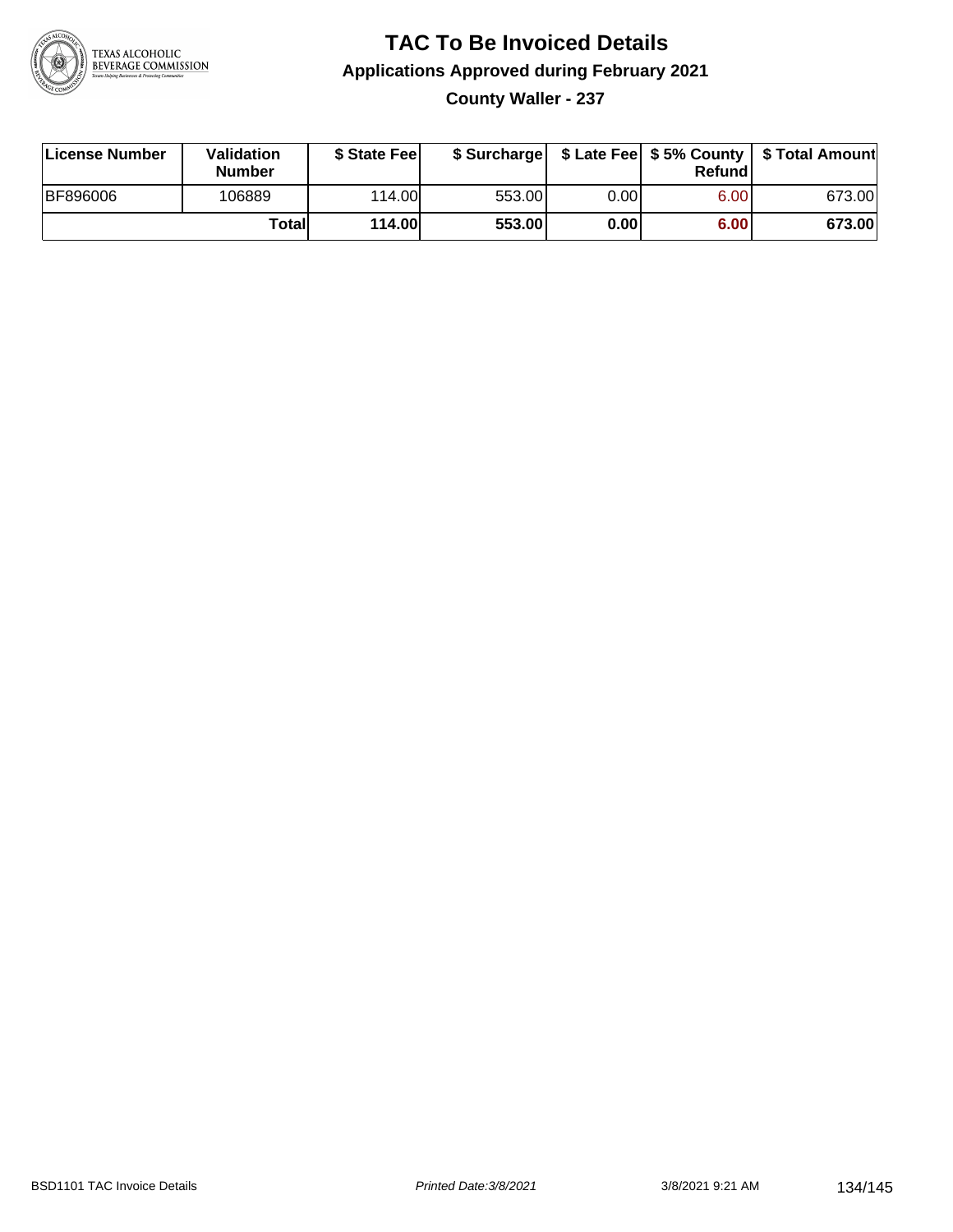# TAC To Be Invoiced Details

## Applications Approved during February 2021

### County Waller - 237

| License Number | Validation Number | $ State Fee | $ Surcharge | $ Late Fee | $ 5% County Refund | $ Total Amount |
|---|---|---|---|---|---|---|
| BF896006 | 106889 | 114.00 | 553.00 | 0.00 | 6.00 | 673.00 |
| | **Total** | **114.00** | **553.00** | **0.00** | **6.00** | **673.00** |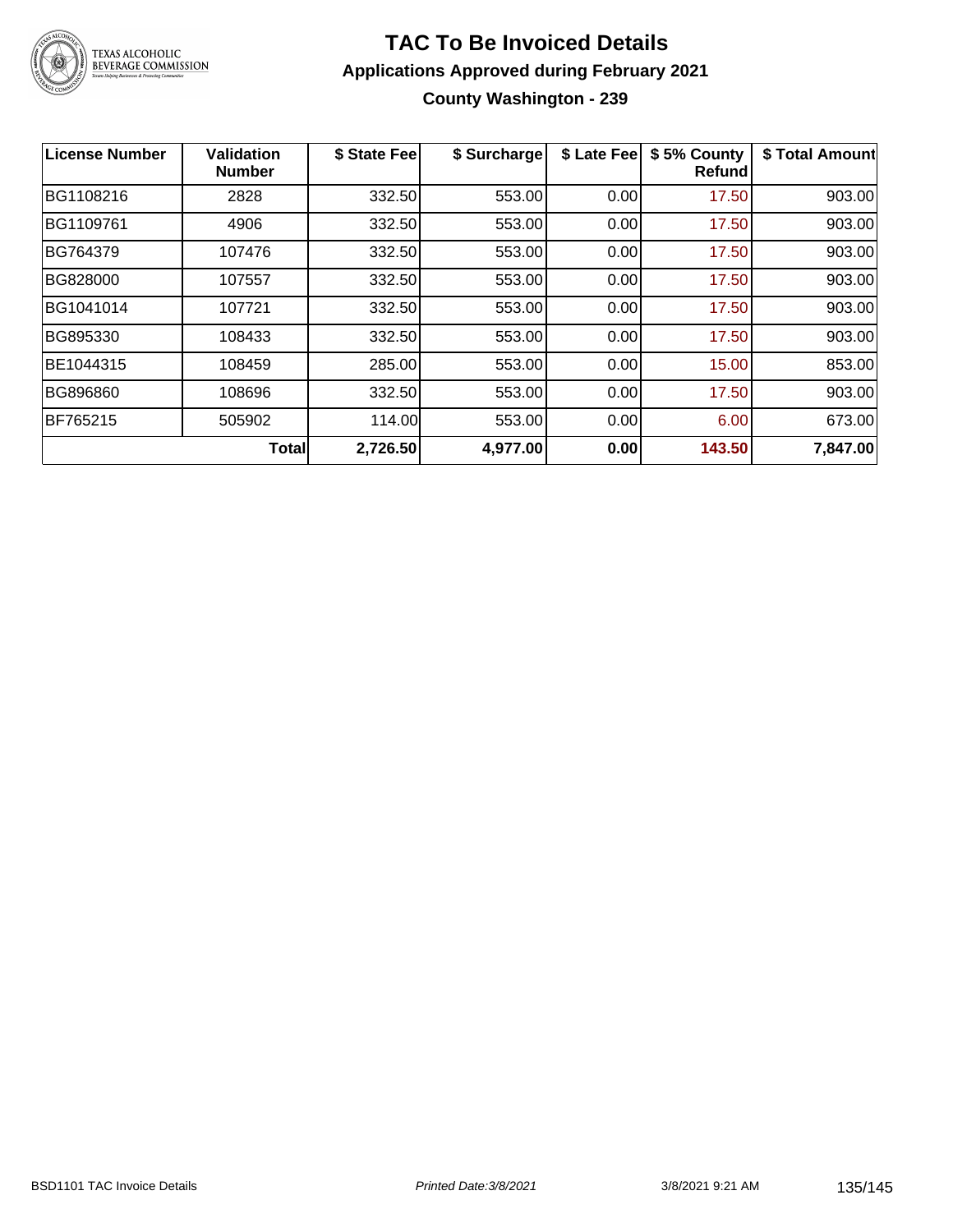# TAC To Be Invoiced Details

## Applications Approved during February 2021

### County Washington - 239

| License Number | Validation Number | $ State Fee | $ Surcharge | $ Late Fee | $ 5% County Refund | $ Total Amount |
|---|---|---|---|---|---|---|
| BG1108216 | 2828 | 332.50 | 553.00 | 0.00 | 17.50 | 903.00 |
| BG1109761 | 4906 | 332.50 | 553.00 | 0.00 | 17.50 | 903.00 |
| BG764379 | 107476 | 332.50 | 553.00 | 0.00 | 17.50 | 903.00 |
| BG828000 | 107557 | 332.50 | 553.00 | 0.00 | 17.50 | 903.00 |
| BG1041014 | 107721 | 332.50 | 553.00 | 0.00 | 17.50 | 903.00 |
| BG895330 | 108433 | 332.50 | 553.00 | 0.00 | 17.50 | 903.00 |
| BE1044315 | 108459 | 285.00 | 553.00 | 0.00 | 15.00 | 853.00 |
| BG896860 | 108696 | 332.50 | 553.00 | 0.00 | 17.50 | 903.00 |
| BF765215 | 505902 | 114.00 | 553.00 | 0.00 | 6.00 | 673.00 |
| | **Total** | **2,726.50** | **4,977.00** | **0.00** | **143.50** | **7,847.00** |

BSD1101 TAC Invoice Details | *Printed Date:3/8/2021* | 3/8/2021 9:21 AM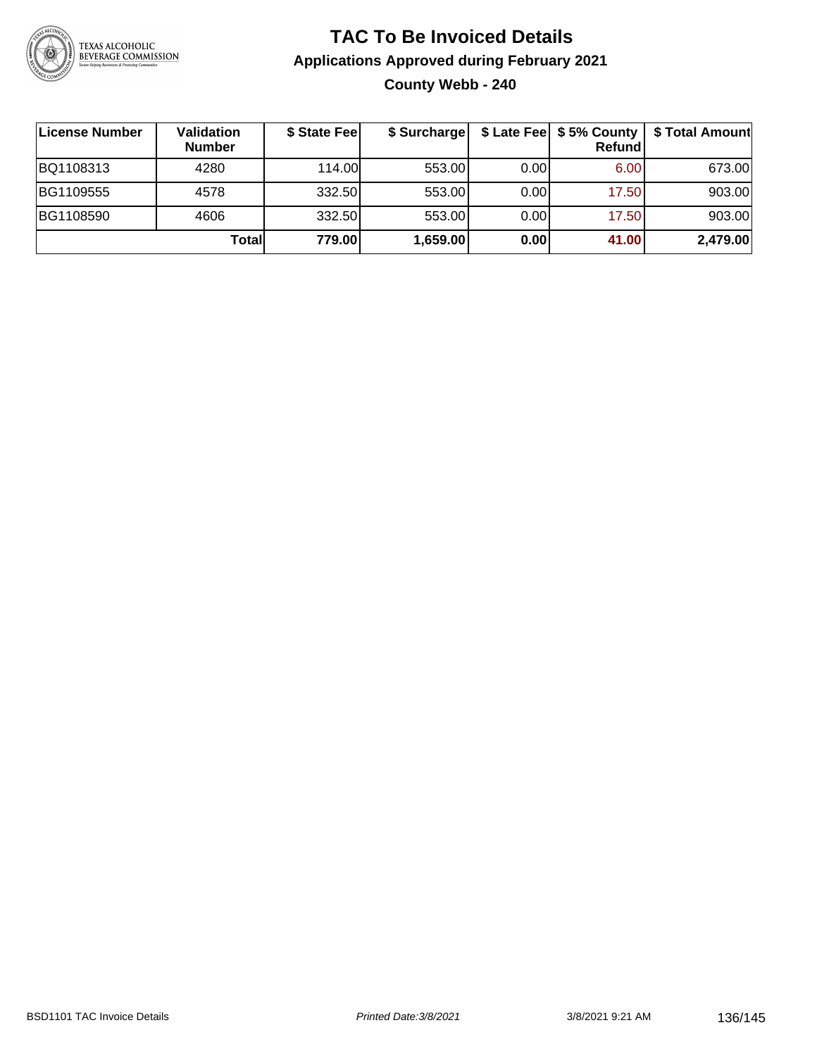# TAC To Be Invoiced Details

## Applications Approved during February 2021

### County Webb - 240

| License Number | Validation Number | $ State Fee | $ Surcharge | $ Late Fee | $ 5% County Refund | $ Total Amount |
|---|---|---|---|---|---|---|
| BQ1108313 | 4280 | 114.00 | 553.00 | 0.00 | 6.00 | 673.00 |
| BG1109555 | 4578 | 332.50 | 553.00 | 0.00 | 17.50 | 903.00 |
| BG1108590 | 4606 | 332.50 | 553.00 | 0.00 | 17.50 | 903.00 |
| | **Total** | **779.00** | **1,659.00** | **0.00** | **41.00** | **2,479.00** |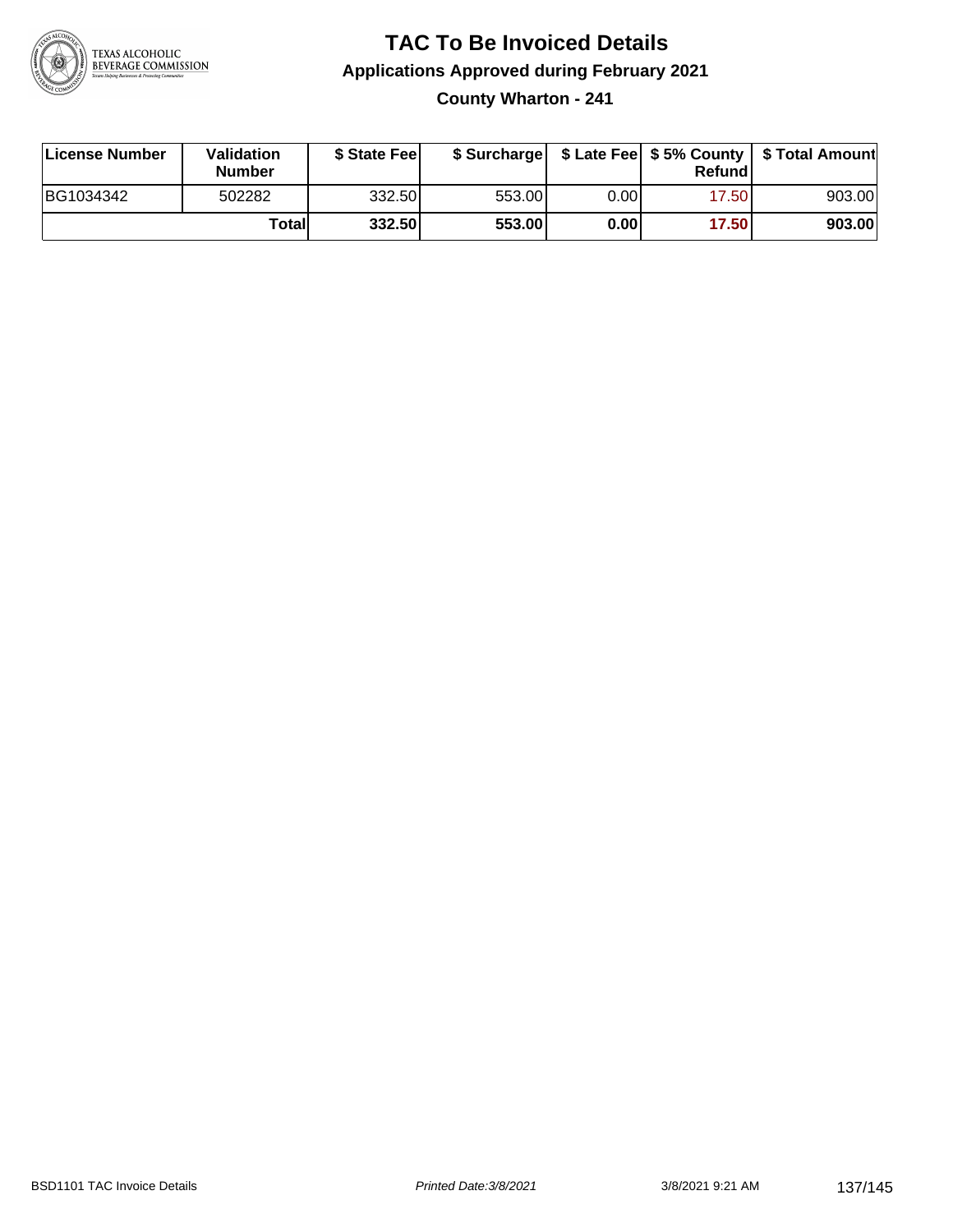# TAC To Be Invoiced Details

## Applications Approved during February 2021

### County Wharton - 241

| License Number | Validation Number | $ State Fee | $ Surcharge | $ Late Fee | $ 5% County Refund | $ Total Amount |
|---|---|---|---|---|---|---|
| BG1034342 | 502282 | 332.50 | 553.00 | 0.00 | 17.50 | 903.00 |
| | **Total** | **332.50** | **553.00** | **0.00** | **17.50** | **903.00** |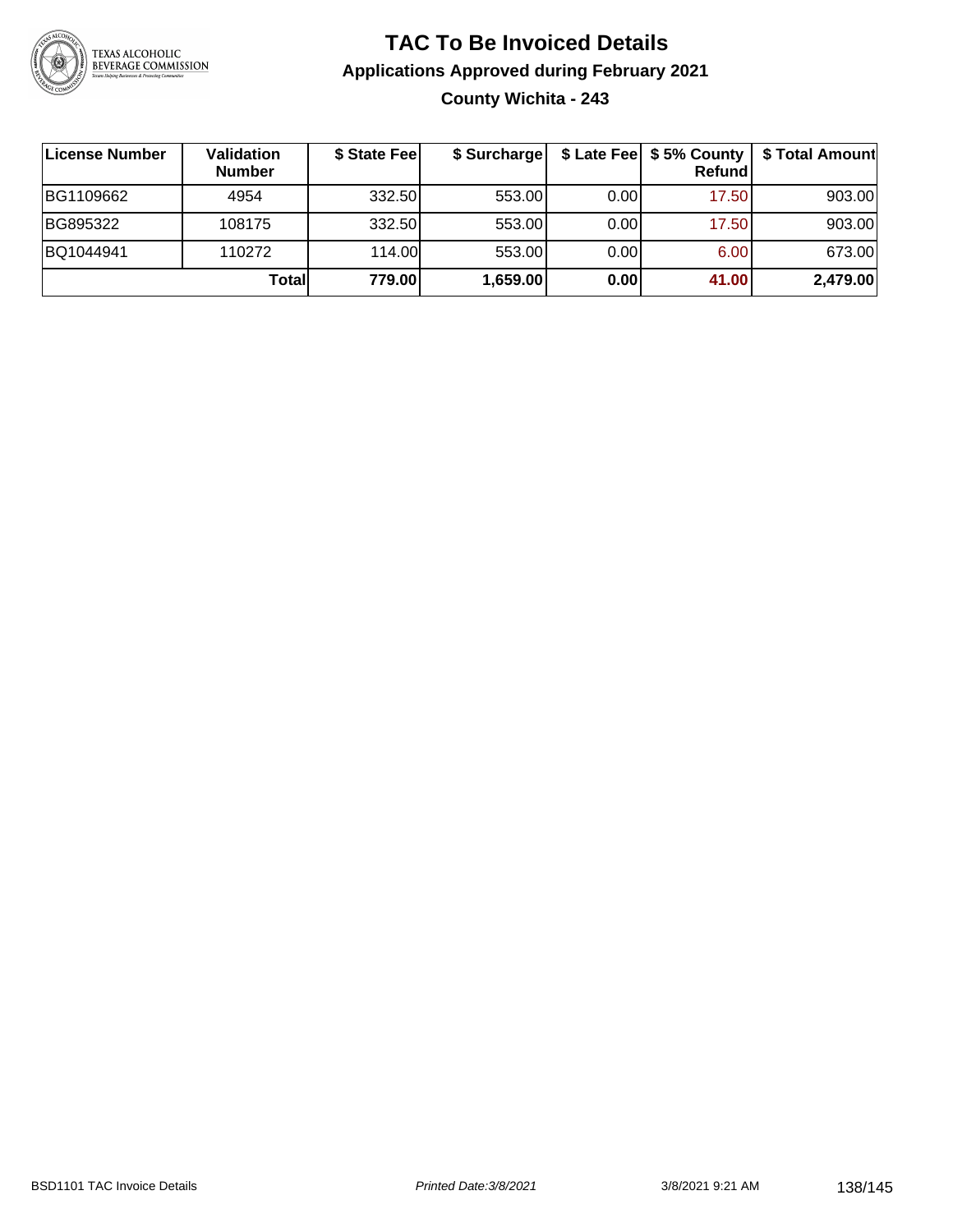# TAC To Be Invoiced Details

## Applications Approved during February 2021

### County Wichita - 243

| License Number | Validation Number | $ State Fee | $ Surcharge | $ Late Fee | $ 5% County Refund | $ Total Amount |
|---|---|---|---|---|---|---|
| BG1109662 | 4954 | 332.50 | 553.00 | 0.00 | 17.50 | 903.00 |
| BG895322 | 108175 | 332.50 | 553.00 | 0.00 | 17.50 | 903.00 |
| BQ1044941 | 110272 | 114.00 | 553.00 | 0.00 | 6.00 | 673.00 |
| | **Total** | **779.00** | **1,659.00** | **0.00** | **41.00** | **2,479.00** |

BSD1101 TAC Invoice Details — *Printed Date:3/8/2021* — 3/8/2021 9:21 AM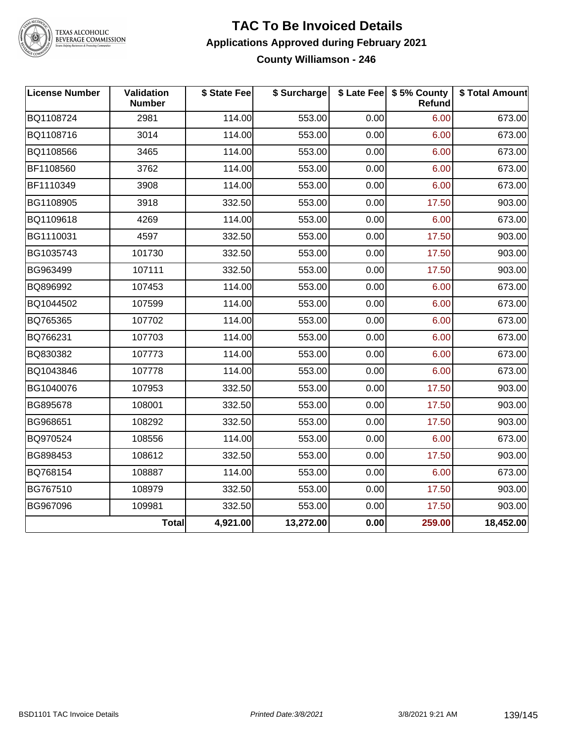# TAC To Be Invoiced Details

## Applications Approved during February 2021

### County Williamson - 246

| License Number | Validation Number | $ State Fee | $ Surcharge | $ Late Fee | $ 5% County Refund | $ Total Amount |
|---|---|---|---|---|---|---|
| BQ1108724 | 2981 | 114.00 | 553.00 | 0.00 | 6.00 | 673.00 |
| BQ1108716 | 3014 | 114.00 | 553.00 | 0.00 | 6.00 | 673.00 |
| BQ1108566 | 3465 | 114.00 | 553.00 | 0.00 | 6.00 | 673.00 |
| BF1108560 | 3762 | 114.00 | 553.00 | 0.00 | 6.00 | 673.00 |
| BF1110349 | 3908 | 114.00 | 553.00 | 0.00 | 6.00 | 673.00 |
| BG1108905 | 3918 | 332.50 | 553.00 | 0.00 | 17.50 | 903.00 |
| BQ1109618 | 4269 | 114.00 | 553.00 | 0.00 | 6.00 | 673.00 |
| BG1110031 | 4597 | 332.50 | 553.00 | 0.00 | 17.50 | 903.00 |
| BG1035743 | 101730 | 332.50 | 553.00 | 0.00 | 17.50 | 903.00 |
| BG963499 | 107111 | 332.50 | 553.00 | 0.00 | 17.50 | 903.00 |
| BQ896992 | 107453 | 114.00 | 553.00 | 0.00 | 6.00 | 673.00 |
| BQ1044502 | 107599 | 114.00 | 553.00 | 0.00 | 6.00 | 673.00 |
| BQ765365 | 107702 | 114.00 | 553.00 | 0.00 | 6.00 | 673.00 |
| BQ766231 | 107703 | 114.00 | 553.00 | 0.00 | 6.00 | 673.00 |
| BQ830382 | 107773 | 114.00 | 553.00 | 0.00 | 6.00 | 673.00 |
| BQ1043846 | 107778 | 114.00 | 553.00 | 0.00 | 6.00 | 673.00 |
| BG1040076 | 107953 | 332.50 | 553.00 | 0.00 | 17.50 | 903.00 |
| BG895678 | 108001 | 332.50 | 553.00 | 0.00 | 17.50 | 903.00 |
| BG968651 | 108292 | 332.50 | 553.00 | 0.00 | 17.50 | 903.00 |
| BQ970524 | 108556 | 114.00 | 553.00 | 0.00 | 6.00 | 673.00 |
| BG898453 | 108612 | 332.50 | 553.00 | 0.00 | 17.50 | 903.00 |
| BQ768154 | 108887 | 114.00 | 553.00 | 0.00 | 6.00 | 673.00 |
| BG767510 | 108979 | 332.50 | 553.00 | 0.00 | 17.50 | 903.00 |
| BG967096 | 109981 | 332.50 | 553.00 | 0.00 | 17.50 | 903.00 |
| | **Total** | **4,921.00** | **13,272.00** | **0.00** | **259.00** | **18,452.00** |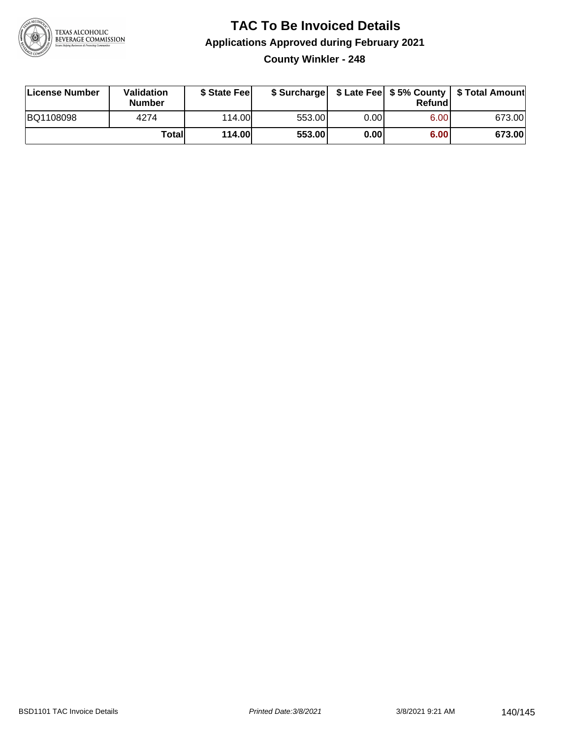# TAC To Be Invoiced Details

## Applications Approved during February 2021

### County Winkler - 248

| License Number | Validation Number | \$ State Fee | \$ Surcharge | \$ Late Fee | \$ 5% County Refund | \$ Total Amount |
|---|---|---|---|---|---|---|
| BQ1108098 | 4274 | 114.00 | 553.00 | 0.00 | 6.00 | 673.00 |
| | **Total** | **114.00** | **553.00** | **0.00** | **6.00** | **673.00** |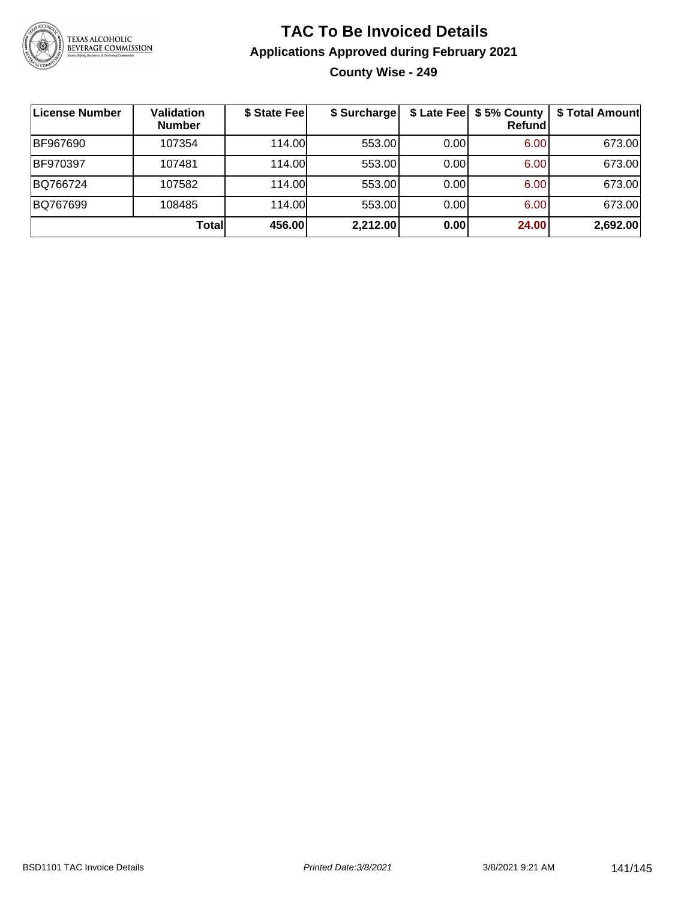# TAC To Be Invoiced Details

## Applications Approved during February 2021

### County Wise - 249

| License Number | Validation Number | $ State Fee | $ Surcharge | $ Late Fee | $ 5% County Refund | $ Total Amount |
|---|---|---|---|---|---|---|
| BF967690 | 107354 | 114.00 | 553.00 | 0.00 | 6.00 | 673.00 |
| BF970397 | 107481 | 114.00 | 553.00 | 0.00 | 6.00 | 673.00 |
| BQ766724 | 107582 | 114.00 | 553.00 | 0.00 | 6.00 | 673.00 |
| BQ767699 | 108485 | 114.00 | 553.00 | 0.00 | 6.00 | 673.00 |
| | **Total** | **456.00** | **2,212.00** | **0.00** | **24.00** | **2,692.00** |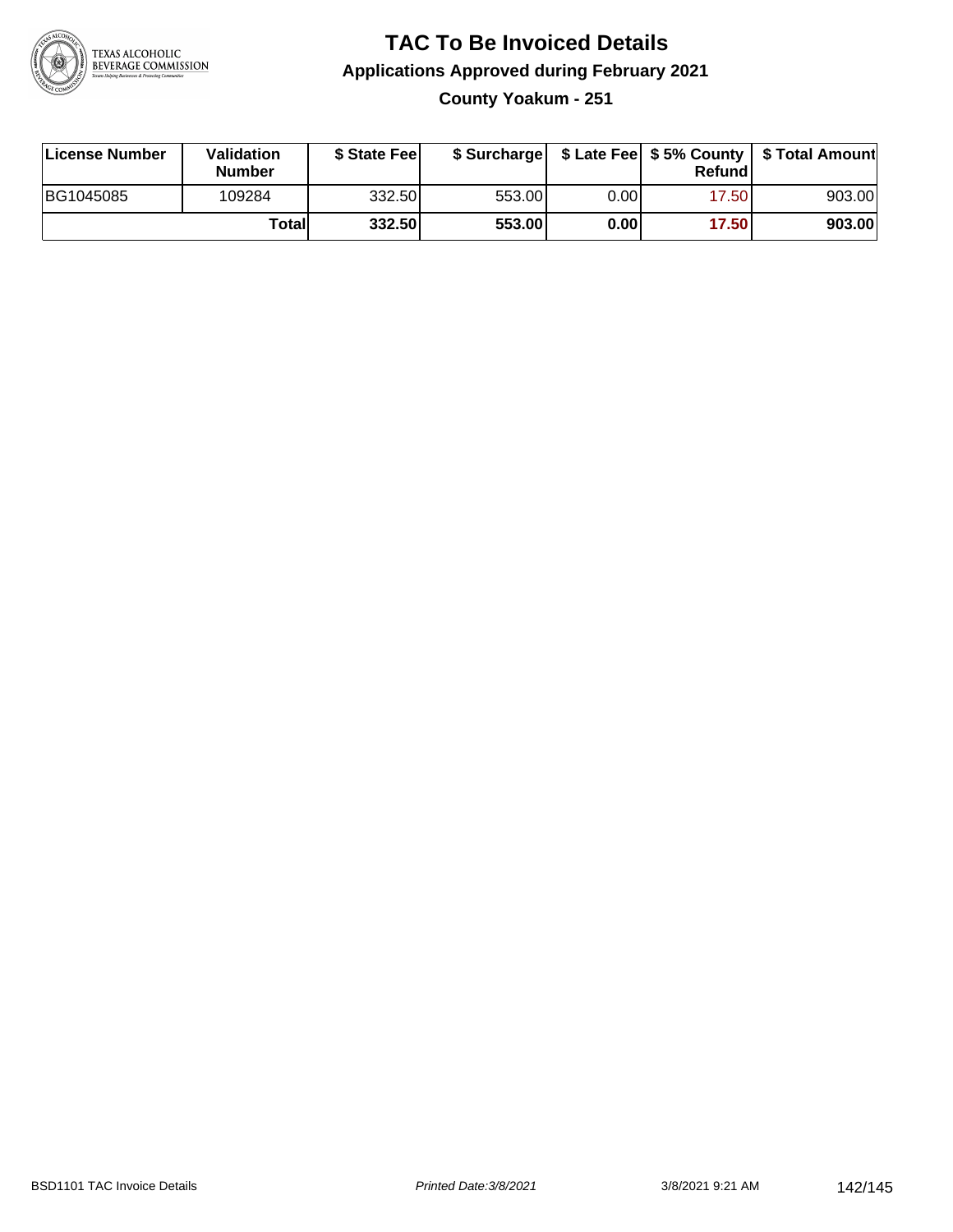# TAC To Be Invoiced Details

## Applications Approved during February 2021

### County Yoakum - 251

| License Number | Validation Number | $ State Fee | $ Surcharge | $ Late Fee | $ 5% County Refund | $ Total Amount |
|---|---|---|---|---|---|---|
| BG1045085 | 109284 | 332.50 | 553.00 | 0.00 | 17.50 | 903.00 |
| | **Total** | **332.50** | **553.00** | **0.00** | **17.50** | **903.00** |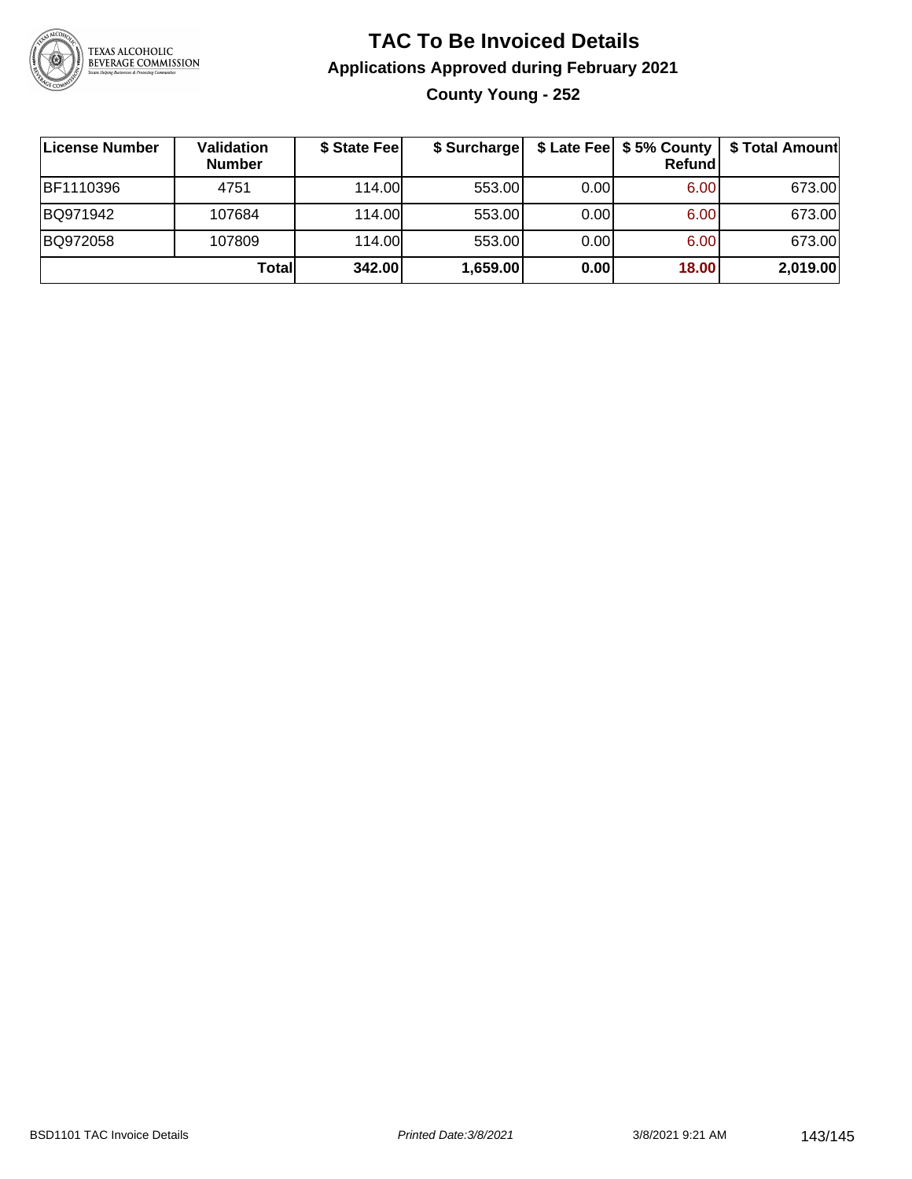# TAC To Be Invoiced Details

## Applications Approved during February 2021

### County Young - 252

| License Number | Validation Number | $ State Fee | $ Surcharge | $ Late Fee | $ 5% County Refund | $ Total Amount |
|---|---|---|---|---|---|---|
| BF1110396 | 4751 | 114.00 | 553.00 | 0.00 | 6.00 | 673.00 |
| BQ971942 | 107684 | 114.00 | 553.00 | 0.00 | 6.00 | 673.00 |
| BQ972058 | 107809 | 114.00 | 553.00 | 0.00 | 6.00 | 673.00 |
| | **Total** | **342.00** | **1,659.00** | **0.00** | **18.00** | **2,019.00** |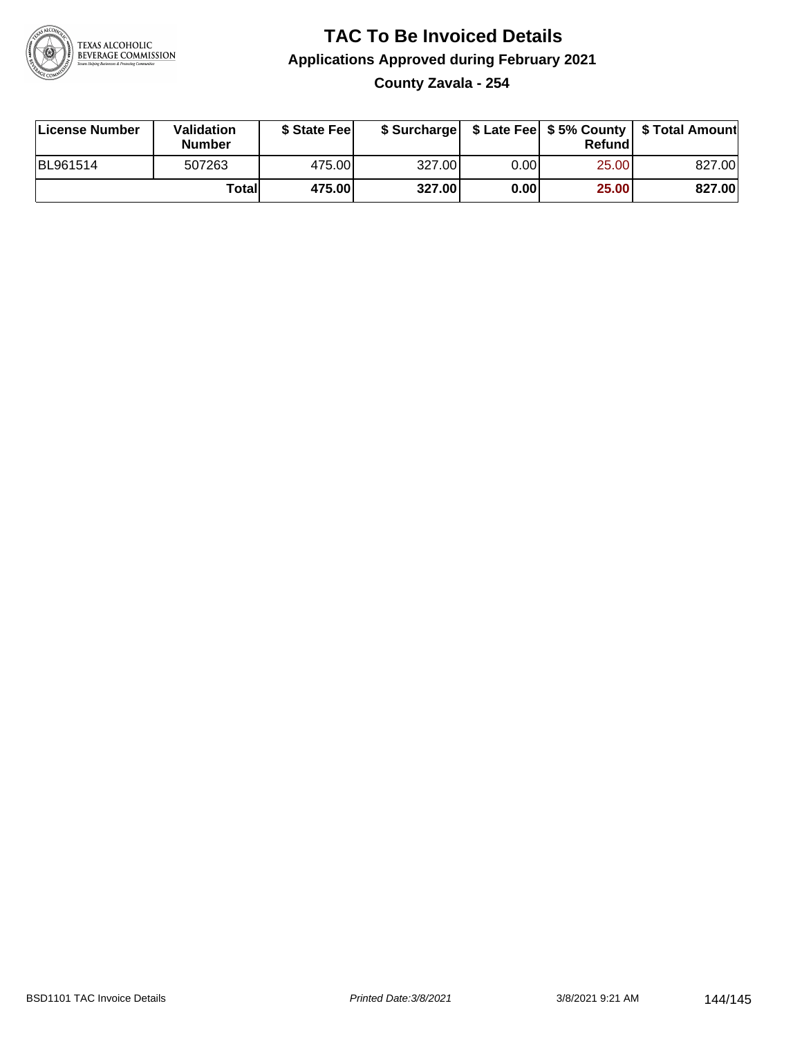# TAC To Be Invoiced Details

## Applications Approved during February 2021

### County Zavala - 254

| License Number | Validation Number | $ State Fee | $ Surcharge | $ Late Fee | $ 5% County Refund | $ Total Amount |
|---|---|---|---|---|---|---|
| BL961514 | 507263 | 475.00 | 327.00 | 0.00 | 25.00 | 827.00 |
| | **Total** | **475.00** | **327.00** | **0.00** | **25.00** | **827.00** |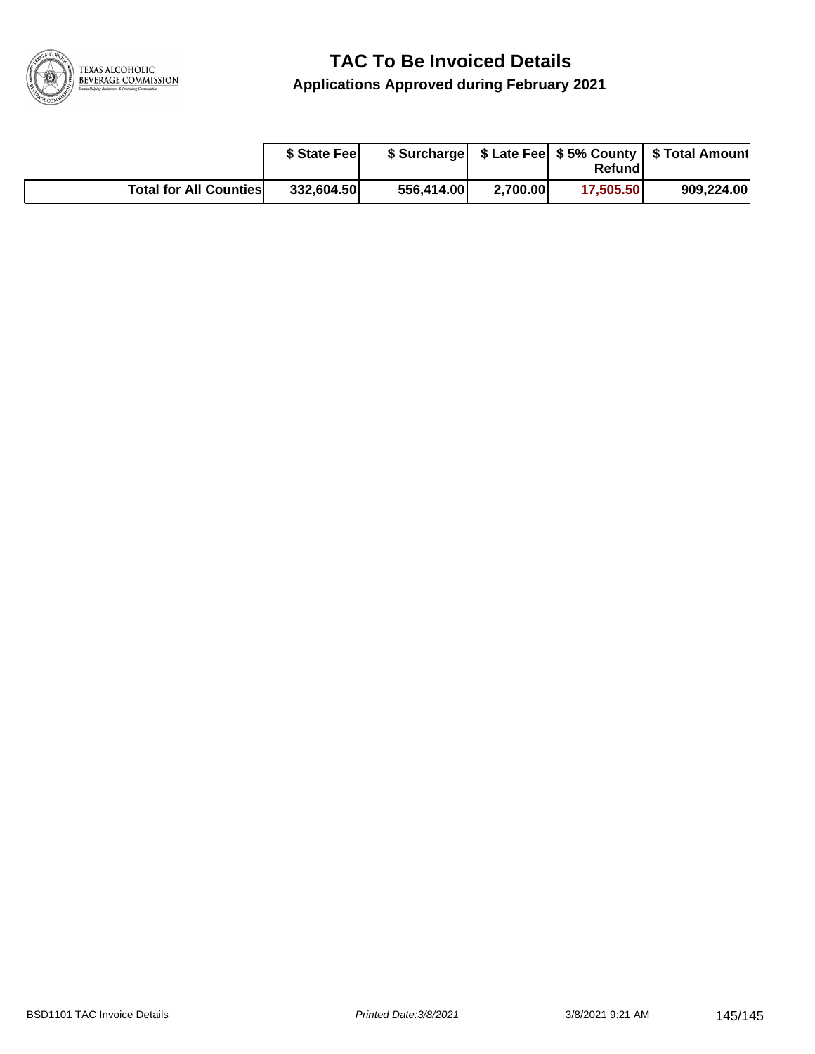# TAC To Be Invoiced Details

## Applications Approved during February 2021

| | \$ State Fee | \$ Surcharge | \$ Late Fee | \$ 5% County Refund | \$ Total Amount |
|---|---|---|---|---|---|
| **Total for All Counties** | 332,604.50 | 556,414.00 | 2,700.00 | 17,505.50 | 909,224.00 |